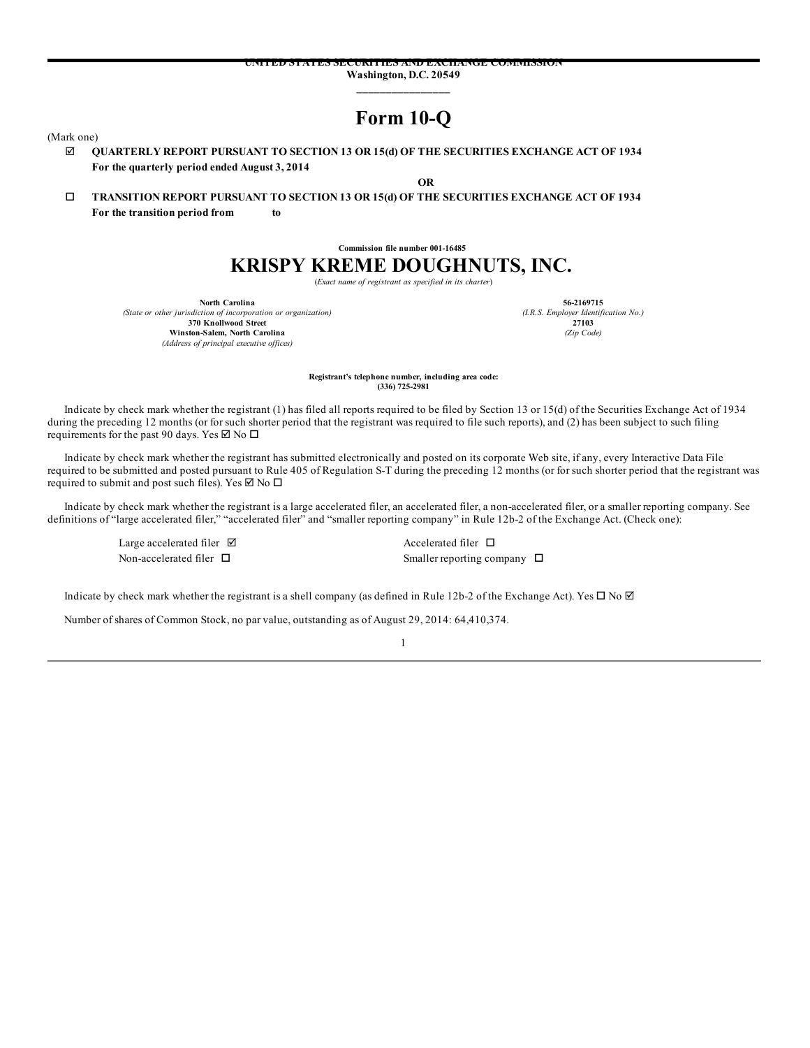UNITED STATES SECURITIES AND EXCHANGE COMMISSION
**Washington, D.C. 20549**

---

# Form 10-Q

(Mark one)

☑ **QUARTERLY REPORT PURSUANT TO SECTION 13 OR 15(d) OF THE SECURITIES EXCHANGE ACT OF 1934**
**For the quarterly period ended August 3, 2014**

**OR**

☐ **TRANSITION REPORT PURSUANT TO SECTION 13 OR 15(d) OF THE SECURITIES EXCHANGE ACT OF 1934**
**For the transition period from to**

**Commission file number 001-16485**

# KRISPY KREME DOUGHNUTS, INC.

(*Exact name of registrant as specified in its charter*)

| | |
|---|---|
| **North Carolina** | **56-2169715** |
| *(State or other jurisdiction of incorporation or organization)* | *(I.R.S. Employer Identification No.)* |
| **370 Knollwood Street** | **27103** |
| **Winston-Salem, North Carolina** | *(Zip Code)* |
| *(Address of principal executive offices)* | |

**Registrant's telephone number, including area code:**
**(336) 725-2981**

Indicate by check mark whether the registrant (1) has filed all reports required to be filed by Section 13 or 15(d) of the Securities Exchange Act of 1934 during the preceding 12 months (or for such shorter period that the registrant was required to file such reports), and (2) has been subject to such filing requirements for the past 90 days. Yes ☑ No ☐

Indicate by check mark whether the registrant has submitted electronically and posted on its corporate Web site, if any, every Interactive Data File required to be submitted and posted pursuant to Rule 405 of Regulation S-T during the preceding 12 months (or for such shorter period that the registrant was required to submit and post such files). Yes ☑ No ☐

Indicate by check mark whether the registrant is a large accelerated filer, an accelerated filer, a non-accelerated filer, or a smaller reporting company. See definitions of "large accelerated filer," "accelerated filer" and "smaller reporting company" in Rule 12b-2 of the Exchange Act. (Check one):

| | |
|---|---|
| Large accelerated filer ☑ | Accelerated filer ☐ |
| Non-accelerated filer ☐ | Smaller reporting company ☐ |

Indicate by check mark whether the registrant is a shell company (as defined in Rule 12b-2 of the Exchange Act). Yes ☐ No ☑

Number of shares of Common Stock, no par value, outstanding as of August 29, 2014: 64,410,374.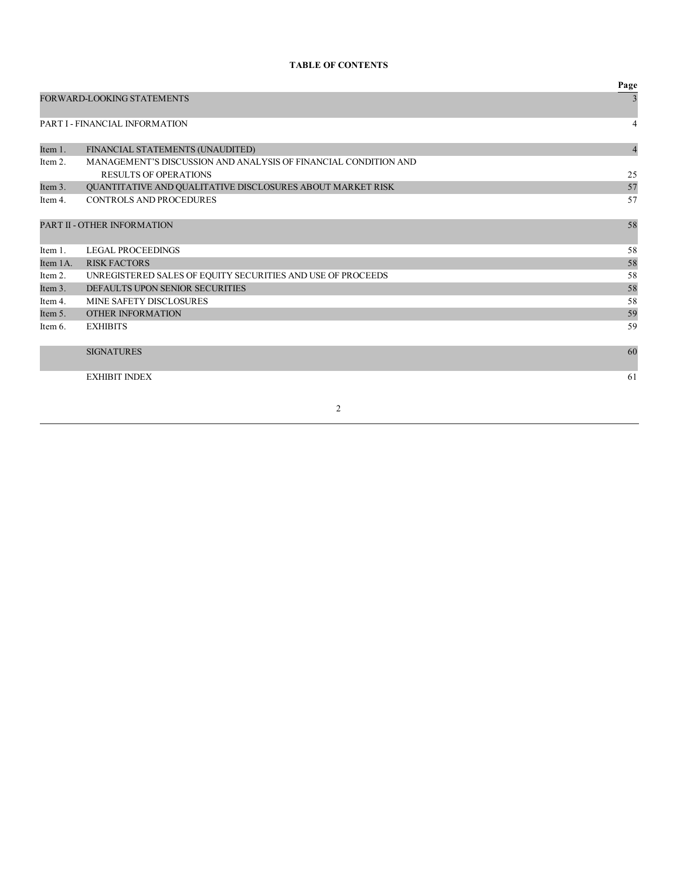**TABLE OF CONTENTS**

| | | Page |
|---|---|---|
| FORWARD-LOOKING STATEMENTS | | 3 |
| PART I - FINANCIAL INFORMATION | | 4 |
| Item 1. | FINANCIAL STATEMENTS (UNAUDITED) | 4 |
| Item 2. | MANAGEMENT'S DISCUSSION AND ANALYSIS OF FINANCIAL CONDITION AND RESULTS OF OPERATIONS | 25 |
| Item 3. | QUANTITATIVE AND QUALITATIVE DISCLOSURES ABOUT MARKET RISK | 57 |
| Item 4. | CONTROLS AND PROCEDURES | 57 |
| PART II - OTHER INFORMATION | | 58 |
| Item 1. | LEGAL PROCEEDINGS | 58 |
| Item 1A. | RISK FACTORS | 58 |
| Item 2. | UNREGISTERED SALES OF EQUITY SECURITIES AND USE OF PROCEEDS | 58 |
| Item 3. | DEFAULTS UPON SENIOR SECURITIES | 58 |
| Item 4. | MINE SAFETY DISCLOSURES | 58 |
| Item 5. | OTHER INFORMATION | 59 |
| Item 6. | EXHIBITS | 59 |
| | SIGNATURES | 60 |
| | EXHIBIT INDEX | 61 |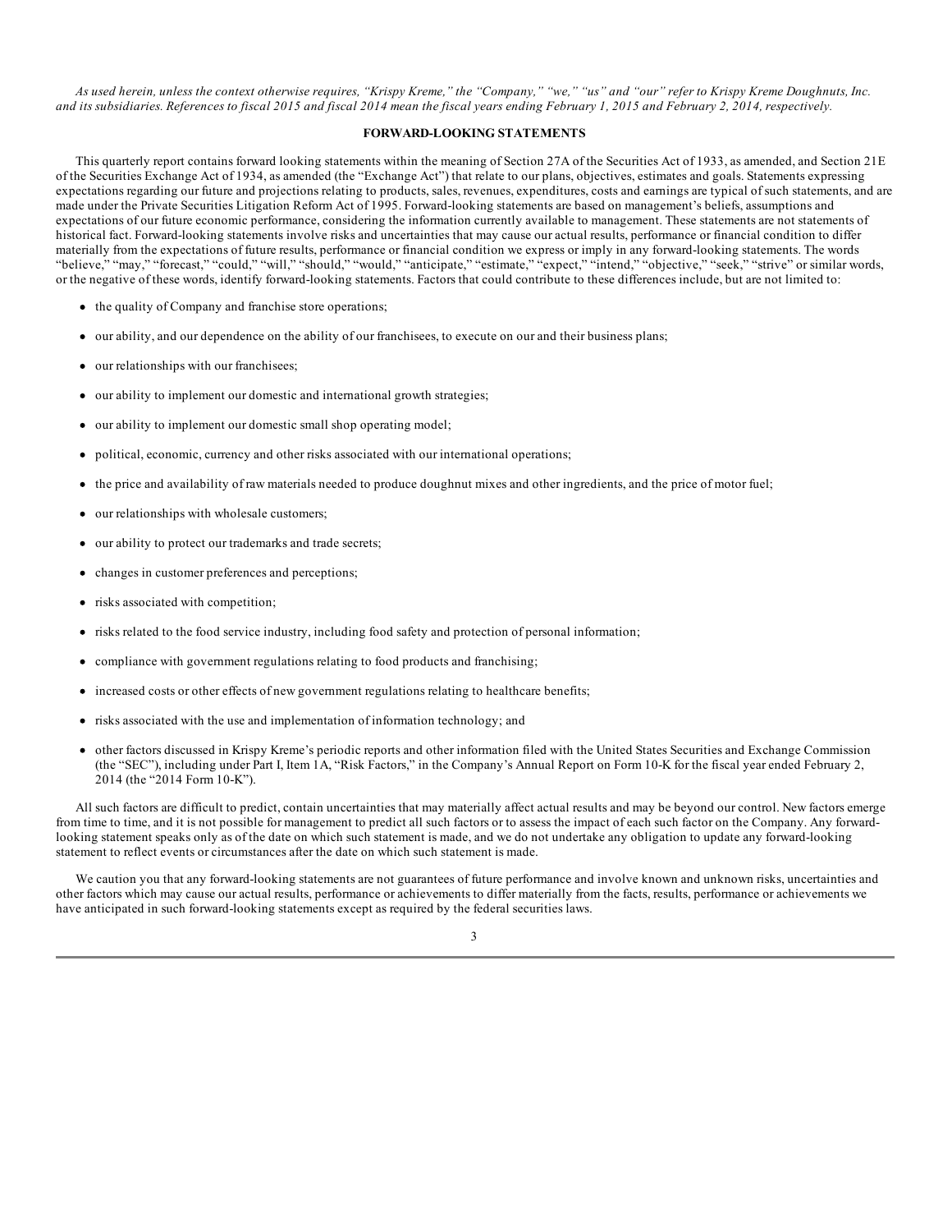*As used herein, unless the context otherwise requires, "Krispy Kreme," the "Company," "we," "us" and "our" refer to Krispy Kreme Doughnuts, Inc. and its subsidiaries. References to fiscal 2015 and fiscal 2014 mean the fiscal years ending February 1, 2015 and February 2, 2014, respectively.*

## FORWARD-LOOKING STATEMENTS

This quarterly report contains forward looking statements within the meaning of Section 27A of the Securities Act of 1933, as amended, and Section 21E of the Securities Exchange Act of 1934, as amended (the "Exchange Act") that relate to our plans, objectives, estimates and goals. Statements expressing expectations regarding our future and projections relating to products, sales, revenues, expenditures, costs and earnings are typical of such statements, and are made under the Private Securities Litigation Reform Act of 1995. Forward-looking statements are based on management's beliefs, assumptions and expectations of our future economic performance, considering the information currently available to management. These statements are not statements of historical fact. Forward-looking statements involve risks and uncertainties that may cause our actual results, performance or financial condition to differ materially from the expectations of future results, performance or financial condition we express or imply in any forward-looking statements. The words "believe," "may," "forecast," "could," "will," "should," "would," "anticipate," "estimate," "expect," "intend," "objective," "seek," "strive" or similar words, or the negative of these words, identify forward-looking statements. Factors that could contribute to these differences include, but are not limited to:

- the quality of Company and franchise store operations;
- our ability, and our dependence on the ability of our franchisees, to execute on our and their business plans;
- our relationships with our franchisees;
- our ability to implement our domestic and international growth strategies;
- our ability to implement our domestic small shop operating model;
- political, economic, currency and other risks associated with our international operations;
- the price and availability of raw materials needed to produce doughnut mixes and other ingredients, and the price of motor fuel;
- our relationships with wholesale customers;
- our ability to protect our trademarks and trade secrets;
- changes in customer preferences and perceptions;
- risks associated with competition;
- risks related to the food service industry, including food safety and protection of personal information;
- compliance with government regulations relating to food products and franchising;
- increased costs or other effects of new government regulations relating to healthcare benefits;
- risks associated with the use and implementation of information technology; and
- other factors discussed in Krispy Kreme's periodic reports and other information filed with the United States Securities and Exchange Commission (the "SEC"), including under Part I, Item 1A, "Risk Factors," in the Company's Annual Report on Form 10-K for the fiscal year ended February 2, 2014 (the "2014 Form 10-K").

All such factors are difficult to predict, contain uncertainties that may materially affect actual results and may be beyond our control. New factors emerge from time to time, and it is not possible for management to predict all such factors or to assess the impact of each such factor on the Company. Any forward-looking statement speaks only as of the date on which such statement is made, and we do not undertake any obligation to update any forward-looking statement to reflect events or circumstances after the date on which such statement is made.

We caution you that any forward-looking statements are not guarantees of future performance and involve known and unknown risks, uncertainties and other factors which may cause our actual results, performance or achievements to differ materially from the facts, results, performance or achievements we have anticipated in such forward-looking statements except as required by the federal securities laws.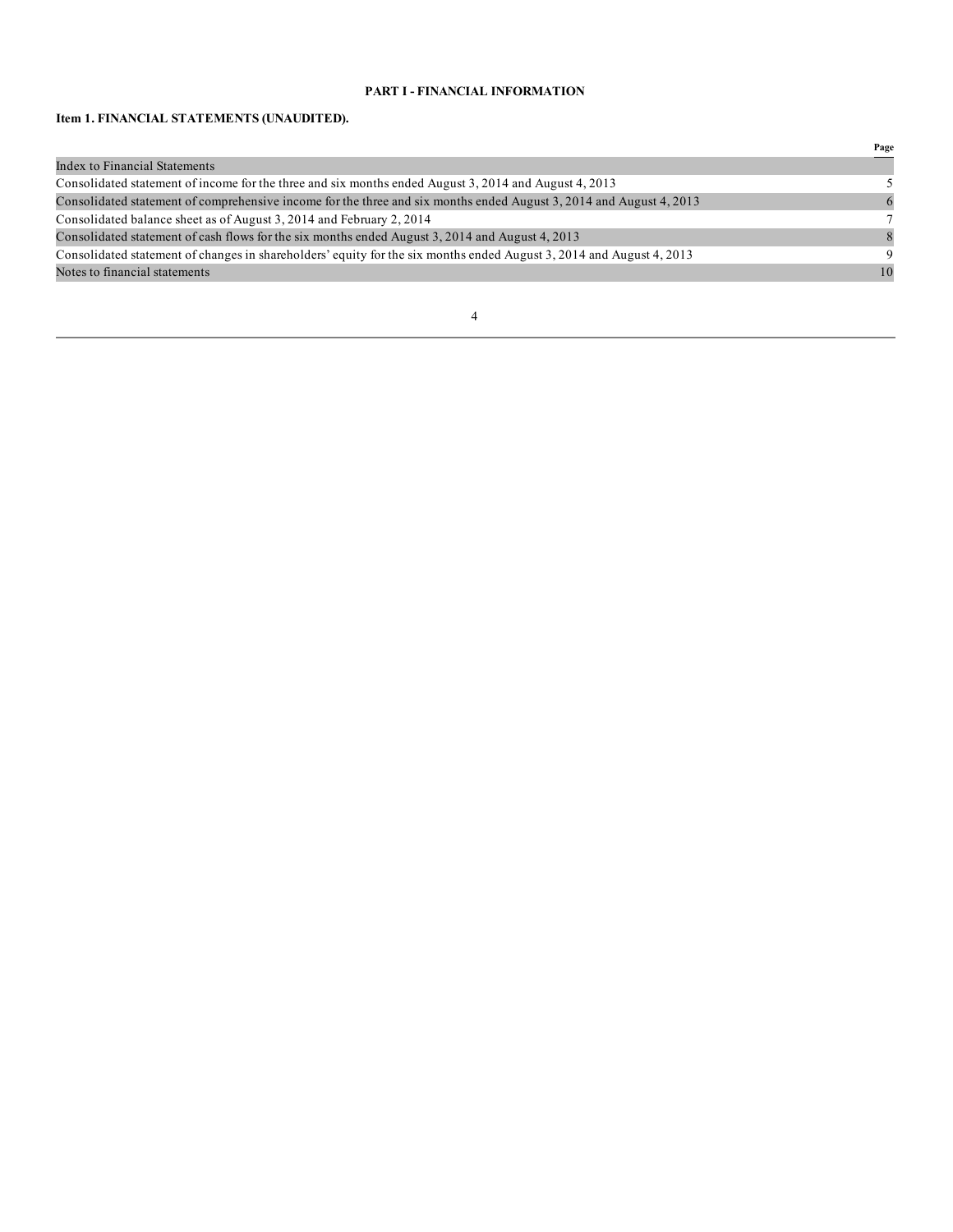## PART I - FINANCIAL INFORMATION

### Item 1. FINANCIAL STATEMENTS (UNAUDITED).

| | Page |
|---|---|
| Index to Financial Statements | |
| Consolidated statement of income for the three and six months ended August 3, 2014 and August 4, 2013 | 5 |
| Consolidated statement of comprehensive income for the three and six months ended August 3, 2014 and August 4, 2013 | 6 |
| Consolidated balance sheet as of August 3, 2014 and February 2, 2014 | 7 |
| Consolidated statement of cash flows for the six months ended August 3, 2014 and August 4, 2013 | 8 |
| Consolidated statement of changes in shareholders' equity for the six months ended August 3, 2014 and August 4, 2013 | 9 |
| Notes to financial statements | 10 |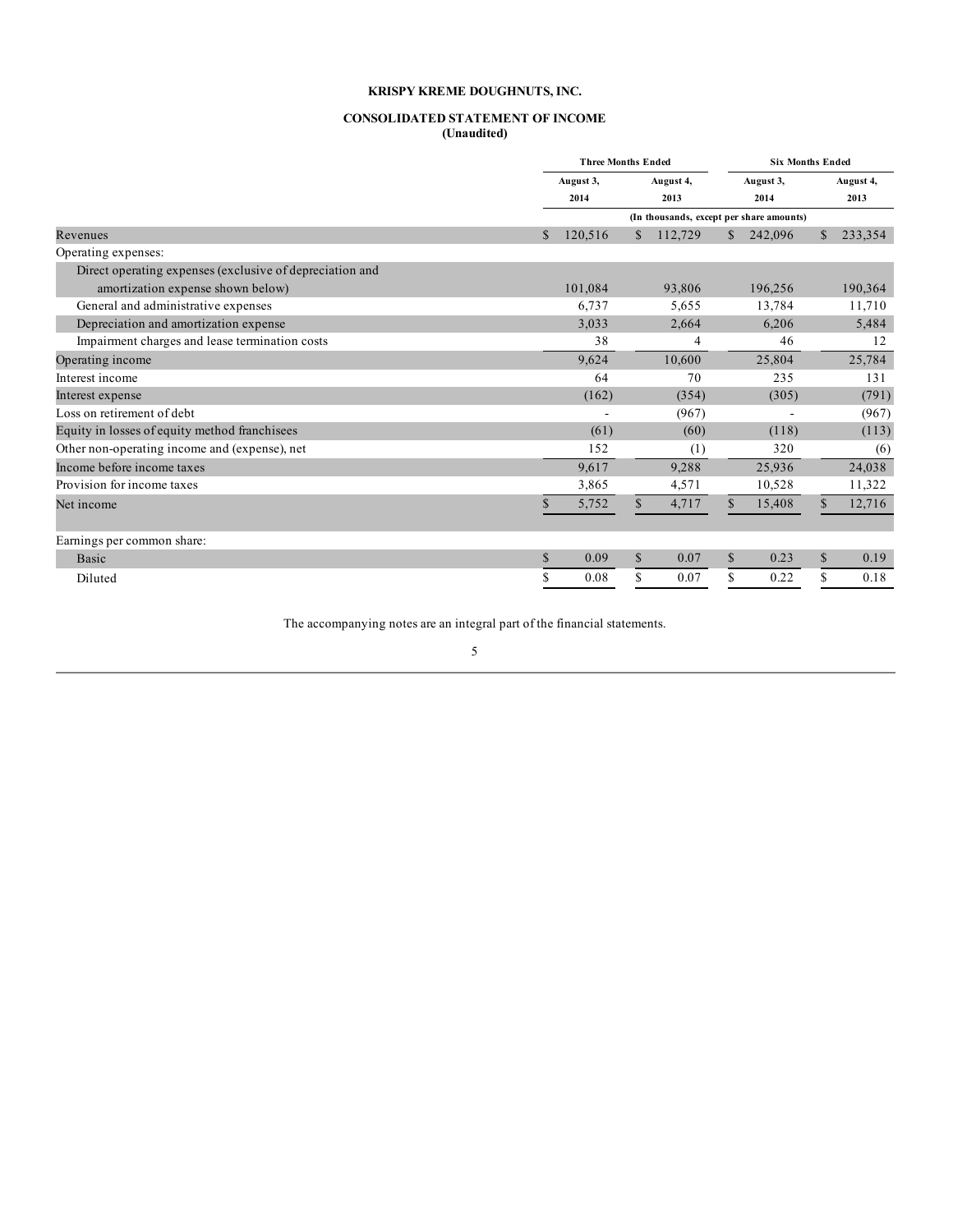**KRISPY KREME DOUGHNUTS, INC.**

**CONSOLIDATED STATEMENT OF INCOME**
**(Unaudited)**

| | Three Months Ended | | Six Months Ended | |
|---|---|---|---|---|
| | August 3, 2014 | August 4, 2013 | August 3, 2014 | August 4, 2013 |
| | (In thousands, except per share amounts) | | | |
| Revenues | $ 120,516 | $ 112,729 | $ 242,096 | $ 233,354 |
| Operating expenses: | | | | |
| Direct operating expenses (exclusive of depreciation and amortization expense shown below) | 101,084 | 93,806 | 196,256 | 190,364 |
| General and administrative expenses | 6,737 | 5,655 | 13,784 | 11,710 |
| Depreciation and amortization expense | 3,033 | 2,664 | 6,206 | 5,484 |
| Impairment charges and lease termination costs | 38 | 4 | 46 | 12 |
| Operating income | 9,624 | 10,600 | 25,804 | 25,784 |
| Interest income | 64 | 70 | 235 | 131 |
| Interest expense | (162) | (354) | (305) | (791) |
| Loss on retirement of debt | - | (967) | - | (967) |
| Equity in losses of equity method franchisees | (61) | (60) | (118) | (113) |
| Other non-operating income and (expense), net | 152 | (1) | 320 | (6) |
| Income before income taxes | 9,617 | 9,288 | 25,936 | 24,038 |
| Provision for income taxes | 3,865 | 4,571 | 10,528 | 11,322 |
| Net income | $ 5,752 | $ 4,717 | $ 15,408 | $ 12,716 |
| | | | | |
| Earnings per common share: | | | | |
| Basic | $ 0.09 | $ 0.07 | $ 0.23 | $ 0.19 |
| Diluted | $ 0.08 | $ 0.07 | $ 0.22 | $ 0.18 |

The accompanying notes are an integral part of the financial statements.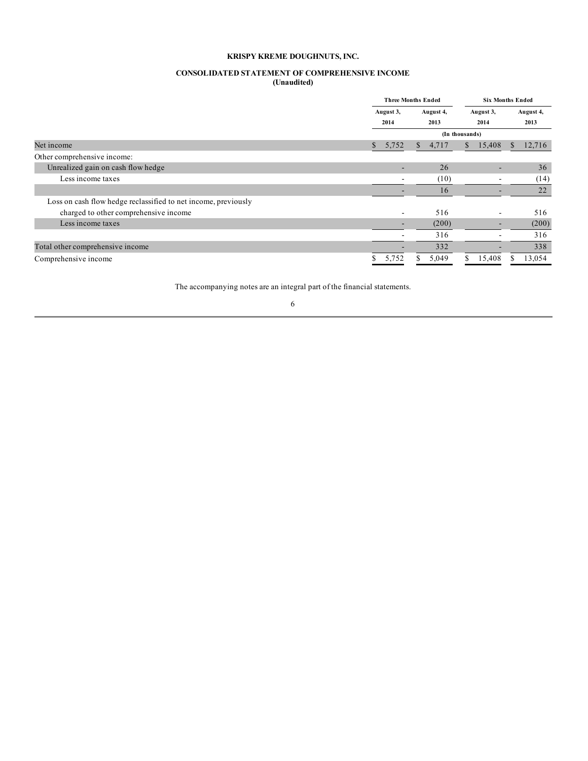**KRISPY KREME DOUGHNUTS, INC.**

**CONSOLIDATED STATEMENT OF COMPREHENSIVE INCOME**
**(Unaudited)**

| | Three Months Ended | | Six Months Ended | |
|---|---|---|---|---|
| | August 3, 2014 | August 4, 2013 | August 3, 2014 | August 4, 2013 |
| | (In thousands) | | | |
| Net income | $ 5,752 | $ 4,717 | $ 15,408 | $ 12,716 |
| Other comprehensive income: | | | | |
| Unrealized gain on cash flow hedge | - | 26 | - | 36 |
| Less income taxes | - | (10) | - | (14) |
| | - | 16 | - | 22 |
| Loss on cash flow hedge reclassified to net income, previously charged to other comprehensive income | - | 516 | - | 516 |
| Less income taxes | - | (200) | - | (200) |
| | - | 316 | - | 316 |
| Total other comprehensive income | - | 332 | - | 338 |
| Comprehensive income | $ 5,752 | $ 5,049 | $ 15,408 | $ 13,054 |

The accompanying notes are an integral part of the financial statements.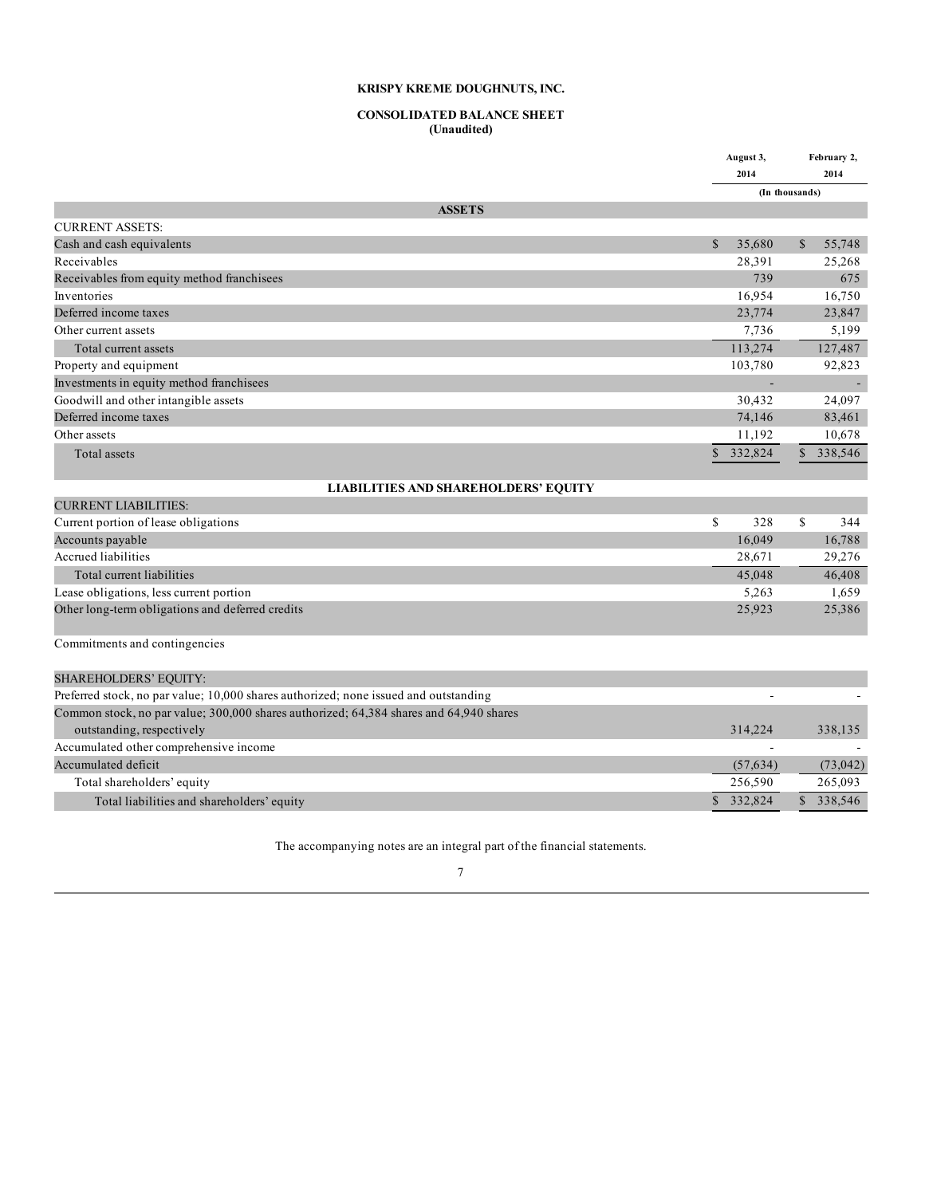**KRISPY KREME DOUGHNUTS, INC.**

**CONSOLIDATED BALANCE SHEET**
**(Unaudited)**

| | August 3, 2014 | February 2, 2014 |
|---|---|---|
| | (In thousands) | |
| **ASSETS** | | |
| CURRENT ASSETS: | | |
| Cash and cash equivalents | $ 35,680 | $ 55,748 |
| Receivables | 28,391 | 25,268 |
| Receivables from equity method franchisees | 739 | 675 |
| Inventories | 16,954 | 16,750 |
| Deferred income taxes | 23,774 | 23,847 |
| Other current assets | 7,736 | 5,199 |
| Total current assets | 113,274 | 127,487 |
| Property and equipment | 103,780 | 92,823 |
| Investments in equity method franchisees | - | - |
| Goodwill and other intangible assets | 30,432 | 24,097 |
| Deferred income taxes | 74,146 | 83,461 |
| Other assets | 11,192 | 10,678 |
| Total assets | $ 332,824 | $ 338,546 |
| **LIABILITIES AND SHAREHOLDERS' EQUITY** | | |
| CURRENT LIABILITIES: | | |
| Current portion of lease obligations | $ 328 | $ 344 |
| Accounts payable | 16,049 | 16,788 |
| Accrued liabilities | 28,671 | 29,276 |
| Total current liabilities | 45,048 | 46,408 |
| Lease obligations, less current portion | 5,263 | 1,659 |
| Other long-term obligations and deferred credits | 25,923 | 25,386 |
| Commitments and contingencies | | |
| SHAREHOLDERS' EQUITY: | | |
| Preferred stock, no par value; 10,000 shares authorized; none issued and outstanding | - | - |
| Common stock, no par value; 300,000 shares authorized; 64,384 shares and 64,940 shares outstanding, respectively | 314,224 | 338,135 |
| Accumulated other comprehensive income | - | - |
| Accumulated deficit | (57,634) | (73,042) |
| Total shareholders' equity | 256,590 | 265,093 |
| Total liabilities and shareholders' equity | $ 332,824 | $ 338,546 |

The accompanying notes are an integral part of the financial statements.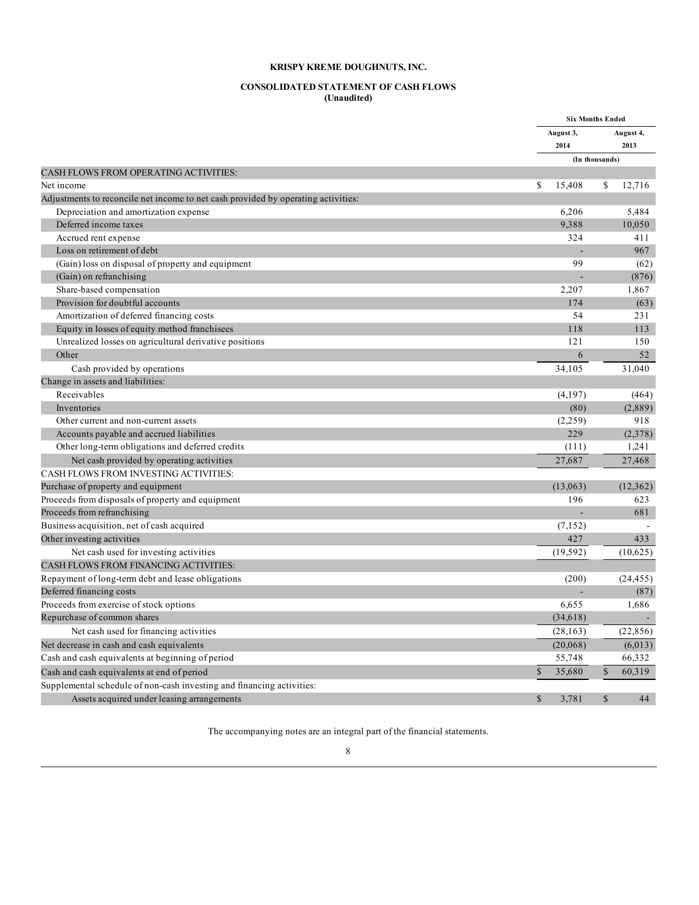**KRISPY KREME DOUGHNUTS, INC.**

**CONSOLIDATED STATEMENT OF CASH FLOWS**
**(Unaudited)**

| | Six Months Ended | |
|---|---|---|
| | August 3, 2014 | August 4, 2013 |
| | (In thousands) | |
| CASH FLOWS FROM OPERATING ACTIVITIES: | | |
| Net income | $ 15,408 | $ 12,716 |
| Adjustments to reconcile net income to net cash provided by operating activities: | | |
| Depreciation and amortization expense | 6,206 | 5,484 |
| Deferred income taxes | 9,388 | 10,050 |
| Accrued rent expense | 324 | 411 |
| Loss on retirement of debt | - | 967 |
| (Gain) loss on disposal of property and equipment | 99 | (62) |
| (Gain) on refranchising | - | (876) |
| Share-based compensation | 2,207 | 1,867 |
| Provision for doubtful accounts | 174 | (63) |
| Amortization of deferred financing costs | 54 | 231 |
| Equity in losses of equity method franchisees | 118 | 113 |
| Unrealized losses on agricultural derivative positions | 121 | 150 |
| Other | 6 | 52 |
| Cash provided by operations | 34,105 | 31,040 |
| Change in assets and liabilities: | | |
| Receivables | (4,197) | (464) |
| Inventories | (80) | (2,889) |
| Other current and non-current assets | (2,259) | 918 |
| Accounts payable and accrued liabilities | 229 | (2,378) |
| Other long-term obligations and deferred credits | (111) | 1,241 |
| Net cash provided by operating activities | 27,687 | 27,468 |
| CASH FLOWS FROM INVESTING ACTIVITIES: | | |
| Purchase of property and equipment | (13,063) | (12,362) |
| Proceeds from disposals of property and equipment | 196 | 623 |
| Proceeds from refranchising | - | 681 |
| Business acquisition, net of cash acquired | (7,152) | - |
| Other investing activities | 427 | 433 |
| Net cash used for investing activities | (19,592) | (10,625) |
| CASH FLOWS FROM FINANCING ACTIVITIES: | | |
| Repayment of long-term debt and lease obligations | (200) | (24,455) |
| Deferred financing costs | - | (87) |
| Proceeds from exercise of stock options | 6,655 | 1,686 |
| Repurchase of common shares | (34,618) | - |
| Net cash used for financing activities | (28,163) | (22,856) |
| Net decrease in cash and cash equivalents | (20,068) | (6,013) |
| Cash and cash equivalents at beginning of period | 55,748 | 66,332 |
| Cash and cash equivalents at end of period | $ 35,680 | $ 60,319 |
| Supplemental schedule of non-cash investing and financing activities: | | |
| Assets acquired under leasing arrangements | $ 3,781 | $ 44 |

The accompanying notes are an integral part of the financial statements.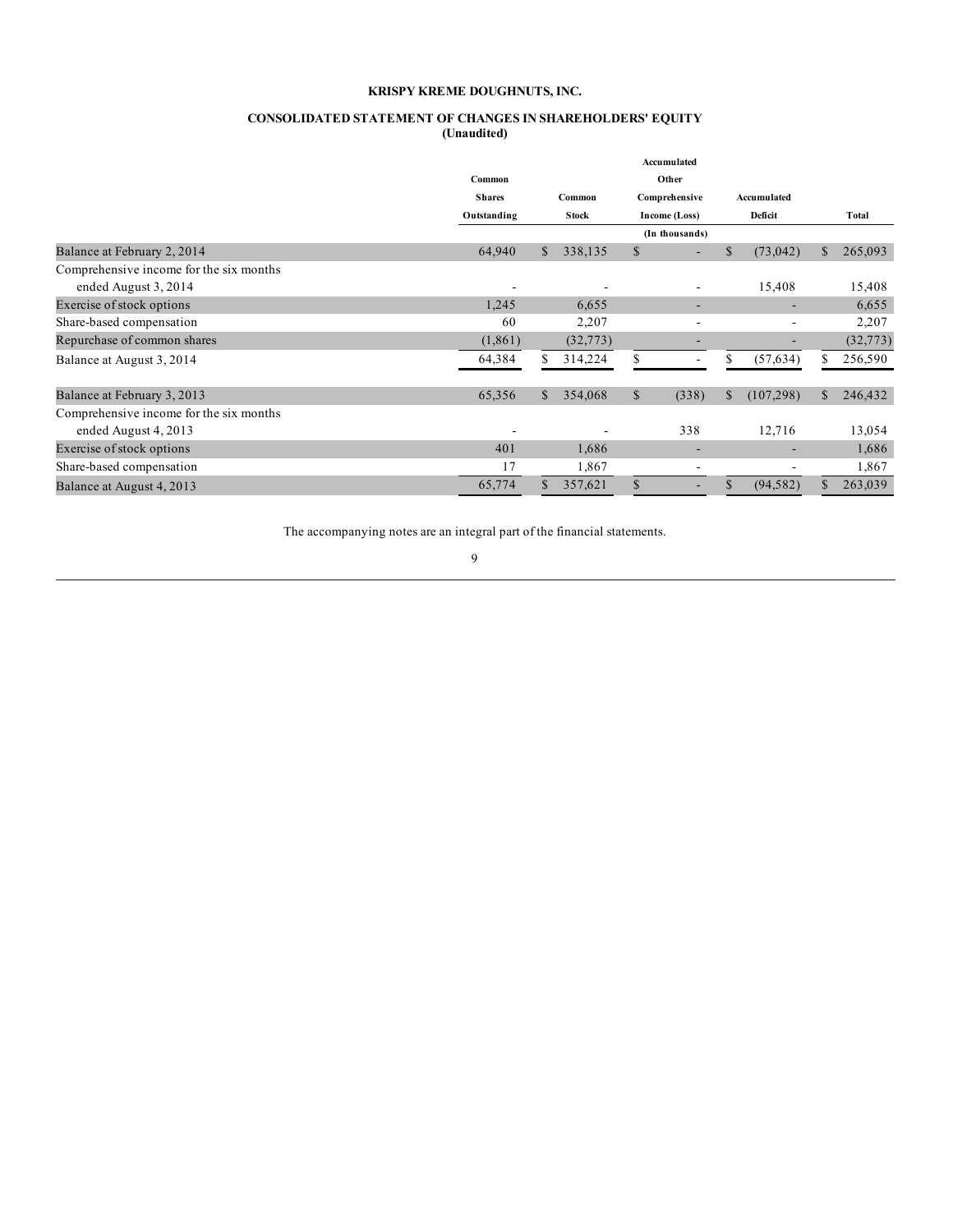**KRISPY KREME DOUGHNUTS, INC.**

**CONSOLIDATED STATEMENT OF CHANGES IN SHAREHOLDERS' EQUITY**
**(Unaudited)**

| | Common Shares Outstanding | Common Stock | Accumulated Other Comprehensive Income (Loss) | Accumulated Deficit | Total |
|---|---|---|---|---|---|
| | | | (In thousands) | | |
| Balance at February 2, 2014 | 64,940 | $ 338,135 | $ - | $ (73,042) | $ 265,093 |
| Comprehensive income for the six months ended August 3, 2014 | - | - | - | 15,408 | 15,408 |
| Exercise of stock options | 1,245 | 6,655 | - | - | 6,655 |
| Share-based compensation | 60 | 2,207 | - | - | 2,207 |
| Repurchase of common shares | (1,861) | (32,773) | - | - | (32,773) |
| Balance at August 3, 2014 | 64,384 | $ 314,224 | $ - | $ (57,634) | $ 256,590 |
| | | | | | |
| Balance at February 3, 2013 | 65,356 | $ 354,068 | $ (338) | $ (107,298) | $ 246,432 |
| Comprehensive income for the six months ended August 4, 2013 | - | - | 338 | 12,716 | 13,054 |
| Exercise of stock options | 401 | 1,686 | - | - | 1,686 |
| Share-based compensation | 17 | 1,867 | - | - | 1,867 |
| Balance at August 4, 2013 | 65,774 | $ 357,621 | $ - | $ (94,582) | $ 263,039 |

The accompanying notes are an integral part of the financial statements.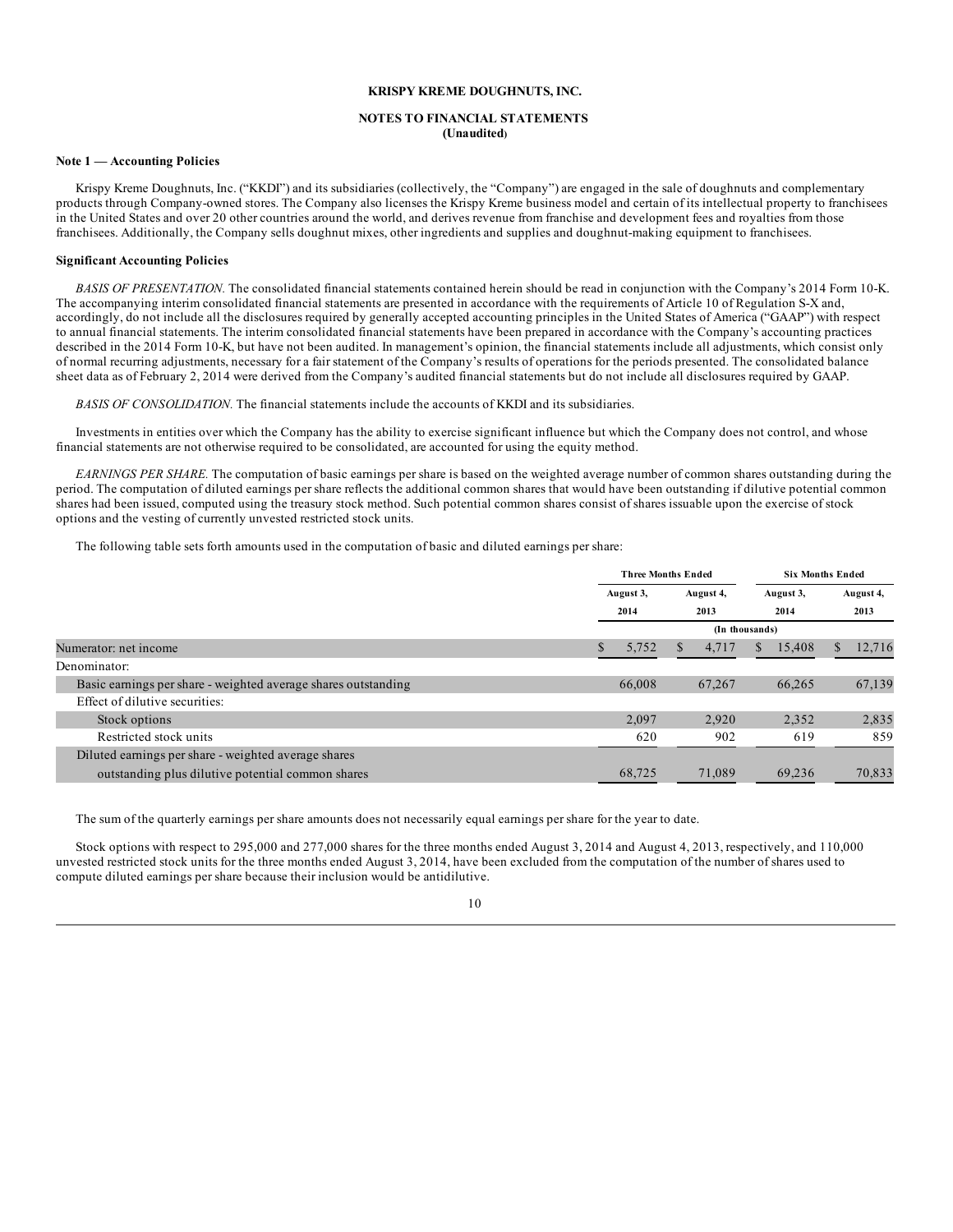**KRISPY KREME DOUGHNUTS, INC.**

**NOTES TO FINANCIAL STATEMENTS**
**(Unaudited)**

**Note 1 — Accounting Policies**

Krispy Kreme Doughnuts, Inc. ("KKDI") and its subsidiaries (collectively, the "Company") are engaged in the sale of doughnuts and complementary products through Company-owned stores. The Company also licenses the Krispy Kreme business model and certain of its intellectual property to franchisees in the United States and over 20 other countries around the world, and derives revenue from franchise and development fees and royalties from those franchisees. Additionally, the Company sells doughnut mixes, other ingredients and supplies and doughnut-making equipment to franchisees.

**Significant Accounting Policies**

*BASIS OF PRESENTATION.* The consolidated financial statements contained herein should be read in conjunction with the Company's 2014 Form 10-K. The accompanying interim consolidated financial statements are presented in accordance with the requirements of Article 10 of Regulation S-X and, accordingly, do not include all the disclosures required by generally accepted accounting principles in the United States of America ("GAAP") with respect to annual financial statements. The interim consolidated financial statements have been prepared in accordance with the Company's accounting practices described in the 2014 Form 10-K, but have not been audited. In management's opinion, the financial statements include all adjustments, which consist only of normal recurring adjustments, necessary for a fair statement of the Company's results of operations for the periods presented. The consolidated balance sheet data as of February 2, 2014 were derived from the Company's audited financial statements but do not include all disclosures required by GAAP.

*BASIS OF CONSOLIDATION.* The financial statements include the accounts of KKDI and its subsidiaries.

Investments in entities over which the Company has the ability to exercise significant influence but which the Company does not control, and whose financial statements are not otherwise required to be consolidated, are accounted for using the equity method.

*EARNINGS PER SHARE.* The computation of basic earnings per share is based on the weighted average number of common shares outstanding during the period. The computation of diluted earnings per share reflects the additional common shares that would have been outstanding if dilutive potential common shares had been issued, computed using the treasury stock method. Such potential common shares consist of shares issuable upon the exercise of stock options and the vesting of currently unvested restricted stock units.

The following table sets forth amounts used in the computation of basic and diluted earnings per share:

| | Three Months Ended | | Six Months Ended | |
|---|---|---|---|---|
| | August 3, 2014 | August 4, 2013 | August 3, 2014 | August 4, 2013 |
| | (In thousands) | | | |
| Numerator: net income | $ 5,752 | $ 4,717 | $ 15,408 | $ 12,716 |
| Denominator: | | | | |
| Basic earnings per share - weighted average shares outstanding | 66,008 | 67,267 | 66,265 | 67,139 |
| Effect of dilutive securities: | | | | |
| Stock options | 2,097 | 2,920 | 2,352 | 2,835 |
| Restricted stock units | 620 | 902 | 619 | 859 |
| Diluted earnings per share - weighted average shares outstanding plus dilutive potential common shares | 68,725 | 71,089 | 69,236 | 70,833 |

The sum of the quarterly earnings per share amounts does not necessarily equal earnings per share for the year to date.

Stock options with respect to 295,000 and 277,000 shares for the three months ended August 3, 2014 and August 4, 2013, respectively, and 110,000 unvested restricted stock units for the three months ended August 3, 2014, have been excluded from the computation of the number of shares used to compute diluted earnings per share because their inclusion would be antidilutive.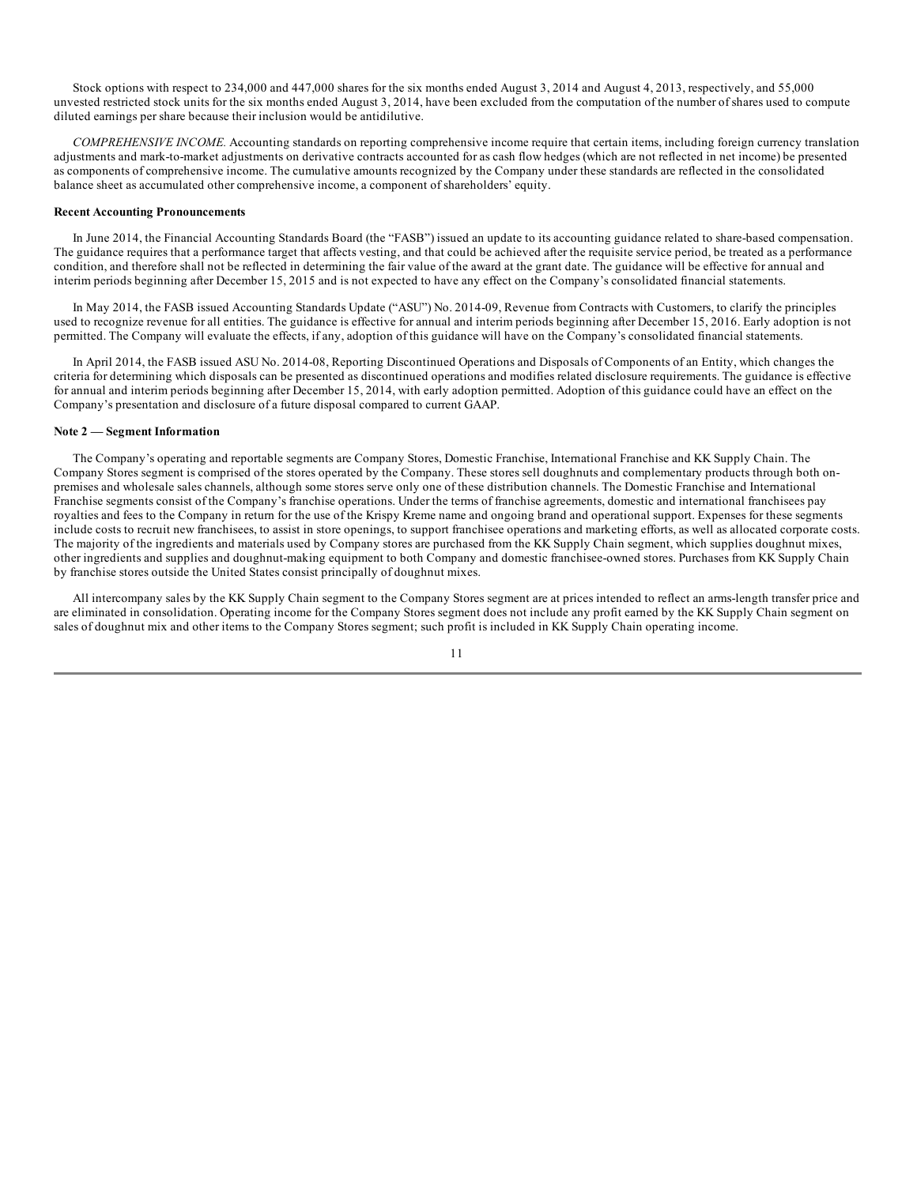Stock options with respect to 234,000 and 447,000 shares for the six months ended August 3, 2014 and August 4, 2013, respectively, and 55,000 unvested restricted stock units for the six months ended August 3, 2014, have been excluded from the computation of the number of shares used to compute diluted earnings per share because their inclusion would be antidilutive.

*COMPREHENSIVE INCOME.* Accounting standards on reporting comprehensive income require that certain items, including foreign currency translation adjustments and mark-to-market adjustments on derivative contracts accounted for as cash flow hedges (which are not reflected in net income) be presented as components of comprehensive income. The cumulative amounts recognized by the Company under these standards are reflected in the consolidated balance sheet as accumulated other comprehensive income, a component of shareholders' equity.

**Recent Accounting Pronouncements**

In June 2014, the Financial Accounting Standards Board (the "FASB") issued an update to its accounting guidance related to share-based compensation. The guidance requires that a performance target that affects vesting, and that could be achieved after the requisite service period, be treated as a performance condition, and therefore shall not be reflected in determining the fair value of the award at the grant date. The guidance will be effective for annual and interim periods beginning after December 15, 2015 and is not expected to have any effect on the Company's consolidated financial statements.

In May 2014, the FASB issued Accounting Standards Update ("ASU") No. 2014-09, Revenue from Contracts with Customers, to clarify the principles used to recognize revenue for all entities. The guidance is effective for annual and interim periods beginning after December 15, 2016. Early adoption is not permitted. The Company will evaluate the effects, if any, adoption of this guidance will have on the Company's consolidated financial statements.

In April 2014, the FASB issued ASU No. 2014-08, Reporting Discontinued Operations and Disposals of Components of an Entity, which changes the criteria for determining which disposals can be presented as discontinued operations and modifies related disclosure requirements. The guidance is effective for annual and interim periods beginning after December 15, 2014, with early adoption permitted. Adoption of this guidance could have an effect on the Company's presentation and disclosure of a future disposal compared to current GAAP.

**Note 2 — Segment Information**

The Company's operating and reportable segments are Company Stores, Domestic Franchise, International Franchise and KK Supply Chain. The Company Stores segment is comprised of the stores operated by the Company. These stores sell doughnuts and complementary products through both on-premises and wholesale sales channels, although some stores serve only one of these distribution channels. The Domestic Franchise and International Franchise segments consist of the Company's franchise operations. Under the terms of franchise agreements, domestic and international franchisees pay royalties and fees to the Company in return for the use of the Krispy Kreme name and ongoing brand and operational support. Expenses for these segments include costs to recruit new franchisees, to assist in store openings, to support franchisee operations and marketing efforts, as well as allocated corporate costs. The majority of the ingredients and materials used by Company stores are purchased from the KK Supply Chain segment, which supplies doughnut mixes, other ingredients and supplies and doughnut-making equipment to both Company and domestic franchisee-owned stores. Purchases from KK Supply Chain by franchise stores outside the United States consist principally of doughnut mixes.

All intercompany sales by the KK Supply Chain segment to the Company Stores segment are at prices intended to reflect an arms-length transfer price and are eliminated in consolidation. Operating income for the Company Stores segment does not include any profit earned by the KK Supply Chain segment on sales of doughnut mix and other items to the Company Stores segment; such profit is included in KK Supply Chain operating income.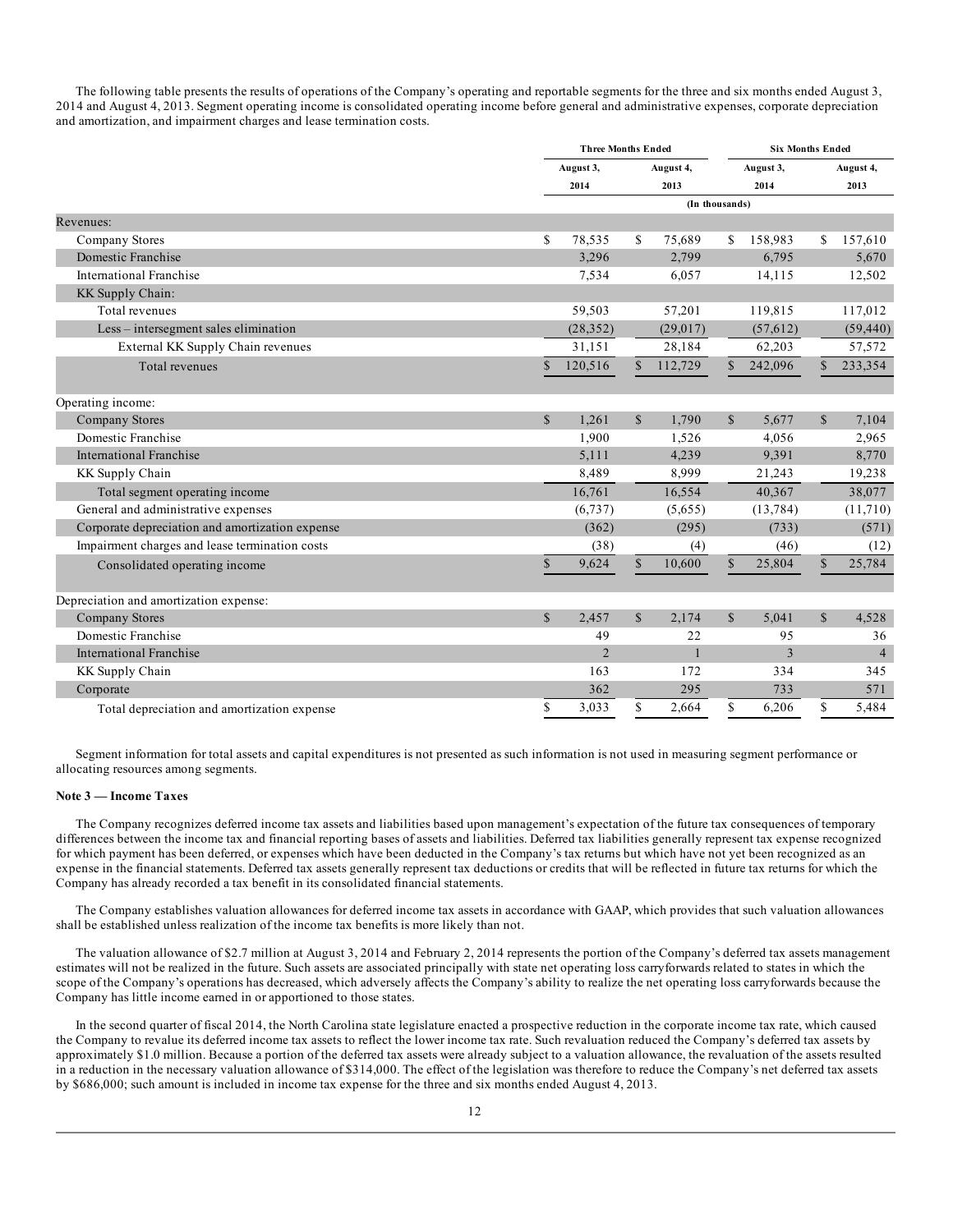The following table presents the results of operations of the Company's operating and reportable segments for the three and six months ended August 3, 2014 and August 4, 2013. Segment operating income is consolidated operating income before general and administrative expenses, corporate depreciation and amortization, and impairment charges and lease termination costs.

| | Three Months Ended | | Six Months Ended | |
|---|---|---|---|---|
| | August 3, 2014 | August 4, 2013 | August 3, 2014 | August 4, 2013 |
| | (In thousands) | | | |
| Revenues: | | | | |
| Company Stores | $ 78,535 | $ 75,689 | $ 158,983 | $ 157,610 |
| Domestic Franchise | 3,296 | 2,799 | 6,795 | 5,670 |
| International Franchise | 7,534 | 6,057 | 14,115 | 12,502 |
| KK Supply Chain: | | | | |
| Total revenues | 59,503 | 57,201 | 119,815 | 117,012 |
| Less – intersegment sales elimination | (28,352) | (29,017) | (57,612) | (59,440) |
| External KK Supply Chain revenues | 31,151 | 28,184 | 62,203 | 57,572 |
| Total revenues | $ 120,516 | $ 112,729 | $ 242,096 | $ 233,354 |
| Operating income: | | | | |
| Company Stores | $ 1,261 | $ 1,790 | $ 5,677 | $ 7,104 |
| Domestic Franchise | 1,900 | 1,526 | 4,056 | 2,965 |
| International Franchise | 5,111 | 4,239 | 9,391 | 8,770 |
| KK Supply Chain | 8,489 | 8,999 | 21,243 | 19,238 |
| Total segment operating income | 16,761 | 16,554 | 40,367 | 38,077 |
| General and administrative expenses | (6,737) | (5,655) | (13,784) | (11,710) |
| Corporate depreciation and amortization expense | (362) | (295) | (733) | (571) |
| Impairment charges and lease termination costs | (38) | (4) | (46) | (12) |
| Consolidated operating income | $ 9,624 | $ 10,600 | $ 25,804 | $ 25,784 |
| Depreciation and amortization expense: | | | | |
| Company Stores | $ 2,457 | $ 2,174 | $ 5,041 | $ 4,528 |
| Domestic Franchise | 49 | 22 | 95 | 36 |
| International Franchise | 2 | 1 | 3 | 4 |
| KK Supply Chain | 163 | 172 | 334 | 345 |
| Corporate | 362 | 295 | 733 | 571 |
| Total depreciation and amortization expense | $ 3,033 | $ 2,664 | $ 6,206 | $ 5,484 |

Segment information for total assets and capital expenditures is not presented as such information is not used in measuring segment performance or allocating resources among segments.

**Note 3 — Income Taxes**

The Company recognizes deferred income tax assets and liabilities based upon management's expectation of the future tax consequences of temporary differences between the income tax and financial reporting bases of assets and liabilities. Deferred tax liabilities generally represent tax expense recognized for which payment has been deferred, or expenses which have been deducted in the Company's tax returns but which have not yet been recognized as an expense in the financial statements. Deferred tax assets generally represent tax deductions or credits that will be reflected in future tax returns for which the Company has already recorded a tax benefit in its consolidated financial statements.

The Company establishes valuation allowances for deferred income tax assets in accordance with GAAP, which provides that such valuation allowances shall be established unless realization of the income tax benefits is more likely than not.

The valuation allowance of $2.7 million at August 3, 2014 and February 2, 2014 represents the portion of the Company's deferred tax assets management estimates will not be realized in the future. Such assets are associated principally with state net operating loss carryforwards related to states in which the scope of the Company's operations has decreased, which adversely affects the Company's ability to realize the net operating loss carryforwards because the Company has little income earned in or apportioned to those states.

In the second quarter of fiscal 2014, the North Carolina state legislature enacted a prospective reduction in the corporate income tax rate, which caused the Company to revalue its deferred income tax assets to reflect the lower income tax rate. Such revaluation reduced the Company's deferred tax assets by approximately $1.0 million. Because a portion of the deferred tax assets were already subject to a valuation allowance, the revaluation of the assets resulted in a reduction in the necessary valuation allowance of $314,000. The effect of the legislation was therefore to reduce the Company's net deferred tax assets by $686,000; such amount is included in income tax expense for the three and six months ended August 4, 2013.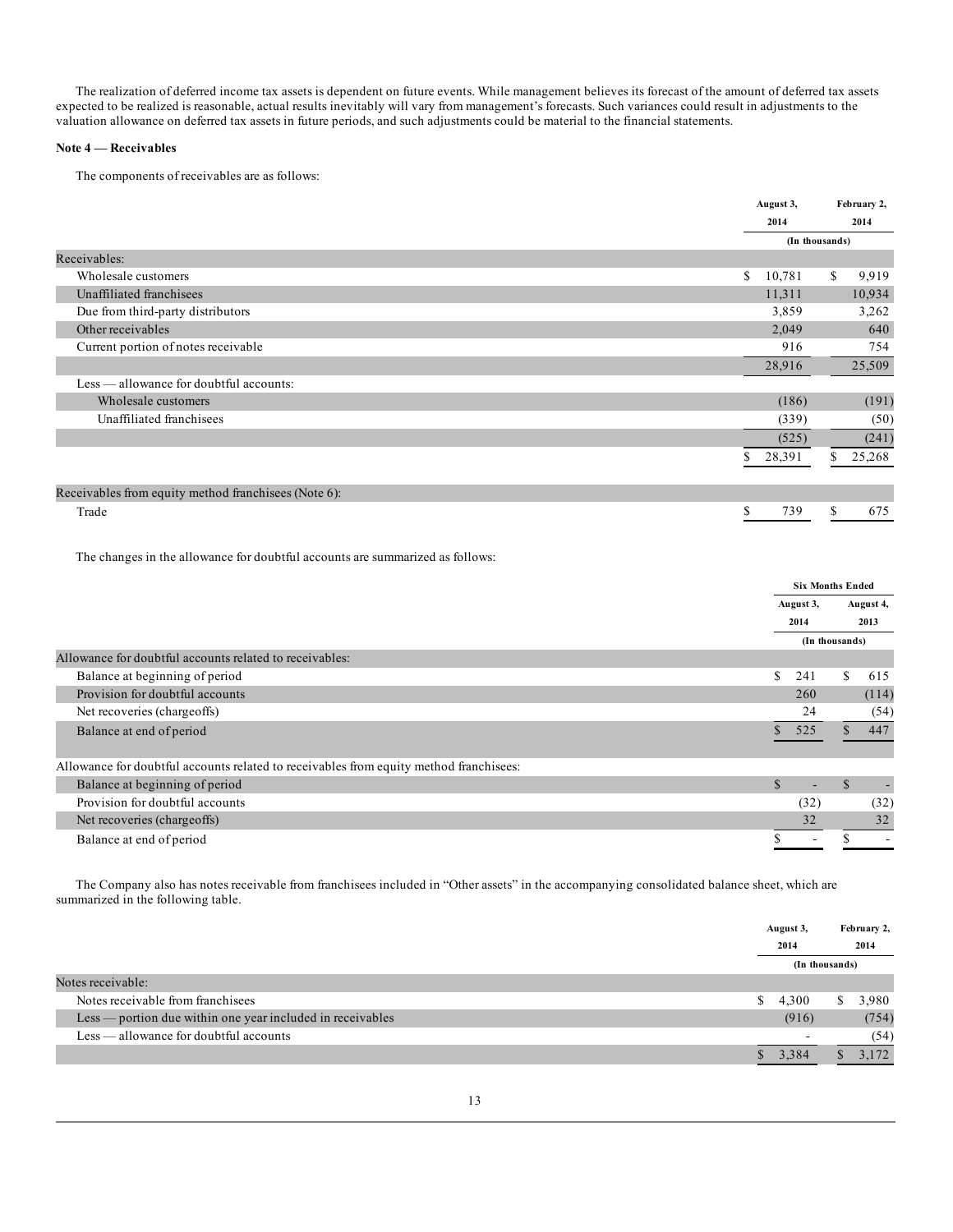The realization of deferred income tax assets is dependent on future events. While management believes its forecast of the amount of deferred tax assets expected to be realized is reasonable, actual results inevitably will vary from management's forecasts. Such variances could result in adjustments to the valuation allowance on deferred tax assets in future periods, and such adjustments could be material to the financial statements.

**Note 4 — Receivables**

The components of receivables are as follows:

| | August 3, 2014 | February 2, 2014 |
|---|---|---|
| | (In thousands) | |
| Receivables: | | |
| Wholesale customers | $ 10,781 | $ 9,919 |
| Unaffiliated franchisees | 11,311 | 10,934 |
| Due from third-party distributors | 3,859 | 3,262 |
| Other receivables | 2,049 | 640 |
| Current portion of notes receivable | 916 | 754 |
| | 28,916 | 25,509 |
| Less — allowance for doubtful accounts: | | |
| Wholesale customers | (186) | (191) |
| Unaffiliated franchisees | (339) | (50) |
| | (525) | (241) |
| | $ 28,391 | $ 25,268 |
| | | |
| Receivables from equity method franchisees (Note 6): | | |
| Trade | $ 739 | $ 675 |

The changes in the allowance for doubtful accounts are summarized as follows:

| | Six Months Ended | |
|---|---|---|
| | August 3, 2014 | August 4, 2013 |
| | (In thousands) | |
| Allowance for doubtful accounts related to receivables: | | |
| Balance at beginning of period | $ 241 | $ 615 |
| Provision for doubtful accounts | 260 | (114) |
| Net recoveries (chargeoffs) | 24 | (54) |
| Balance at end of period | $ 525 | $ 447 |
| | | |
| Allowance for doubtful accounts related to receivables from equity method franchisees: | | |
| Balance at beginning of period | $ - | $ - |
| Provision for doubtful accounts | (32) | (32) |
| Net recoveries (chargeoffs) | 32 | 32 |
| Balance at end of period | $ - | $ - |

The Company also has notes receivable from franchisees included in "Other assets" in the accompanying consolidated balance sheet, which are summarized in the following table.

| | August 3, 2014 | February 2, 2014 |
|---|---|---|
| | (In thousands) | |
| Notes receivable: | | |
| Notes receivable from franchisees | $ 4,300 | $ 3,980 |
| Less — portion due within one year included in receivables | (916) | (754) |
| Less — allowance for doubtful accounts | - | (54) |
| | $ 3,384 | $ 3,172 |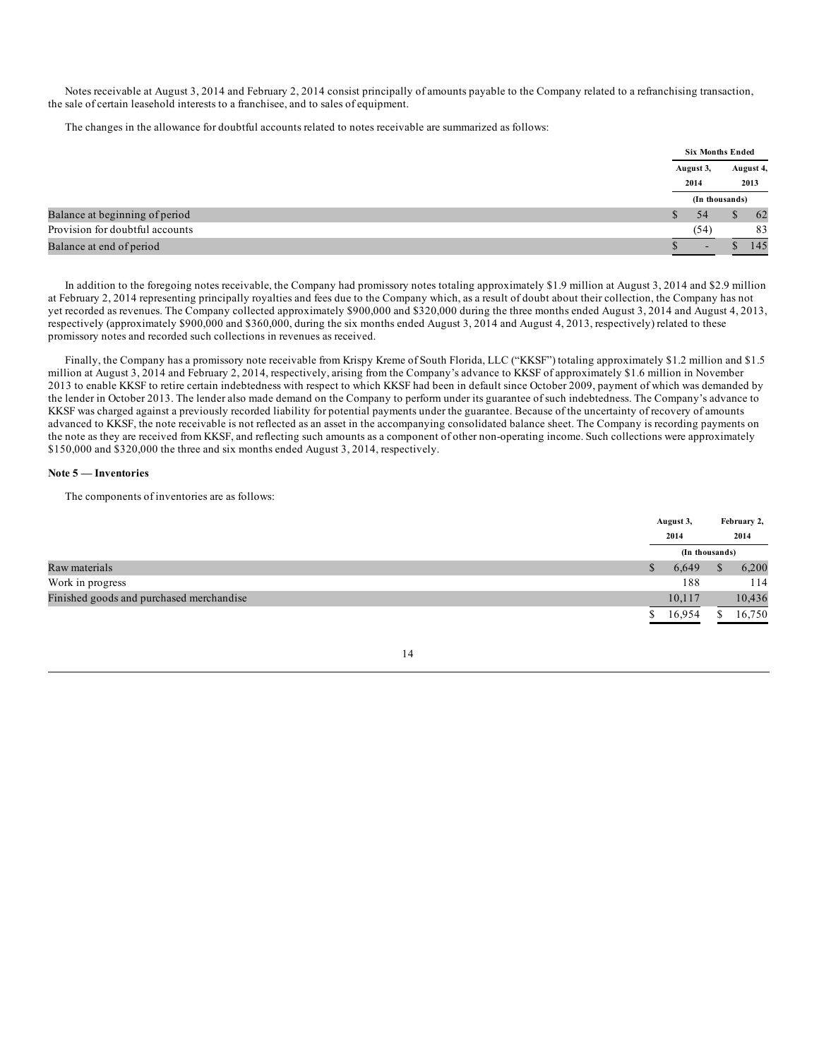Notes receivable at August 3, 2014 and February 2, 2014 consist principally of amounts payable to the Company related to a refranchising transaction, the sale of certain leasehold interests to a franchisee, and to sales of equipment.

The changes in the allowance for doubtful accounts related to notes receivable are summarized as follows:

| | Six Months Ended | |
|---|---|---|
| | August 3, 2014 | August 4, 2013 |
| | (In thousands) | |
| Balance at beginning of period | $ 54 | $ 62 |
| Provision for doubtful accounts | (54) | 83 |
| Balance at end of period | $ - | $ 145 |

In addition to the foregoing notes receivable, the Company had promissory notes totaling approximately $1.9 million at August 3, 2014 and $2.9 million at February 2, 2014 representing principally royalties and fees due to the Company which, as a result of doubt about their collection, the Company has not yet recorded as revenues. The Company collected approximately $900,000 and $320,000 during the three months ended August 3, 2014 and August 4, 2013, respectively (approximately $900,000 and $360,000, during the six months ended August 3, 2014 and August 4, 2013, respectively) related to these promissory notes and recorded such collections in revenues as received.

Finally, the Company has a promissory note receivable from Krispy Kreme of South Florida, LLC ("KKSF") totaling approximately $1.2 million and $1.5 million at August 3, 2014 and February 2, 2014, respectively, arising from the Company's advance to KKSF of approximately $1.6 million in November 2013 to enable KKSF to retire certain indebtedness with respect to which KKSF had been in default since October 2009, payment of which was demanded by the lender in October 2013. The lender also made demand on the Company to perform under its guarantee of such indebtedness. The Company's advance to KKSF was charged against a previously recorded liability for potential payments under the guarantee. Because of the uncertainty of recovery of amounts advanced to KKSF, the note receivable is not reflected as an asset in the accompanying consolidated balance sheet. The Company is recording payments on the note as they are received from KKSF, and reflecting such amounts as a component of other non-operating income. Such collections were approximately $150,000 and $320,000 the three and six months ended August 3, 2014, respectively.

**Note 5 — Inventories**

The components of inventories are as follows:

| | August 3, 2014 | February 2, 2014 |
|---|---|---|
| | (In thousands) | |
| Raw materials | $ 6,649 | $ 6,200 |
| Work in progress | 188 | 114 |
| Finished goods and purchased merchandise | 10,117 | 10,436 |
| | $ 16,954 | $ 16,750 |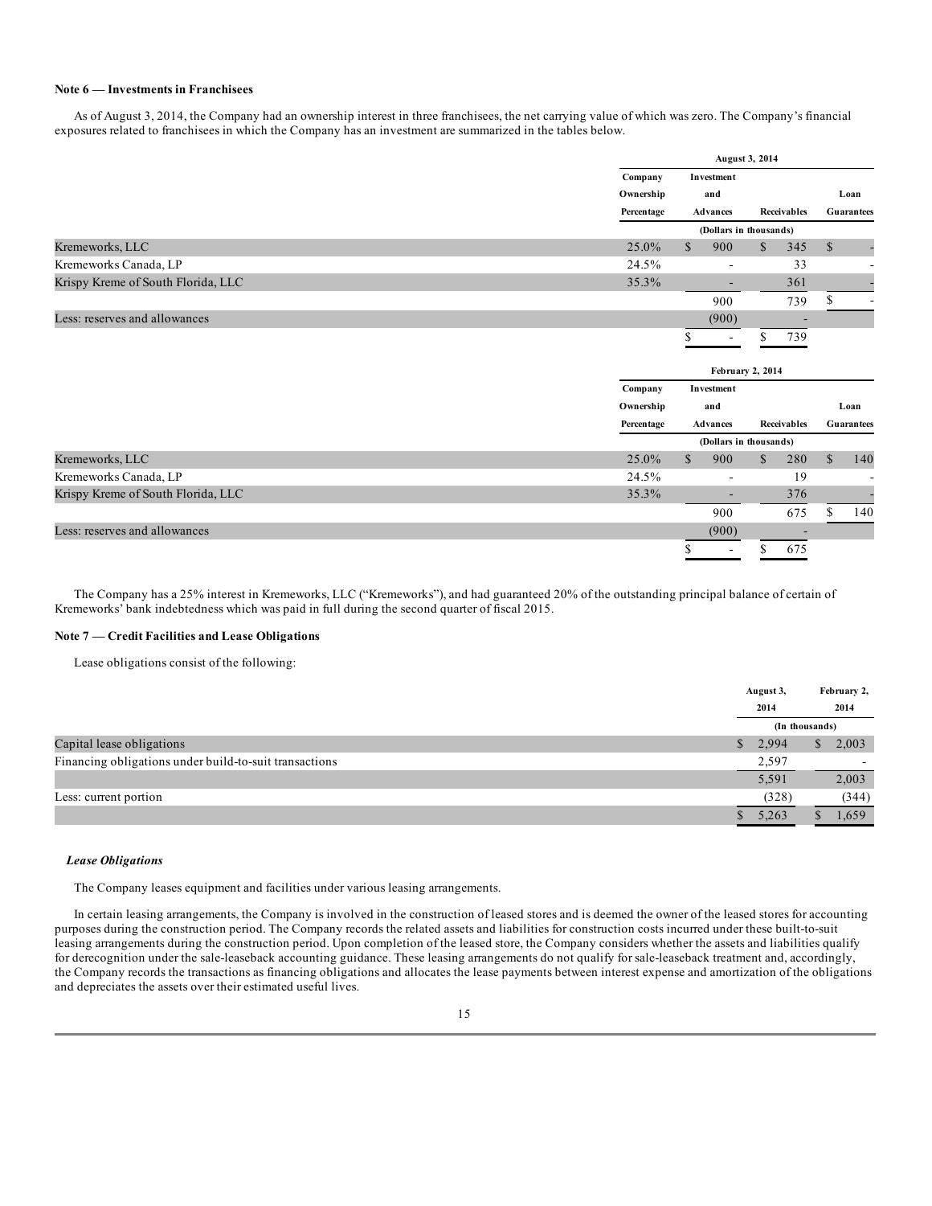**Note 6 — Investments in Franchisees**

As of August 3, 2014, the Company had an ownership interest in three franchisees, the net carrying value of which was zero. The Company's financial exposures related to franchisees in which the Company has an investment are summarized in the tables below.

| | August 3, 2014 | | | |
|---|---|---|---|---|
| | Company Ownership Percentage | Investment and Advances | Receivables | Loan Guarantees |
| | | (Dollars in thousands) | | |
| Kremeworks, LLC | 25.0% | $ 900 | $ 345 | $ - |
| Kremeworks Canada, LP | 24.5% | - | 33 | - |
| Krispy Kreme of South Florida, LLC | 35.3% | - | 361 | - |
| | | 900 | 739 | $ - |
| Less: reserves and allowances | | (900) | - | |
| | | $ - | $ 739 | |

| | February 2, 2014 | | | |
|---|---|---|---|---|
| | Company Ownership Percentage | Investment and Advances | Receivables | Loan Guarantees |
| | | (Dollars in thousands) | | |
| Kremeworks, LLC | 25.0% | $ 900 | $ 280 | $ 140 |
| Kremeworks Canada, LP | 24.5% | - | 19 | - |
| Krispy Kreme of South Florida, LLC | 35.3% | - | 376 | - |
| | | 900 | 675 | $ 140 |
| Less: reserves and allowances | | (900) | - | |
| | | $ - | $ 675 | |

The Company has a 25% interest in Kremeworks, LLC ("Kremeworks"), and had guaranteed 20% of the outstanding principal balance of certain of Kremeworks' bank indebtedness which was paid in full during the second quarter of fiscal 2015.

**Note 7 — Credit Facilities and Lease Obligations**

Lease obligations consist of the following:

| | August 3, 2014 | February 2, 2014 |
|---|---|---|
| | (In thousands) | |
| Capital lease obligations | $ 2,994 | $ 2,003 |
| Financing obligations under build-to-suit transactions | 2,597 | - |
| | 5,591 | 2,003 |
| Less: current portion | (328) | (344) |
| | $ 5,263 | $ 1,659 |

***Lease Obligations***

The Company leases equipment and facilities under various leasing arrangements.

In certain leasing arrangements, the Company is involved in the construction of leased stores and is deemed the owner of the leased stores for accounting purposes during the construction period. The Company records the related assets and liabilities for construction costs incurred under these built-to-suit leasing arrangements during the construction period. Upon completion of the leased store, the Company considers whether the assets and liabilities qualify for derecognition under the sale-leaseback accounting guidance. These leasing arrangements do not qualify for sale-leaseback treatment and, accordingly, the Company records the transactions as financing obligations and allocates the lease payments between interest expense and amortization of the obligations and depreciates the assets over their estimated useful lives.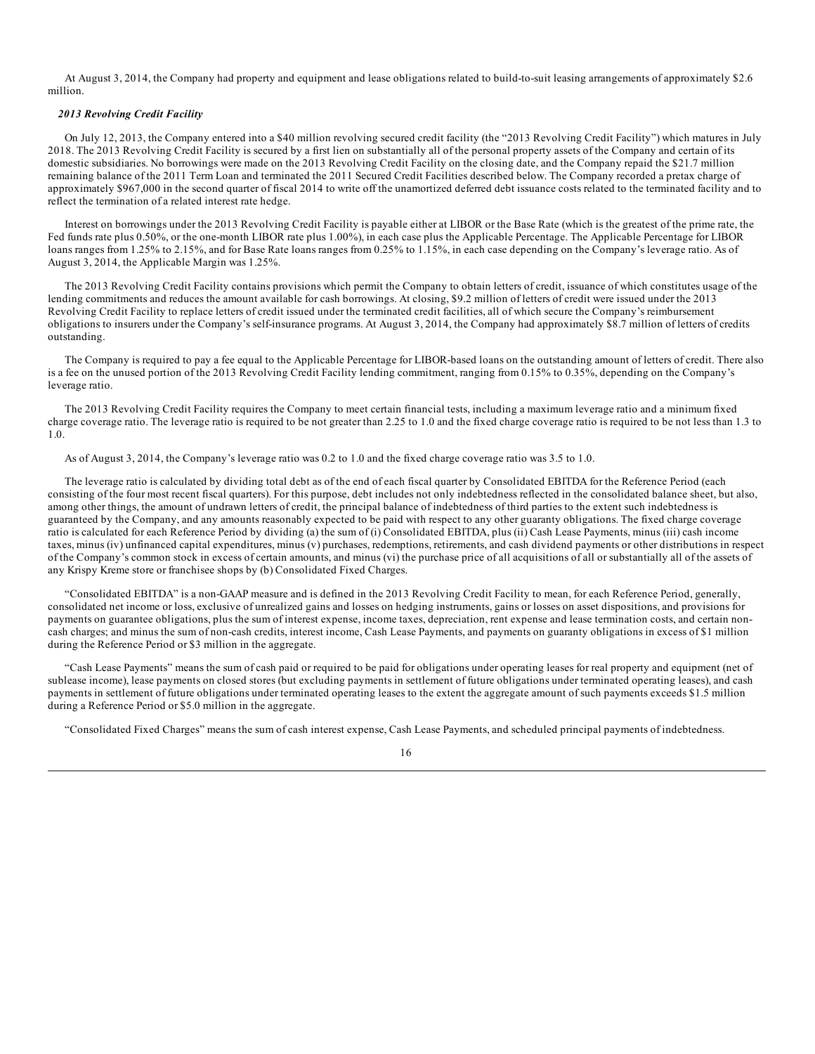At August 3, 2014, the Company had property and equipment and lease obligations related to build-to-suit leasing arrangements of approximately $2.6 million.

***2013 Revolving Credit Facility***

On July 12, 2013, the Company entered into a $40 million revolving secured credit facility (the "2013 Revolving Credit Facility") which matures in July 2018. The 2013 Revolving Credit Facility is secured by a first lien on substantially all of the personal property assets of the Company and certain of its domestic subsidiaries. No borrowings were made on the 2013 Revolving Credit Facility on the closing date, and the Company repaid the $21.7 million remaining balance of the 2011 Term Loan and terminated the 2011 Secured Credit Facilities described below. The Company recorded a pretax charge of approximately $967,000 in the second quarter of fiscal 2014 to write off the unamortized deferred debt issuance costs related to the terminated facility and to reflect the termination of a related interest rate hedge.

Interest on borrowings under the 2013 Revolving Credit Facility is payable either at LIBOR or the Base Rate (which is the greatest of the prime rate, the Fed funds rate plus 0.50%, or the one-month LIBOR rate plus 1.00%), in each case plus the Applicable Percentage. The Applicable Percentage for LIBOR loans ranges from 1.25% to 2.15%, and for Base Rate loans ranges from 0.25% to 1.15%, in each case depending on the Company's leverage ratio. As of August 3, 2014, the Applicable Margin was 1.25%.

The 2013 Revolving Credit Facility contains provisions which permit the Company to obtain letters of credit, issuance of which constitutes usage of the lending commitments and reduces the amount available for cash borrowings. At closing, $9.2 million of letters of credit were issued under the 2013 Revolving Credit Facility to replace letters of credit issued under the terminated credit facilities, all of which secure the Company's reimbursement obligations to insurers under the Company's self-insurance programs. At August 3, 2014, the Company had approximately $8.7 million of letters of credits outstanding.

The Company is required to pay a fee equal to the Applicable Percentage for LIBOR-based loans on the outstanding amount of letters of credit. There also is a fee on the unused portion of the 2013 Revolving Credit Facility lending commitment, ranging from 0.15% to 0.35%, depending on the Company's leverage ratio.

The 2013 Revolving Credit Facility requires the Company to meet certain financial tests, including a maximum leverage ratio and a minimum fixed charge coverage ratio. The leverage ratio is required to be not greater than 2.25 to 1.0 and the fixed charge coverage ratio is required to be not less than 1.3 to 1.0.

As of August 3, 2014, the Company's leverage ratio was 0.2 to 1.0 and the fixed charge coverage ratio was 3.5 to 1.0.

The leverage ratio is calculated by dividing total debt as of the end of each fiscal quarter by Consolidated EBITDA for the Reference Period (each consisting of the four most recent fiscal quarters). For this purpose, debt includes not only indebtedness reflected in the consolidated balance sheet, but also, among other things, the amount of undrawn letters of credit, the principal balance of indebtedness of third parties to the extent such indebtedness is guaranteed by the Company, and any amounts reasonably expected to be paid with respect to any other guaranty obligations. The fixed charge coverage ratio is calculated for each Reference Period by dividing (a) the sum of (i) Consolidated EBITDA, plus (ii) Cash Lease Payments, minus (iii) cash income taxes, minus (iv) unfinanced capital expenditures, minus (v) purchases, redemptions, retirements, and cash dividend payments or other distributions in respect of the Company's common stock in excess of certain amounts, and minus (vi) the purchase price of all acquisitions of all or substantially all of the assets of any Krispy Kreme store or franchisee shops by (b) Consolidated Fixed Charges.

"Consolidated EBITDA" is a non-GAAP measure and is defined in the 2013 Revolving Credit Facility to mean, for each Reference Period, generally, consolidated net income or loss, exclusive of unrealized gains and losses on hedging instruments, gains or losses on asset dispositions, and provisions for payments on guarantee obligations, plus the sum of interest expense, income taxes, depreciation, rent expense and lease termination costs, and certain non-cash charges; and minus the sum of non-cash credits, interest income, Cash Lease Payments, and payments on guaranty obligations in excess of $1 million during the Reference Period or $3 million in the aggregate.

"Cash Lease Payments" means the sum of cash paid or required to be paid for obligations under operating leases for real property and equipment (net of sublease income), lease payments on closed stores (but excluding payments in settlement of future obligations under terminated operating leases), and cash payments in settlement of future obligations under terminated operating leases to the extent the aggregate amount of such payments exceeds $1.5 million during a Reference Period or $5.0 million in the aggregate.

"Consolidated Fixed Charges" means the sum of cash interest expense, Cash Lease Payments, and scheduled principal payments of indebtedness.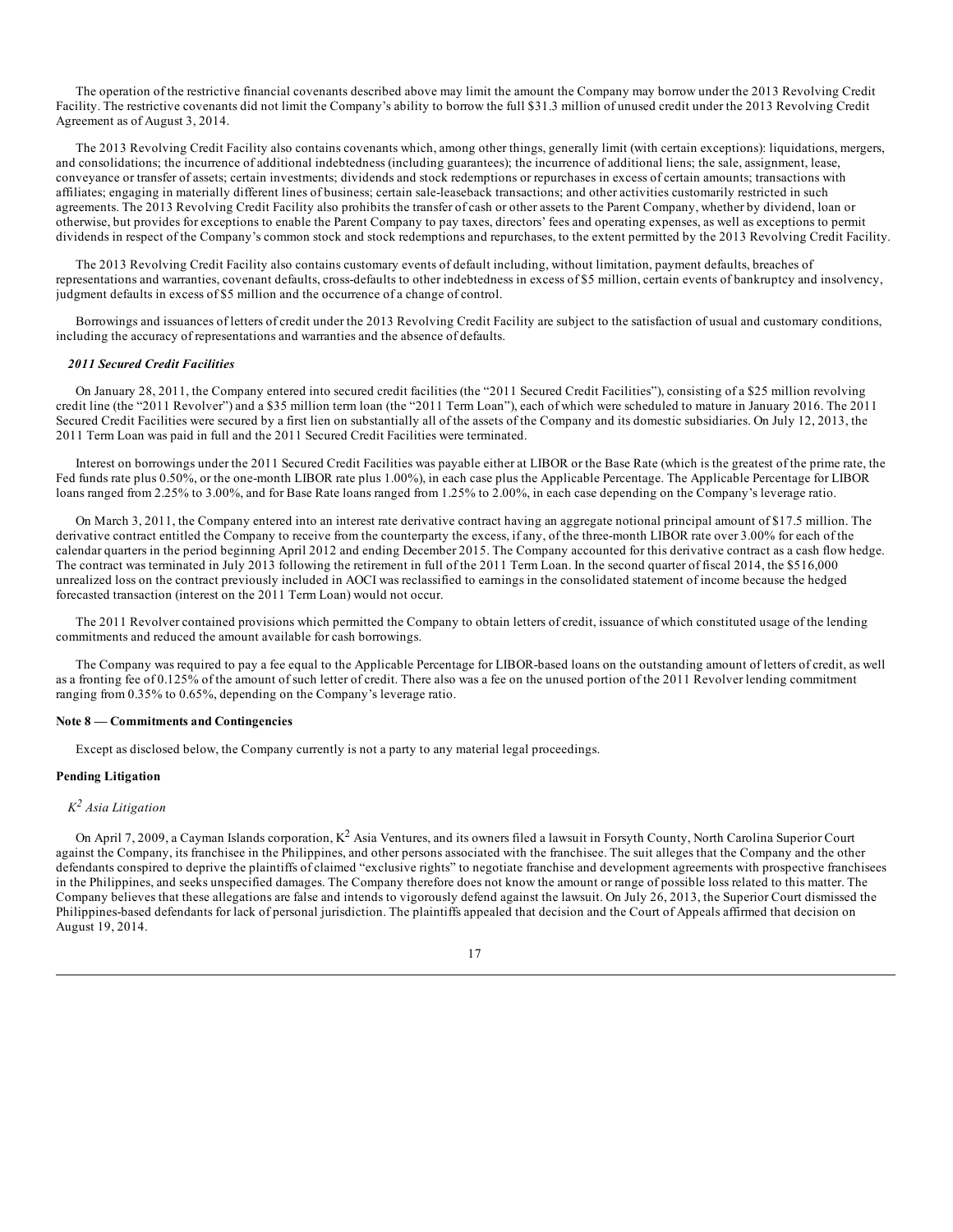The operation of the restrictive financial covenants described above may limit the amount the Company may borrow under the 2013 Revolving Credit Facility. The restrictive covenants did not limit the Company's ability to borrow the full $31.3 million of unused credit under the 2013 Revolving Credit Agreement as of August 3, 2014.

The 2013 Revolving Credit Facility also contains covenants which, among other things, generally limit (with certain exceptions): liquidations, mergers, and consolidations; the incurrence of additional indebtedness (including guarantees); the incurrence of additional liens; the sale, assignment, lease, conveyance or transfer of assets; certain investments; dividends and stock redemptions or repurchases in excess of certain amounts; transactions with affiliates; engaging in materially different lines of business; certain sale-leaseback transactions; and other activities customarily restricted in such agreements. The 2013 Revolving Credit Facility also prohibits the transfer of cash or other assets to the Parent Company, whether by dividend, loan or otherwise, but provides for exceptions to enable the Parent Company to pay taxes, directors' fees and operating expenses, as well as exceptions to permit dividends in respect of the Company's common stock and stock redemptions and repurchases, to the extent permitted by the 2013 Revolving Credit Facility.

The 2013 Revolving Credit Facility also contains customary events of default including, without limitation, payment defaults, breaches of representations and warranties, covenant defaults, cross-defaults to other indebtedness in excess of $5 million, certain events of bankruptcy and insolvency, judgment defaults in excess of $5 million and the occurrence of a change of control.

Borrowings and issuances of letters of credit under the 2013 Revolving Credit Facility are subject to the satisfaction of usual and customary conditions, including the accuracy of representations and warranties and the absence of defaults.

### *2011 Secured Credit Facilities*

On January 28, 2011, the Company entered into secured credit facilities (the "2011 Secured Credit Facilities"), consisting of a $25 million revolving credit line (the "2011 Revolver") and a $35 million term loan (the "2011 Term Loan"), each of which were scheduled to mature in January 2016. The 2011 Secured Credit Facilities were secured by a first lien on substantially all of the assets of the Company and its domestic subsidiaries. On July 12, 2013, the 2011 Term Loan was paid in full and the 2011 Secured Credit Facilities were terminated.

Interest on borrowings under the 2011 Secured Credit Facilities was payable either at LIBOR or the Base Rate (which is the greatest of the prime rate, the Fed funds rate plus 0.50%, or the one-month LIBOR rate plus 1.00%), in each case plus the Applicable Percentage. The Applicable Percentage for LIBOR loans ranged from 2.25% to 3.00%, and for Base Rate loans ranged from 1.25% to 2.00%, in each case depending on the Company's leverage ratio.

On March 3, 2011, the Company entered into an interest rate derivative contract having an aggregate notional principal amount of $17.5 million. The derivative contract entitled the Company to receive from the counterparty the excess, if any, of the three-month LIBOR rate over 3.00% for each of the calendar quarters in the period beginning April 2012 and ending December 2015. The Company accounted for this derivative contract as a cash flow hedge. The contract was terminated in July 2013 following the retirement in full of the 2011 Term Loan. In the second quarter of fiscal 2014, the $516,000 unrealized loss on the contract previously included in AOCI was reclassified to earnings in the consolidated statement of income because the hedged forecasted transaction (interest on the 2011 Term Loan) would not occur.

The 2011 Revolver contained provisions which permitted the Company to obtain letters of credit, issuance of which constituted usage of the lending commitments and reduced the amount available for cash borrowings.

The Company was required to pay a fee equal to the Applicable Percentage for LIBOR-based loans on the outstanding amount of letters of credit, as well as a fronting fee of 0.125% of the amount of such letter of credit. There also was a fee on the unused portion of the 2011 Revolver lending commitment ranging from 0.35% to 0.65%, depending on the Company's leverage ratio.

## Note 8 — Commitments and Contingencies

Except as disclosed below, the Company currently is not a party to any material legal proceedings.

### Pending Litigation

#### *K² Asia Litigation*

On April 7, 2009, a Cayman Islands corporation, K² Asia Ventures, and its owners filed a lawsuit in Forsyth County, North Carolina Superior Court against the Company, its franchisee in the Philippines, and other persons associated with the franchisee. The suit alleges that the Company and the other defendants conspired to deprive the plaintiffs of claimed "exclusive rights" to negotiate franchise and development agreements with prospective franchisees in the Philippines, and seeks unspecified damages. The Company therefore does not know the amount or range of possible loss related to this matter. The Company believes that these allegations are false and intends to vigorously defend against the lawsuit. On July 26, 2013, the Superior Court dismissed the Philippines-based defendants for lack of personal jurisdiction. The plaintiffs appealed that decision and the Court of Appeals affirmed that decision on August 19, 2014.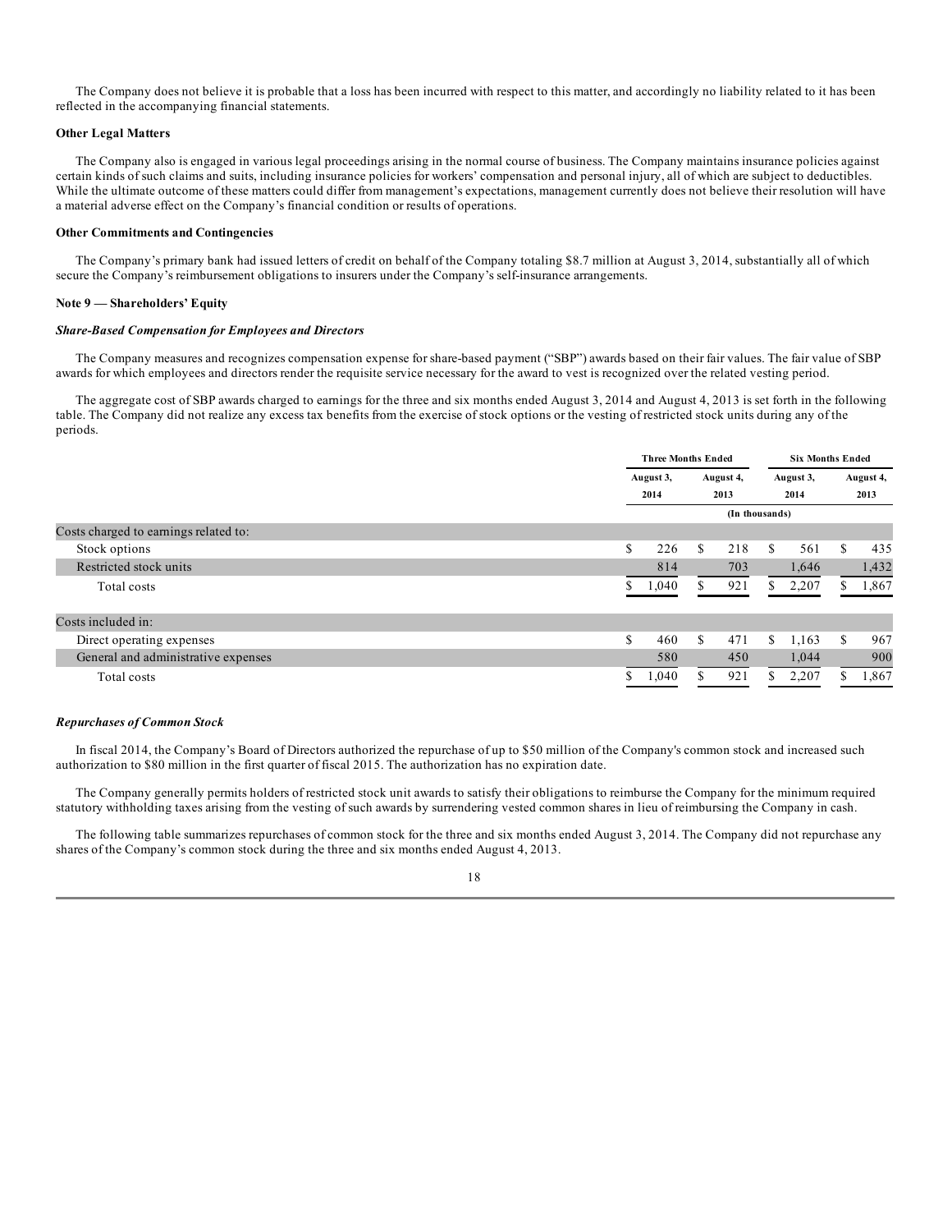The Company does not believe it is probable that a loss has been incurred with respect to this matter, and accordingly no liability related to it has been reflected in the accompanying financial statements.

**Other Legal Matters**

The Company also is engaged in various legal proceedings arising in the normal course of business. The Company maintains insurance policies against certain kinds of such claims and suits, including insurance policies for workers' compensation and personal injury, all of which are subject to deductibles. While the ultimate outcome of these matters could differ from management's expectations, management currently does not believe their resolution will have a material adverse effect on the Company's financial condition or results of operations.

**Other Commitments and Contingencies**

The Company's primary bank had issued letters of credit on behalf of the Company totaling $8.7 million at August 3, 2014, substantially all of which secure the Company's reimbursement obligations to insurers under the Company's self-insurance arrangements.

**Note 9 — Shareholders' Equity**

***Share-Based Compensation for Employees and Directors***

The Company measures and recognizes compensation expense for share-based payment ("SBP") awards based on their fair values. The fair value of SBP awards for which employees and directors render the requisite service necessary for the award to vest is recognized over the related vesting period.

The aggregate cost of SBP awards charged to earnings for the three and six months ended August 3, 2014 and August 4, 2013 is set forth in the following table. The Company did not realize any excess tax benefits from the exercise of stock options or the vesting of restricted stock units during any of the periods.

| | Three Months Ended | | Six Months Ended | |
|---|---|---|---|---|
| | August 3, 2014 | August 4, 2013 | August 3, 2014 | August 4, 2013 |
| | (In thousands) | | | |
| Costs charged to earnings related to: | | | | |
| Stock options | $ 226 | $ 218 | $ 561 | $ 435 |
| Restricted stock units | 814 | 703 | 1,646 | 1,432 |
| Total costs | $ 1,040 | $ 921 | $ 2,207 | $ 1,867 |
| Costs included in: | | | | |
| Direct operating expenses | $ 460 | $ 471 | $ 1,163 | $ 967 |
| General and administrative expenses | 580 | 450 | 1,044 | 900 |
| Total costs | $ 1,040 | $ 921 | $ 2,207 | $ 1,867 |

***Repurchases of Common Stock***

In fiscal 2014, the Company's Board of Directors authorized the repurchase of up to $50 million of the Company's common stock and increased such authorization to $80 million in the first quarter of fiscal 2015. The authorization has no expiration date.

The Company generally permits holders of restricted stock unit awards to satisfy their obligations to reimburse the Company for the minimum required statutory withholding taxes arising from the vesting of such awards by surrendering vested common shares in lieu of reimbursing the Company in cash.

The following table summarizes repurchases of common stock for the three and six months ended August 3, 2014. The Company did not repurchase any shares of the Company's common stock during the three and six months ended August 4, 2013.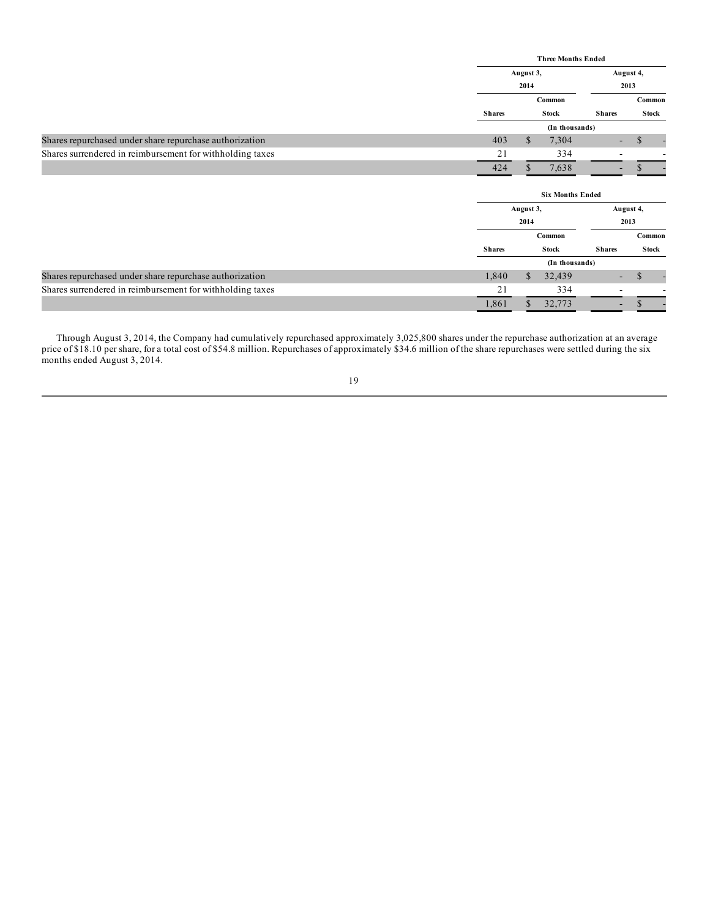| | Three Months Ended | | | |
|---|---|---|---|---|
| | August 3, 2014 | | August 4, 2013 | |
| | Shares | Common Stock | Shares | Common Stock |
| | (In thousands) | | | |
| Shares repurchased under share repurchase authorization | 403 | $ 7,304 | - | $ - |
| Shares surrendered in reimbursement for withholding taxes | 21 | 334 | - | - |
| | 424 | $ 7,638 | - | $ - |

| | Six Months Ended | | | |
|---|---|---|---|---|
| | August 3, 2014 | | August 4, 2013 | |
| | Shares | Common Stock | Shares | Common Stock |
| | (In thousands) | | | |
| Shares repurchased under share repurchase authorization | 1,840 | $ 32,439 | - | $ - |
| Shares surrendered in reimbursement for withholding taxes | 21 | 334 | - | - |
| | 1,861 | $ 32,773 | - | $ - |

Through August 3, 2014, the Company had cumulatively repurchased approximately 3,025,800 shares under the repurchase authorization at an average price of $18.10 per share, for a total cost of $54.8 million. Repurchases of approximately $34.6 million of the share repurchases were settled during the six months ended August 3, 2014.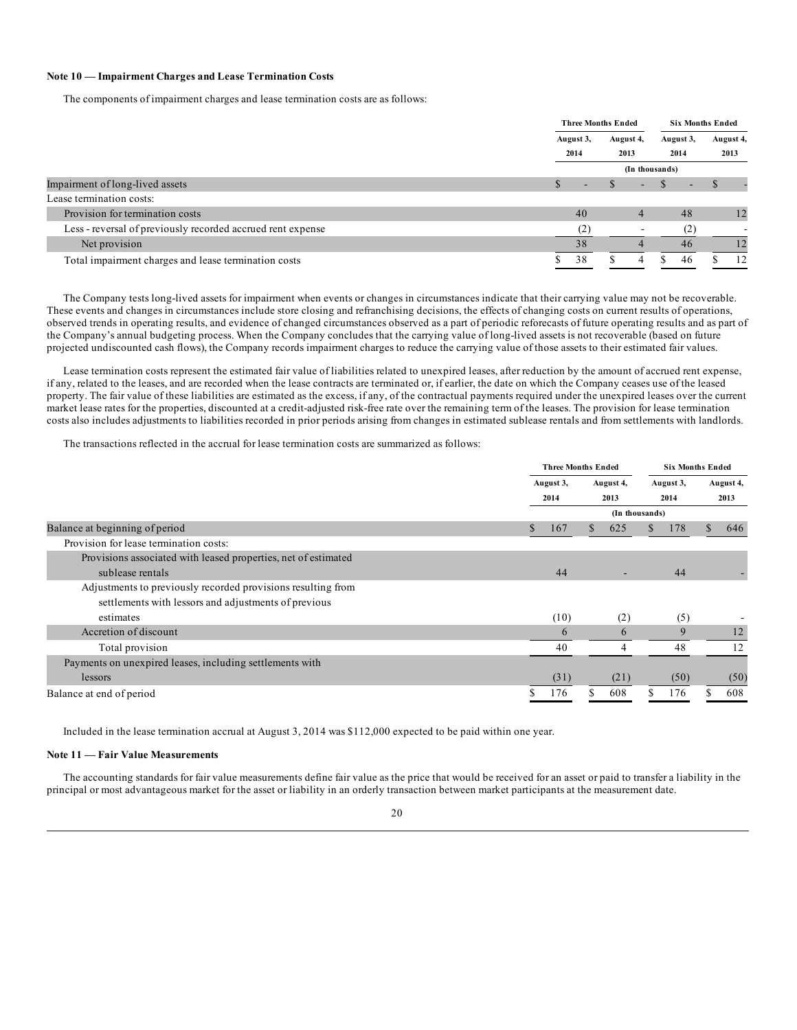**Note 10 — Impairment Charges and Lease Termination Costs**

The components of impairment charges and lease termination costs are as follows:

| | Three Months Ended | | Six Months Ended | |
|---|---|---|---|---|
| | August 3, 2014 | August 4, 2013 | August 3, 2014 | August 4, 2013 |
| | (In thousands) | | | |
| Impairment of long-lived assets | $ - | $ - | $ - | $ - |
| Lease termination costs: | | | | |
| Provision for termination costs | 40 | 4 | 48 | 12 |
| Less - reversal of previously recorded accrued rent expense | (2) | - | (2) | - |
| Net provision | 38 | 4 | 46 | 12 |
| Total impairment charges and lease termination costs | $ 38 | $ 4 | $ 46 | $ 12 |

The Company tests long-lived assets for impairment when events or changes in circumstances indicate that their carrying value may not be recoverable. These events and changes in circumstances include store closing and refranchising decisions, the effects of changing costs on current results of operations, observed trends in operating results, and evidence of changed circumstances observed as a part of periodic reforecasts of future operating results and as part of the Company's annual budgeting process. When the Company concludes that the carrying value of long-lived assets is not recoverable (based on future projected undiscounted cash flows), the Company records impairment charges to reduce the carrying value of those assets to their estimated fair values.

Lease termination costs represent the estimated fair value of liabilities related to unexpired leases, after reduction by the amount of accrued rent expense, if any, related to the leases, and are recorded when the lease contracts are terminated or, if earlier, the date on which the Company ceases use of the leased property. The fair value of these liabilities are estimated as the excess, if any, of the contractual payments required under the unexpired leases over the current market lease rates for the properties, discounted at a credit-adjusted risk-free rate over the remaining term of the leases. The provision for lease termination costs also includes adjustments to liabilities recorded in prior periods arising from changes in estimated sublease rentals and from settlements with landlords.

The transactions reflected in the accrual for lease termination costs are summarized as follows:

| | Three Months Ended | | Six Months Ended | |
|---|---|---|---|---|
| | August 3, 2014 | August 4, 2013 | August 3, 2014 | August 4, 2013 |
| | (In thousands) | | | |
| Balance at beginning of period | $ 167 | $ 625 | $ 178 | $ 646 |
| Provision for lease termination costs: | | | | |
| Provisions associated with leased properties, net of estimated sublease rentals | 44 | - | 44 | - |
| Adjustments to previously recorded provisions resulting from settlements with lessors and adjustments of previous estimates | (10) | (2) | (5) | - |
| Accretion of discount | 6 | 6 | 9 | 12 |
| Total provision | 40 | 4 | 48 | 12 |
| Payments on unexpired leases, including settlements with lessors | (31) | (21) | (50) | (50) |
| Balance at end of period | $ 176 | $ 608 | $ 176 | $ 608 |

Included in the lease termination accrual at August 3, 2014 was $112,000 expected to be paid within one year.

**Note 11 — Fair Value Measurements**

The accounting standards for fair value measurements define fair value as the price that would be received for an asset or paid to transfer a liability in the principal or most advantageous market for the asset or liability in an orderly transaction between market participants at the measurement date.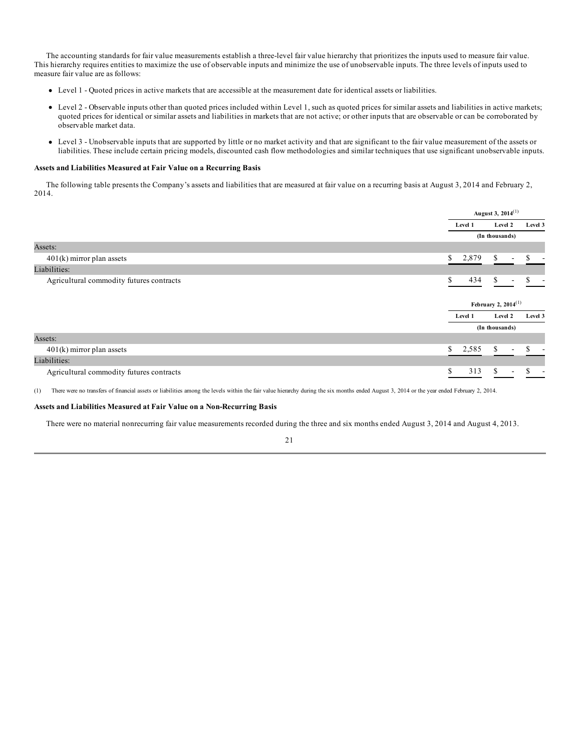The accounting standards for fair value measurements establish a three-level fair value hierarchy that prioritizes the inputs used to measure fair value. This hierarchy requires entities to maximize the use of observable inputs and minimize the use of unobservable inputs. The three levels of inputs used to measure fair value are as follows:

- Level 1 - Quoted prices in active markets that are accessible at the measurement date for identical assets or liabilities.
- Level 2 - Observable inputs other than quoted prices included within Level 1, such as quoted prices for similar assets and liabilities in active markets; quoted prices for identical or similar assets and liabilities in markets that are not active; or other inputs that are observable or can be corroborated by observable market data.
- Level 3 - Unobservable inputs that are supported by little or no market activity and that are significant to the fair value measurement of the assets or liabilities. These include certain pricing models, discounted cash flow methodologies and similar techniques that use significant unobservable inputs.

**Assets and Liabilities Measured at Fair Value on a Recurring Basis**

The following table presents the Company's assets and liabilities that are measured at fair value on a recurring basis at August 3, 2014 and February 2, 2014.

| | August 3, 2014[1] | | |
|---|---|---|---|
| | Level 1 | Level 2 | Level 3 |
| | (In thousands) | | |
| Assets: | | | |
| 401(k) mirror plan assets | $ 2,879 | $ - | $ - |
| Liabilities: | | | |
| Agricultural commodity futures contracts | $ 434 | $ - | $ - |

| | February 2, 2014[1] | | |
|---|---|---|---|
| | Level 1 | Level 2 | Level 3 |
| | (In thousands) | | |
| Assets: | | | |
| 401(k) mirror plan assets | $ 2,585 | $ - | $ - |
| Liabilities: | | | |
| Agricultural commodity futures contracts | $ 313 | $ - | $ - |

(1) There were no transfers of financial assets or liabilities among the levels within the fair value hierarchy during the six months ended August 3, 2014 or the year ended February 2, 2014.

**Assets and Liabilities Measured at Fair Value on a Non-Recurring Basis**

There were no material nonrecurring fair value measurements recorded during the three and six months ended August 3, 2014 and August 4, 2013.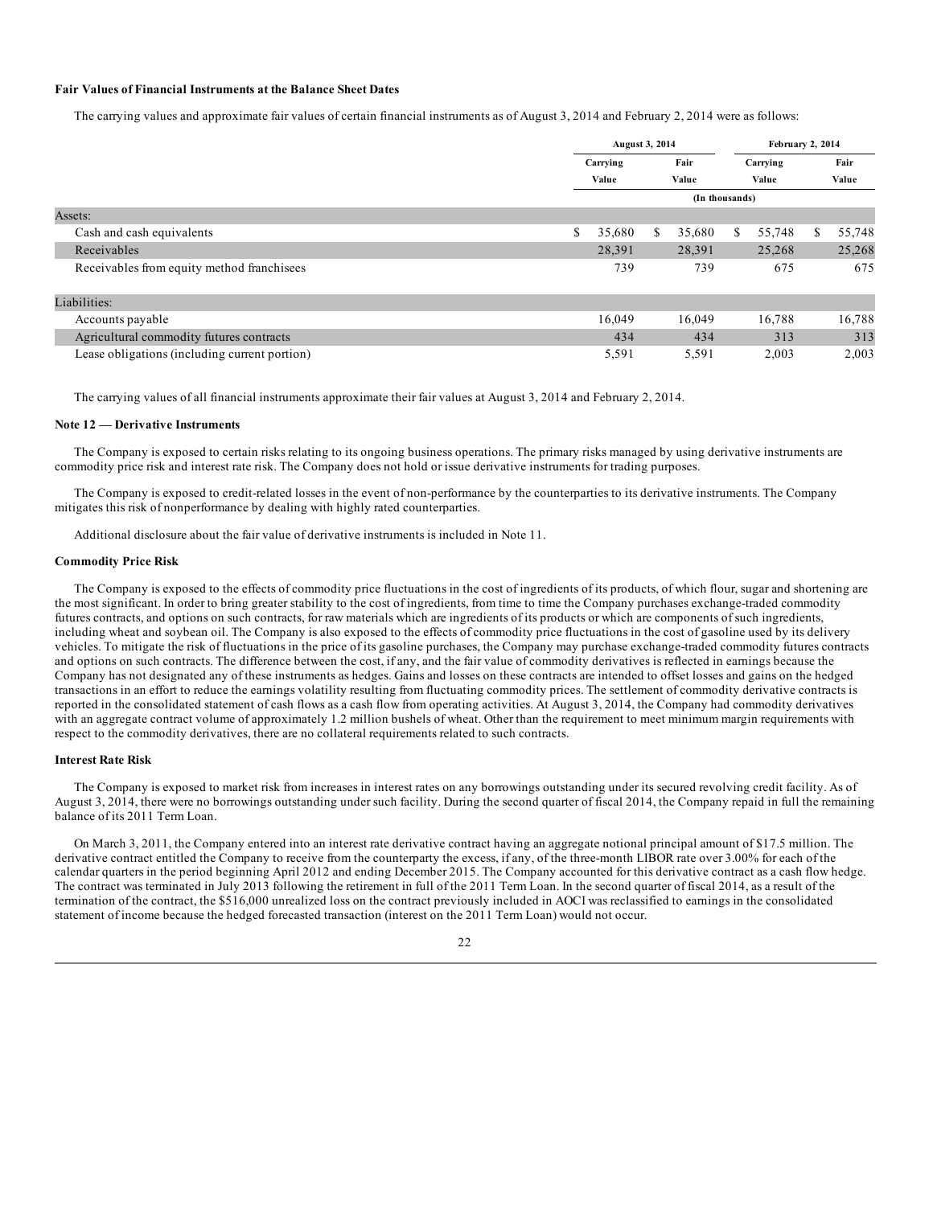**Fair Values of Financial Instruments at the Balance Sheet Dates**

The carrying values and approximate fair values of certain financial instruments as of August 3, 2014 and February 2, 2014 were as follows:

| | August 3, 2014 | | February 2, 2014 | |
|---|---|---|---|---|
| | Carrying Value | Fair Value | Carrying Value | Fair Value |
| | (In thousands) | | | |
| Assets: | | | | |
| Cash and cash equivalents | $ 35,680 | $ 35,680 | $ 55,748 | $ 55,748 |
| Receivables | 28,391 | 28,391 | 25,268 | 25,268 |
| Receivables from equity method franchisees | 739 | 739 | 675 | 675 |
| Liabilities: | | | | |
| Accounts payable | 16,049 | 16,049 | 16,788 | 16,788 |
| Agricultural commodity futures contracts | 434 | 434 | 313 | 313 |
| Lease obligations (including current portion) | 5,591 | 5,591 | 2,003 | 2,003 |

The carrying values of all financial instruments approximate their fair values at August 3, 2014 and February 2, 2014.

**Note 12 — Derivative Instruments**

The Company is exposed to certain risks relating to its ongoing business operations. The primary risks managed by using derivative instruments are commodity price risk and interest rate risk. The Company does not hold or issue derivative instruments for trading purposes.

The Company is exposed to credit-related losses in the event of non-performance by the counterparties to its derivative instruments. The Company mitigates this risk of nonperformance by dealing with highly rated counterparties.

Additional disclosure about the fair value of derivative instruments is included in Note 11.

**Commodity Price Risk**

The Company is exposed to the effects of commodity price fluctuations in the cost of ingredients of its products, of which flour, sugar and shortening are the most significant. In order to bring greater stability to the cost of ingredients, from time to time the Company purchases exchange-traded commodity futures contracts, and options on such contracts, for raw materials which are ingredients of its products or which are components of such ingredients, including wheat and soybean oil. The Company is also exposed to the effects of commodity price fluctuations in the cost of gasoline used by its delivery vehicles. To mitigate the risk of fluctuations in the price of its gasoline purchases, the Company may purchase exchange-traded commodity futures contracts and options on such contracts. The difference between the cost, if any, and the fair value of commodity derivatives is reflected in earnings because the Company has not designated any of these instruments as hedges. Gains and losses on these contracts are intended to offset losses and gains on the hedged transactions in an effort to reduce the earnings volatility resulting from fluctuating commodity prices. The settlement of commodity derivative contracts is reported in the consolidated statement of cash flows as a cash flow from operating activities. At August 3, 2014, the Company had commodity derivatives with an aggregate contract volume of approximately 1.2 million bushels of wheat. Other than the requirement to meet minimum margin requirements with respect to the commodity derivatives, there are no collateral requirements related to such contracts.

**Interest Rate Risk**

The Company is exposed to market risk from increases in interest rates on any borrowings outstanding under its secured revolving credit facility. As of August 3, 2014, there were no borrowings outstanding under such facility. During the second quarter of fiscal 2014, the Company repaid in full the remaining balance of its 2011 Term Loan.

On March 3, 2011, the Company entered into an interest rate derivative contract having an aggregate notional principal amount of $17.5 million. The derivative contract entitled the Company to receive from the counterparty the excess, if any, of the three-month LIBOR rate over 3.00% for each of the calendar quarters in the period beginning April 2012 and ending December 2015. The Company accounted for this derivative contract as a cash flow hedge. The contract was terminated in July 2013 following the retirement in full of the 2011 Term Loan. In the second quarter of fiscal 2014, as a result of the termination of the contract, the $516,000 unrealized loss on the contract previously included in AOCI was reclassified to earnings in the consolidated statement of income because the hedged forecasted transaction (interest on the 2011 Term Loan) would not occur.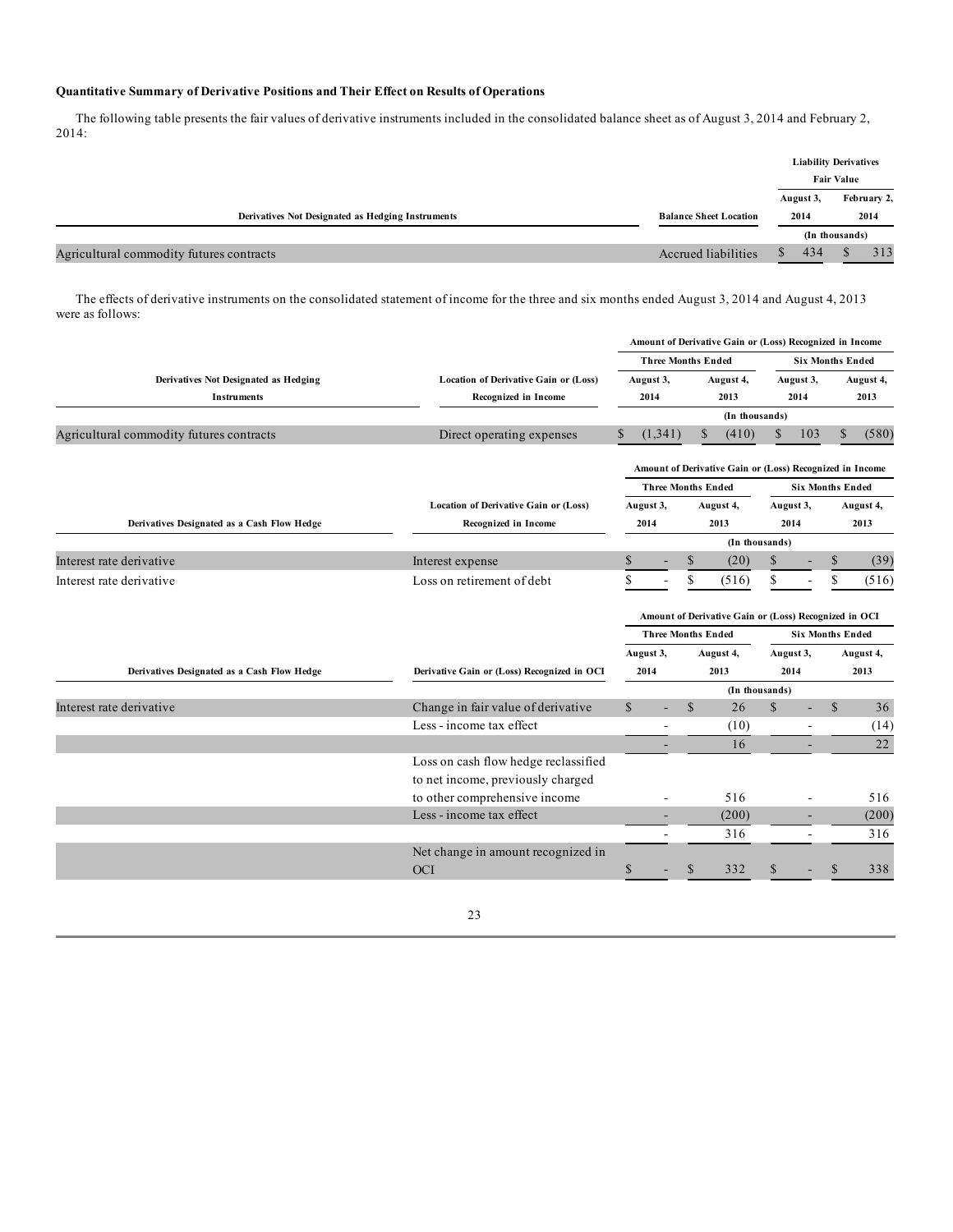**Quantitative Summary of Derivative Positions and Their Effect on Results of Operations**

The following table presents the fair values of derivative instruments included in the consolidated balance sheet as of August 3, 2014 and February 2, 2014:

| Derivatives Not Designated as Hedging Instruments | Balance Sheet Location | Liability Derivatives Fair Value | |
|---|---|---|---|
| | | August 3, 2014 | February 2, 2014 |
| | | (In thousands) | |
| Agricultural commodity futures contracts | Accrued liabilities | $ 434 | $ 313 |

The effects of derivative instruments on the consolidated statement of income for the three and six months ended August 3, 2014 and August 4, 2013 were as follows:

| Derivatives Not Designated as Hedging Instruments | Location of Derivative Gain or (Loss) Recognized in Income | Amount of Derivative Gain or (Loss) Recognized in Income | | | |
|---|---|---|---|---|---|
| | | Three Months Ended | | Six Months Ended | |
| | | August 3, 2014 | August 4, 2013 | August 3, 2014 | August 4, 2013 |
| | | (In thousands) | | | |
| Agricultural commodity futures contracts | Direct operating expenses | $ (1,341) | $ (410) | $ 103 | $ (580) |

| Derivatives Designated as a Cash Flow Hedge | Location of Derivative Gain or (Loss) Recognized in Income | Amount of Derivative Gain or (Loss) Recognized in Income | | | |
|---|---|---|---|---|---|
| | | Three Months Ended | | Six Months Ended | |
| | | August 3, 2014 | August 4, 2013 | August 3, 2014 | August 4, 2013 |
| | | (In thousands) | | | |
| Interest rate derivative | Interest expense | $ - | $ (20) | $ - | $ (39) |
| Interest rate derivative | Loss on retirement of debt | $ - | $ (516) | $ - | $ (516) |

| Derivatives Designated as a Cash Flow Hedge | Derivative Gain or (Loss) Recognized in OCI | Amount of Derivative Gain or (Loss) Recognized in OCI | | | |
|---|---|---|---|---|---|
| | | Three Months Ended | | Six Months Ended | |
| | | August 3, 2014 | August 4, 2013 | August 3, 2014 | August 4, 2013 |
| | | (In thousands) | | | |
| Interest rate derivative | Change in fair value of derivative | $ - | $ 26 | $ - | $ 36 |
| | Less - income tax effect | - | (10) | - | (14) |
| | | - | 16 | - | 22 |
| | Loss on cash flow hedge reclassified to net income, previously charged to other comprehensive income | - | 516 | - | 516 |
| | Less - income tax effect | - | (200) | - | (200) |
| | | - | 316 | - | 316 |
| | Net change in amount recognized in OCI | $ - | $ 332 | $ - | $ 338 |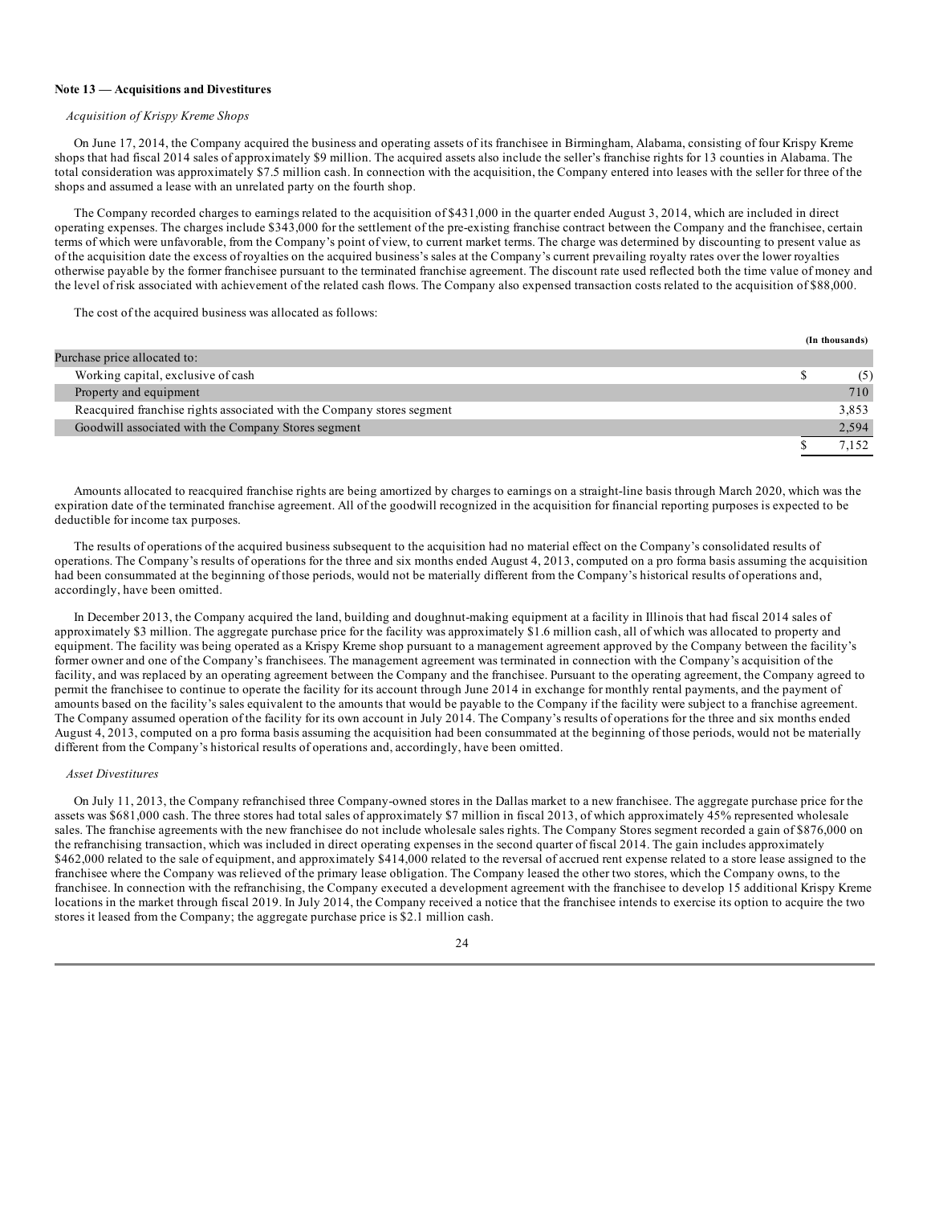**Note 13 — Acquisitions and Divestitures**

*Acquisition of Krispy Kreme Shops*

On June 17, 2014, the Company acquired the business and operating assets of its franchisee in Birmingham, Alabama, consisting of four Krispy Kreme shops that had fiscal 2014 sales of approximately $9 million. The acquired assets also include the seller's franchise rights for 13 counties in Alabama. The total consideration was approximately $7.5 million cash. In connection with the acquisition, the Company entered into leases with the seller for three of the shops and assumed a lease with an unrelated party on the fourth shop.

The Company recorded charges to earnings related to the acquisition of $431,000 in the quarter ended August 3, 2014, which are included in direct operating expenses. The charges include $343,000 for the settlement of the pre-existing franchise contract between the Company and the franchisee, certain terms of which were unfavorable, from the Company's point of view, to current market terms. The charge was determined by discounting to present value as of the acquisition date the excess of royalties on the acquired business's sales at the Company's current prevailing royalty rates over the lower royalties otherwise payable by the former franchisee pursuant to the terminated franchise agreement. The discount rate used reflected both the time value of money and the level of risk associated with achievement of the related cash flows. The Company also expensed transaction costs related to the acquisition of $88,000.

The cost of the acquired business was allocated as follows:

| | | (In thousands) |
|---|---|---|
| Purchase price allocated to: | | |
| Working capital, exclusive of cash | $ | (5) |
| Property and equipment | | 710 |
| Reacquired franchise rights associated with the Company stores segment | | 3,853 |
| Goodwill associated with the Company Stores segment | | 2,594 |
| | $ | 7,152 |

Amounts allocated to reacquired franchise rights are being amortized by charges to earnings on a straight-line basis through March 2020, which was the expiration date of the terminated franchise agreement. All of the goodwill recognized in the acquisition for financial reporting purposes is expected to be deductible for income tax purposes.

The results of operations of the acquired business subsequent to the acquisition had no material effect on the Company's consolidated results of operations. The Company's results of operations for the three and six months ended August 4, 2013, computed on a pro forma basis assuming the acquisition had been consummated at the beginning of those periods, would not be materially different from the Company's historical results of operations and, accordingly, have been omitted.

In December 2013, the Company acquired the land, building and doughnut-making equipment at a facility in Illinois that had fiscal 2014 sales of approximately $3 million. The aggregate purchase price for the facility was approximately $1.6 million cash, all of which was allocated to property and equipment. The facility was being operated as a Krispy Kreme shop pursuant to a management agreement approved by the Company between the facility's former owner and one of the Company's franchisees. The management agreement was terminated in connection with the Company's acquisition of the facility, and was replaced by an operating agreement between the Company and the franchisee. Pursuant to the operating agreement, the Company agreed to permit the franchisee to continue to operate the facility for its account through June 2014 in exchange for monthly rental payments, and the payment of amounts based on the facility's sales equivalent to the amounts that would be payable to the Company if the facility were subject to a franchise agreement. The Company assumed operation of the facility for its own account in July 2014. The Company's results of operations for the three and six months ended August 4, 2013, computed on a pro forma basis assuming the acquisition had been consummated at the beginning of those periods, would not be materially different from the Company's historical results of operations and, accordingly, have been omitted.

*Asset Divestitures*

On July 11, 2013, the Company refranchised three Company-owned stores in the Dallas market to a new franchisee. The aggregate purchase price for the assets was $681,000 cash. The three stores had total sales of approximately $7 million in fiscal 2013, of which approximately 45% represented wholesale sales. The franchise agreements with the new franchisee do not include wholesale sales rights. The Company Stores segment recorded a gain of $876,000 on the refranchising transaction, which was included in direct operating expenses in the second quarter of fiscal 2014. The gain includes approximately $462,000 related to the sale of equipment, and approximately $414,000 related to the reversal of accrued rent expense related to a store lease assigned to the franchisee where the Company was relieved of the primary lease obligation. The Company leased the other two stores, which the Company owns, to the franchisee. In connection with the refranchising, the Company executed a development agreement with the franchisee to develop 15 additional Krispy Kreme locations in the market through fiscal 2019. In July 2014, the Company received a notice that the franchisee intends to exercise its option to acquire the two stores it leased from the Company; the aggregate purchase price is $2.1 million cash.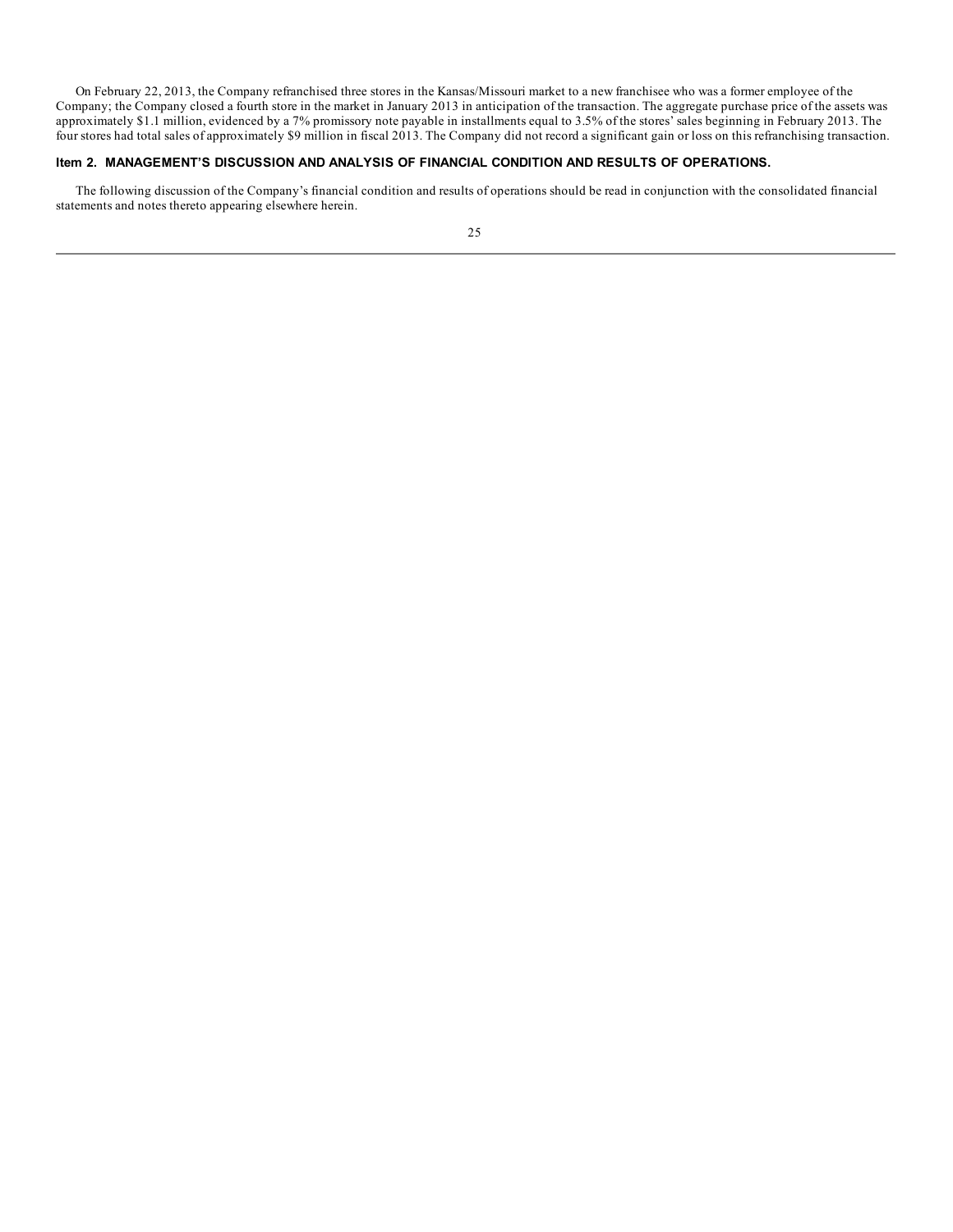On February 22, 2013, the Company refranchised three stores in the Kansas/Missouri market to a new franchisee who was a former employee of the Company; the Company closed a fourth store in the market in January 2013 in anticipation of the transaction. The aggregate purchase price of the assets was approximately $1.1 million, evidenced by a 7% promissory note payable in installments equal to 3.5% of the stores' sales beginning in February 2013. The four stores had total sales of approximately $9 million in fiscal 2013. The Company did not record a significant gain or loss on this refranchising transaction.

## Item 2. MANAGEMENT'S DISCUSSION AND ANALYSIS OF FINANCIAL CONDITION AND RESULTS OF OPERATIONS.

The following discussion of the Company's financial condition and results of operations should be read in conjunction with the consolidated financial statements and notes thereto appearing elsewhere herein.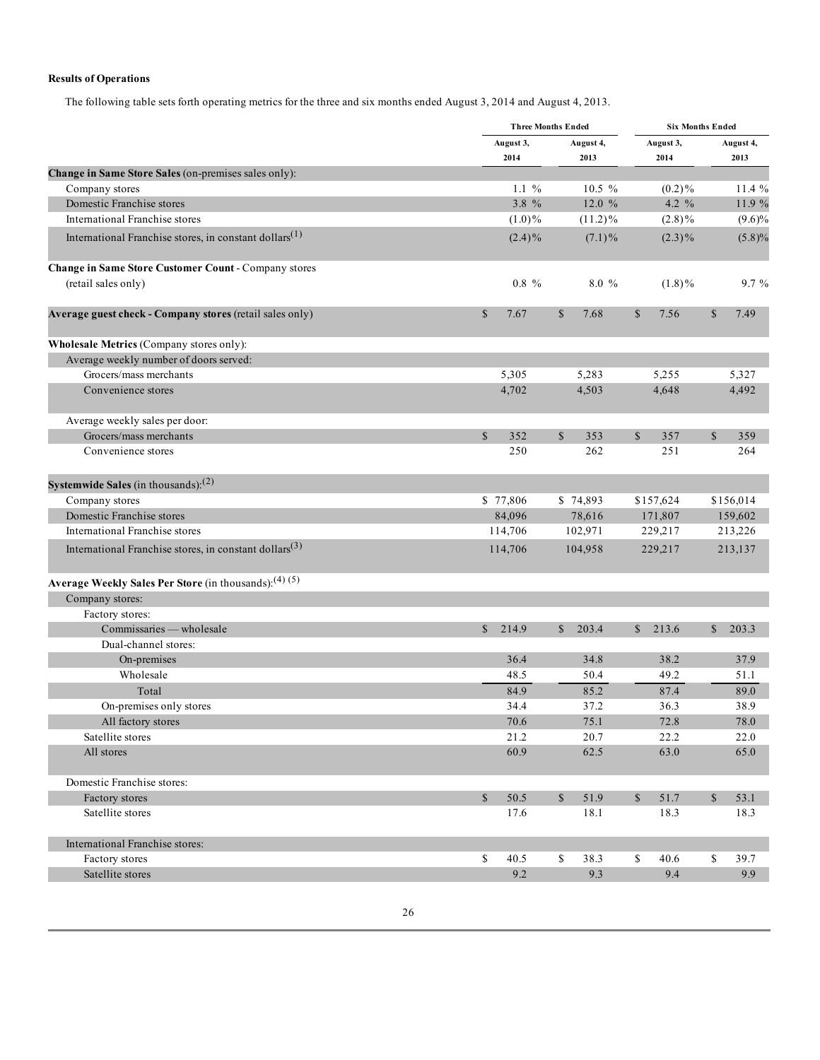**Results of Operations**

The following table sets forth operating metrics for the three and six months ended August 3, 2014 and August 4, 2013.

| | Three Months Ended | | Six Months Ended | |
|---|---|---|---|---|
| | August 3, 2014 | August 4, 2013 | August 3, 2014 | August 4, 2013 |
| **Change in Same Store Sales** (on-premises sales only): | | | | |
| Company stores | 1.1 % | 10.5 % | (0.2)% | 11.4 % |
| Domestic Franchise stores | 3.8 % | 12.0 % | 4.2 % | 11.9 % |
| International Franchise stores | (1.0)% | (11.2)% | (2.8)% | (9.6)% |
| International Franchise stores, in constant dollars[1] | (2.4)% | (7.1)% | (2.3)% | (5.8)% |
| **Change in Same Store Customer Count** - Company stores (retail sales only) | 0.8 % | 8.0 % | (1.8)% | 9.7 % |
| **Average guest check - Company stores** (retail sales only) | $ 7.67 | $ 7.68 | $ 7.56 | $ 7.49 |
| **Wholesale Metrics** (Company stores only): | | | | |
| Average weekly number of doors served: | | | | |
| Grocers/mass merchants | 5,305 | 5,283 | 5,255 | 5,327 |
| Convenience stores | 4,702 | 4,503 | 4,648 | 4,492 |
| Average weekly sales per door: | | | | |
| Grocers/mass merchants | $ 352 | $ 353 | $ 357 | $ 359 |
| Convenience stores | 250 | 262 | 251 | 264 |
| **Systemwide Sales** (in thousands):[2] | | | | |
| Company stores | $ 77,806 | $ 74,893 | $157,624 | $156,014 |
| Domestic Franchise stores | 84,096 | 78,616 | 171,807 | 159,602 |
| International Franchise stores | 114,706 | 102,971 | 229,217 | 213,226 |
| International Franchise stores, in constant dollars[3] | 114,706 | 104,958 | 229,217 | 213,137 |
| **Average Weekly Sales Per Store** (in thousands):[4] [5] | | | | |
| Company stores: | | | | |
| Factory stores: | | | | |
| Commissaries — wholesale | $ 214.9 | $ 203.4 | $ 213.6 | $ 203.3 |
| Dual-channel stores: | | | | |
| On-premises | 36.4 | 34.8 | 38.2 | 37.9 |
| Wholesale | 48.5 | 50.4 | 49.2 | 51.1 |
| Total | 84.9 | 85.2 | 87.4 | 89.0 |
| On-premises only stores | 34.4 | 37.2 | 36.3 | 38.9 |
| All factory stores | 70.6 | 75.1 | 72.8 | 78.0 |
| Satellite stores | 21.2 | 20.7 | 22.2 | 22.0 |
| All stores | 60.9 | 62.5 | 63.0 | 65.0 |
| Domestic Franchise stores: | | | | |
| Factory stores | $ 50.5 | $ 51.9 | $ 51.7 | $ 53.1 |
| Satellite stores | 17.6 | 18.1 | 18.3 | 18.3 |
| International Franchise stores: | | | | |
| Factory stores | $ 40.5 | $ 38.3 | $ 40.6 | $ 39.7 |
| Satellite stores | 9.2 | 9.3 | 9.4 | 9.9 |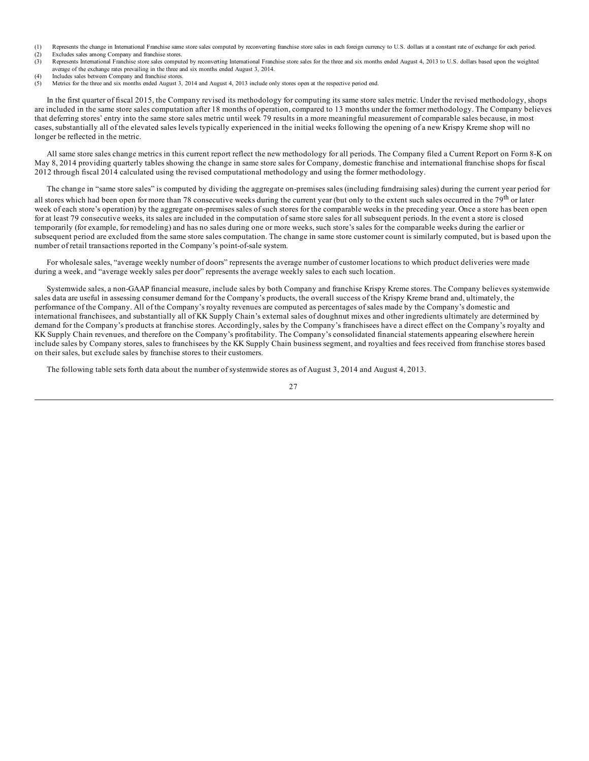(1) Represents the change in International Franchise same store sales computed by reconverting franchise store sales in each foreign currency to U.S. dollars at a constant rate of exchange for each period.
(2) Excludes sales among Company and franchise stores.
(3) Represents International Franchise store sales computed by reconverting International Franchise store sales for the three and six months ended August 4, 2013 to U.S. dollars based upon the weighted average of the exchange rates prevailing in the three and six months ended August 3, 2014.
(4) Includes sales between Company and franchise stores.
(5) Metrics for the three and six months ended August 3, 2014 and August 4, 2013 include only stores open at the respective period end.

In the first quarter of fiscal 2015, the Company revised its methodology for computing its same store sales metric. Under the revised methodology, shops are included in the same store sales computation after 18 months of operation, compared to 13 months under the former methodology. The Company believes that deferring stores' entry into the same store sales metric until week 79 results in a more meaningful measurement of comparable sales because, in most cases, substantially all of the elevated sales levels typically experienced in the initial weeks following the opening of a new Krispy Kreme shop will no longer be reflected in the metric.

All same store sales change metrics in this current report reflect the new methodology for all periods. The Company filed a Current Report on Form 8-K on May 8, 2014 providing quarterly tables showing the change in same store sales for Company, domestic franchise and international franchise shops for fiscal 2012 through fiscal 2014 calculated using the revised computational methodology and using the former methodology.

The change in "same store sales" is computed by dividing the aggregate on-premises sales (including fundraising sales) during the current year period for all stores which had been open for more than 78 consecutive weeks during the current year (but only to the extent such sales occurred in the 79th or later week of each store's operation) by the aggregate on-premises sales of such stores for the comparable weeks in the preceding year. Once a store has been open for at least 79 consecutive weeks, its sales are included in the computation of same store sales for all subsequent periods. In the event a store is closed temporarily (for example, for remodeling) and has no sales during one or more weeks, such store's sales for the comparable weeks during the earlier or subsequent period are excluded from the same store sales computation. The change in same store customer count is similarly computed, but is based upon the number of retail transactions reported in the Company's point-of-sale system.

For wholesale sales, "average weekly number of doors" represents the average number of customer locations to which product deliveries were made during a week, and "average weekly sales per door" represents the average weekly sales to each such location.

Systemwide sales, a non-GAAP financial measure, include sales by both Company and franchise Krispy Kreme stores. The Company believes systemwide sales data are useful in assessing consumer demand for the Company's products, the overall success of the Krispy Kreme brand and, ultimately, the performance of the Company. All of the Company's royalty revenues are computed as percentages of sales made by the Company's domestic and international franchisees, and substantially all of KK Supply Chain's external sales of doughnut mixes and other ingredients ultimately are determined by demand for the Company's products at franchise stores. Accordingly, sales by the Company's franchisees have a direct effect on the Company's royalty and KK Supply Chain revenues, and therefore on the Company's profitability. The Company's consolidated financial statements appearing elsewhere herein include sales by Company stores, sales to franchisees by the KK Supply Chain business segment, and royalties and fees received from franchise stores based on their sales, but exclude sales by franchise stores to their customers.

The following table sets forth data about the number of systemwide stores as of August 3, 2014 and August 4, 2013.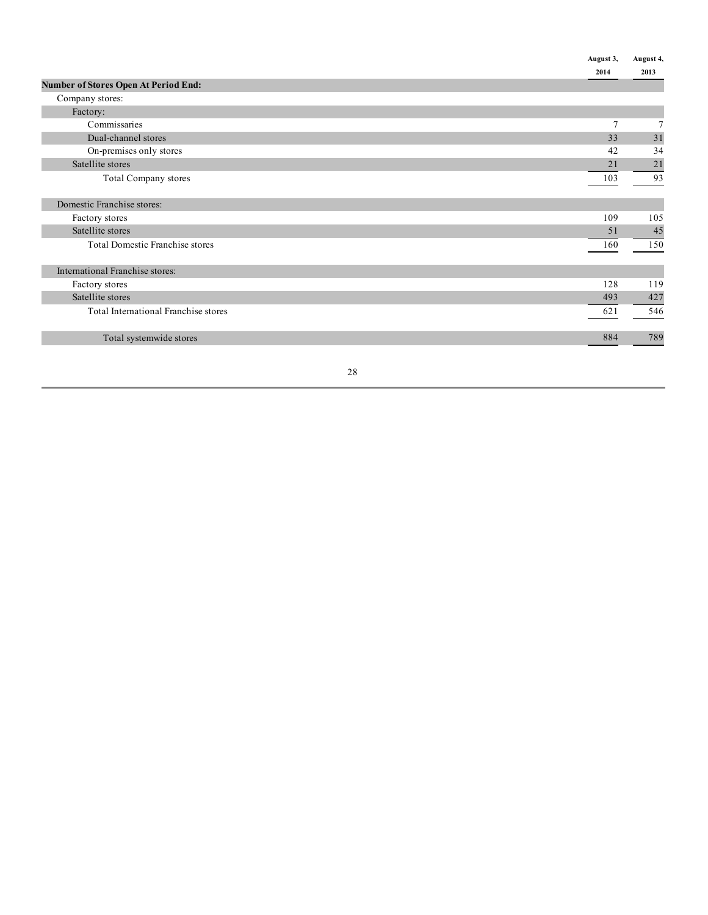| | August 3, 2014 | August 4, 2013 |
|---|---|---|
| **Number of Stores Open At Period End:** | | |
| Company stores: | | |
| Factory: | | |
| Commissaries | 7 | 7 |
| Dual-channel stores | 33 | 31 |
| On-premises only stores | 42 | 34 |
| Satellite stores | 21 | 21 |
| Total Company stores | 103 | 93 |
| | | |
| Domestic Franchise stores: | | |
| Factory stores | 109 | 105 |
| Satellite stores | 51 | 45 |
| Total Domestic Franchise stores | 160 | 150 |
| | | |
| International Franchise stores: | | |
| Factory stores | 128 | 119 |
| Satellite stores | 493 | 427 |
| Total International Franchise stores | 621 | 546 |
| | | |
| Total systemwide stores | 884 | 789 |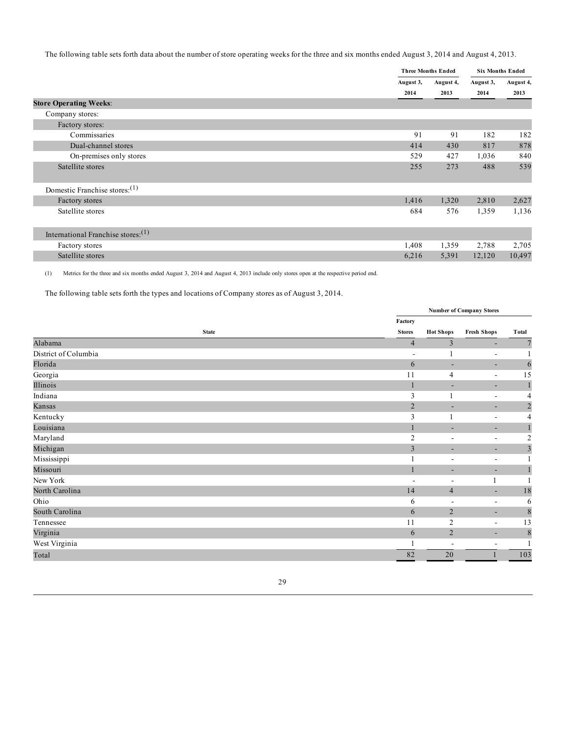The following table sets forth data about the number of store operating weeks for the three and six months ended August 3, 2014 and August 4, 2013.

| | Three Months Ended | | Six Months Ended | |
|---|---|---|---|---|
| | August 3, 2014 | August 4, 2013 | August 3, 2014 | August 4, 2013 |
| **Store Operating Weeks**: | | | | |
| Company stores: | | | | |
| Factory stores: | | | | |
| Commissaries | 91 | 91 | 182 | 182 |
| Dual-channel stores | 414 | 430 | 817 | 878 |
| On-premises only stores | 529 | 427 | 1,036 | 840 |
| Satellite stores | 255 | 273 | 488 | 539 |
| Domestic Franchise stores:(1) | | | | |
| Factory stores | 1,416 | 1,320 | 2,810 | 2,627 |
| Satellite stores | 684 | 576 | 1,359 | 1,136 |
| International Franchise stores:(1) | | | | |
| Factory stores | 1,408 | 1,359 | 2,788 | 2,705 |
| Satellite stores | 6,216 | 5,391 | 12,120 | 10,497 |

(1) Metrics for the three and six months ended August 3, 2014 and August 4, 2013 include only stores open at the respective period end.

The following table sets forth the types and locations of Company stores as of August 3, 2014.

| | Number of Company Stores | | | |
|---|---|---|---|---|
| State | Factory Stores | Hot Shops | Fresh Shops | Total |
| Alabama | 4 | 3 | - | 7 |
| District of Columbia | - | 1 | - | 1 |
| Florida | 6 | - | - | 6 |
| Georgia | 11 | 4 | - | 15 |
| Illinois | 1 | - | - | 1 |
| Indiana | 3 | 1 | - | 4 |
| Kansas | 2 | - | - | 2 |
| Kentucky | 3 | 1 | - | 4 |
| Louisiana | 1 | - | - | 1 |
| Maryland | 2 | - | - | 2 |
| Michigan | 3 | - | - | 3 |
| Mississippi | 1 | - | - | 1 |
| Missouri | 1 | - | - | 1 |
| New York | - | - | 1 | 1 |
| North Carolina | 14 | 4 | - | 18 |
| Ohio | 6 | - | - | 6 |
| South Carolina | 6 | 2 | - | 8 |
| Tennessee | 11 | 2 | - | 13 |
| Virginia | 6 | 2 | - | 8 |
| West Virginia | 1 | - | - | 1 |
| Total | 82 | 20 | 1 | 103 |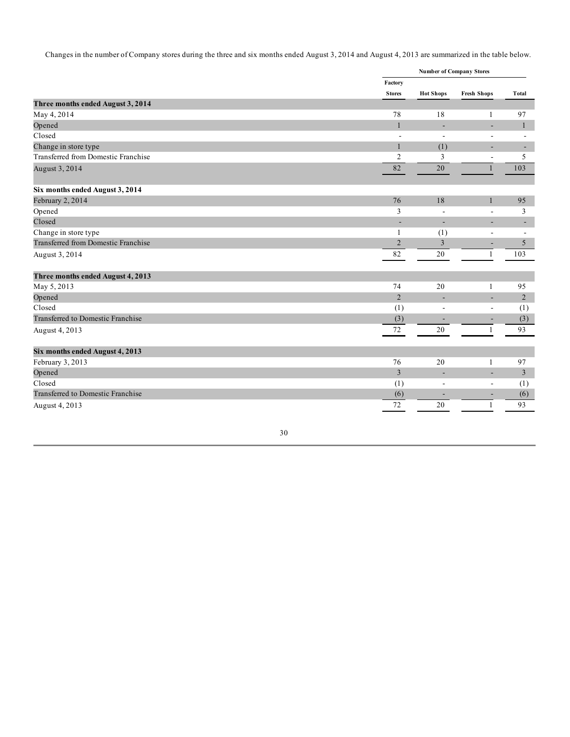Changes in the number of Company stores during the three and six months ended August 3, 2014 and August 4, 2013 are summarized in the table below.

| | Number of Company Stores | | | |
|---|---|---|---|---|
| | Factory Stores | Hot Shops | Fresh Shops | Total |
| **Three months ended August 3, 2014** | | | | |
| May 4, 2014 | 78 | 18 | 1 | 97 |
| Opened | 1 | - | - | 1 |
| Closed | - | - | - | - |
| Change in store type | 1 | (1) | - | - |
| Transferred from Domestic Franchise | 2 | 3 | - | 5 |
| August 3, 2014 | 82 | 20 | 1 | 103 |
| **Six months ended August 3, 2014** | | | | |
| February 2, 2014 | 76 | 18 | 1 | 95 |
| Opened | 3 | - | - | 3 |
| Closed | - | - | - | - |
| Change in store type | 1 | (1) | - | - |
| Transferred from Domestic Franchise | 2 | 3 | - | 5 |
| August 3, 2014 | 82 | 20 | 1 | 103 |
| **Three months ended August 4, 2013** | | | | |
| May 5, 2013 | 74 | 20 | 1 | 95 |
| Opened | 2 | - | - | 2 |
| Closed | (1) | - | - | (1) |
| Transferred to Domestic Franchise | (3) | - | - | (3) |
| August 4, 2013 | 72 | 20 | 1 | 93 |
| **Six months ended August 4, 2013** | | | | |
| February 3, 2013 | 76 | 20 | 1 | 97 |
| Opened | 3 | - | - | 3 |
| Closed | (1) | - | - | (1) |
| Transferred to Domestic Franchise | (6) | - | - | (6) |
| August 4, 2013 | 72 | 20 | 1 | 93 |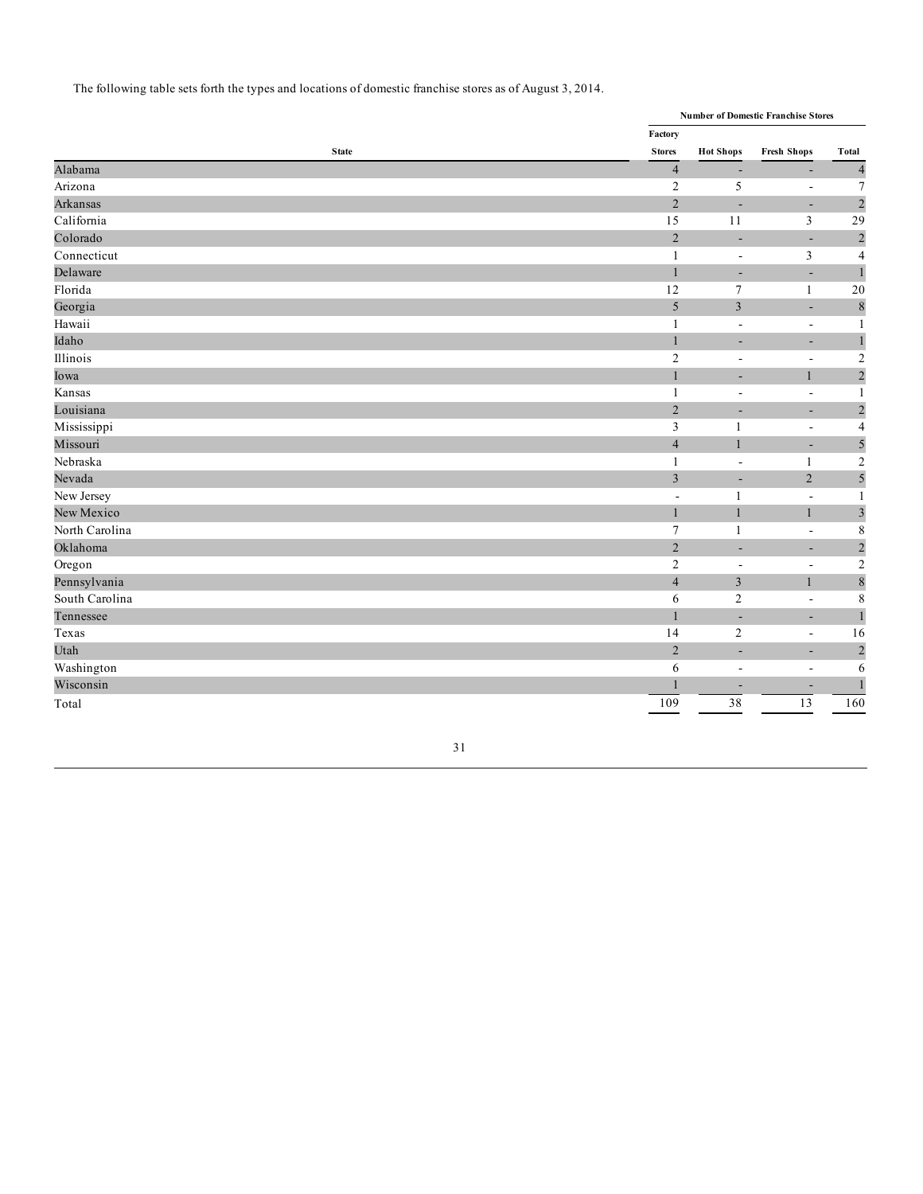The following table sets forth the types and locations of domestic franchise stores as of August 3, 2014.

| | Number of Domestic Franchise Stores | | | |
|---|---|---|---|---|
| State | Factory Stores | Hot Shops | Fresh Shops | Total |
| Alabama | 4 | - | - | 4 |
| Arizona | 2 | 5 | - | 7 |
| Arkansas | 2 | - | - | 2 |
| California | 15 | 11 | 3 | 29 |
| Colorado | 2 | - | - | 2 |
| Connecticut | 1 | - | 3 | 4 |
| Delaware | 1 | - | - | 1 |
| Florida | 12 | 7 | 1 | 20 |
| Georgia | 5 | 3 | - | 8 |
| Hawaii | 1 | - | - | 1 |
| Idaho | 1 | - | - | 1 |
| Illinois | 2 | - | - | 2 |
| Iowa | 1 | - | 1 | 2 |
| Kansas | 1 | - | - | 1 |
| Louisiana | 2 | - | - | 2 |
| Mississippi | 3 | 1 | - | 4 |
| Missouri | 4 | 1 | - | 5 |
| Nebraska | 1 | - | 1 | 2 |
| Nevada | 3 | - | 2 | 5 |
| New Jersey | - | 1 | - | 1 |
| New Mexico | 1 | 1 | 1 | 3 |
| North Carolina | 7 | 1 | - | 8 |
| Oklahoma | 2 | - | - | 2 |
| Oregon | 2 | - | - | 2 |
| Pennsylvania | 4 | 3 | 1 | 8 |
| South Carolina | 6 | 2 | - | 8 |
| Tennessee | 1 | - | - | 1 |
| Texas | 14 | 2 | - | 16 |
| Utah | 2 | - | - | 2 |
| Washington | 6 | - | - | 6 |
| Wisconsin | 1 | - | - | 1 |
| Total | 109 | 38 | 13 | 160 |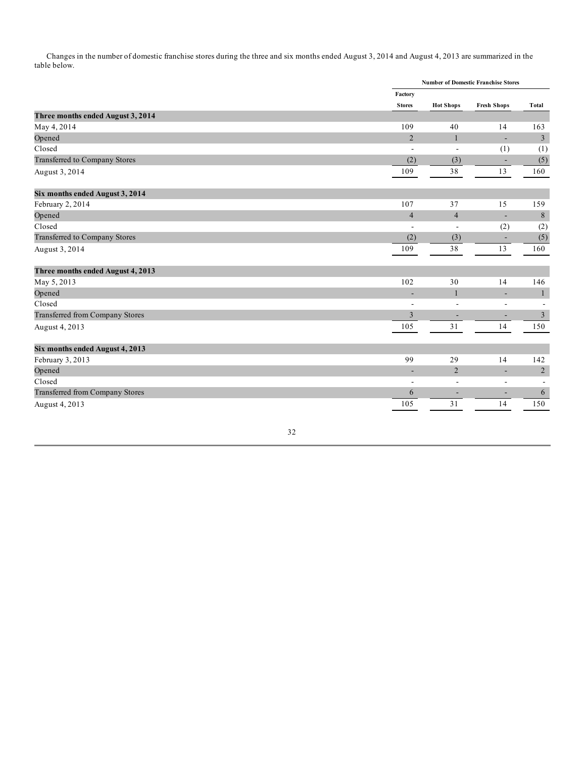Changes in the number of domestic franchise stores during the three and six months ended August 3, 2014 and August 4, 2013 are summarized in the table below.

| | Number of Domestic Franchise Stores | | | |
|---|---|---|---|---|
| | Factory Stores | Hot Shops | Fresh Shops | Total |
| **Three months ended August 3, 2014** | | | | |
| May 4, 2014 | 109 | 40 | 14 | 163 |
| Opened | 2 | 1 | - | 3 |
| Closed | - | - | (1) | (1) |
| Transferred to Company Stores | (2) | (3) | - | (5) |
| August 3, 2014 | 109 | 38 | 13 | 160 |
| **Six months ended August 3, 2014** | | | | |
| February 2, 2014 | 107 | 37 | 15 | 159 |
| Opened | 4 | 4 | - | 8 |
| Closed | - | - | (2) | (2) |
| Transferred to Company Stores | (2) | (3) | - | (5) |
| August 3, 2014 | 109 | 38 | 13 | 160 |
| **Three months ended August 4, 2013** | | | | |
| May 5, 2013 | 102 | 30 | 14 | 146 |
| Opened | - | 1 | - | 1 |
| Closed | - | - | - | - |
| Transferred from Company Stores | 3 | - | - | 3 |
| August 4, 2013 | 105 | 31 | 14 | 150 |
| **Six months ended August 4, 2013** | | | | |
| February 3, 2013 | 99 | 29 | 14 | 142 |
| Opened | - | 2 | - | 2 |
| Closed | - | - | - | - |
| Transferred from Company Stores | 6 | - | - | 6 |
| August 4, 2013 | 105 | 31 | 14 | 150 |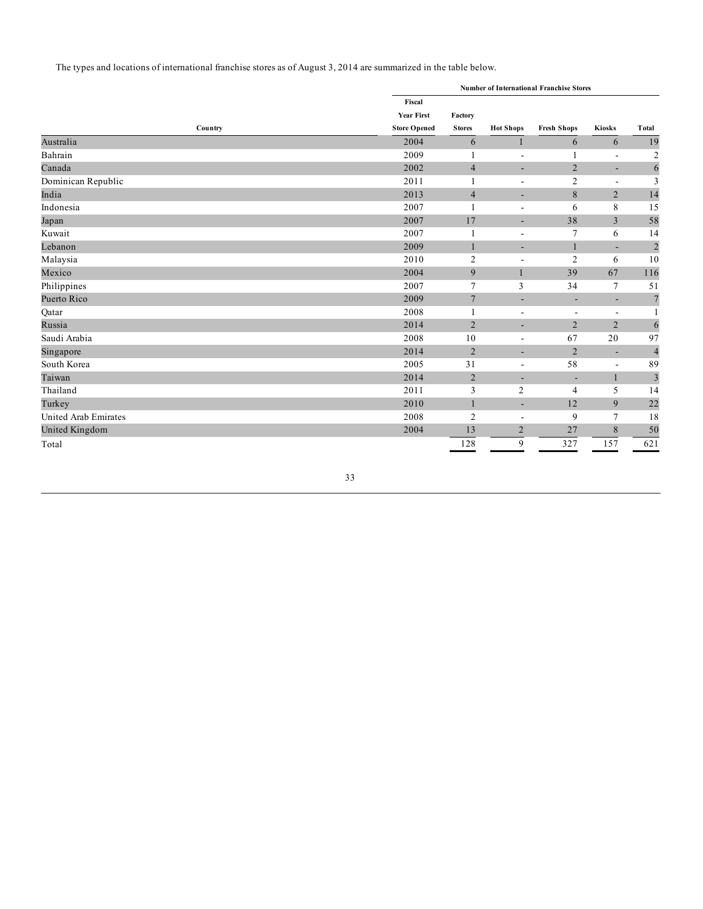The types and locations of international franchise stores as of August 3, 2014 are summarized in the table below.

| | Number of International Franchise Stores | | | | | |
|---|---|---|---|---|---|---|
| Country | Fiscal Year First Store Opened | Factory Stores | Hot Shops | Fresh Shops | Kiosks | Total |
| Australia | 2004 | 6 | 1 | 6 | 6 | 19 |
| Bahrain | 2009 | 1 | - | 1 | - | 2 |
| Canada | 2002 | 4 | - | 2 | - | 6 |
| Dominican Republic | 2011 | 1 | - | 2 | - | 3 |
| India | 2013 | 4 | - | 8 | 2 | 14 |
| Indonesia | 2007 | 1 | - | 6 | 8 | 15 |
| Japan | 2007 | 17 | - | 38 | 3 | 58 |
| Kuwait | 2007 | 1 | - | 7 | 6 | 14 |
| Lebanon | 2009 | 1 | - | 1 | - | 2 |
| Malaysia | 2010 | 2 | - | 2 | 6 | 10 |
| Mexico | 2004 | 9 | 1 | 39 | 67 | 116 |
| Philippines | 2007 | 7 | 3 | 34 | 7 | 51 |
| Puerto Rico | 2009 | 7 | - | - | - | 7 |
| Qatar | 2008 | 1 | - | - | - | 1 |
| Russia | 2014 | 2 | - | 2 | 2 | 6 |
| Saudi Arabia | 2008 | 10 | - | 67 | 20 | 97 |
| Singapore | 2014 | 2 | - | 2 | - | 4 |
| South Korea | 2005 | 31 | - | 58 | - | 89 |
| Taiwan | 2014 | 2 | - | - | 1 | 3 |
| Thailand | 2011 | 3 | 2 | 4 | 5 | 14 |
| Turkey | 2010 | 1 | - | 12 | 9 | 22 |
| United Arab Emirates | 2008 | 2 | - | 9 | 7 | 18 |
| United Kingdom | 2004 | 13 | 2 | 27 | 8 | 50 |
| Total | | 128 | 9 | 327 | 157 | 621 |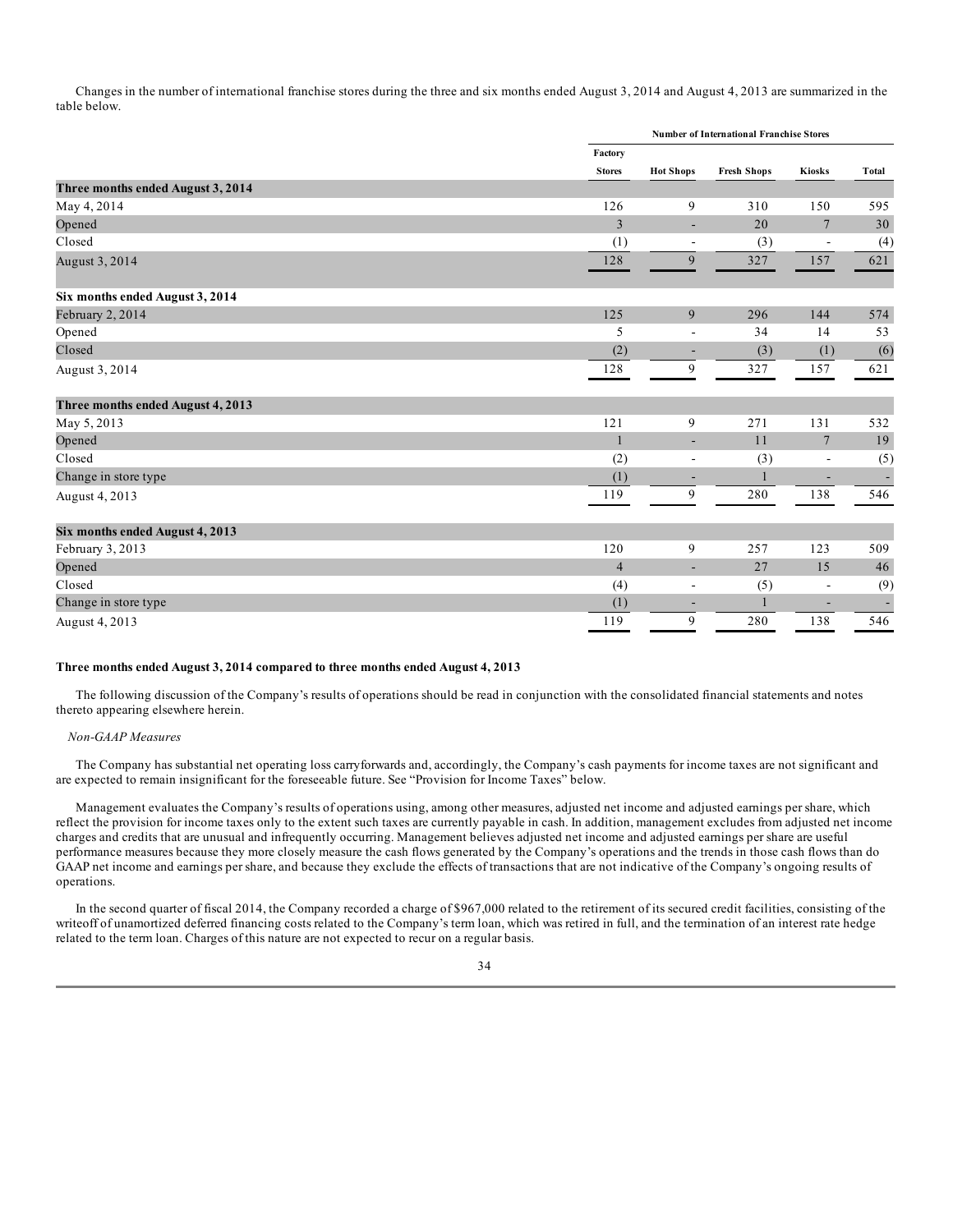Changes in the number of international franchise stores during the three and six months ended August 3, 2014 and August 4, 2013 are summarized in the table below.

| | Number of International Franchise Stores | | | | |
|---|---|---|---|---|---|
| | Factory Stores | Hot Shops | Fresh Shops | Kiosks | Total |
| **Three months ended August 3, 2014** | | | | | |
| May 4, 2014 | 126 | 9 | 310 | 150 | 595 |
| Opened | 3 | - | 20 | 7 | 30 |
| Closed | (1) | - | (3) | - | (4) |
| August 3, 2014 | 128 | 9 | 327 | 157 | 621 |
| **Six months ended August 3, 2014** | | | | | |
| February 2, 2014 | 125 | 9 | 296 | 144 | 574 |
| Opened | 5 | - | 34 | 14 | 53 |
| Closed | (2) | - | (3) | (1) | (6) |
| August 3, 2014 | 128 | 9 | 327 | 157 | 621 |
| **Three months ended August 4, 2013** | | | | | |
| May 5, 2013 | 121 | 9 | 271 | 131 | 532 |
| Opened | 1 | - | 11 | 7 | 19 |
| Closed | (2) | - | (3) | - | (5) |
| Change in store type | (1) | - | 1 | - | - |
| August 4, 2013 | 119 | 9 | 280 | 138 | 546 |
| **Six months ended August 4, 2013** | | | | | |
| February 3, 2013 | 120 | 9 | 257 | 123 | 509 |
| Opened | 4 | - | 27 | 15 | 46 |
| Closed | (4) | - | (5) | - | (9) |
| Change in store type | (1) | - | 1 | - | - |
| August 4, 2013 | 119 | 9 | 280 | 138 | 546 |

**Three months ended August 3, 2014 compared to three months ended August 4, 2013**

The following discussion of the Company's results of operations should be read in conjunction with the consolidated financial statements and notes thereto appearing elsewhere herein.

*Non-GAAP Measures*

The Company has substantial net operating loss carryforwards and, accordingly, the Company's cash payments for income taxes are not significant and are expected to remain insignificant for the foreseeable future. See "Provision for Income Taxes" below.

Management evaluates the Company's results of operations using, among other measures, adjusted net income and adjusted earnings per share, which reflect the provision for income taxes only to the extent such taxes are currently payable in cash. In addition, management excludes from adjusted net income charges and credits that are unusual and infrequently occurring. Management believes adjusted net income and adjusted earnings per share are useful performance measures because they more closely measure the cash flows generated by the Company's operations and the trends in those cash flows than do GAAP net income and earnings per share, and because they exclude the effects of transactions that are not indicative of the Company's ongoing results of operations.

In the second quarter of fiscal 2014, the Company recorded a charge of $967,000 related to the retirement of its secured credit facilities, consisting of the writeoff of unamortized deferred financing costs related to the Company's term loan, which was retired in full, and the termination of an interest rate hedge related to the term loan. Charges of this nature are not expected to recur on a regular basis.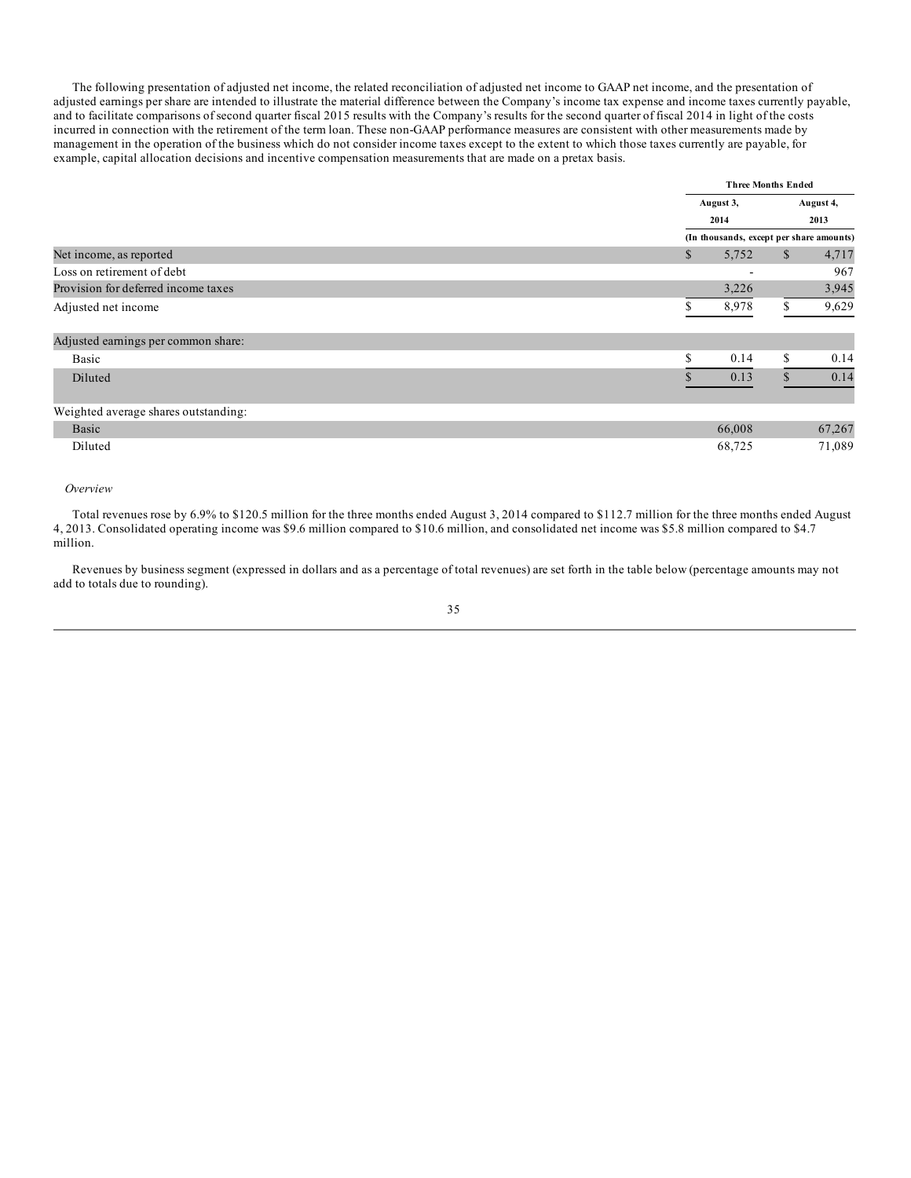The following presentation of adjusted net income, the related reconciliation of adjusted net income to GAAP net income, and the presentation of adjusted earnings per share are intended to illustrate the material difference between the Company's income tax expense and income taxes currently payable, and to facilitate comparisons of second quarter fiscal 2015 results with the Company's results for the second quarter of fiscal 2014 in light of the costs incurred in connection with the retirement of the term loan. These non-GAAP performance measures are consistent with other measurements made by management in the operation of the business which do not consider income taxes except to the extent to which those taxes currently are payable, for example, capital allocation decisions and incentive compensation measurements that are made on a pretax basis.

| | Three Months Ended | |
|---|---|---|
| | August 3, 2014 | August 4, 2013 |
| | (In thousands, except per share amounts) | |
| Net income, as reported | $ 5,752 | $ 4,717 |
| Loss on retirement of debt | - | 967 |
| Provision for deferred income taxes | 3,226 | 3,945 |
| Adjusted net income | $ 8,978 | $ 9,629 |
| Adjusted earnings per common share: | | |
| Basic | $ 0.14 | $ 0.14 |
| Diluted | $ 0.13 | $ 0.14 |
| Weighted average shares outstanding: | | |
| Basic | 66,008 | 67,267 |
| Diluted | 68,725 | 71,089 |

*Overview*

Total revenues rose by 6.9% to $120.5 million for the three months ended August 3, 2014 compared to $112.7 million for the three months ended August 4, 2013. Consolidated operating income was $9.6 million compared to $10.6 million, and consolidated net income was $5.8 million compared to $4.7 million.

Revenues by business segment (expressed in dollars and as a percentage of total revenues) are set forth in the table below (percentage amounts may not add to totals due to rounding).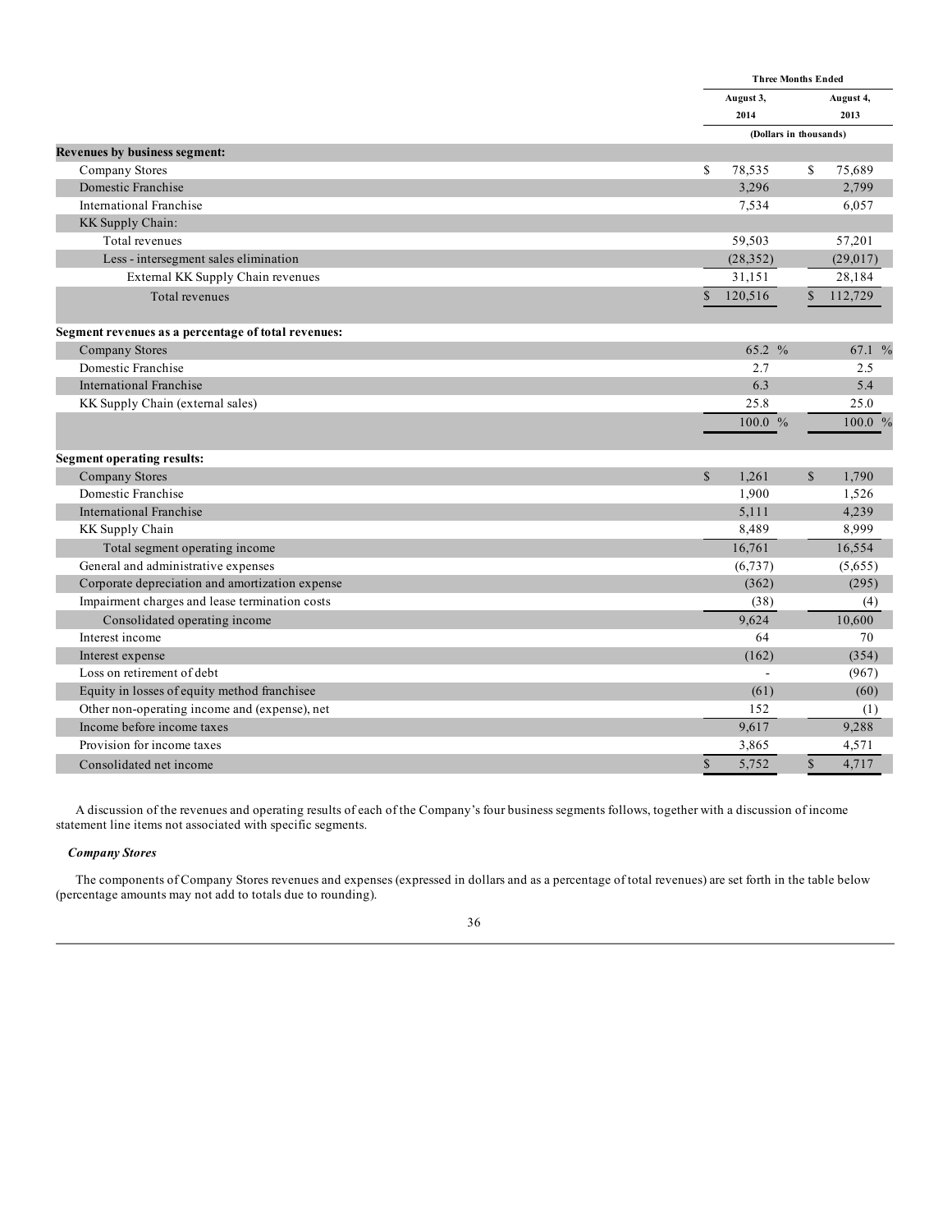| | Three Months Ended | |
|---|---|---|
| | August 3, 2014 | August 4, 2013 |
| | (Dollars in thousands) | |
| **Revenues by business segment:** | | |
| Company Stores | $ 78,535 | $ 75,689 |
| Domestic Franchise | 3,296 | 2,799 |
| International Franchise | 7,534 | 6,057 |
| KK Supply Chain: | | |
| Total revenues | 59,503 | 57,201 |
| Less - intersegment sales elimination | (28,352) | (29,017) |
| External KK Supply Chain revenues | 31,151 | 28,184 |
| Total revenues | $ 120,516 | $ 112,729 |
| **Segment revenues as a percentage of total revenues:** | | |
| Company Stores | 65.2 % | 67.1 % |
| Domestic Franchise | 2.7 | 2.5 |
| International Franchise | 6.3 | 5.4 |
| KK Supply Chain (external sales) | 25.8 | 25.0 |
| | 100.0 % | 100.0 % |
| **Segment operating results:** | | |
| Company Stores | $ 1,261 | $ 1,790 |
| Domestic Franchise | 1,900 | 1,526 |
| International Franchise | 5,111 | 4,239 |
| KK Supply Chain | 8,489 | 8,999 |
| Total segment operating income | 16,761 | 16,554 |
| General and administrative expenses | (6,737) | (5,655) |
| Corporate depreciation and amortization expense | (362) | (295) |
| Impairment charges and lease termination costs | (38) | (4) |
| Consolidated operating income | 9,624 | 10,600 |
| Interest income | 64 | 70 |
| Interest expense | (162) | (354) |
| Loss on retirement of debt | - | (967) |
| Equity in losses of equity method franchisee | (61) | (60) |
| Other non-operating income and (expense), net | 152 | (1) |
| Income before income taxes | 9,617 | 9,288 |
| Provision for income taxes | 3,865 | 4,571 |
| Consolidated net income | $ 5,752 | $ 4,717 |

A discussion of the revenues and operating results of each of the Company's four business segments follows, together with a discussion of income statement line items not associated with specific segments.

***Company Stores***

The components of Company Stores revenues and expenses (expressed in dollars and as a percentage of total revenues) are set forth in the table below (percentage amounts may not add to totals due to rounding).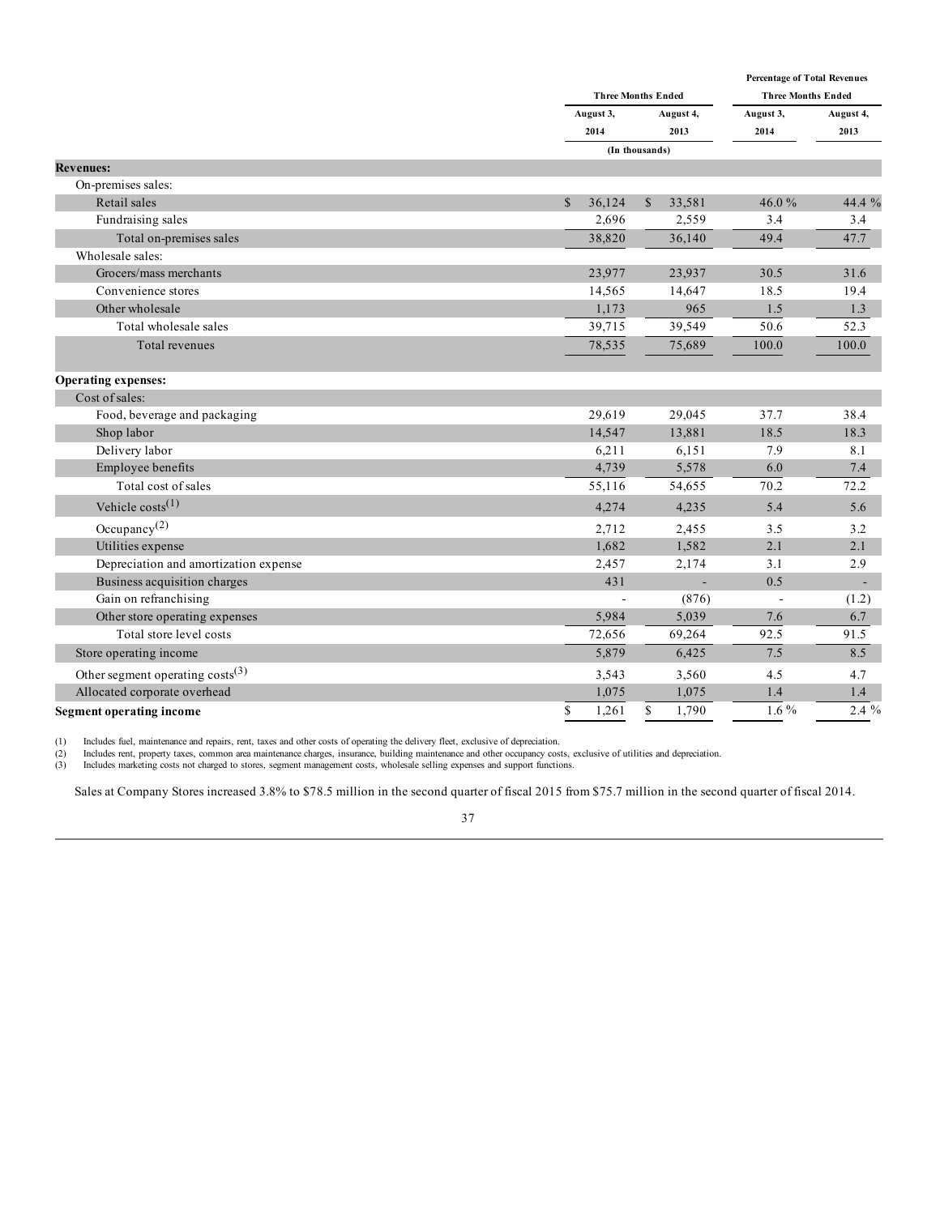| | Three Months Ended | | Percentage of Total Revenues Three Months Ended | |
|---|---|---|---|---|
| | August 3, 2014 | August 4, 2013 | August 3, 2014 | August 4, 2013 |
| | (In thousands) | | | |
| **Revenues:** | | | | |
| On-premises sales: | | | | |
| Retail sales | $ 36,124 | $ 33,581 | 46.0 % | 44.4 % |
| Fundraising sales | 2,696 | 2,559 | 3.4 | 3.4 |
| Total on-premises sales | 38,820 | 36,140 | 49.4 | 47.7 |
| Wholesale sales: | | | | |
| Grocers/mass merchants | 23,977 | 23,937 | 30.5 | 31.6 |
| Convenience stores | 14,565 | 14,647 | 18.5 | 19.4 |
| Other wholesale | 1,173 | 965 | 1.5 | 1.3 |
| Total wholesale sales | 39,715 | 39,549 | 50.6 | 52.3 |
| Total revenues | 78,535 | 75,689 | 100.0 | 100.0 |
| **Operating expenses:** | | | | |
| Cost of sales: | | | | |
| Food, beverage and packaging | 29,619 | 29,045 | 37.7 | 38.4 |
| Shop labor | 14,547 | 13,881 | 18.5 | 18.3 |
| Delivery labor | 6,211 | 6,151 | 7.9 | 8.1 |
| Employee benefits | 4,739 | 5,578 | 6.0 | 7.4 |
| Total cost of sales | 55,116 | 54,655 | 70.2 | 72.2 |
| Vehicle costs(1) | 4,274 | 4,235 | 5.4 | 5.6 |
| Occupancy(2) | 2,712 | 2,455 | 3.5 | 3.2 |
| Utilities expense | 1,682 | 1,582 | 2.1 | 2.1 |
| Depreciation and amortization expense | 2,457 | 2,174 | 3.1 | 2.9 |
| Business acquisition charges | 431 | - | 0.5 | - |
| Gain on refranchising | - | (876) | - | (1.2) |
| Other store operating expenses | 5,984 | 5,039 | 7.6 | 6.7 |
| Total store level costs | 72,656 | 69,264 | 92.5 | 91.5 |
| Store operating income | 5,879 | 6,425 | 7.5 | 8.5 |
| Other segment operating costs(3) | 3,543 | 3,560 | 4.5 | 4.7 |
| Allocated corporate overhead | 1,075 | 1,075 | 1.4 | 1.4 |
| **Segment operating income** | $ 1,261 | $ 1,790 | 1.6 % | 2.4 % |

(1) Includes fuel, maintenance and repairs, rent, taxes and other costs of operating the delivery fleet, exclusive of depreciation.
(2) Includes rent, property taxes, common area maintenance charges, insurance, building maintenance and other occupancy costs, exclusive of utilities and depreciation.
(3) Includes marketing costs not charged to stores, segment management costs, wholesale selling expenses and support functions.

Sales at Company Stores increased 3.8% to $78.5 million in the second quarter of fiscal 2015 from $75.7 million in the second quarter of fiscal 2014.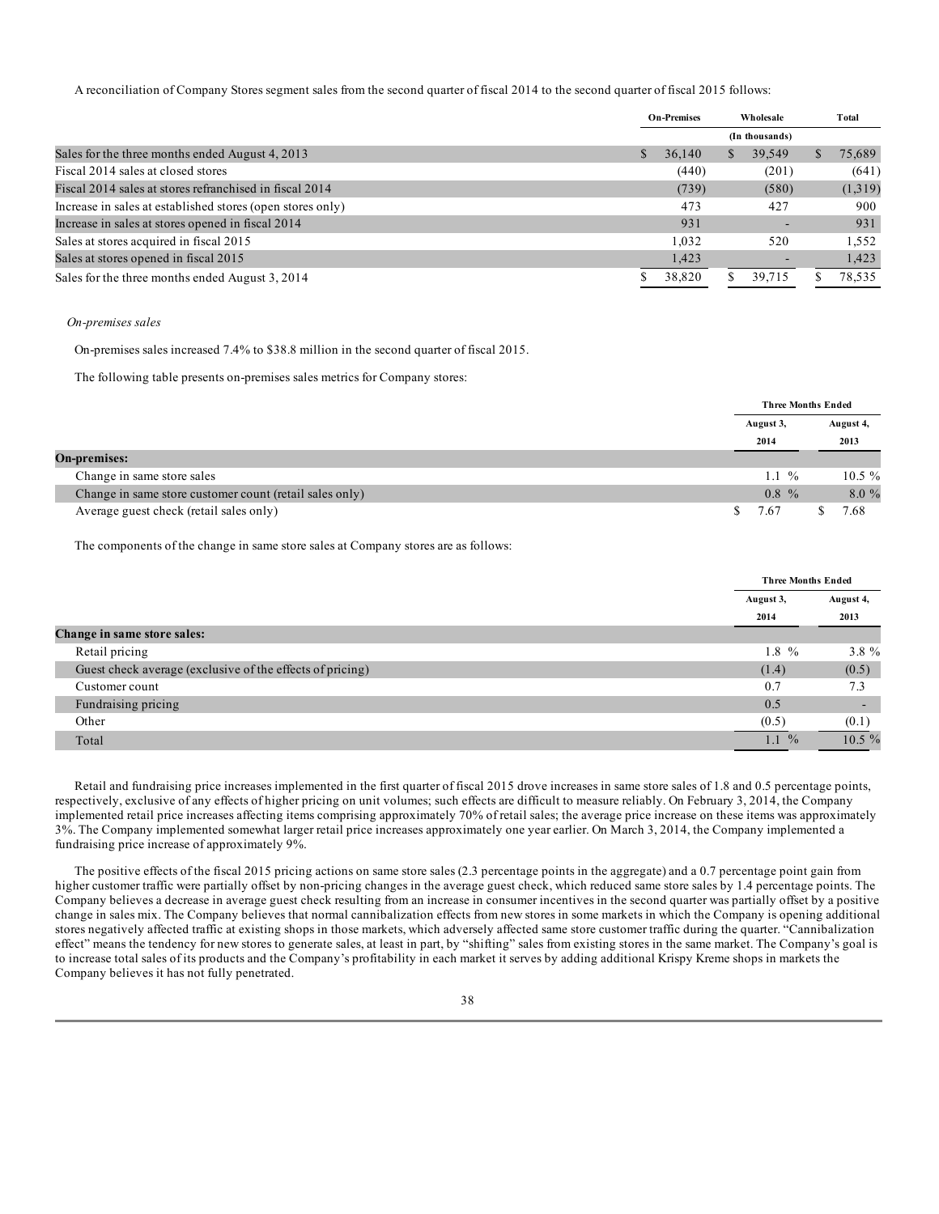A reconciliation of Company Stores segment sales from the second quarter of fiscal 2014 to the second quarter of fiscal 2015 follows:

| | On-Premises | Wholesale | Total |
|---|---|---|---|
| | | (In thousands) | |
| Sales for the three months ended August 4, 2013 | $ 36,140 | $ 39,549 | $ 75,689 |
| Fiscal 2014 sales at closed stores | (440) | (201) | (641) |
| Fiscal 2014 sales at stores refranchised in fiscal 2014 | (739) | (580) | (1,319) |
| Increase in sales at established stores (open stores only) | 473 | 427 | 900 |
| Increase in sales at stores opened in fiscal 2014 | 931 | - | 931 |
| Sales at stores acquired in fiscal 2015 | 1,032 | 520 | 1,552 |
| Sales at stores opened in fiscal 2015 | 1,423 | - | 1,423 |
| Sales for the three months ended August 3, 2014 | $ 38,820 | $ 39,715 | $ 78,535 |

*On-premises sales*

On-premises sales increased 7.4% to $38.8 million in the second quarter of fiscal 2015.

The following table presents on-premises sales metrics for Company stores:

| | Three Months Ended | |
|---|---|---|
| | August 3, 2014 | August 4, 2013 |
| **On-premises:** | | |
| Change in same store sales | 1.1 % | 10.5 % |
| Change in same store customer count (retail sales only) | 0.8 % | 8.0 % |
| Average guest check (retail sales only) | $ 7.67 | $ 7.68 |

The components of the change in same store sales at Company stores are as follows:

| | Three Months Ended | |
|---|---|---|
| | August 3, 2014 | August 4, 2013 |
| **Change in same store sales:** | | |
| Retail pricing | 1.8 % | 3.8 % |
| Guest check average (exclusive of the effects of pricing) | (1.4) | (0.5) |
| Customer count | 0.7 | 7.3 |
| Fundraising pricing | 0.5 | - |
| Other | (0.5) | (0.1) |
| Total | 1.1 % | 10.5 % |

Retail and fundraising price increases implemented in the first quarter of fiscal 2015 drove increases in same store sales of 1.8 and 0.5 percentage points, respectively, exclusive of any effects of higher pricing on unit volumes; such effects are difficult to measure reliably. On February 3, 2014, the Company implemented retail price increases affecting items comprising approximately 70% of retail sales; the average price increase on these items was approximately 3%. The Company implemented somewhat larger retail price increases approximately one year earlier. On March 3, 2014, the Company implemented a fundraising price increase of approximately 9%.

The positive effects of the fiscal 2015 pricing actions on same store sales (2.3 percentage points in the aggregate) and a 0.7 percentage point gain from higher customer traffic were partially offset by non-pricing changes in the average guest check, which reduced same store sales by 1.4 percentage points. The Company believes a decrease in average guest check resulting from an increase in consumer incentives in the second quarter was partially offset by a positive change in sales mix. The Company believes that normal cannibalization effects from new stores in some markets in which the Company is opening additional stores negatively affected traffic at existing shops in those markets, which adversely affected same store customer traffic during the quarter. "Cannibalization effect" means the tendency for new stores to generate sales, at least in part, by "shifting" sales from existing stores in the same market. The Company's goal is to increase total sales of its products and the Company's profitability in each market it serves by adding additional Krispy Kreme shops in markets the Company believes it has not fully penetrated.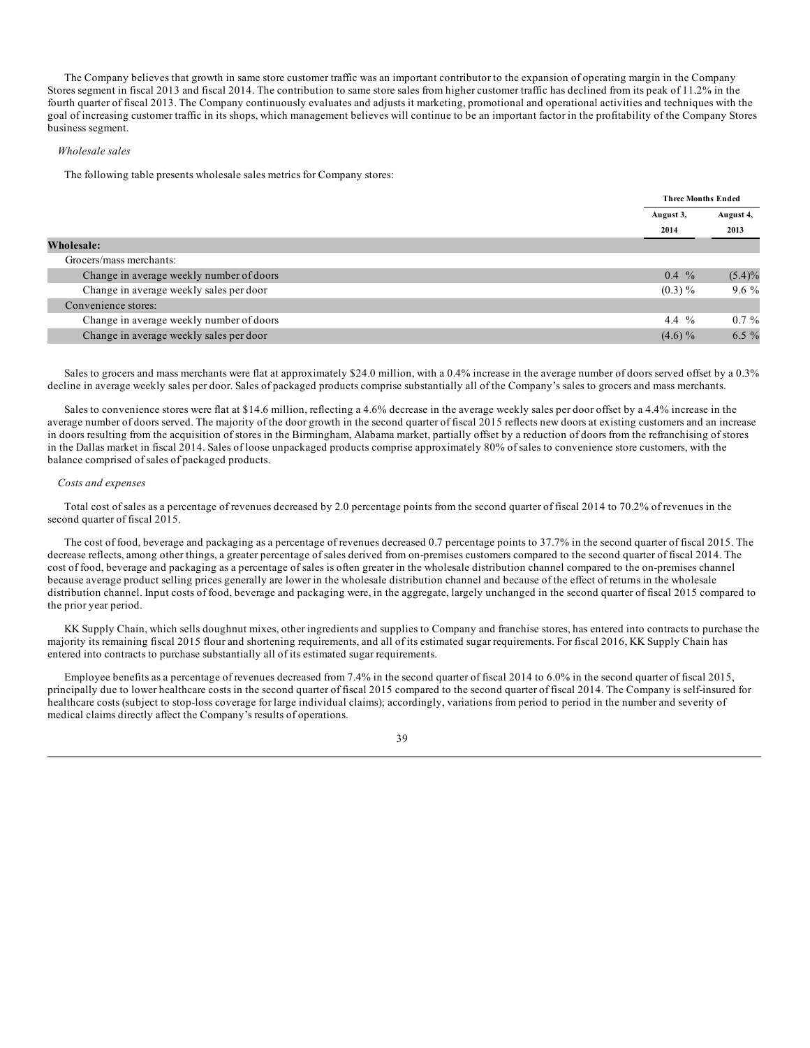The Company believes that growth in same store customer traffic was an important contributor to the expansion of operating margin in the Company Stores segment in fiscal 2013 and fiscal 2014. The contribution to same store sales from higher customer traffic has declined from its peak of 11.2% in the fourth quarter of fiscal 2013. The Company continuously evaluates and adjusts it marketing, promotional and operational activities and techniques with the goal of increasing customer traffic in its shops, which management believes will continue to be an important factor in the profitability of the Company Stores business segment.

*Wholesale sales*

The following table presents wholesale sales metrics for Company stores:

| | Three Months Ended | |
|---|---|---|
| | August 3, 2014 | August 4, 2013 |
| **Wholesale:** | | |
| Grocers/mass merchants: | | |
| Change in average weekly number of doors | 0.4 % | (5.4)% |
| Change in average weekly sales per door | (0.3) % | 9.6 % |
| Convenience stores: | | |
| Change in average weekly number of doors | 4.4 % | 0.7 % |
| Change in average weekly sales per door | (4.6) % | 6.5 % |

Sales to grocers and mass merchants were flat at approximately $24.0 million, with a 0.4% increase in the average number of doors served offset by a 0.3% decline in average weekly sales per door. Sales of packaged products comprise substantially all of the Company's sales to grocers and mass merchants.

Sales to convenience stores were flat at $14.6 million, reflecting a 4.6% decrease in the average weekly sales per door offset by a 4.4% increase in the average number of doors served. The majority of the door growth in the second quarter of fiscal 2015 reflects new doors at existing customers and an increase in doors resulting from the acquisition of stores in the Birmingham, Alabama market, partially offset by a reduction of doors from the refranchising of stores in the Dallas market in fiscal 2014. Sales of loose unpackaged products comprise approximately 80% of sales to convenience store customers, with the balance comprised of sales of packaged products.

*Costs and expenses*

Total cost of sales as a percentage of revenues decreased by 2.0 percentage points from the second quarter of fiscal 2014 to 70.2% of revenues in the second quarter of fiscal 2015.

The cost of food, beverage and packaging as a percentage of revenues decreased 0.7 percentage points to 37.7% in the second quarter of fiscal 2015. The decrease reflects, among other things, a greater percentage of sales derived from on-premises customers compared to the second quarter of fiscal 2014. The cost of food, beverage and packaging as a percentage of sales is often greater in the wholesale distribution channel compared to the on-premises channel because average product selling prices generally are lower in the wholesale distribution channel and because of the effect of returns in the wholesale distribution channel. Input costs of food, beverage and packaging were, in the aggregate, largely unchanged in the second quarter of fiscal 2015 compared to the prior year period.

KK Supply Chain, which sells doughnut mixes, other ingredients and supplies to Company and franchise stores, has entered into contracts to purchase the majority its remaining fiscal 2015 flour and shortening requirements, and all of its estimated sugar requirements. For fiscal 2016, KK Supply Chain has entered into contracts to purchase substantially all of its estimated sugar requirements.

Employee benefits as a percentage of revenues decreased from 7.4% in the second quarter of fiscal 2014 to 6.0% in the second quarter of fiscal 2015, principally due to lower healthcare costs in the second quarter of fiscal 2015 compared to the second quarter of fiscal 2014. The Company is self-insured for healthcare costs (subject to stop-loss coverage for large individual claims); accordingly, variations from period to period in the number and severity of medical claims directly affect the Company's results of operations.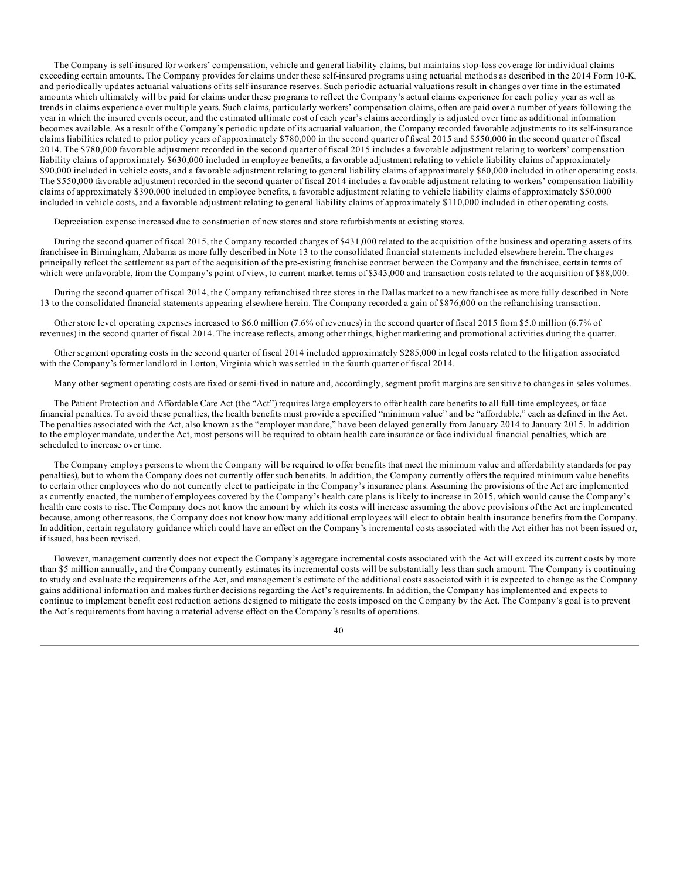The Company is self-insured for workers' compensation, vehicle and general liability claims, but maintains stop-loss coverage for individual claims exceeding certain amounts. The Company provides for claims under these self-insured programs using actuarial methods as described in the 2014 Form 10-K, and periodically updates actuarial valuations of its self-insurance reserves. Such periodic actuarial valuations result in changes over time in the estimated amounts which ultimately will be paid for claims under these programs to reflect the Company's actual claims experience for each policy year as well as trends in claims experience over multiple years. Such claims, particularly workers' compensation claims, often are paid over a number of years following the year in which the insured events occur, and the estimated ultimate cost of each year's claims accordingly is adjusted over time as additional information becomes available. As a result of the Company's periodic update of its actuarial valuation, the Company recorded favorable adjustments to its self-insurance claims liabilities related to prior policy years of approximately $780,000 in the second quarter of fiscal 2015 and $550,000 in the second quarter of fiscal 2014. The $780,000 favorable adjustment recorded in the second quarter of fiscal 2015 includes a favorable adjustment relating to workers' compensation liability claims of approximately $630,000 included in employee benefits, a favorable adjustment relating to vehicle liability claims of approximately $90,000 included in vehicle costs, and a favorable adjustment relating to general liability claims of approximately $60,000 included in other operating costs. The $550,000 favorable adjustment recorded in the second quarter of fiscal 2014 includes a favorable adjustment relating to workers' compensation liability claims of approximately $390,000 included in employee benefits, a favorable adjustment relating to vehicle liability claims of approximately $50,000 included in vehicle costs, and a favorable adjustment relating to general liability claims of approximately $110,000 included in other operating costs.

Depreciation expense increased due to construction of new stores and store refurbishments at existing stores.

During the second quarter of fiscal 2015, the Company recorded charges of $431,000 related to the acquisition of the business and operating assets of its franchisee in Birmingham, Alabama as more fully described in Note 13 to the consolidated financial statements included elsewhere herein. The charges principally reflect the settlement as part of the acquisition of the pre-existing franchise contract between the Company and the franchisee, certain terms of which were unfavorable, from the Company's point of view, to current market terms of $343,000 and transaction costs related to the acquisition of $88,000.

During the second quarter of fiscal 2014, the Company refranchised three stores in the Dallas market to a new franchisee as more fully described in Note 13 to the consolidated financial statements appearing elsewhere herein. The Company recorded a gain of $876,000 on the refranchising transaction.

Other store level operating expenses increased to $6.0 million (7.6% of revenues) in the second quarter of fiscal 2015 from $5.0 million (6.7% of revenues) in the second quarter of fiscal 2014. The increase reflects, among other things, higher marketing and promotional activities during the quarter.

Other segment operating costs in the second quarter of fiscal 2014 included approximately $285,000 in legal costs related to the litigation associated with the Company's former landlord in Lorton, Virginia which was settled in the fourth quarter of fiscal 2014.

Many other segment operating costs are fixed or semi-fixed in nature and, accordingly, segment profit margins are sensitive to changes in sales volumes.

The Patient Protection and Affordable Care Act (the "Act") requires large employers to offer health care benefits to all full-time employees, or face financial penalties. To avoid these penalties, the health benefits must provide a specified "minimum value" and be "affordable," each as defined in the Act. The penalties associated with the Act, also known as the "employer mandate," have been delayed generally from January 2014 to January 2015. In addition to the employer mandate, under the Act, most persons will be required to obtain health care insurance or face individual financial penalties, which are scheduled to increase over time.

The Company employs persons to whom the Company will be required to offer benefits that meet the minimum value and affordability standards (or pay penalties), but to whom the Company does not currently offer such benefits. In addition, the Company currently offers the required minimum value benefits to certain other employees who do not currently elect to participate in the Company's insurance plans. Assuming the provisions of the Act are implemented as currently enacted, the number of employees covered by the Company's health care plans is likely to increase in 2015, which would cause the Company's health care costs to rise. The Company does not know the amount by which its costs will increase assuming the above provisions of the Act are implemented because, among other reasons, the Company does not know how many additional employees will elect to obtain health insurance benefits from the Company. In addition, certain regulatory guidance which could have an effect on the Company's incremental costs associated with the Act either has not been issued or, if issued, has been revised.

However, management currently does not expect the Company's aggregate incremental costs associated with the Act will exceed its current costs by more than $5 million annually, and the Company currently estimates its incremental costs will be substantially less than such amount. The Company is continuing to study and evaluate the requirements of the Act, and management's estimate of the additional costs associated with it is expected to change as the Company gains additional information and makes further decisions regarding the Act's requirements. In addition, the Company has implemented and expects to continue to implement benefit cost reduction actions designed to mitigate the costs imposed on the Company by the Act. The Company's goal is to prevent the Act's requirements from having a material adverse effect on the Company's results of operations.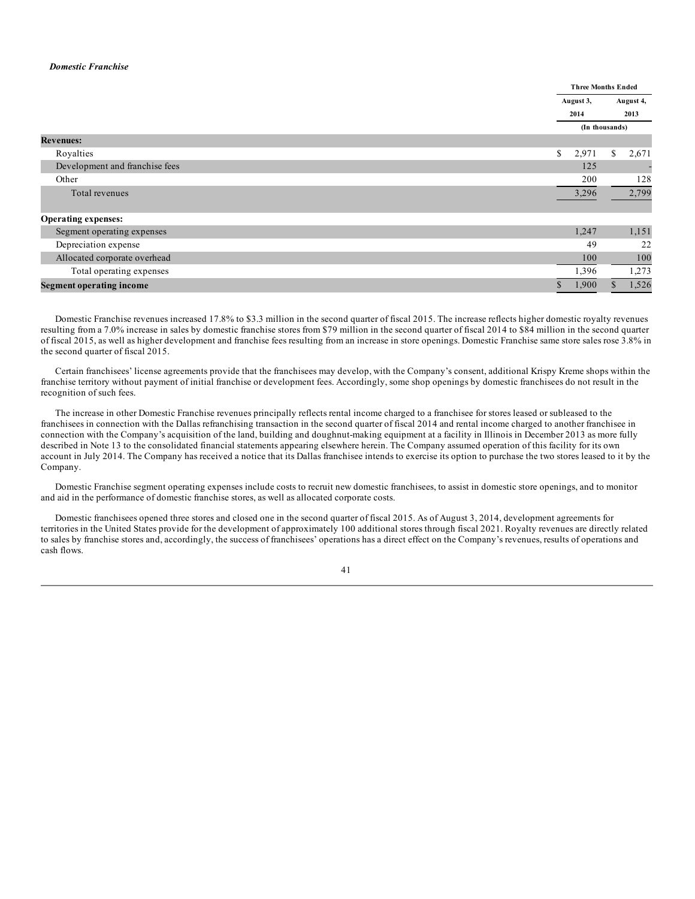***Domestic Franchise***

| | Three Months Ended | |
|---|---|---|
| | August 3, 2014 | August 4, 2013 |
| | (In thousands) | |
| **Revenues:** | | |
| Royalties | $ 2,971 | $ 2,671 |
| Development and franchise fees | 125 | - |
| Other | 200 | 128 |
| Total revenues | 3,296 | 2,799 |
| **Operating expenses:** | | |
| Segment operating expenses | 1,247 | 1,151 |
| Depreciation expense | 49 | 22 |
| Allocated corporate overhead | 100 | 100 |
| Total operating expenses | 1,396 | 1,273 |
| **Segment operating income** | $ 1,900 | $ 1,526 |

Domestic Franchise revenues increased 17.8% to $3.3 million in the second quarter of fiscal 2015. The increase reflects higher domestic royalty revenues resulting from a 7.0% increase in sales by domestic franchise stores from $79 million in the second quarter of fiscal 2014 to $84 million in the second quarter of fiscal 2015, as well as higher development and franchise fees resulting from an increase in store openings. Domestic Franchise same store sales rose 3.8% in the second quarter of fiscal 2015.

Certain franchisees' license agreements provide that the franchisees may develop, with the Company's consent, additional Krispy Kreme shops within the franchise territory without payment of initial franchise or development fees. Accordingly, some shop openings by domestic franchisees do not result in the recognition of such fees.

The increase in other Domestic Franchise revenues principally reflects rental income charged to a franchisee for stores leased or subleased to the franchisees in connection with the Dallas refranchising transaction in the second quarter of fiscal 2014 and rental income charged to another franchisee in connection with the Company's acquisition of the land, building and doughnut-making equipment at a facility in Illinois in December 2013 as more fully described in Note 13 to the consolidated financial statements appearing elsewhere herein. The Company assumed operation of this facility for its own account in July 2014. The Company has received a notice that its Dallas franchisee intends to exercise its option to purchase the two stores leased to it by the Company.

Domestic Franchise segment operating expenses include costs to recruit new domestic franchisees, to assist in domestic store openings, and to monitor and aid in the performance of domestic franchise stores, as well as allocated corporate costs.

Domestic franchisees opened three stores and closed one in the second quarter of fiscal 2015. As of August 3, 2014, development agreements for territories in the United States provide for the development of approximately 100 additional stores through fiscal 2021. Royalty revenues are directly related to sales by franchise stores and, accordingly, the success of franchisees' operations has a direct effect on the Company's revenues, results of operations and cash flows.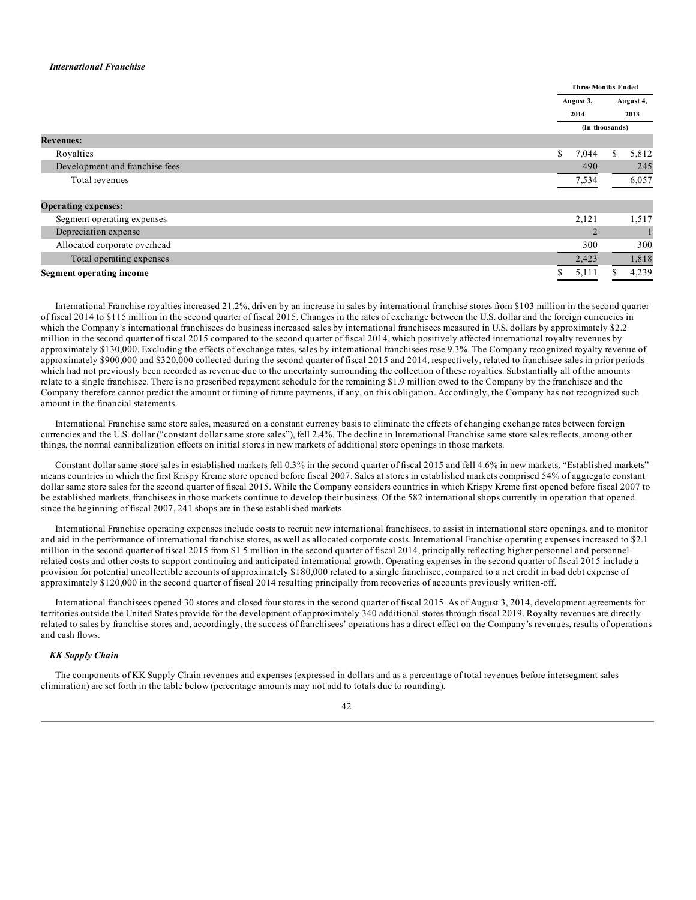### *International Franchise*

| | Three Months Ended | |
|---|---|---|
| | August 3, 2014 | August 4, 2013 |
| | (In thousands) | |
| **Revenues:** | | |
| Royalties | $ 7,044 | $ 5,812 |
| Development and franchise fees | 490 | 245 |
| Total revenues | 7,534 | 6,057 |
| **Operating expenses:** | | |
| Segment operating expenses | 2,121 | 1,517 |
| Depreciation expense | 2 | 1 |
| Allocated corporate overhead | 300 | 300 |
| Total operating expenses | 2,423 | 1,818 |
| **Segment operating income** | $ 5,111 | $ 4,239 |

International Franchise royalties increased 21.2%, driven by an increase in sales by international franchise stores from $103 million in the second quarter of fiscal 2014 to $115 million in the second quarter of fiscal 2015. Changes in the rates of exchange between the U.S. dollar and the foreign currencies in which the Company's international franchisees do business increased sales by international franchisees measured in U.S. dollars by approximately $2.2 million in the second quarter of fiscal 2015 compared to the second quarter of fiscal 2014, which positively affected international royalty revenues by approximately $130,000. Excluding the effects of exchange rates, sales by international franchisees rose 9.3%. The Company recognized royalty revenue of approximately $900,000 and $320,000 collected during the second quarter of fiscal 2015 and 2014, respectively, related to franchisee sales in prior periods which had not previously been recorded as revenue due to the uncertainty surrounding the collection of these royalties. Substantially all of the amounts relate to a single franchisee. There is no prescribed repayment schedule for the remaining $1.9 million owed to the Company by the franchisee and the Company therefore cannot predict the amount or timing of future payments, if any, on this obligation. Accordingly, the Company has not recognized such amount in the financial statements.

International Franchise same store sales, measured on a constant currency basis to eliminate the effects of changing exchange rates between foreign currencies and the U.S. dollar ("constant dollar same store sales"), fell 2.4%. The decline in International Franchise same store sales reflects, among other things, the normal cannibalization effects on initial stores in new markets of additional store openings in those markets.

Constant dollar same store sales in established markets fell 0.3% in the second quarter of fiscal 2015 and fell 4.6% in new markets. "Established markets" means countries in which the first Krispy Kreme store opened before fiscal 2007. Sales at stores in established markets comprised 54% of aggregate constant dollar same store sales for the second quarter of fiscal 2015. While the Company considers countries in which Krispy Kreme first opened before fiscal 2007 to be established markets, franchisees in those markets continue to develop their business. Of the 582 international shops currently in operation that opened since the beginning of fiscal 2007, 241 shops are in these established markets.

International Franchise operating expenses include costs to recruit new international franchisees, to assist in international store openings, and to monitor and aid in the performance of international franchise stores, as well as allocated corporate costs. International Franchise operating expenses increased to $2.1 million in the second quarter of fiscal 2015 from $1.5 million in the second quarter of fiscal 2014, principally reflecting higher personnel and personnel-related costs and other costs to support continuing and anticipated international growth. Operating expenses in the second quarter of fiscal 2015 include a provision for potential uncollectible accounts of approximately $180,000 related to a single franchisee, compared to a net credit in bad debt expense of approximately $120,000 in the second quarter of fiscal 2014 resulting principally from recoveries of accounts previously written-off.

International franchisees opened 30 stores and closed four stores in the second quarter of fiscal 2015. As of August 3, 2014, development agreements for territories outside the United States provide for the development of approximately 340 additional stores through fiscal 2019. Royalty revenues are directly related to sales by franchise stores and, accordingly, the success of franchisees' operations has a direct effect on the Company's revenues, results of operations and cash flows.

### *KK Supply Chain*

The components of KK Supply Chain revenues and expenses (expressed in dollars and as a percentage of total revenues before intersegment sales elimination) are set forth in the table below (percentage amounts may not add to totals due to rounding).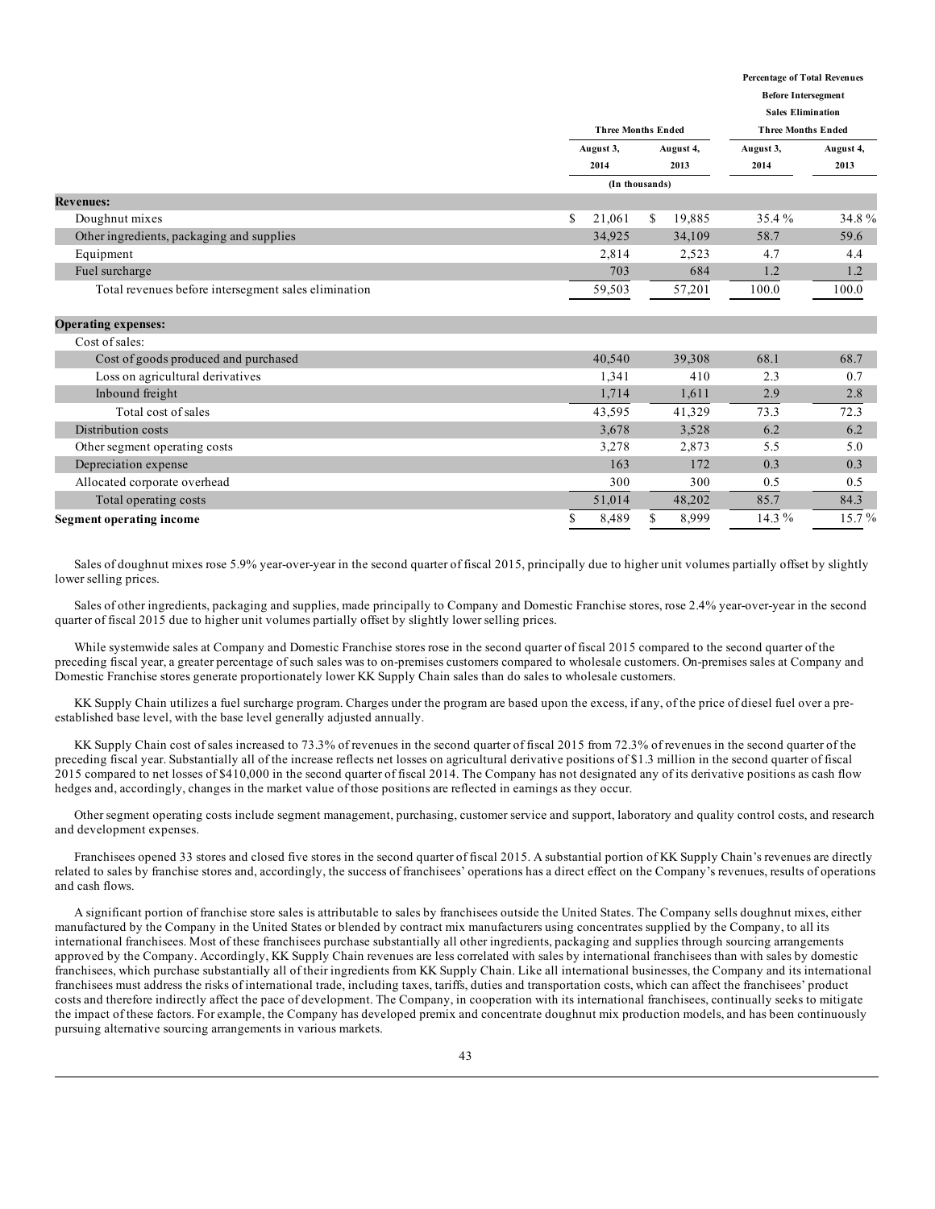| | Three Months Ended | | Percentage of Total Revenues Before Intersegment Sales Elimination Three Months Ended | |
|---|---|---|---|---|
| | August 3, 2014 | August 4, 2013 | August 3, 2014 | August 4, 2013 |
| | (In thousands) | | | |
| **Revenues:** | | | | |
| Doughnut mixes | $ 21,061 | $ 19,885 | 35.4 % | 34.8 % |
| Other ingredients, packaging and supplies | 34,925 | 34,109 | 58.7 | 59.6 |
| Equipment | 2,814 | 2,523 | 4.7 | 4.4 |
| Fuel surcharge | 703 | 684 | 1.2 | 1.2 |
| Total revenues before intersegment sales elimination | 59,503 | 57,201 | 100.0 | 100.0 |
| **Operating expenses:** | | | | |
| Cost of sales: | | | | |
| Cost of goods produced and purchased | 40,540 | 39,308 | 68.1 | 68.7 |
| Loss on agricultural derivatives | 1,341 | 410 | 2.3 | 0.7 |
| Inbound freight | 1,714 | 1,611 | 2.9 | 2.8 |
| Total cost of sales | 43,595 | 41,329 | 73.3 | 72.3 |
| Distribution costs | 3,678 | 3,528 | 6.2 | 6.2 |
| Other segment operating costs | 3,278 | 2,873 | 5.5 | 5.0 |
| Depreciation expense | 163 | 172 | 0.3 | 0.3 |
| Allocated corporate overhead | 300 | 300 | 0.5 | 0.5 |
| Total operating costs | 51,014 | 48,202 | 85.7 | 84.3 |
| **Segment operating income** | $ 8,489 | $ 8,999 | 14.3 % | 15.7 % |

Sales of doughnut mixes rose 5.9% year-over-year in the second quarter of fiscal 2015, principally due to higher unit volumes partially offset by slightly lower selling prices.

Sales of other ingredients, packaging and supplies, made principally to Company and Domestic Franchise stores, rose 2.4% year-over-year in the second quarter of fiscal 2015 due to higher unit volumes partially offset by slightly lower selling prices.

While systemwide sales at Company and Domestic Franchise stores rose in the second quarter of fiscal 2015 compared to the second quarter of the preceding fiscal year, a greater percentage of such sales was to on-premises customers compared to wholesale customers. On-premises sales at Company and Domestic Franchise stores generate proportionately lower KK Supply Chain sales than do sales to wholesale customers.

KK Supply Chain utilizes a fuel surcharge program. Charges under the program are based upon the excess, if any, of the price of diesel fuel over a pre-established base level, with the base level generally adjusted annually.

KK Supply Chain cost of sales increased to 73.3% of revenues in the second quarter of fiscal 2015 from 72.3% of revenues in the second quarter of the preceding fiscal year. Substantially all of the increase reflects net losses on agricultural derivative positions of $1.3 million in the second quarter of fiscal 2015 compared to net losses of $410,000 in the second quarter of fiscal 2014. The Company has not designated any of its derivative positions as cash flow hedges and, accordingly, changes in the market value of those positions are reflected in earnings as they occur.

Other segment operating costs include segment management, purchasing, customer service and support, laboratory and quality control costs, and research and development expenses.

Franchisees opened 33 stores and closed five stores in the second quarter of fiscal 2015. A substantial portion of KK Supply Chain's revenues are directly related to sales by franchise stores and, accordingly, the success of franchisees' operations has a direct effect on the Company's revenues, results of operations and cash flows.

A significant portion of franchise store sales is attributable to sales by franchisees outside the United States. The Company sells doughnut mixes, either manufactured by the Company in the United States or blended by contract mix manufacturers using concentrates supplied by the Company, to all its international franchisees. Most of these franchisees purchase substantially all other ingredients, packaging and supplies through sourcing arrangements approved by the Company. Accordingly, KK Supply Chain revenues are less correlated with sales by international franchisees than with sales by domestic franchisees, which purchase substantially all of their ingredients from KK Supply Chain. Like all international businesses, the Company and its international franchisees must address the risks of international trade, including taxes, tariffs, duties and transportation costs, which can affect the franchisees' product costs and therefore indirectly affect the pace of development. The Company, in cooperation with its international franchisees, continually seeks to mitigate the impact of these factors. For example, the Company has developed premix and concentrate doughnut mix production models, and has been continuously pursuing alternative sourcing arrangements in various markets.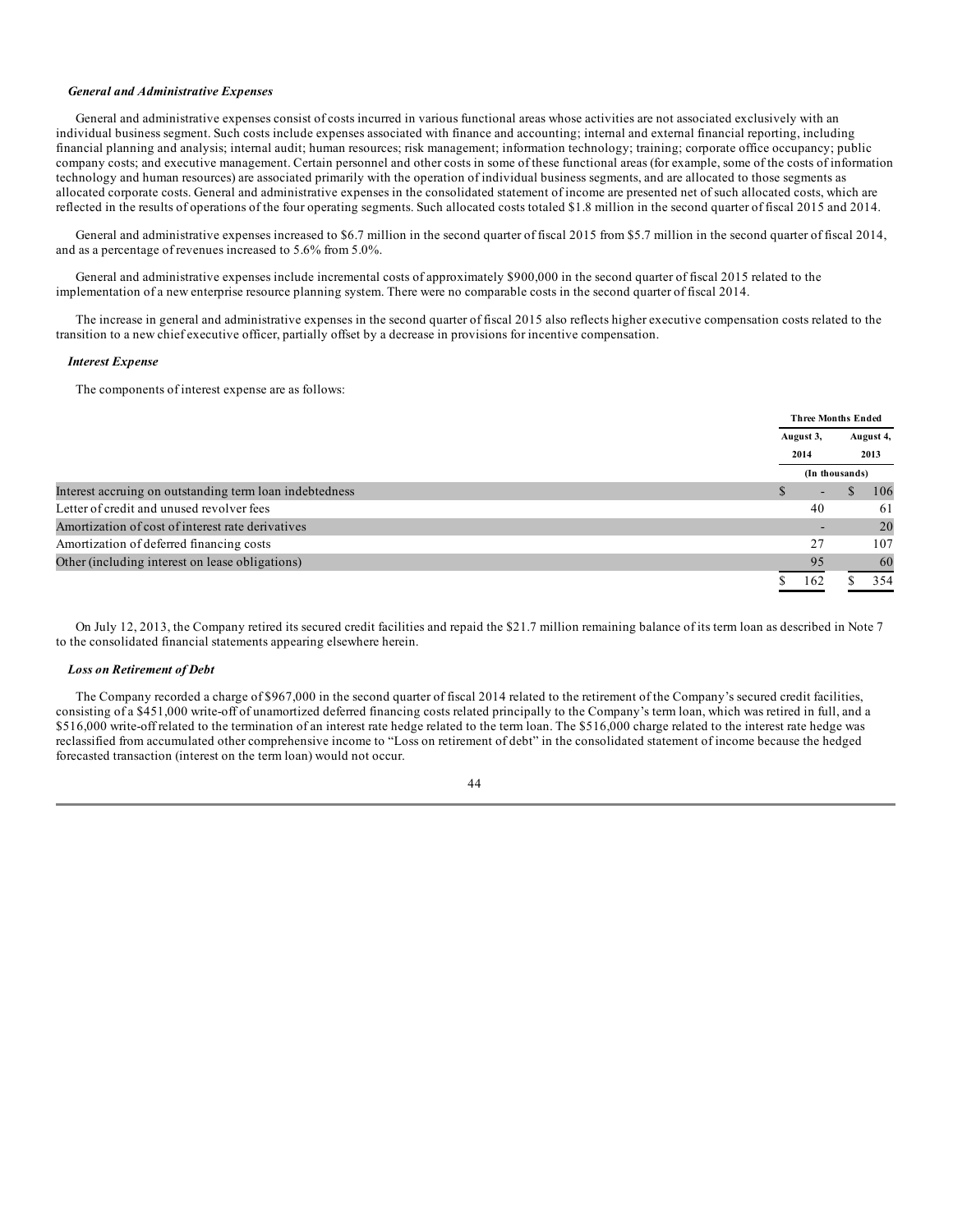***General and Administrative Expenses***

General and administrative expenses consist of costs incurred in various functional areas whose activities are not associated exclusively with an individual business segment. Such costs include expenses associated with finance and accounting; internal and external financial reporting, including financial planning and analysis; internal audit; human resources; risk management; information technology; training; corporate office occupancy; public company costs; and executive management. Certain personnel and other costs in some of these functional areas (for example, some of the costs of information technology and human resources) are associated primarily with the operation of individual business segments, and are allocated to those segments as allocated corporate costs. General and administrative expenses in the consolidated statement of income are presented net of such allocated costs, which are reflected in the results of operations of the four operating segments. Such allocated costs totaled $1.8 million in the second quarter of fiscal 2015 and 2014.

General and administrative expenses increased to $6.7 million in the second quarter of fiscal 2015 from $5.7 million in the second quarter of fiscal 2014, and as a percentage of revenues increased to 5.6% from 5.0%.

General and administrative expenses include incremental costs of approximately $900,000 in the second quarter of fiscal 2015 related to the implementation of a new enterprise resource planning system. There were no comparable costs in the second quarter of fiscal 2014.

The increase in general and administrative expenses in the second quarter of fiscal 2015 also reflects higher executive compensation costs related to the transition to a new chief executive officer, partially offset by a decrease in provisions for incentive compensation.

***Interest Expense***

The components of interest expense are as follows:

| | Three Months Ended | |
|---|---|---|
| | August 3, 2014 | August 4, 2013 |
| | (In thousands) | |
| Interest accruing on outstanding term loan indebtedness | $ - | $ 106 |
| Letter of credit and unused revolver fees | 40 | 61 |
| Amortization of cost of interest rate derivatives | - | 20 |
| Amortization of deferred financing costs | 27 | 107 |
| Other (including interest on lease obligations) | 95 | 60 |
| | $ 162 | $ 354 |

On July 12, 2013, the Company retired its secured credit facilities and repaid the $21.7 million remaining balance of its term loan as described in Note 7 to the consolidated financial statements appearing elsewhere herein.

***Loss on Retirement of Debt***

The Company recorded a charge of $967,000 in the second quarter of fiscal 2014 related to the retirement of the Company's secured credit facilities, consisting of a $451,000 write-off of unamortized deferred financing costs related principally to the Company's term loan, which was retired in full, and a $516,000 write-off related to the termination of an interest rate hedge related to the term loan. The $516,000 charge related to the interest rate hedge was reclassified from accumulated other comprehensive income to "Loss on retirement of debt" in the consolidated statement of income because the hedged forecasted transaction (interest on the term loan) would not occur.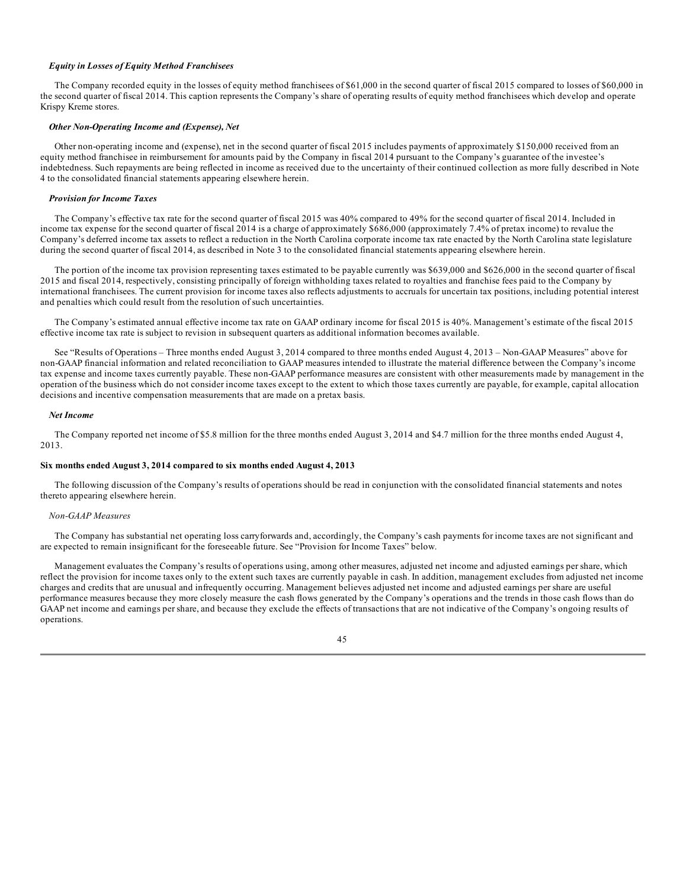*Equity in Losses of Equity Method Franchisees*

The Company recorded equity in the losses of equity method franchisees of $61,000 in the second quarter of fiscal 2015 compared to losses of $60,000 in the second quarter of fiscal 2014. This caption represents the Company's share of operating results of equity method franchisees which develop and operate Krispy Kreme stores.

*Other Non-Operating Income and (Expense), Net*

Other non-operating income and (expense), net in the second quarter of fiscal 2015 includes payments of approximately $150,000 received from an equity method franchisee in reimbursement for amounts paid by the Company in fiscal 2014 pursuant to the Company's guarantee of the investee's indebtedness. Such repayments are being reflected in income as received due to the uncertainty of their continued collection as more fully described in Note 4 to the consolidated financial statements appearing elsewhere herein.

*Provision for Income Taxes*

The Company's effective tax rate for the second quarter of fiscal 2015 was 40% compared to 49% for the second quarter of fiscal 2014. Included in income tax expense for the second quarter of fiscal 2014 is a charge of approximately $686,000 (approximately 7.4% of pretax income) to revalue the Company's deferred income tax assets to reflect a reduction in the North Carolina corporate income tax rate enacted by the North Carolina state legislature during the second quarter of fiscal 2014, as described in Note 3 to the consolidated financial statements appearing elsewhere herein.

The portion of the income tax provision representing taxes estimated to be payable currently was $639,000 and $626,000 in the second quarter of fiscal 2015 and fiscal 2014, respectively, consisting principally of foreign withholding taxes related to royalties and franchise fees paid to the Company by international franchisees. The current provision for income taxes also reflects adjustments to accruals for uncertain tax positions, including potential interest and penalties which could result from the resolution of such uncertainties.

The Company's estimated annual effective income tax rate on GAAP ordinary income for fiscal 2015 is 40%. Management's estimate of the fiscal 2015 effective income tax rate is subject to revision in subsequent quarters as additional information becomes available.

See "Results of Operations – Three months ended August 3, 2014 compared to three months ended August 4, 2013 – Non-GAAP Measures" above for non-GAAP financial information and related reconciliation to GAAP measures intended to illustrate the material difference between the Company's income tax expense and income taxes currently payable. These non-GAAP performance measures are consistent with other measurements made by management in the operation of the business which do not consider income taxes except to the extent to which those taxes currently are payable, for example, capital allocation decisions and incentive compensation measurements that are made on a pretax basis.

*Net Income*

The Company reported net income of $5.8 million for the three months ended August 3, 2014 and $4.7 million for the three months ended August 4, 2013.

**Six months ended August 3, 2014 compared to six months ended August 4, 2013**

The following discussion of the Company's results of operations should be read in conjunction with the consolidated financial statements and notes thereto appearing elsewhere herein.

*Non-GAAP Measures*

The Company has substantial net operating loss carryforwards and, accordingly, the Company's cash payments for income taxes are not significant and are expected to remain insignificant for the foreseeable future. See "Provision for Income Taxes" below.

Management evaluates the Company's results of operations using, among other measures, adjusted net income and adjusted earnings per share, which reflect the provision for income taxes only to the extent such taxes are currently payable in cash. In addition, management excludes from adjusted net income charges and credits that are unusual and infrequently occurring. Management believes adjusted net income and adjusted earnings per share are useful performance measures because they more closely measure the cash flows generated by the Company's operations and the trends in those cash flows than do GAAP net income and earnings per share, and because they exclude the effects of transactions that are not indicative of the Company's ongoing results of operations.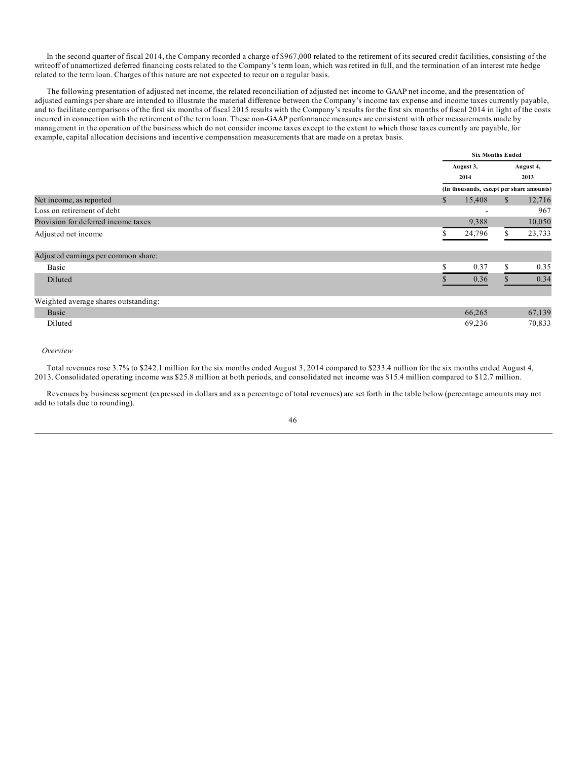In the second quarter of fiscal 2014, the Company recorded a charge of $967,000 related to the retirement of its secured credit facilities, consisting of the writeoff of unamortized deferred financing costs related to the Company's term loan, which was retired in full, and the termination of an interest rate hedge related to the term loan. Charges of this nature are not expected to recur on a regular basis.

The following presentation of adjusted net income, the related reconciliation of adjusted net income to GAAP net income, and the presentation of adjusted earnings per share are intended to illustrate the material difference between the Company's income tax expense and income taxes currently payable, and to facilitate comparisons of the first six months of fiscal 2015 results with the Company's results for the first six months of fiscal 2014 in light of the costs incurred in connection with the retirement of the term loan. These non-GAAP performance measures are consistent with other measurements made by management in the operation of the business which do not consider income taxes except to the extent to which those taxes currently are payable, for example, capital allocation decisions and incentive compensation measurements that are made on a pretax basis.

| | Six Months Ended | |
|---|---|---|
| | August 3, 2014 | August 4, 2013 |
| | (In thousands, except per share amounts) | |
| Net income, as reported | $ 15,408 | $ 12,716 |
| Loss on retirement of debt | - | 967 |
| Provision for deferred income taxes | 9,388 | 10,050 |
| Adjusted net income | $ 24,796 | $ 23,733 |
| Adjusted earnings per common share: | | |
| Basic | $ 0.37 | $ 0.35 |
| Diluted | $ 0.36 | $ 0.34 |
| Weighted average shares outstanding: | | |
| Basic | 66,265 | 67,139 |
| Diluted | 69,236 | 70,833 |

*Overview*

Total revenues rose 3.7% to $242.1 million for the six months ended August 3, 2014 compared to $233.4 million for the six months ended August 4, 2013. Consolidated operating income was $25.8 million at both periods, and consolidated net income was $15.4 million compared to $12.7 million.

Revenues by business segment (expressed in dollars and as a percentage of total revenues) are set forth in the table below (percentage amounts may not add to totals due to rounding).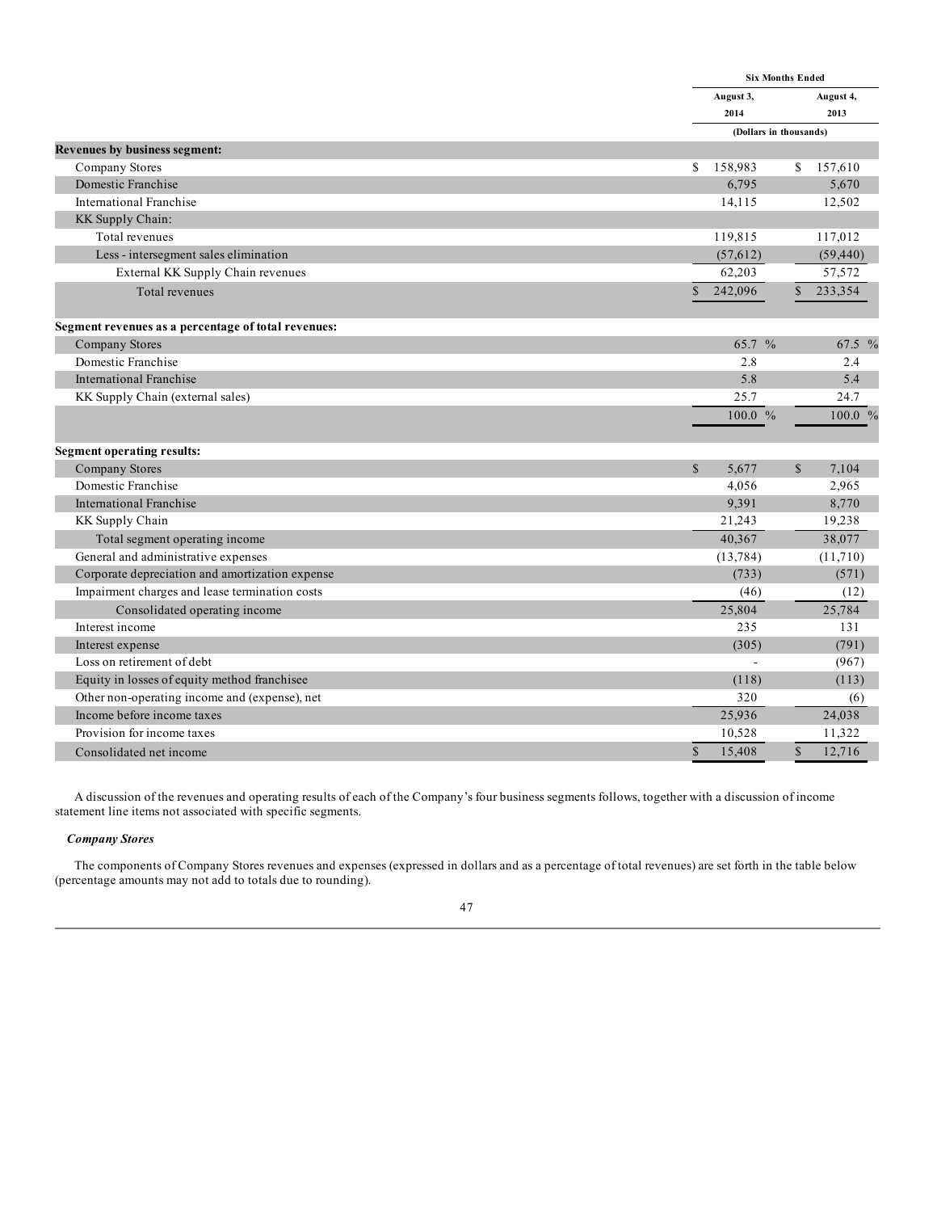| | Six Months Ended | |
|---|---|---|
| | August 3, 2014 | August 4, 2013 |
| | (Dollars in thousands) | |
| **Revenues by business segment:** | | |
| Company Stores | $ 158,983 | $ 157,610 |
| Domestic Franchise | 6,795 | 5,670 |
| International Franchise | 14,115 | 12,502 |
| KK Supply Chain: | | |
| Total revenues | 119,815 | 117,012 |
| Less - intersegment sales elimination | (57,612) | (59,440) |
| External KK Supply Chain revenues | 62,203 | 57,572 |
| Total revenues | $ 242,096 | $ 233,354 |
| **Segment revenues as a percentage of total revenues:** | | |
| Company Stores | 65.7 % | 67.5 % |
| Domestic Franchise | 2.8 | 2.4 |
| International Franchise | 5.8 | 5.4 |
| KK Supply Chain (external sales) | 25.7 | 24.7 |
| | 100.0 % | 100.0 % |
| **Segment operating results:** | | |
| Company Stores | $ 5,677 | $ 7,104 |
| Domestic Franchise | 4,056 | 2,965 |
| International Franchise | 9,391 | 8,770 |
| KK Supply Chain | 21,243 | 19,238 |
| Total segment operating income | 40,367 | 38,077 |
| General and administrative expenses | (13,784) | (11,710) |
| Corporate depreciation and amortization expense | (733) | (571) |
| Impairment charges and lease termination costs | (46) | (12) |
| Consolidated operating income | 25,804 | 25,784 |
| Interest income | 235 | 131 |
| Interest expense | (305) | (791) |
| Loss on retirement of debt | - | (967) |
| Equity in losses of equity method franchisee | (118) | (113) |
| Other non-operating income and (expense), net | 320 | (6) |
| Income before income taxes | 25,936 | 24,038 |
| Provision for income taxes | 10,528 | 11,322 |
| Consolidated net income | $ 15,408 | $ 12,716 |

A discussion of the revenues and operating results of each of the Company's four business segments follows, together with a discussion of income statement line items not associated with specific segments.

***Company Stores***

The components of Company Stores revenues and expenses (expressed in dollars and as a percentage of total revenues) are set forth in the table below (percentage amounts may not add to totals due to rounding).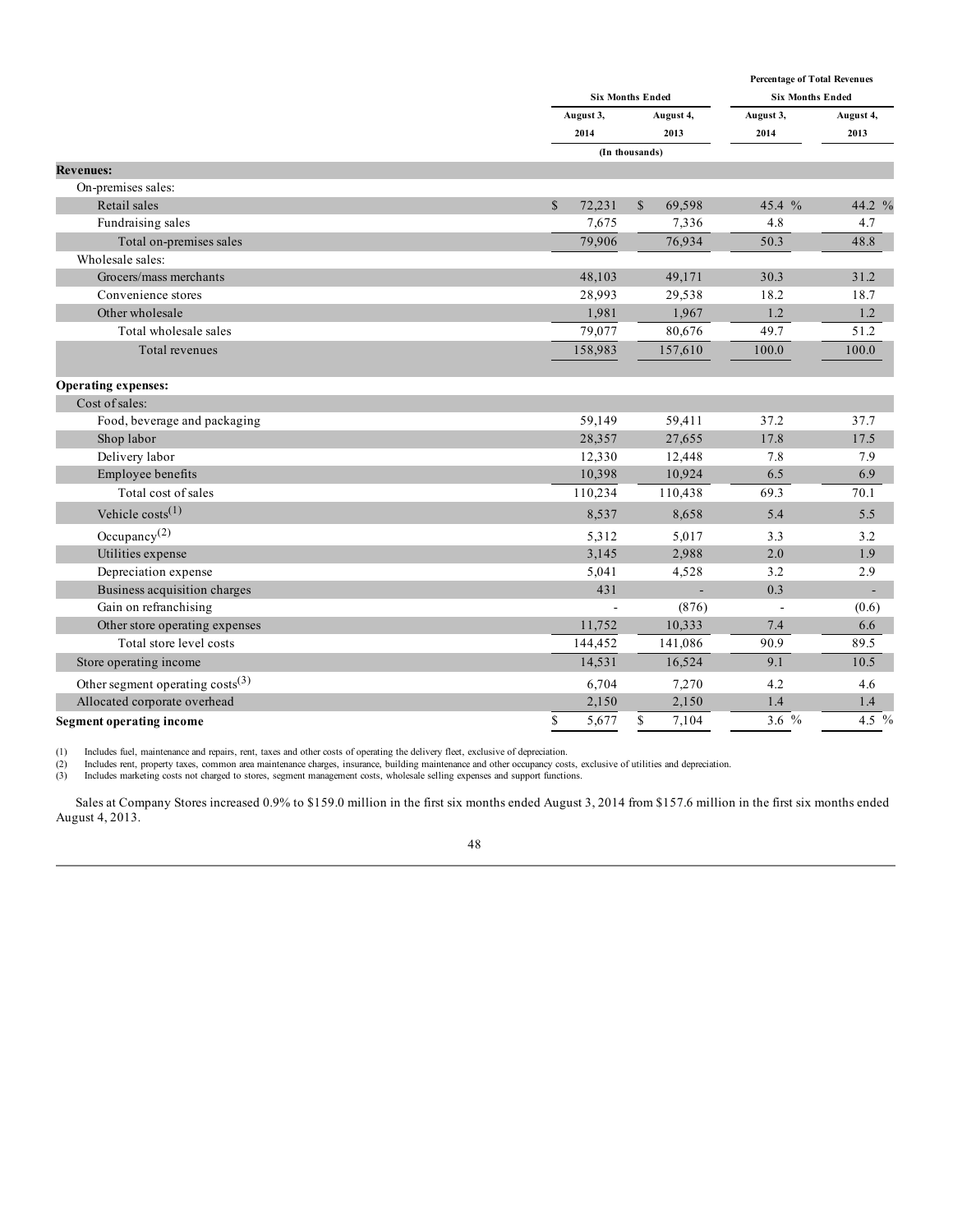| | Six Months Ended | | Percentage of Total Revenues Six Months Ended | |
|---|---|---|---|---|
| | August 3, 2014 | August 4, 2013 | August 3, 2014 | August 4, 2013 |
| | (In thousands) | | | |
| **Revenues:** | | | | |
| On-premises sales: | | | | |
| Retail sales | $ 72,231 | $ 69,598 | 45.4 % | 44.2 % |
| Fundraising sales | 7,675 | 7,336 | 4.8 | 4.7 |
| Total on-premises sales | 79,906 | 76,934 | 50.3 | 48.8 |
| Wholesale sales: | | | | |
| Grocers/mass merchants | 48,103 | 49,171 | 30.3 | 31.2 |
| Convenience stores | 28,993 | 29,538 | 18.2 | 18.7 |
| Other wholesale | 1,981 | 1,967 | 1.2 | 1.2 |
| Total wholesale sales | 79,077 | 80,676 | 49.7 | 51.2 |
| Total revenues | 158,983 | 157,610 | 100.0 | 100.0 |
| **Operating expenses:** | | | | |
| Cost of sales: | | | | |
| Food, beverage and packaging | 59,149 | 59,411 | 37.2 | 37.7 |
| Shop labor | 28,357 | 27,655 | 17.8 | 17.5 |
| Delivery labor | 12,330 | 12,448 | 7.8 | 7.9 |
| Employee benefits | 10,398 | 10,924 | 6.5 | 6.9 |
| Total cost of sales | 110,234 | 110,438 | 69.3 | 70.1 |
| Vehicle costs(1) | 8,537 | 8,658 | 5.4 | 5.5 |
| Occupancy(2) | 5,312 | 5,017 | 3.3 | 3.2 |
| Utilities expense | 3,145 | 2,988 | 2.0 | 1.9 |
| Depreciation expense | 5,041 | 4,528 | 3.2 | 2.9 |
| Business acquisition charges | 431 | - | 0.3 | - |
| Gain on refranchising | - | (876) | - | (0.6) |
| Other store operating expenses | 11,752 | 10,333 | 7.4 | 6.6 |
| Total store level costs | 144,452 | 141,086 | 90.9 | 89.5 |
| Store operating income | 14,531 | 16,524 | 9.1 | 10.5 |
| Other segment operating costs(3) | 6,704 | 7,270 | 4.2 | 4.6 |
| Allocated corporate overhead | 2,150 | 2,150 | 1.4 | 1.4 |
| **Segment operating income** | $ 5,677 | $ 7,104 | 3.6 % | 4.5 % |

(1) Includes fuel, maintenance and repairs, rent, taxes and other costs of operating the delivery fleet, exclusive of depreciation.
(2) Includes rent, property taxes, common area maintenance charges, insurance, building maintenance and other occupancy costs, exclusive of utilities and depreciation.
(3) Includes marketing costs not charged to stores, segment management costs, wholesale selling expenses and support functions.

Sales at Company Stores increased 0.9% to $159.0 million in the first six months ended August 3, 2014 from $157.6 million in the first six months ended August 4, 2013.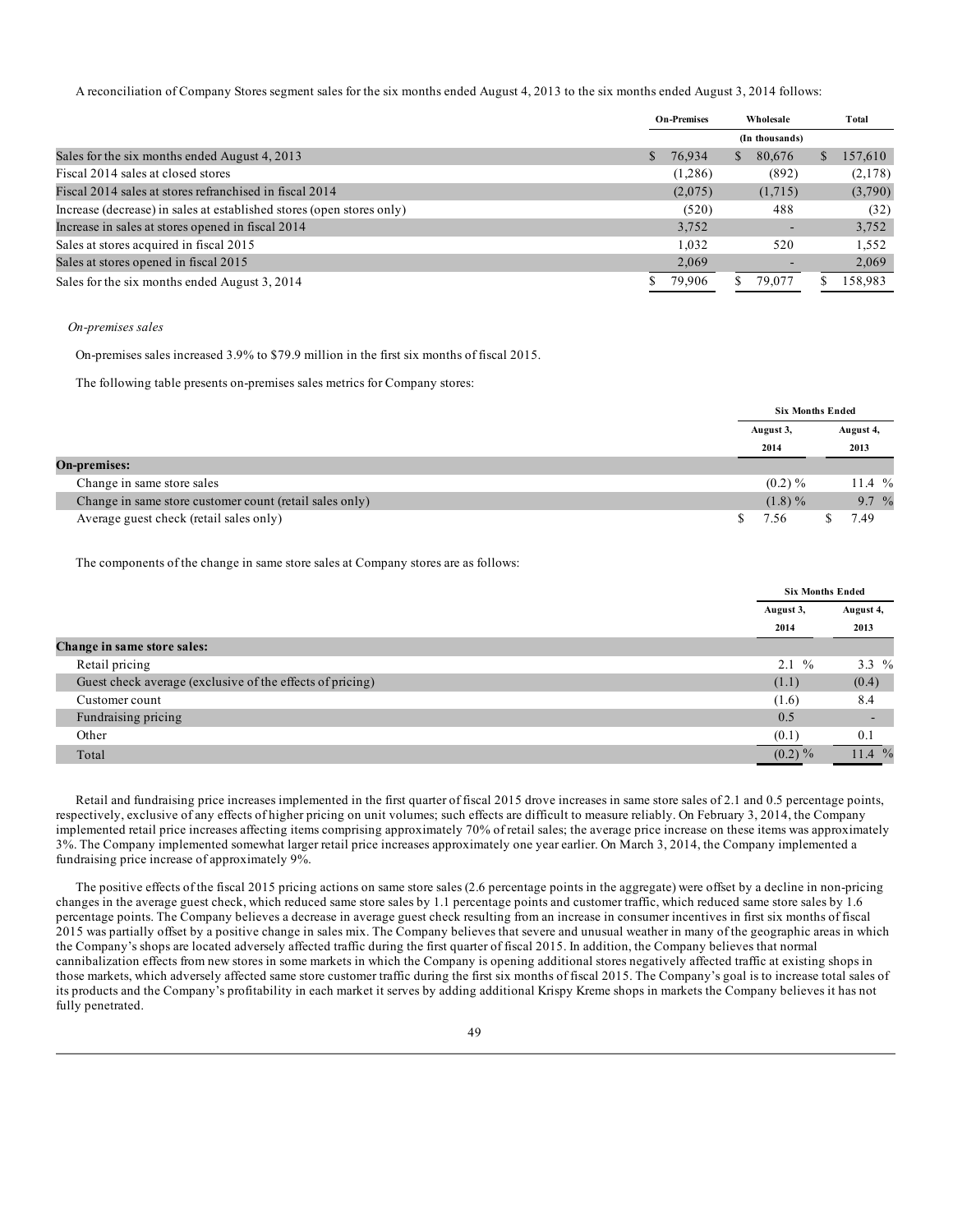A reconciliation of Company Stores segment sales for the six months ended August 4, 2013 to the six months ended August 3, 2014 follows:

| | On-Premises | Wholesale | Total |
|---|---|---|---|
| | | (In thousands) | |
| Sales for the six months ended August 4, 2013 | $ 76,934 | $ 80,676 | $ 157,610 |
| Fiscal 2014 sales at closed stores | (1,286) | (892) | (2,178) |
| Fiscal 2014 sales at stores refranchised in fiscal 2014 | (2,075) | (1,715) | (3,790) |
| Increase (decrease) in sales at established stores (open stores only) | (520) | 488 | (32) |
| Increase in sales at stores opened in fiscal 2014 | 3,752 | - | 3,752 |
| Sales at stores acquired in fiscal 2015 | 1,032 | 520 | 1,552 |
| Sales at stores opened in fiscal 2015 | 2,069 | - | 2,069 |
| Sales for the six months ended August 3, 2014 | $ 79,906 | $ 79,077 | $ 158,983 |

*On-premises sales*

On-premises sales increased 3.9% to $79.9 million in the first six months of fiscal 2015.

The following table presents on-premises sales metrics for Company stores:

| | Six Months Ended | |
|---|---|---|
| | August 3, 2014 | August 4, 2013 |
| **On-premises:** | | |
| Change in same store sales | (0.2) % | 11.4 % |
| Change in same store customer count (retail sales only) | (1.8) % | 9.7 % |
| Average guest check (retail sales only) | $ 7.56 | $ 7.49 |

The components of the change in same store sales at Company stores are as follows:

| | Six Months Ended | |
|---|---|---|
| | August 3, 2014 | August 4, 2013 |
| **Change in same store sales:** | | |
| Retail pricing | 2.1 % | 3.3 % |
| Guest check average (exclusive of the effects of pricing) | (1.1) | (0.4) |
| Customer count | (1.6) | 8.4 |
| Fundraising pricing | 0.5 | - |
| Other | (0.1) | 0.1 |
| Total | (0.2) % | 11.4 % |

Retail and fundraising price increases implemented in the first quarter of fiscal 2015 drove increases in same store sales of 2.1 and 0.5 percentage points, respectively, exclusive of any effects of higher pricing on unit volumes; such effects are difficult to measure reliably. On February 3, 2014, the Company implemented retail price increases affecting items comprising approximately 70% of retail sales; the average price increase on these items was approximately 3%. The Company implemented somewhat larger retail price increases approximately one year earlier. On March 3, 2014, the Company implemented a fundraising price increase of approximately 9%.

The positive effects of the fiscal 2015 pricing actions on same store sales (2.6 percentage points in the aggregate) were offset by a decline in non-pricing changes in the average guest check, which reduced same store sales by 1.1 percentage points and customer traffic, which reduced same store sales by 1.6 percentage points. The Company believes a decrease in average guest check resulting from an increase in consumer incentives in first six months of fiscal 2015 was partially offset by a positive change in sales mix. The Company believes that severe and unusual weather in many of the geographic areas in which the Company's shops are located adversely affected traffic during the first quarter of fiscal 2015. In addition, the Company believes that normal cannibalization effects from new stores in some markets in which the Company is opening additional stores negatively affected traffic at existing shops in those markets, which adversely affected same store customer traffic during the first six months of fiscal 2015. The Company's goal is to increase total sales of its products and the Company's profitability in each market it serves by adding additional Krispy Kreme shops in markets the Company believes it has not fully penetrated.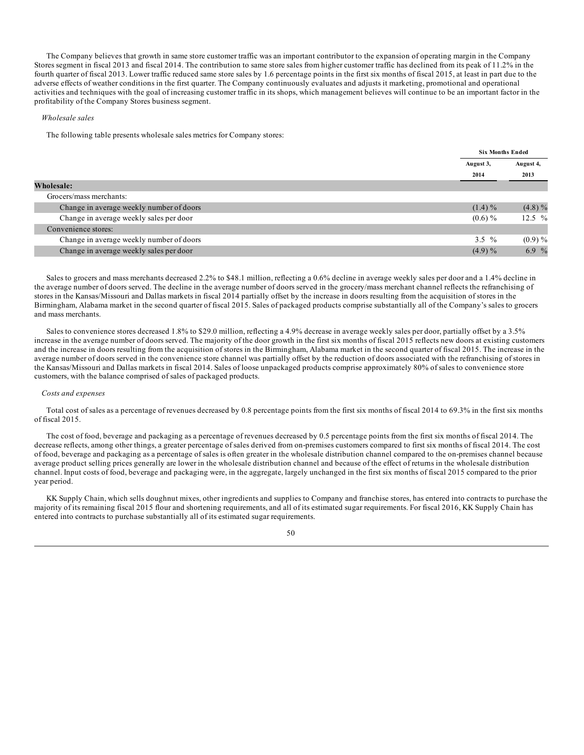The Company believes that growth in same store customer traffic was an important contributor to the expansion of operating margin in the Company Stores segment in fiscal 2013 and fiscal 2014. The contribution to same store sales from higher customer traffic has declined from its peak of 11.2% in the fourth quarter of fiscal 2013. Lower traffic reduced same store sales by 1.6 percentage points in the first six months of fiscal 2015, at least in part due to the adverse effects of weather conditions in the first quarter. The Company continuously evaluates and adjusts it marketing, promotional and operational activities and techniques with the goal of increasing customer traffic in its shops, which management believes will continue to be an important factor in the profitability of the Company Stores business segment.

*Wholesale sales*

The following table presents wholesale sales metrics for Company stores:

| | Six Months Ended | |
|---|---|---|
| | August 3, 2014 | August 4, 2013 |
| **Wholesale:** | | |
| Grocers/mass merchants: | | |
| Change in average weekly number of doors | (1.4) % | (4.8) % |
| Change in average weekly sales per door | (0.6) % | 12.5 % |
| Convenience stores: | | |
| Change in average weekly number of doors | 3.5 % | (0.9) % |
| Change in average weekly sales per door | (4.9) % | 6.9 % |

Sales to grocers and mass merchants decreased 2.2% to $48.1 million, reflecting a 0.6% decline in average weekly sales per door and a 1.4% decline in the average number of doors served. The decline in the average number of doors served in the grocery/mass merchant channel reflects the refranchising of stores in the Kansas/Missouri and Dallas markets in fiscal 2014 partially offset by the increase in doors resulting from the acquisition of stores in the Birmingham, Alabama market in the second quarter of fiscal 2015. Sales of packaged products comprise substantially all of the Company's sales to grocers and mass merchants.

Sales to convenience stores decreased 1.8% to $29.0 million, reflecting a 4.9% decrease in average weekly sales per door, partially offset by a 3.5% increase in the average number of doors served. The majority of the door growth in the first six months of fiscal 2015 reflects new doors at existing customers and the increase in doors resulting from the acquisition of stores in the Birmingham, Alabama market in the second quarter of fiscal 2015. The increase in the average number of doors served in the convenience store channel was partially offset by the reduction of doors associated with the refranchising of stores in the Kansas/Missouri and Dallas markets in fiscal 2014. Sales of loose unpackaged products comprise approximately 80% of sales to convenience store customers, with the balance comprised of sales of packaged products.

*Costs and expenses*

Total cost of sales as a percentage of revenues decreased by 0.8 percentage points from the first six months of fiscal 2014 to 69.3% in the first six months of fiscal 2015.

The cost of food, beverage and packaging as a percentage of revenues decreased by 0.5 percentage points from the first six months of fiscal 2014. The decrease reflects, among other things, a greater percentage of sales derived from on-premises customers compared to first six months of fiscal 2014. The cost of food, beverage and packaging as a percentage of sales is often greater in the wholesale distribution channel compared to the on-premises channel because average product selling prices generally are lower in the wholesale distribution channel and because of the effect of returns in the wholesale distribution channel. Input costs of food, beverage and packaging were, in the aggregate, largely unchanged in the first six months of fiscal 2015 compared to the prior year period.

KK Supply Chain, which sells doughnut mixes, other ingredients and supplies to Company and franchise stores, has entered into contracts to purchase the majority of its remaining fiscal 2015 flour and shortening requirements, and all of its estimated sugar requirements. For fiscal 2016, KK Supply Chain has entered into contracts to purchase substantially all of its estimated sugar requirements.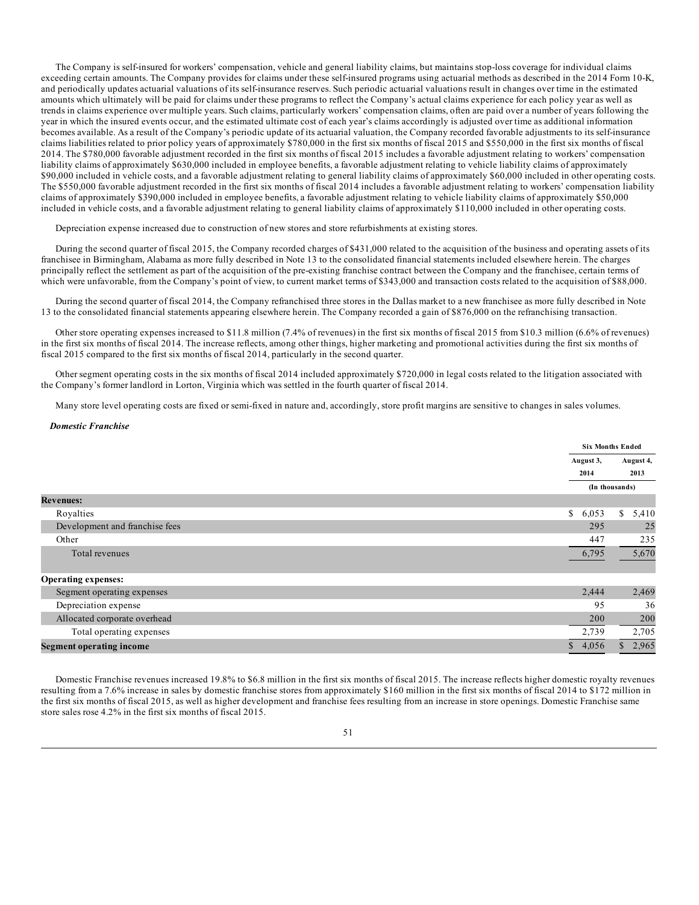The Company is self-insured for workers' compensation, vehicle and general liability claims, but maintains stop-loss coverage for individual claims exceeding certain amounts. The Company provides for claims under these self-insured programs using actuarial methods as described in the 2014 Form 10-K, and periodically updates actuarial valuations of its self-insurance reserves. Such periodic actuarial valuations result in changes over time in the estimated amounts which ultimately will be paid for claims under these programs to reflect the Company's actual claims experience for each policy year as well as trends in claims experience over multiple years. Such claims, particularly workers' compensation claims, often are paid over a number of years following the year in which the insured events occur, and the estimated ultimate cost of each year's claims accordingly is adjusted over time as additional information becomes available. As a result of the Company's periodic update of its actuarial valuation, the Company recorded favorable adjustments to its self-insurance claims liabilities related to prior policy years of approximately $780,000 in the first six months of fiscal 2015 and $550,000 in the first six months of fiscal 2014. The $780,000 favorable adjustment recorded in the first six months of fiscal 2015 includes a favorable adjustment relating to workers' compensation liability claims of approximately $630,000 included in employee benefits, a favorable adjustment relating to vehicle liability claims of approximately $90,000 included in vehicle costs, and a favorable adjustment relating to general liability claims of approximately $60,000 included in other operating costs. The $550,000 favorable adjustment recorded in the first six months of fiscal 2014 includes a favorable adjustment relating to workers' compensation liability claims of approximately $390,000 included in employee benefits, a favorable adjustment relating to vehicle liability claims of approximately $50,000 included in vehicle costs, and a favorable adjustment relating to general liability claims of approximately $110,000 included in other operating costs.

Depreciation expense increased due to construction of new stores and store refurbishments at existing stores.

During the second quarter of fiscal 2015, the Company recorded charges of $431,000 related to the acquisition of the business and operating assets of its franchisee in Birmingham, Alabama as more fully described in Note 13 to the consolidated financial statements included elsewhere herein. The charges principally reflect the settlement as part of the acquisition of the pre-existing franchise contract between the Company and the franchisee, certain terms of which were unfavorable, from the Company's point of view, to current market terms of $343,000 and transaction costs related to the acquisition of $88,000.

During the second quarter of fiscal 2014, the Company refranchised three stores in the Dallas market to a new franchisee as more fully described in Note 13 to the consolidated financial statements appearing elsewhere herein. The Company recorded a gain of $876,000 on the refranchising transaction.

Other store operating expenses increased to $11.8 million (7.4% of revenues) in the first six months of fiscal 2015 from $10.3 million (6.6% of revenues) in the first six months of fiscal 2014. The increase reflects, among other things, higher marketing and promotional activities during the first six months of fiscal 2015 compared to the first six months of fiscal 2014, particularly in the second quarter.

Other segment operating costs in the six months of fiscal 2014 included approximately $720,000 in legal costs related to the litigation associated with the Company's former landlord in Lorton, Virginia which was settled in the fourth quarter of fiscal 2014.

Many store level operating costs are fixed or semi-fixed in nature and, accordingly, store profit margins are sensitive to changes in sales volumes.

***Domestic Franchise***

| | Six Months Ended | |
|---|---|---|
| | August 3, 2014 | August 4, 2013 |
| | (In thousands) | |
| **Revenues:** | | |
| Royalties | $ 6,053 | $ 5,410 |
| Development and franchise fees | 295 | 25 |
| Other | 447 | 235 |
| Total revenues | 6,795 | 5,670 |
| **Operating expenses:** | | |
| Segment operating expenses | 2,444 | 2,469 |
| Depreciation expense | 95 | 36 |
| Allocated corporate overhead | 200 | 200 |
| Total operating expenses | 2,739 | 2,705 |
| **Segment operating income** | $ 4,056 | $ 2,965 |

Domestic Franchise revenues increased 19.8% to $6.8 million in the first six months of fiscal 2015. The increase reflects higher domestic royalty revenues resulting from a 7.6% increase in sales by domestic franchise stores from approximately $160 million in the first six months of fiscal 2014 to $172 million in the first six months of fiscal 2015, as well as higher development and franchise fees resulting from an increase in store openings. Domestic Franchise same store sales rose 4.2% in the first six months of fiscal 2015.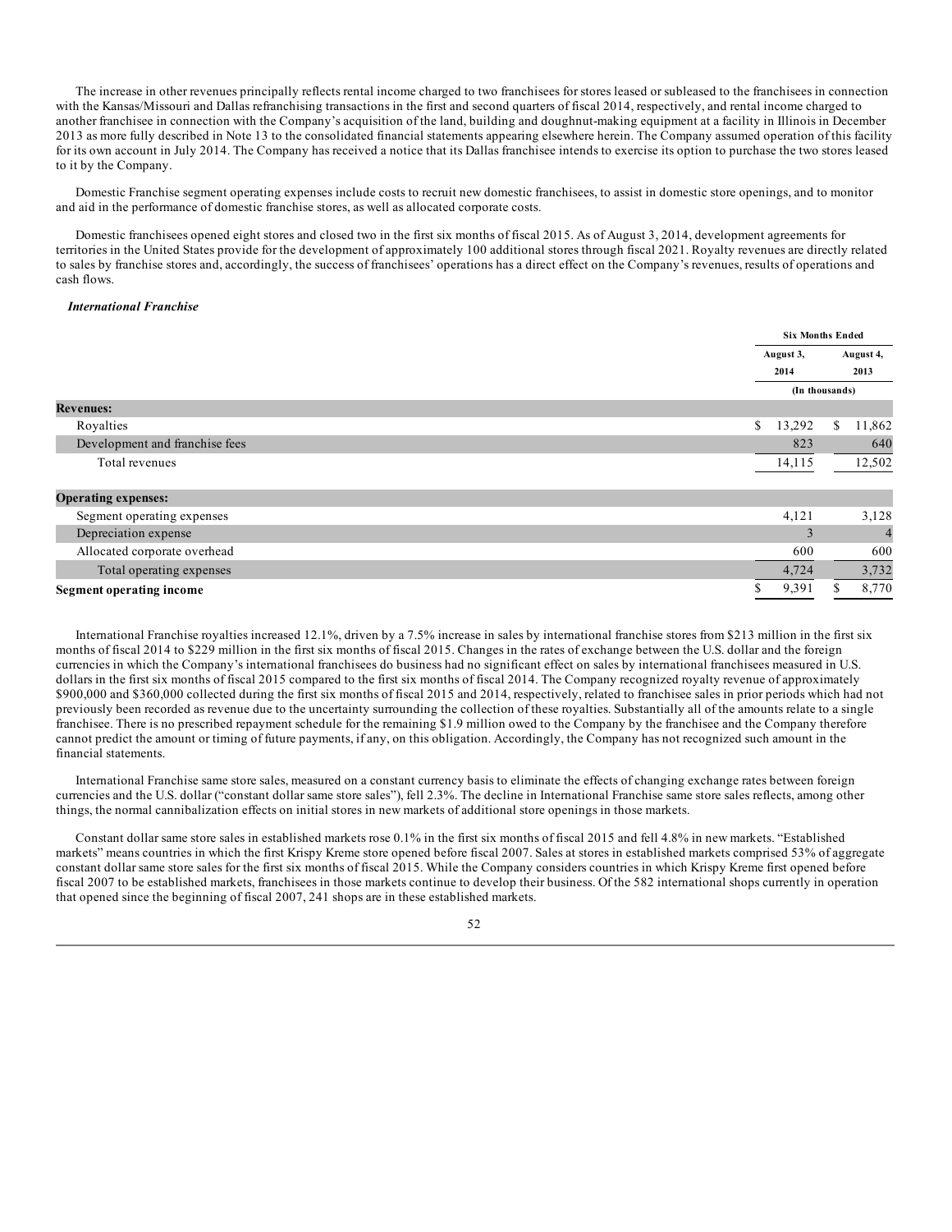The increase in other revenues principally reflects rental income charged to two franchisees for stores leased or subleased to the franchisees in connection with the Kansas/Missouri and Dallas refranchising transactions in the first and second quarters of fiscal 2014, respectively, and rental income charged to another franchisee in connection with the Company's acquisition of the land, building and doughnut-making equipment at a facility in Illinois in December 2013 as more fully described in Note 13 to the consolidated financial statements appearing elsewhere herein. The Company assumed operation of this facility for its own account in July 2014. The Company has received a notice that its Dallas franchisee intends to exercise its option to purchase the two stores leased to it by the Company.

Domestic Franchise segment operating expenses include costs to recruit new domestic franchisees, to assist in domestic store openings, and to monitor and aid in the performance of domestic franchise stores, as well as allocated corporate costs.

Domestic franchisees opened eight stores and closed two in the first six months of fiscal 2015. As of August 3, 2014, development agreements for territories in the United States provide for the development of approximately 100 additional stores through fiscal 2021. Royalty revenues are directly related to sales by franchise stores and, accordingly, the success of franchisees' operations has a direct effect on the Company's revenues, results of operations and cash flows.

***International Franchise***

| | Six Months Ended | |
|---|---|---|
| | August 3, 2014 | August 4, 2013 |
| | (In thousands) | |
| **Revenues:** | | |
| Royalties | $ 13,292 | $ 11,862 |
| Development and franchise fees | 823 | 640 |
| Total revenues | 14,115 | 12,502 |
| **Operating expenses:** | | |
| Segment operating expenses | 4,121 | 3,128 |
| Depreciation expense | 3 | 4 |
| Allocated corporate overhead | 600 | 600 |
| Total operating expenses | 4,724 | 3,732 |
| **Segment operating income** | $ 9,391 | $ 8,770 |

International Franchise royalties increased 12.1%, driven by a 7.5% increase in sales by international franchise stores from $213 million in the first six months of fiscal 2014 to $229 million in the first six months of fiscal 2015. Changes in the rates of exchange between the U.S. dollar and the foreign currencies in which the Company's international franchisees do business had no significant effect on sales by international franchisees measured in U.S. dollars in the first six months of fiscal 2015 compared to the first six months of fiscal 2014. The Company recognized royalty revenue of approximately $900,000 and $360,000 collected during the first six months of fiscal 2015 and 2014, respectively, related to franchisee sales in prior periods which had not previously been recorded as revenue due to the uncertainty surrounding the collection of these royalties. Substantially all of the amounts relate to a single franchisee. There is no prescribed repayment schedule for the remaining $1.9 million owed to the Company by the franchisee and the Company therefore cannot predict the amount or timing of future payments, if any, on this obligation. Accordingly, the Company has not recognized such amount in the financial statements.

International Franchise same store sales, measured on a constant currency basis to eliminate the effects of changing exchange rates between foreign currencies and the U.S. dollar ("constant dollar same store sales"), fell 2.3%. The decline in International Franchise same store sales reflects, among other things, the normal cannibalization effects on initial stores in new markets of additional store openings in those markets.

Constant dollar same store sales in established markets rose 0.1% in the first six months of fiscal 2015 and fell 4.8% in new markets. "Established markets" means countries in which the first Krispy Kreme store opened before fiscal 2007. Sales at stores in established markets comprised 53% of aggregate constant dollar same store sales for the first six months of fiscal 2015. While the Company considers countries in which Krispy Kreme first opened before fiscal 2007 to be established markets, franchisees in those markets continue to develop their business. Of the 582 international shops currently in operation that opened since the beginning of fiscal 2007, 241 shops are in these established markets.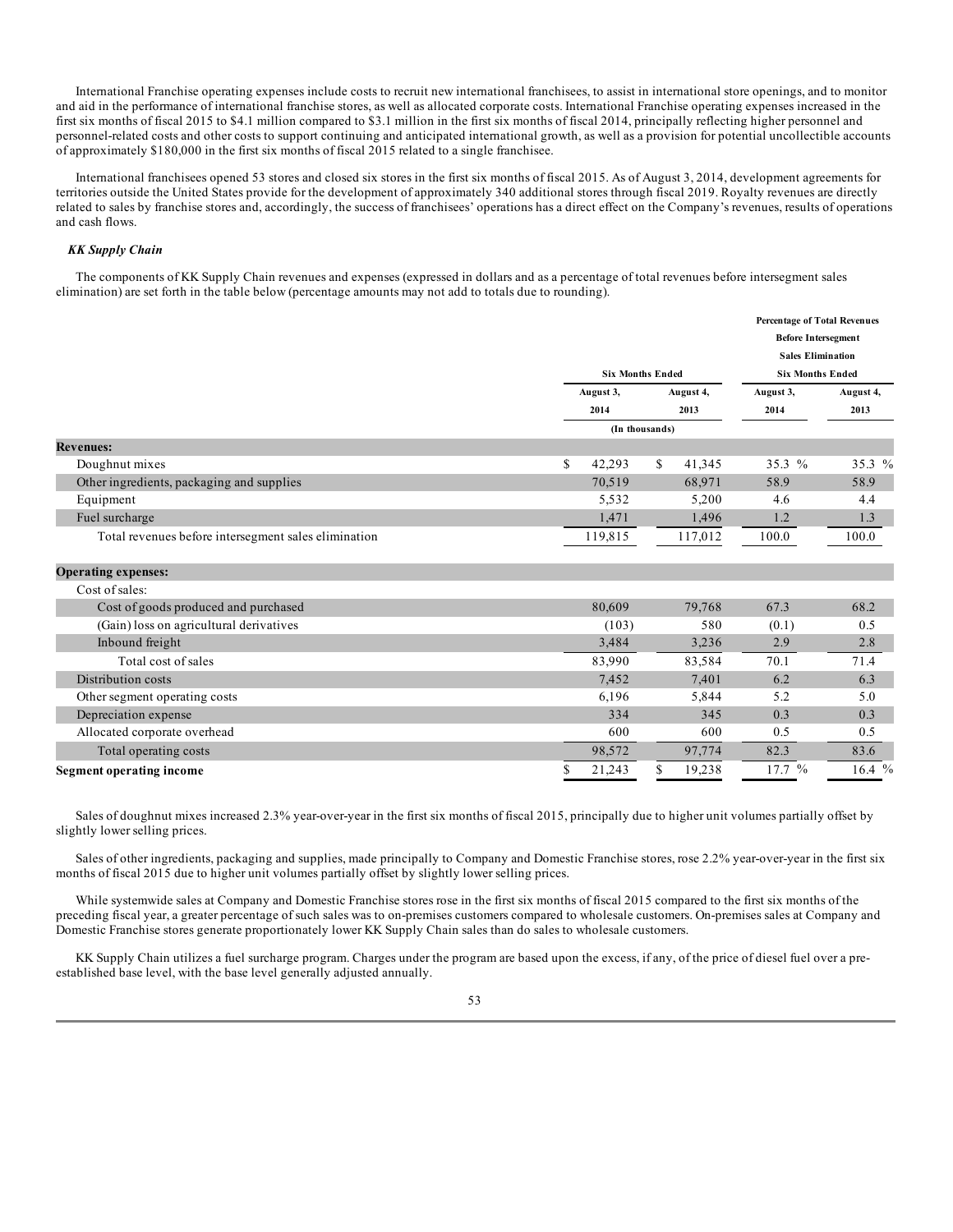International Franchise operating expenses include costs to recruit new international franchisees, to assist in international store openings, and to monitor and aid in the performance of international franchise stores, as well as allocated corporate costs. International Franchise operating expenses increased in the first six months of fiscal 2015 to $4.1 million compared to $3.1 million in the first six months of fiscal 2014, principally reflecting higher personnel and personnel-related costs and other costs to support continuing and anticipated international growth, as well as a provision for potential uncollectible accounts of approximately $180,000 in the first six months of fiscal 2015 related to a single franchisee.

International franchisees opened 53 stores and closed six stores in the first six months of fiscal 2015. As of August 3, 2014, development agreements for territories outside the United States provide for the development of approximately 340 additional stores through fiscal 2019. Royalty revenues are directly related to sales by franchise stores and, accordingly, the success of franchisees' operations has a direct effect on the Company's revenues, results of operations and cash flows.

***KK Supply Chain***

The components of KK Supply Chain revenues and expenses (expressed in dollars and as a percentage of total revenues before intersegment sales elimination) are set forth in the table below (percentage amounts may not add to totals due to rounding).

| | Six Months Ended | | Percentage of Total Revenues Before Intersegment Sales Elimination Six Months Ended | |
|---|---|---|---|---|
| | August 3, 2014 | August 4, 2013 | August 3, 2014 | August 4, 2013 |
| | (In thousands) | | | |
| **Revenues:** | | | | |
| Doughnut mixes | $ 42,293 | $ 41,345 | 35.3 % | 35.3 % |
| Other ingredients, packaging and supplies | 70,519 | 68,971 | 58.9 | 58.9 |
| Equipment | 5,532 | 5,200 | 4.6 | 4.4 |
| Fuel surcharge | 1,471 | 1,496 | 1.2 | 1.3 |
| Total revenues before intersegment sales elimination | 119,815 | 117,012 | 100.0 | 100.0 |
| **Operating expenses:** | | | | |
| Cost of sales: | | | | |
| Cost of goods produced and purchased | 80,609 | 79,768 | 67.3 | 68.2 |
| (Gain) loss on agricultural derivatives | (103) | 580 | (0.1) | 0.5 |
| Inbound freight | 3,484 | 3,236 | 2.9 | 2.8 |
| Total cost of sales | 83,990 | 83,584 | 70.1 | 71.4 |
| Distribution costs | 7,452 | 7,401 | 6.2 | 6.3 |
| Other segment operating costs | 6,196 | 5,844 | 5.2 | 5.0 |
| Depreciation expense | 334 | 345 | 0.3 | 0.3 |
| Allocated corporate overhead | 600 | 600 | 0.5 | 0.5 |
| Total operating costs | 98,572 | 97,774 | 82.3 | 83.6 |
| **Segment operating income** | $ 21,243 | $ 19,238 | 17.7 % | 16.4 % |

Sales of doughnut mixes increased 2.3% year-over-year in the first six months of fiscal 2015, principally due to higher unit volumes partially offset by slightly lower selling prices.

Sales of other ingredients, packaging and supplies, made principally to Company and Domestic Franchise stores, rose 2.2% year-over-year in the first six months of fiscal 2015 due to higher unit volumes partially offset by slightly lower selling prices.

While systemwide sales at Company and Domestic Franchise stores rose in the first six months of fiscal 2015 compared to the first six months of the preceding fiscal year, a greater percentage of such sales was to on-premises customers compared to wholesale customers. On-premises sales at Company and Domestic Franchise stores generate proportionately lower KK Supply Chain sales than do sales to wholesale customers.

KK Supply Chain utilizes a fuel surcharge program. Charges under the program are based upon the excess, if any, of the price of diesel fuel over a pre-established base level, with the base level generally adjusted annually.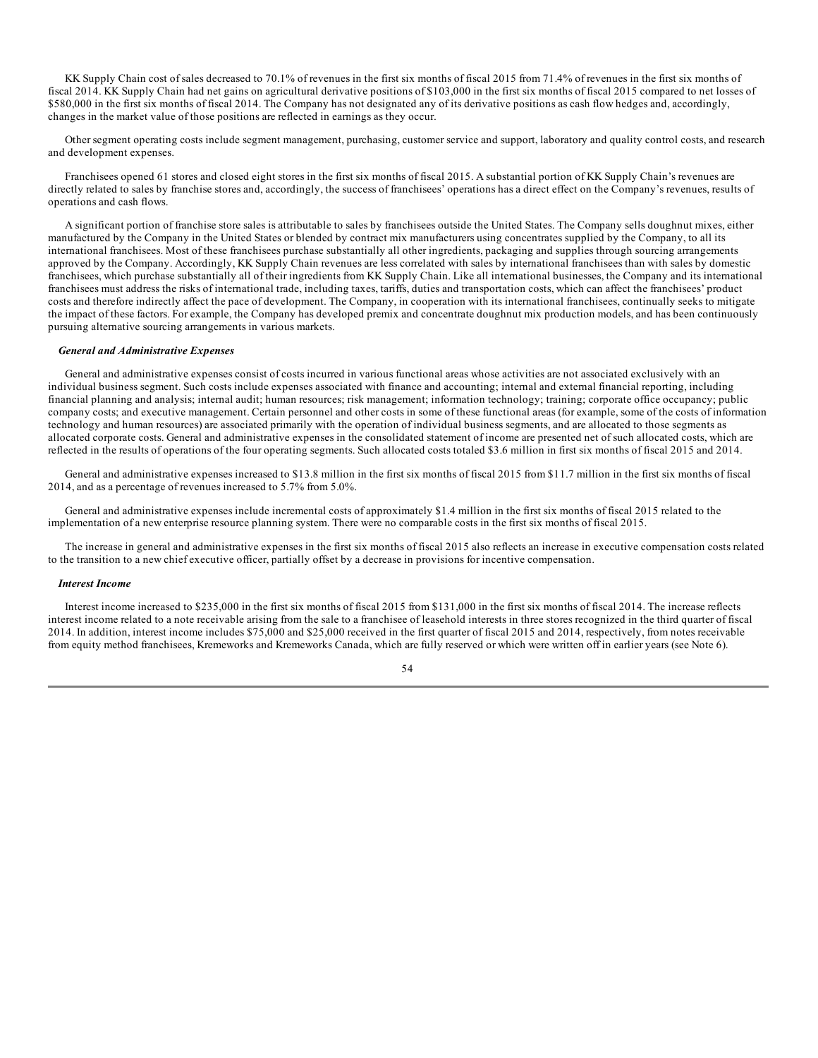KK Supply Chain cost of sales decreased to 70.1% of revenues in the first six months of fiscal 2015 from 71.4% of revenues in the first six months of fiscal 2014. KK Supply Chain had net gains on agricultural derivative positions of $103,000 in the first six months of fiscal 2015 compared to net losses of $580,000 in the first six months of fiscal 2014. The Company has not designated any of its derivative positions as cash flow hedges and, accordingly, changes in the market value of those positions are reflected in earnings as they occur.

Other segment operating costs include segment management, purchasing, customer service and support, laboratory and quality control costs, and research and development expenses.

Franchisees opened 61 stores and closed eight stores in the first six months of fiscal 2015. A substantial portion of KK Supply Chain's revenues are directly related to sales by franchise stores and, accordingly, the success of franchisees' operations has a direct effect on the Company's revenues, results of operations and cash flows.

A significant portion of franchise store sales is attributable to sales by franchisees outside the United States. The Company sells doughnut mixes, either manufactured by the Company in the United States or blended by contract mix manufacturers using concentrates supplied by the Company, to all its international franchisees. Most of these franchisees purchase substantially all other ingredients, packaging and supplies through sourcing arrangements approved by the Company. Accordingly, KK Supply Chain revenues are less correlated with sales by international franchisees than with sales by domestic franchisees, which purchase substantially all of their ingredients from KK Supply Chain. Like all international businesses, the Company and its international franchisees must address the risks of international trade, including taxes, tariffs, duties and transportation costs, which can affect the franchisees' product costs and therefore indirectly affect the pace of development. The Company, in cooperation with its international franchisees, continually seeks to mitigate the impact of these factors. For example, the Company has developed premix and concentrate doughnut mix production models, and has been continuously pursuing alternative sourcing arrangements in various markets.

***General and Administrative Expenses***

General and administrative expenses consist of costs incurred in various functional areas whose activities are not associated exclusively with an individual business segment. Such costs include expenses associated with finance and accounting; internal and external financial reporting, including financial planning and analysis; internal audit; human resources; risk management; information technology; training; corporate office occupancy; public company costs; and executive management. Certain personnel and other costs in some of these functional areas (for example, some of the costs of information technology and human resources) are associated primarily with the operation of individual business segments, and are allocated to those segments as allocated corporate costs. General and administrative expenses in the consolidated statement of income are presented net of such allocated costs, which are reflected in the results of operations of the four operating segments. Such allocated costs totaled $3.6 million in first six months of fiscal 2015 and 2014.

General and administrative expenses increased to $13.8 million in the first six months of fiscal 2015 from $11.7 million in the first six months of fiscal 2014, and as a percentage of revenues increased to 5.7% from 5.0%.

General and administrative expenses include incremental costs of approximately $1.4 million in the first six months of fiscal 2015 related to the implementation of a new enterprise resource planning system. There were no comparable costs in the first six months of fiscal 2015.

The increase in general and administrative expenses in the first six months of fiscal 2015 also reflects an increase in executive compensation costs related to the transition to a new chief executive officer, partially offset by a decrease in provisions for incentive compensation.

***Interest Income***

Interest income increased to $235,000 in the first six months of fiscal 2015 from $131,000 in the first six months of fiscal 2014. The increase reflects interest income related to a note receivable arising from the sale to a franchisee of leasehold interests in three stores recognized in the third quarter of fiscal 2014. In addition, interest income includes $75,000 and $25,000 received in the first quarter of fiscal 2015 and 2014, respectively, from notes receivable from equity method franchisees, Kremeworks and Kremeworks Canada, which are fully reserved or which were written off in earlier years (see Note 6).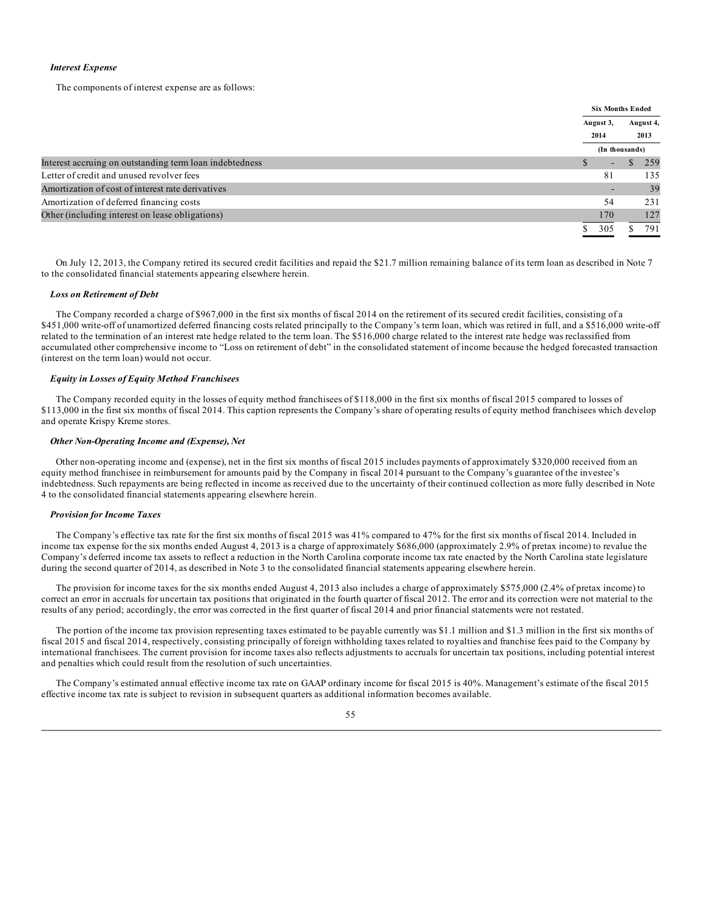***Interest Expense***

The components of interest expense are as follows:

| | Six Months Ended | |
|---|---|---|
| | August 3, 2014 | August 4, 2013 |
| | (In thousands) | |
| Interest accruing on outstanding term loan indebtedness | $ - | $ 259 |
| Letter of credit and unused revolver fees | 81 | 135 |
| Amortization of cost of interest rate derivatives | - | 39 |
| Amortization of deferred financing costs | 54 | 231 |
| Other (including interest on lease obligations) | 170 | 127 |
| | $ 305 | $ 791 |

On July 12, 2013, the Company retired its secured credit facilities and repaid the $21.7 million remaining balance of its term loan as described in Note 7 to the consolidated financial statements appearing elsewhere herein.

***Loss on Retirement of Debt***

The Company recorded a charge of $967,000 in the first six months of fiscal 2014 on the retirement of its secured credit facilities, consisting of a $451,000 write-off of unamortized deferred financing costs related principally to the Company's term loan, which was retired in full, and a $516,000 write-off related to the termination of an interest rate hedge related to the term loan. The $516,000 charge related to the interest rate hedge was reclassified from accumulated other comprehensive income to "Loss on retirement of debt" in the consolidated statement of income because the hedged forecasted transaction (interest on the term loan) would not occur.

***Equity in Losses of Equity Method Franchisees***

The Company recorded equity in the losses of equity method franchisees of $118,000 in the first six months of fiscal 2015 compared to losses of $113,000 in the first six months of fiscal 2014. This caption represents the Company's share of operating results of equity method franchisees which develop and operate Krispy Kreme stores.

***Other Non-Operating Income and (Expense), Net***

Other non-operating income and (expense), net in the first six months of fiscal 2015 includes payments of approximately $320,000 received from an equity method franchisee in reimbursement for amounts paid by the Company in fiscal 2014 pursuant to the Company's guarantee of the investee's indebtedness. Such repayments are being reflected in income as received due to the uncertainty of their continued collection as more fully described in Note 4 to the consolidated financial statements appearing elsewhere herein.

***Provision for Income Taxes***

The Company's effective tax rate for the first six months of fiscal 2015 was 41% compared to 47% for the first six months of fiscal 2014. Included in income tax expense for the six months ended August 4, 2013 is a charge of approximately $686,000 (approximately 2.9% of pretax income) to revalue the Company's deferred income tax assets to reflect a reduction in the North Carolina corporate income tax rate enacted by the North Carolina state legislature during the second quarter of 2014, as described in Note 3 to the consolidated financial statements appearing elsewhere herein.

The provision for income taxes for the six months ended August 4, 2013 also includes a charge of approximately $575,000 (2.4% of pretax income) to correct an error in accruals for uncertain tax positions that originated in the fourth quarter of fiscal 2012. The error and its correction were not material to the results of any period; accordingly, the error was corrected in the first quarter of fiscal 2014 and prior financial statements were not restated.

The portion of the income tax provision representing taxes estimated to be payable currently was $1.1 million and $1.3 million in the first six months of fiscal 2015 and fiscal 2014, respectively, consisting principally of foreign withholding taxes related to royalties and franchise fees paid to the Company by international franchisees. The current provision for income taxes also reflects adjustments to accruals for uncertain tax positions, including potential interest and penalties which could result from the resolution of such uncertainties.

The Company's estimated annual effective income tax rate on GAAP ordinary income for fiscal 2015 is 40%. Management's estimate of the fiscal 2015 effective income tax rate is subject to revision in subsequent quarters as additional information becomes available.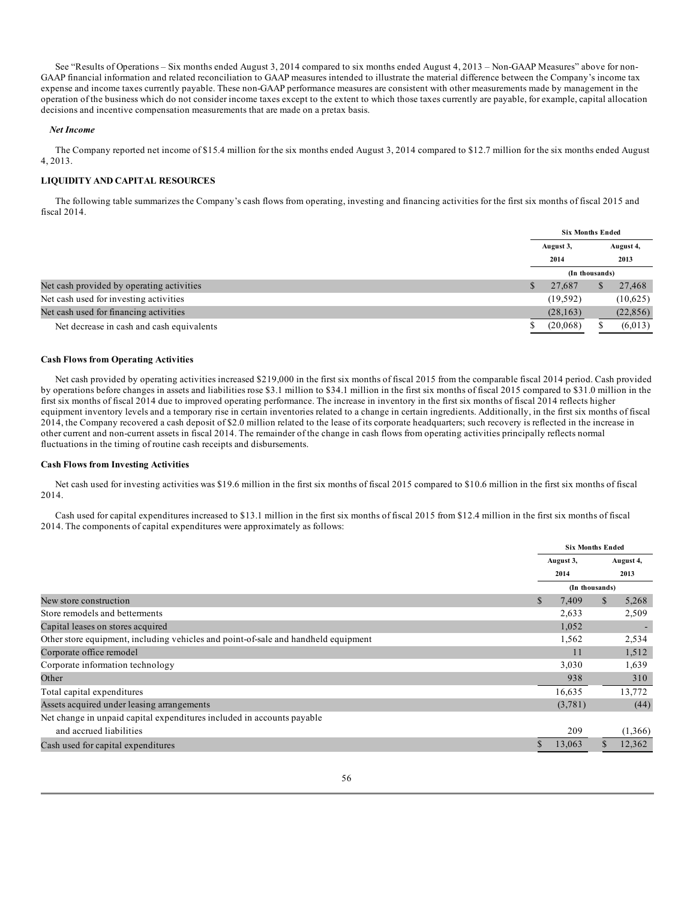See "Results of Operations – Six months ended August 3, 2014 compared to six months ended August 4, 2013 – Non-GAAP Measures" above for non-GAAP financial information and related reconciliation to GAAP measures intended to illustrate the material difference between the Company's income tax expense and income taxes currently payable. These non-GAAP performance measures are consistent with other measurements made by management in the operation of the business which do not consider income taxes except to the extent to which those taxes currently are payable, for example, capital allocation decisions and incentive compensation measurements that are made on a pretax basis.

***Net Income***

The Company reported net income of $15.4 million for the six months ended August 3, 2014 compared to $12.7 million for the six months ended August 4, 2013.

**LIQUIDITY AND CAPITAL RESOURCES**

The following table summarizes the Company's cash flows from operating, investing and financing activities for the first six months of fiscal 2015 and fiscal 2014.

| | Six Months Ended | |
|---|---|---|
| | August 3, 2014 | August 4, 2013 |
| | (In thousands) | |
| Net cash provided by operating activities | $ 27,687 | $ 27,468 |
| Net cash used for investing activities | (19,592) | (10,625) |
| Net cash used for financing activities | (28,163) | (22,856) |
| Net decrease in cash and cash equivalents | $ (20,068) | $ (6,013) |

**Cash Flows from Operating Activities**

Net cash provided by operating activities increased $219,000 in the first six months of fiscal 2015 from the comparable fiscal 2014 period. Cash provided by operations before changes in assets and liabilities rose $3.1 million to $34.1 million in the first six months of fiscal 2015 compared to $31.0 million in the first six months of fiscal 2014 due to improved operating performance. The increase in inventory in the first six months of fiscal 2014 reflects higher equipment inventory levels and a temporary rise in certain inventories related to a change in certain ingredients. Additionally, in the first six months of fiscal 2014, the Company recovered a cash deposit of $2.0 million related to the lease of its corporate headquarters; such recovery is reflected in the increase in other current and non-current assets in fiscal 2014. The remainder of the change in cash flows from operating activities principally reflects normal fluctuations in the timing of routine cash receipts and disbursements.

**Cash Flows from Investing Activities**

Net cash used for investing activities was $19.6 million in the first six months of fiscal 2015 compared to $10.6 million in the first six months of fiscal 2014.

Cash used for capital expenditures increased to $13.1 million in the first six months of fiscal 2015 from $12.4 million in the first six months of fiscal 2014. The components of capital expenditures were approximately as follows:

| | Six Months Ended | |
|---|---|---|
| | August 3, 2014 | August 4, 2013 |
| | (In thousands) | |
| New store construction | $ 7,409 | $ 5,268 |
| Store remodels and betterments | 2,633 | 2,509 |
| Capital leases on stores acquired | 1,052 | - |
| Other store equipment, including vehicles and point-of-sale and handheld equipment | 1,562 | 2,534 |
| Corporate office remodel | 11 | 1,512 |
| Corporate information technology | 3,030 | 1,639 |
| Other | 938 | 310 |
| Total capital expenditures | 16,635 | 13,772 |
| Assets acquired under leasing arrangements | (3,781) | (44) |
| Net change in unpaid capital expenditures included in accounts payable and accrued liabilities | 209 | (1,366) |
| Cash used for capital expenditures | $ 13,063 | $ 12,362 |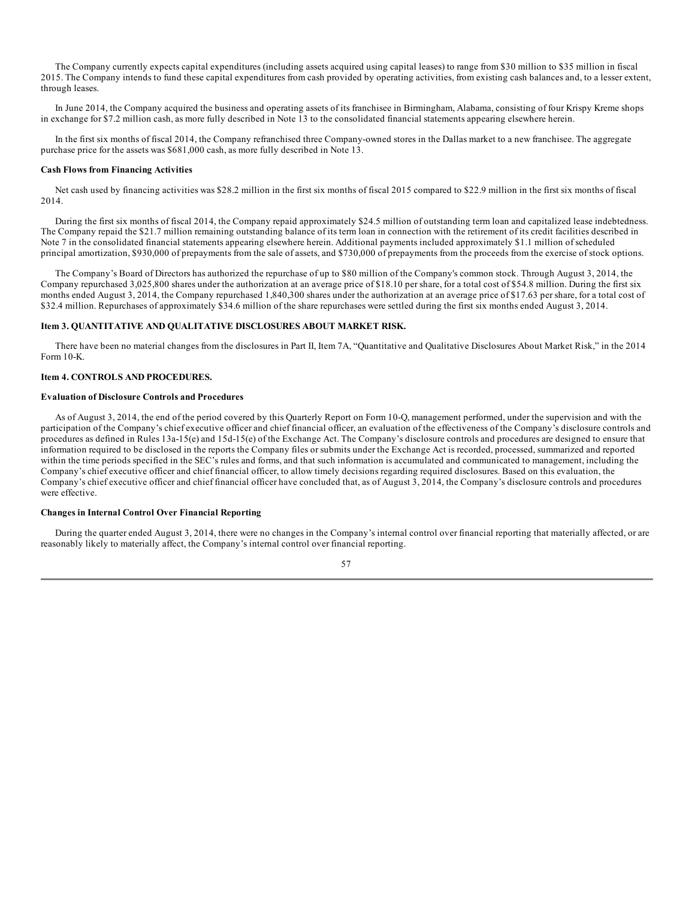The Company currently expects capital expenditures (including assets acquired using capital leases) to range from $30 million to $35 million in fiscal 2015. The Company intends to fund these capital expenditures from cash provided by operating activities, from existing cash balances and, to a lesser extent, through leases.

In June 2014, the Company acquired the business and operating assets of its franchisee in Birmingham, Alabama, consisting of four Krispy Kreme shops in exchange for $7.2 million cash, as more fully described in Note 13 to the consolidated financial statements appearing elsewhere herein.

In the first six months of fiscal 2014, the Company refranchised three Company-owned stores in the Dallas market to a new franchisee. The aggregate purchase price for the assets was $681,000 cash, as more fully described in Note 13.

**Cash Flows from Financing Activities**

Net cash used by financing activities was $28.2 million in the first six months of fiscal 2015 compared to $22.9 million in the first six months of fiscal 2014.

During the first six months of fiscal 2014, the Company repaid approximately $24.5 million of outstanding term loan and capitalized lease indebtedness. The Company repaid the $21.7 million remaining outstanding balance of its term loan in connection with the retirement of its credit facilities described in Note 7 in the consolidated financial statements appearing elsewhere herein. Additional payments included approximately $1.1 million of scheduled principal amortization, $930,000 of prepayments from the sale of assets, and $730,000 of prepayments from the proceeds from the exercise of stock options.

The Company's Board of Directors has authorized the repurchase of up to $80 million of the Company's common stock. Through August 3, 2014, the Company repurchased 3,025,800 shares under the authorization at an average price of $18.10 per share, for a total cost of $54.8 million. During the first six months ended August 3, 2014, the Company repurchased 1,840,300 shares under the authorization at an average price of $17.63 per share, for a total cost of $32.4 million. Repurchases of approximately $34.6 million of the share repurchases were settled during the first six months ended August 3, 2014.

## Item 3. QUANTITATIVE AND QUALITATIVE DISCLOSURES ABOUT MARKET RISK.

There have been no material changes from the disclosures in Part II, Item 7A, "Quantitative and Qualitative Disclosures About Market Risk," in the 2014 Form 10-K.

## Item 4. CONTROLS AND PROCEDURES.

**Evaluation of Disclosure Controls and Procedures**

As of August 3, 2014, the end of the period covered by this Quarterly Report on Form 10-Q, management performed, under the supervision and with the participation of the Company's chief executive officer and chief financial officer, an evaluation of the effectiveness of the Company's disclosure controls and procedures as defined in Rules 13a-15(e) and 15d-15(e) of the Exchange Act. The Company's disclosure controls and procedures are designed to ensure that information required to be disclosed in the reports the Company files or submits under the Exchange Act is recorded, processed, summarized and reported within the time periods specified in the SEC's rules and forms, and that such information is accumulated and communicated to management, including the Company's chief executive officer and chief financial officer, to allow timely decisions regarding required disclosures. Based on this evaluation, the Company's chief executive officer and chief financial officer have concluded that, as of August 3, 2014, the Company's disclosure controls and procedures were effective.

**Changes in Internal Control Over Financial Reporting**

During the quarter ended August 3, 2014, there were no changes in the Company's internal control over financial reporting that materially affected, or are reasonably likely to materially affect, the Company's internal control over financial reporting.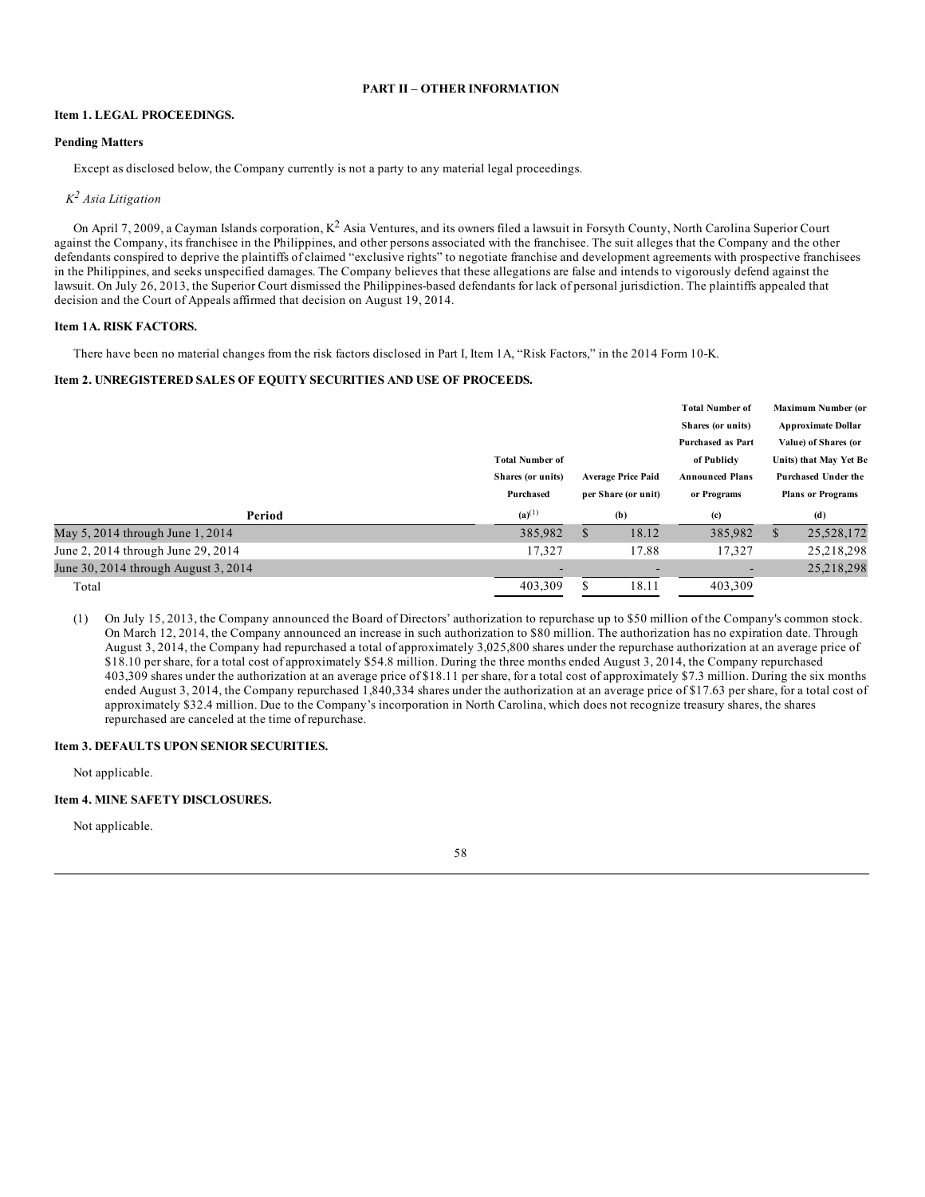## PART II – OTHER INFORMATION

### Item 1. LEGAL PROCEEDINGS.

**Pending Matters**

Except as disclosed below, the Company currently is not a party to any material legal proceedings.

*$K^2$ Asia Litigation*

On April 7, 2009, a Cayman Islands corporation, $K^2$ Asia Ventures, and its owners filed a lawsuit in Forsyth County, North Carolina Superior Court against the Company, its franchisee in the Philippines, and other persons associated with the franchisee. The suit alleges that the Company and the other defendants conspired to deprive the plaintiffs of claimed "exclusive rights" to negotiate franchise and development agreements with prospective franchisees in the Philippines, and seeks unspecified damages. The Company believes that these allegations are false and intends to vigorously defend against the lawsuit. On July 26, 2013, the Superior Court dismissed the Philippines-based defendants for lack of personal jurisdiction. The plaintiffs appealed that decision and the Court of Appeals affirmed that decision on August 19, 2014.

### Item 1A. RISK FACTORS.

There have been no material changes from the risk factors disclosed in Part I, Item 1A, "Risk Factors," in the 2014 Form 10-K.

### Item 2. UNREGISTERED SALES OF EQUITY SECURITIES AND USE OF PROCEEDS.

| Period | Total Number of Shares (or units) Purchased (a)[1] | Average Price Paid per Share (or unit) (b) | Total Number of Shares (or units) Purchased as Part of Publicly Announced Plans or Programs (c) | Maximum Number (or Approximate Dollar Value) of Shares (or Units) that May Yet Be Purchased Under the Plans or Programs (d) |
|---|---|---|---|---|
| May 5, 2014 through June 1, 2014 | 385,982 | $ 18.12 | 385,982 | $ 25,528,172 |
| June 2, 2014 through June 29, 2014 | 17,327 | 17.88 | 17,327 | 25,218,298 |
| June 30, 2014 through August 3, 2014 | - | - | - | 25,218,298 |
| Total | 403,309 | $ 18.11 | 403,309 | |

(1) On July 15, 2013, the Company announced the Board of Directors' authorization to repurchase up to $50 million of the Company's common stock. On March 12, 2014, the Company announced an increase in such authorization to $80 million. The authorization has no expiration date. Through August 3, 2014, the Company had repurchased a total of approximately 3,025,800 shares under the repurchase authorization at an average price of $18.10 per share, for a total cost of approximately $54.8 million. During the three months ended August 3, 2014, the Company repurchased 403,309 shares under the authorization at an average price of $18.11 per share, for a total cost of approximately $7.3 million. During the six months ended August 3, 2014, the Company repurchased 1,840,334 shares under the authorization at an average price of $17.63 per share, for a total cost of approximately $32.4 million. Due to the Company's incorporation in North Carolina, which does not recognize treasury shares, the shares repurchased are canceled at the time of repurchase.

### Item 3. DEFAULTS UPON SENIOR SECURITIES.

Not applicable.

### Item 4. MINE SAFETY DISCLOSURES.

Not applicable.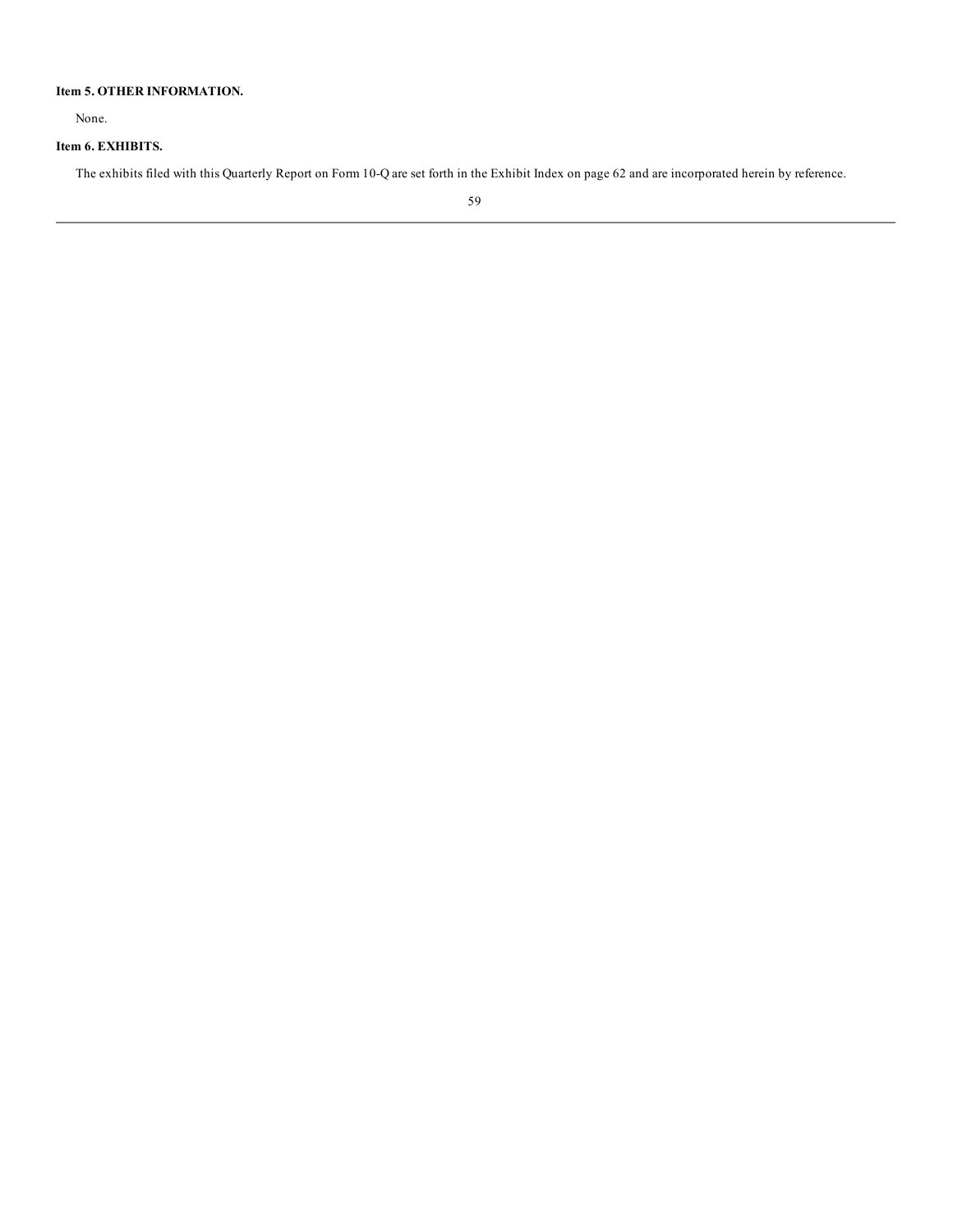### Item 5. OTHER INFORMATION.

None.

### Item 6. EXHIBITS.

The exhibits filed with this Quarterly Report on Form 10-Q are set forth in the Exhibit Index on page 62 and are incorporated herein by reference.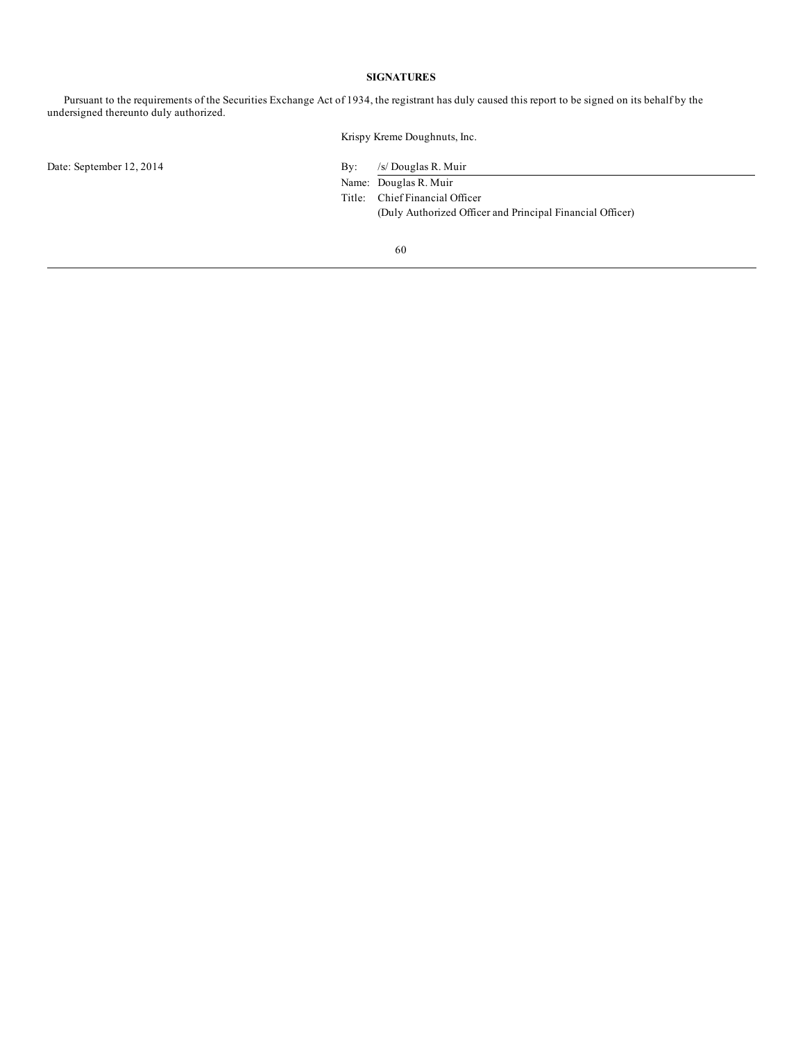**SIGNATURES**

Pursuant to the requirements of the Securities Exchange Act of 1934, the registrant has duly caused this report to be signed on its behalf by the undersigned thereunto duly authorized.

Krispy Kreme Doughnuts, Inc.

Date: September 12, 2014

By: /s/ Douglas R. Muir

Name: Douglas R. Muir

Title: Chief Financial Officer
(Duly Authorized Officer and Principal Financial Officer)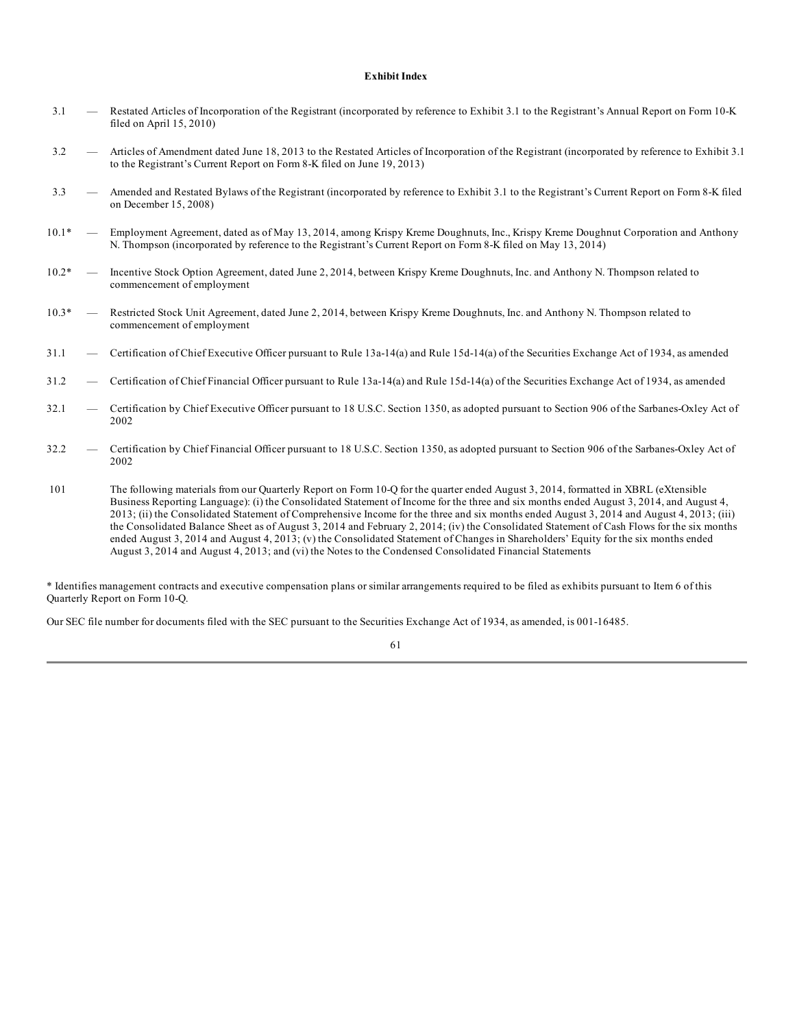**Exhibit Index**

| | | |
|---|---|---|
| 3.1 | — | Restated Articles of Incorporation of the Registrant (incorporated by reference to Exhibit 3.1 to the Registrant's Annual Report on Form 10-K filed on April 15, 2010) |
| 3.2 | — | Articles of Amendment dated June 18, 2013 to the Restated Articles of Incorporation of the Registrant (incorporated by reference to Exhibit 3.1 to the Registrant's Current Report on Form 8-K filed on June 19, 2013) |
| 3.3 | — | Amended and Restated Bylaws of the Registrant (incorporated by reference to Exhibit 3.1 to the Registrant's Current Report on Form 8-K filed on December 15, 2008) |
| 10.1* | — | Employment Agreement, dated as of May 13, 2014, among Krispy Kreme Doughnuts, Inc., Krispy Kreme Doughnut Corporation and Anthony N. Thompson (incorporated by reference to the Registrant's Current Report on Form 8-K filed on May 13, 2014) |
| 10.2* | — | Incentive Stock Option Agreement, dated June 2, 2014, between Krispy Kreme Doughnuts, Inc. and Anthony N. Thompson related to commencement of employment |
| 10.3* | — | Restricted Stock Unit Agreement, dated June 2, 2014, between Krispy Kreme Doughnuts, Inc. and Anthony N. Thompson related to commencement of employment |
| 31.1 | — | Certification of Chief Executive Officer pursuant to Rule 13a-14(a) and Rule 15d-14(a) of the Securities Exchange Act of 1934, as amended |
| 31.2 | — | Certification of Chief Financial Officer pursuant to Rule 13a-14(a) and Rule 15d-14(a) of the Securities Exchange Act of 1934, as amended |
| 32.1 | — | Certification by Chief Executive Officer pursuant to 18 U.S.C. Section 1350, as adopted pursuant to Section 906 of the Sarbanes-Oxley Act of 2002 |
| 32.2 | — | Certification by Chief Financial Officer pursuant to 18 U.S.C. Section 1350, as adopted pursuant to Section 906 of the Sarbanes-Oxley Act of 2002 |
| 101 | | The following materials from our Quarterly Report on Form 10-Q for the quarter ended August 3, 2014, formatted in XBRL (eXtensible Business Reporting Language): (i) the Consolidated Statement of Income for the three and six months ended August 3, 2014, and August 4, 2013; (ii) the Consolidated Statement of Comprehensive Income for the three and six months ended August 3, 2014 and August 4, 2013; (iii) the Consolidated Balance Sheet as of August 3, 2014 and February 2, 2014; (iv) the Consolidated Statement of Cash Flows for the six months ended August 3, 2014 and August 4, 2013; (v) the Consolidated Statement of Changes in Shareholders' Equity for the six months ended August 3, 2014 and August 4, 2013; and (vi) the Notes to the Condensed Consolidated Financial Statements |

\* Identifies management contracts and executive compensation plans or similar arrangements required to be filed as exhibits pursuant to Item 6 of this Quarterly Report on Form 10-Q.

Our SEC file number for documents filed with the SEC pursuant to the Securities Exchange Act of 1934, as amended, is 001-16485.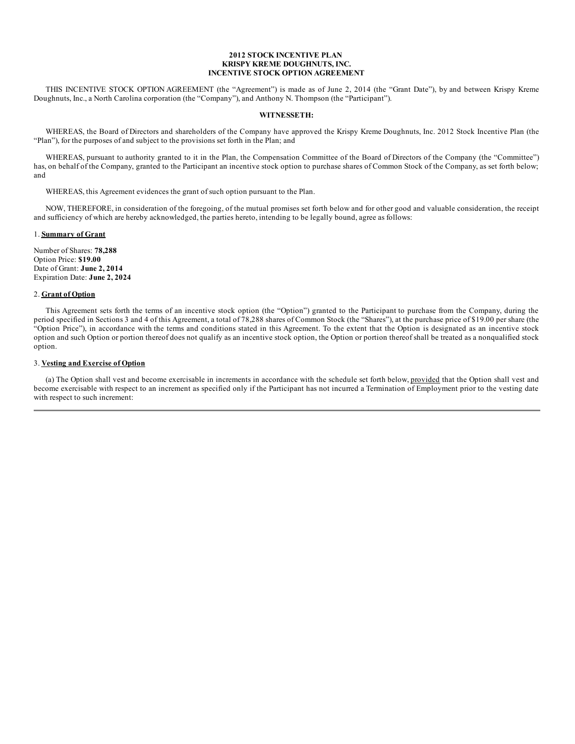**2012 STOCK INCENTIVE PLAN**
**KRISPY KREME DOUGHNUTS, INC.**
**INCENTIVE STOCK OPTION AGREEMENT**

THIS INCENTIVE STOCK OPTION AGREEMENT (the "Agreement") is made as of June 2, 2014 (the "Grant Date"), by and between Krispy Kreme Doughnuts, Inc., a North Carolina corporation (the "Company"), and Anthony N. Thompson (the "Participant").

**WITNESSETH:**

WHEREAS, the Board of Directors and shareholders of the Company have approved the Krispy Kreme Doughnuts, Inc. 2012 Stock Incentive Plan (the "Plan"), for the purposes of and subject to the provisions set forth in the Plan; and

WHEREAS, pursuant to authority granted to it in the Plan, the Compensation Committee of the Board of Directors of the Company (the "Committee") has, on behalf of the Company, granted to the Participant an incentive stock option to purchase shares of Common Stock of the Company, as set forth below; and

WHEREAS, this Agreement evidences the grant of such option pursuant to the Plan.

NOW, THEREFORE, in consideration of the foregoing, of the mutual promises set forth below and for other good and valuable consideration, the receipt and sufficiency of which are hereby acknowledged, the parties hereto, intending to be legally bound, agree as follows:

1. **Summary of Grant**

Number of Shares: **78,288**
Option Price: **$19.00**
Date of Grant: **June 2, 2014**
Expiration Date: **June 2, 2024**

2. **Grant of Option**

This Agreement sets forth the terms of an incentive stock option (the "Option") granted to the Participant to purchase from the Company, during the period specified in Sections 3 and 4 of this Agreement, a total of 78,288 shares of Common Stock (the "Shares"), at the purchase price of $19.00 per share (the "Option Price"), in accordance with the terms and conditions stated in this Agreement. To the extent that the Option is designated as an incentive stock option and such Option or portion thereof does not qualify as an incentive stock option, the Option or portion thereof shall be treated as a nonqualified stock option.

3. **Vesting and Exercise of Option**

(a) The Option shall vest and become exercisable in increments in accordance with the schedule set forth below, provided that the Option shall vest and become exercisable with respect to an increment as specified only if the Participant has not incurred a Termination of Employment prior to the vesting date with respect to such increment: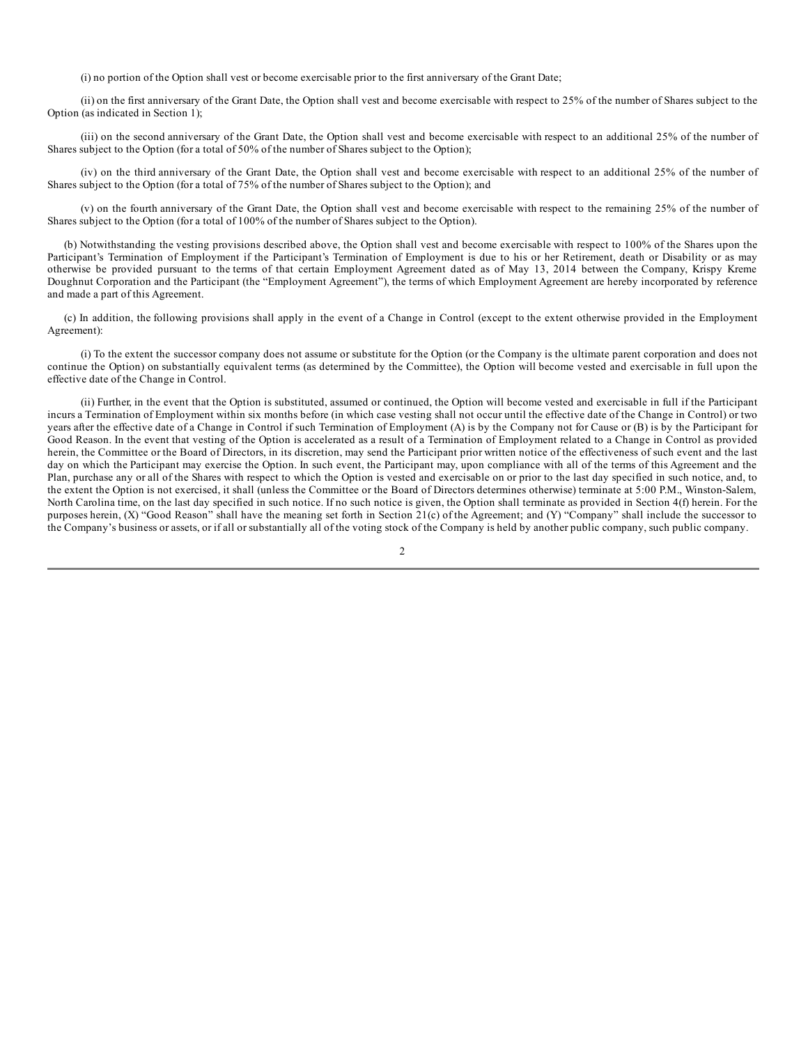(i) no portion of the Option shall vest or become exercisable prior to the first anniversary of the Grant Date;

(ii) on the first anniversary of the Grant Date, the Option shall vest and become exercisable with respect to 25% of the number of Shares subject to the Option (as indicated in Section 1);

(iii) on the second anniversary of the Grant Date, the Option shall vest and become exercisable with respect to an additional 25% of the number of Shares subject to the Option (for a total of 50% of the number of Shares subject to the Option);

(iv) on the third anniversary of the Grant Date, the Option shall vest and become exercisable with respect to an additional 25% of the number of Shares subject to the Option (for a total of 75% of the number of Shares subject to the Option); and

(v) on the fourth anniversary of the Grant Date, the Option shall vest and become exercisable with respect to the remaining 25% of the number of Shares subject to the Option (for a total of 100% of the number of Shares subject to the Option).

(b) Notwithstanding the vesting provisions described above, the Option shall vest and become exercisable with respect to 100% of the Shares upon the Participant's Termination of Employment if the Participant's Termination of Employment is due to his or her Retirement, death or Disability or as may otherwise be provided pursuant to the terms of that certain Employment Agreement dated as of May 13, 2014 between the Company, Krispy Kreme Doughnut Corporation and the Participant (the "Employment Agreement"), the terms of which Employment Agreement are hereby incorporated by reference and made a part of this Agreement.

(c) In addition, the following provisions shall apply in the event of a Change in Control (except to the extent otherwise provided in the Employment Agreement):

(i) To the extent the successor company does not assume or substitute for the Option (or the Company is the ultimate parent corporation and does not continue the Option) on substantially equivalent terms (as determined by the Committee), the Option will become vested and exercisable in full upon the effective date of the Change in Control.

(ii) Further, in the event that the Option is substituted, assumed or continued, the Option will become vested and exercisable in full if the Participant incurs a Termination of Employment within six months before (in which case vesting shall not occur until the effective date of the Change in Control) or two years after the effective date of a Change in Control if such Termination of Employment (A) is by the Company not for Cause or (B) is by the Participant for Good Reason. In the event that vesting of the Option is accelerated as a result of a Termination of Employment related to a Change in Control as provided herein, the Committee or the Board of Directors, in its discretion, may send the Participant prior written notice of the effectiveness of such event and the last day on which the Participant may exercise the Option. In such event, the Participant may, upon compliance with all of the terms of this Agreement and the Plan, purchase any or all of the Shares with respect to which the Option is vested and exercisable on or prior to the last day specified in such notice, and, to the extent the Option is not exercised, it shall (unless the Committee or the Board of Directors determines otherwise) terminate at 5:00 P.M., Winston-Salem, North Carolina time, on the last day specified in such notice. If no such notice is given, the Option shall terminate as provided in Section 4(f) herein. For the purposes herein, (X) "Good Reason" shall have the meaning set forth in Section 21(c) of the Agreement; and (Y) "Company" shall include the successor to the Company's business or assets, or if all or substantially all of the voting stock of the Company is held by another public company, such public company.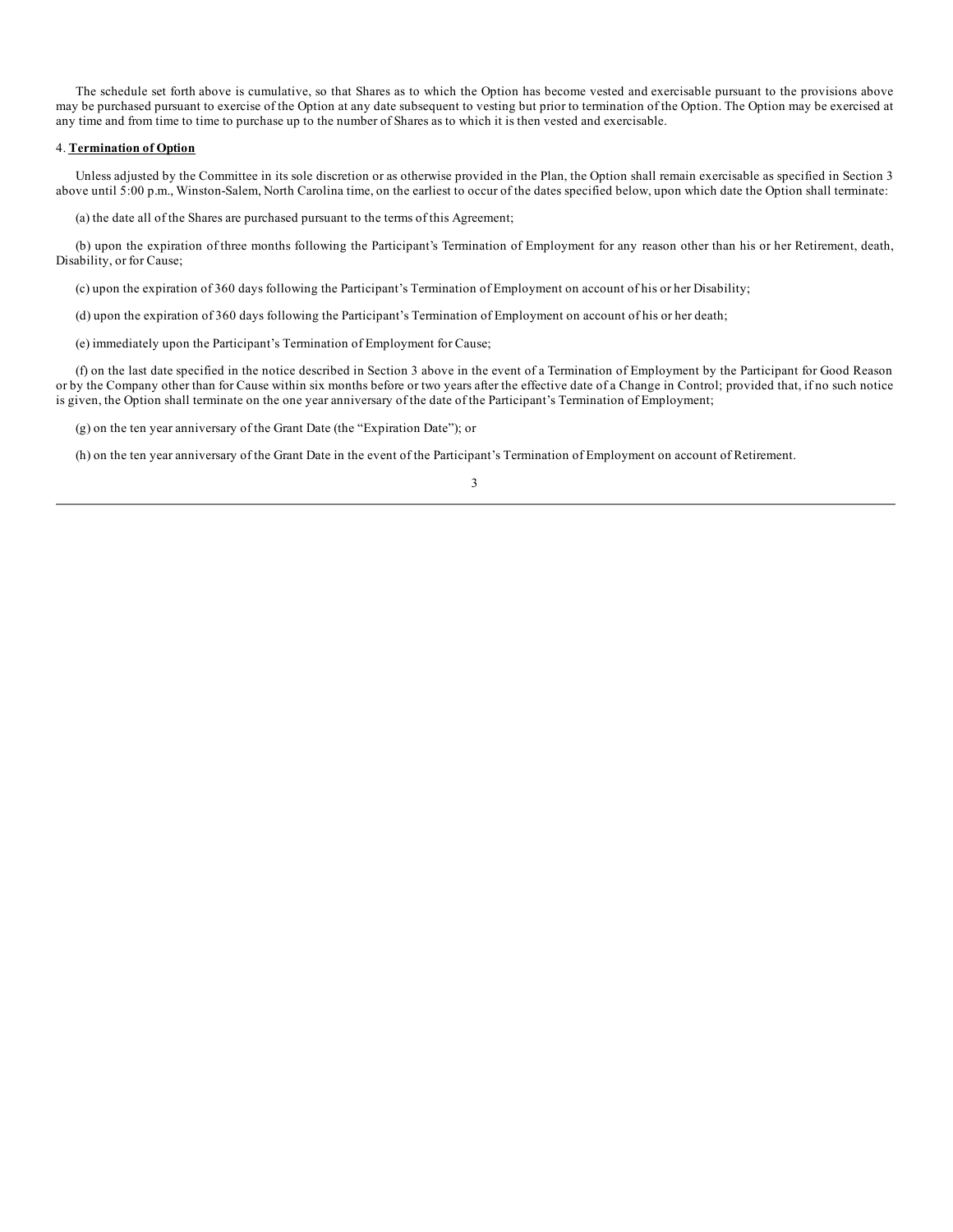The schedule set forth above is cumulative, so that Shares as to which the Option has become vested and exercisable pursuant to the provisions above may be purchased pursuant to exercise of the Option at any date subsequent to vesting but prior to termination of the Option. The Option may be exercised at any time and from time to time to purchase up to the number of Shares as to which it is then vested and exercisable.

4. **Termination of Option**

Unless adjusted by the Committee in its sole discretion or as otherwise provided in the Plan, the Option shall remain exercisable as specified in Section 3 above until 5:00 p.m., Winston-Salem, North Carolina time, on the earliest to occur of the dates specified below, upon which date the Option shall terminate:

(a) the date all of the Shares are purchased pursuant to the terms of this Agreement;

(b) upon the expiration of three months following the Participant's Termination of Employment for any reason other than his or her Retirement, death, Disability, or for Cause;

(c) upon the expiration of 360 days following the Participant's Termination of Employment on account of his or her Disability;

(d) upon the expiration of 360 days following the Participant's Termination of Employment on account of his or her death;

(e) immediately upon the Participant's Termination of Employment for Cause;

(f) on the last date specified in the notice described in Section 3 above in the event of a Termination of Employment by the Participant for Good Reason or by the Company other than for Cause within six months before or two years after the effective date of a Change in Control; provided that, if no such notice is given, the Option shall terminate on the one year anniversary of the date of the Participant's Termination of Employment;

(g) on the ten year anniversary of the Grant Date (the "Expiration Date"); or

(h) on the ten year anniversary of the Grant Date in the event of the Participant's Termination of Employment on account of Retirement.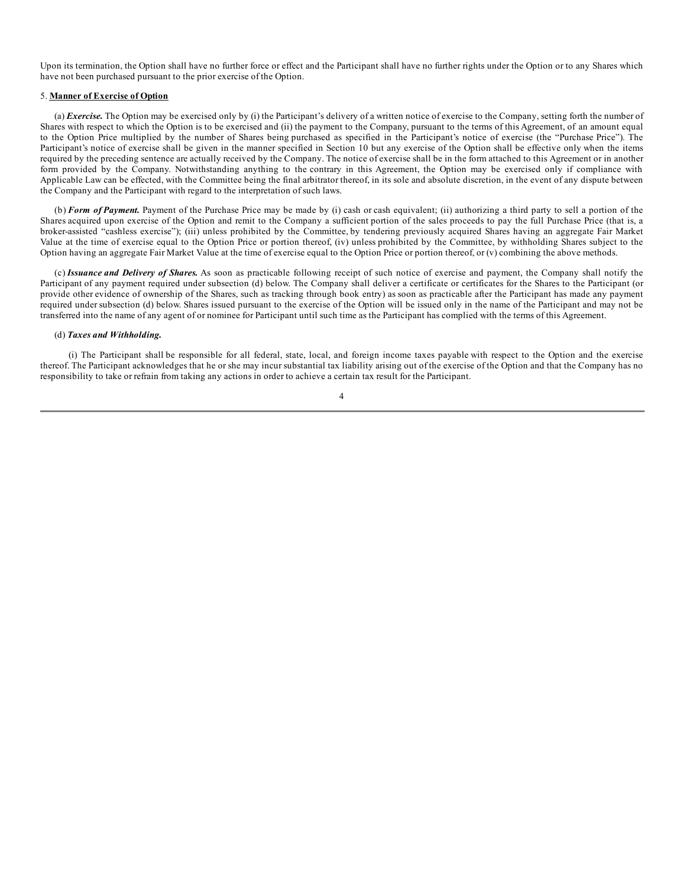Upon its termination, the Option shall have no further force or effect and the Participant shall have no further rights under the Option or to any Shares which have not been purchased pursuant to the prior exercise of the Option.

5. **Manner of Exercise of Option**

(a) ***Exercise.*** The Option may be exercised only by (i) the Participant's delivery of a written notice of exercise to the Company, setting forth the number of Shares with respect to which the Option is to be exercised and (ii) the payment to the Company, pursuant to the terms of this Agreement, of an amount equal to the Option Price multiplied by the number of Shares being purchased as specified in the Participant's notice of exercise (the "Purchase Price"). The Participant's notice of exercise shall be given in the manner specified in Section 10 but any exercise of the Option shall be effective only when the items required by the preceding sentence are actually received by the Company. The notice of exercise shall be in the form attached to this Agreement or in another form provided by the Company. Notwithstanding anything to the contrary in this Agreement, the Option may be exercised only if compliance with Applicable Law can be effected, with the Committee being the final arbitrator thereof, in its sole and absolute discretion, in the event of any dispute between the Company and the Participant with regard to the interpretation of such laws.

(b) ***Form of Payment.*** Payment of the Purchase Price may be made by (i) cash or cash equivalent; (ii) authorizing a third party to sell a portion of the Shares acquired upon exercise of the Option and remit to the Company a sufficient portion of the sales proceeds to pay the full Purchase Price (that is, a broker-assisted "cashless exercise"); (iii) unless prohibited by the Committee, by tendering previously acquired Shares having an aggregate Fair Market Value at the time of exercise equal to the Option Price or portion thereof, (iv) unless prohibited by the Committee, by withholding Shares subject to the Option having an aggregate Fair Market Value at the time of exercise equal to the Option Price or portion thereof, or (v) combining the above methods.

(c) ***Issuance and Delivery of Shares.*** As soon as practicable following receipt of such notice of exercise and payment, the Company shall notify the Participant of any payment required under subsection (d) below. The Company shall deliver a certificate or certificates for the Shares to the Participant (or provide other evidence of ownership of the Shares, such as tracking through book entry) as soon as practicable after the Participant has made any payment required under subsection (d) below. Shares issued pursuant to the exercise of the Option will be issued only in the name of the Participant and may not be transferred into the name of any agent of or nominee for Participant until such time as the Participant has complied with the terms of this Agreement.

(d) ***Taxes and Withholding.***

(i) The Participant shall be responsible for all federal, state, local, and foreign income taxes payable with respect to the Option and the exercise thereof. The Participant acknowledges that he or she may incur substantial tax liability arising out of the exercise of the Option and that the Company has no responsibility to take or refrain from taking any actions in order to achieve a certain tax result for the Participant.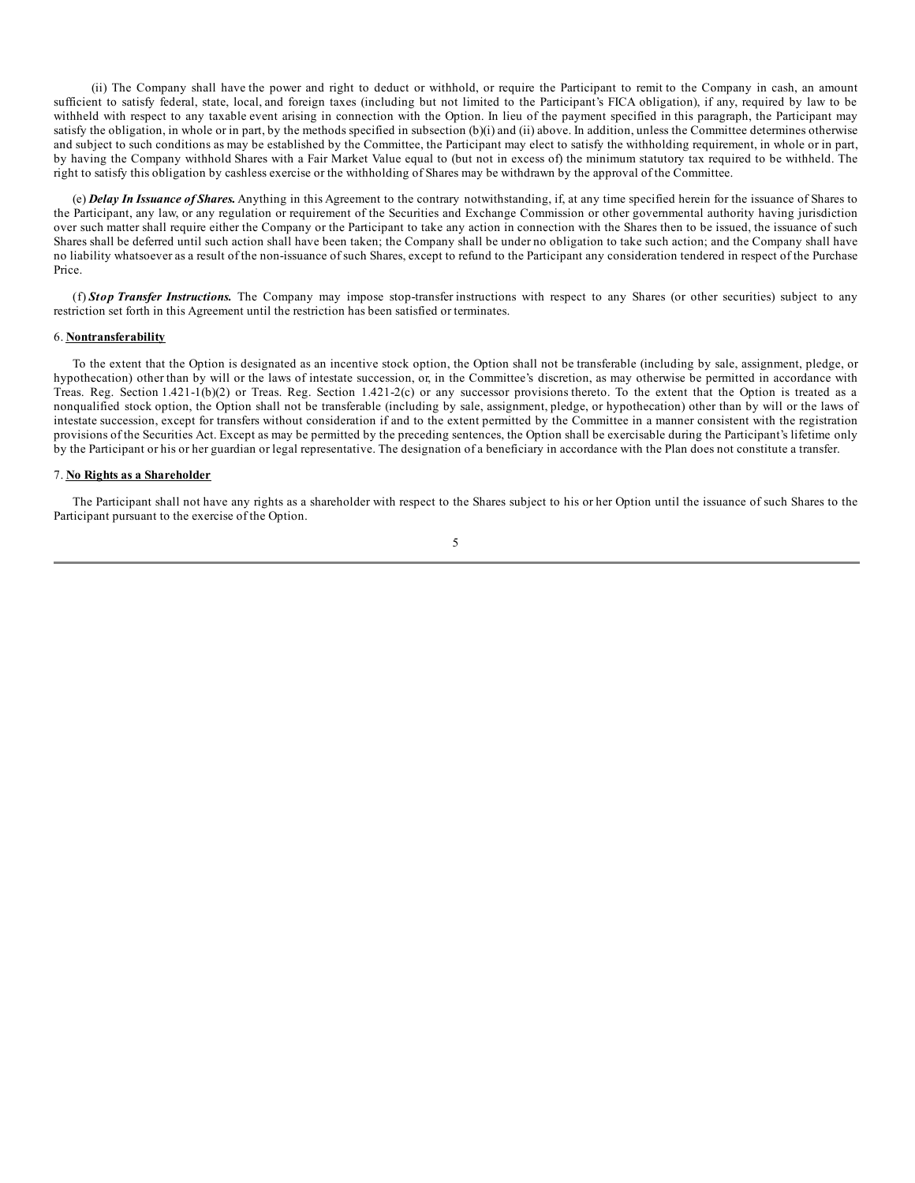(ii) The Company shall have the power and right to deduct or withhold, or require the Participant to remit to the Company in cash, an amount sufficient to satisfy federal, state, local, and foreign taxes (including but not limited to the Participant's FICA obligation), if any, required by law to be withheld with respect to any taxable event arising in connection with the Option. In lieu of the payment specified in this paragraph, the Participant may satisfy the obligation, in whole or in part, by the methods specified in subsection (b)(i) and (ii) above. In addition, unless the Committee determines otherwise and subject to such conditions as may be established by the Committee, the Participant may elect to satisfy the withholding requirement, in whole or in part, by having the Company withhold Shares with a Fair Market Value equal to (but not in excess of) the minimum statutory tax required to be withheld. The right to satisfy this obligation by cashless exercise or the withholding of Shares may be withdrawn by the approval of the Committee.

(e) ***Delay In Issuance of Shares.*** Anything in this Agreement to the contrary notwithstanding, if, at any time specified herein for the issuance of Shares to the Participant, any law, or any regulation or requirement of the Securities and Exchange Commission or other governmental authority having jurisdiction over such matter shall require either the Company or the Participant to take any action in connection with the Shares then to be issued, the issuance of such Shares shall be deferred until such action shall have been taken; the Company shall be under no obligation to take such action; and the Company shall have no liability whatsoever as a result of the non-issuance of such Shares, except to refund to the Participant any consideration tendered in respect of the Purchase Price.

(f) ***Stop Transfer Instructions.*** The Company may impose stop-transfer instructions with respect to any Shares (or other securities) subject to any restriction set forth in this Agreement until the restriction has been satisfied or terminates.

6. **Nontransferability**

To the extent that the Option is designated as an incentive stock option, the Option shall not be transferable (including by sale, assignment, pledge, or hypothecation) other than by will or the laws of intestate succession, or, in the Committee's discretion, as may otherwise be permitted in accordance with Treas. Reg. Section 1.421-1(b)(2) or Treas. Reg. Section 1.421-2(c) or any successor provisions thereto. To the extent that the Option is treated as a nonqualified stock option, the Option shall not be transferable (including by sale, assignment, pledge, or hypothecation) other than by will or the laws of intestate succession, except for transfers without consideration if and to the extent permitted by the Committee in a manner consistent with the registration provisions of the Securities Act. Except as may be permitted by the preceding sentences, the Option shall be exercisable during the Participant's lifetime only by the Participant or his or her guardian or legal representative. The designation of a beneficiary in accordance with the Plan does not constitute a transfer.

7. **No Rights as a Shareholder**

The Participant shall not have any rights as a shareholder with respect to the Shares subject to his or her Option until the issuance of such Shares to the Participant pursuant to the exercise of the Option.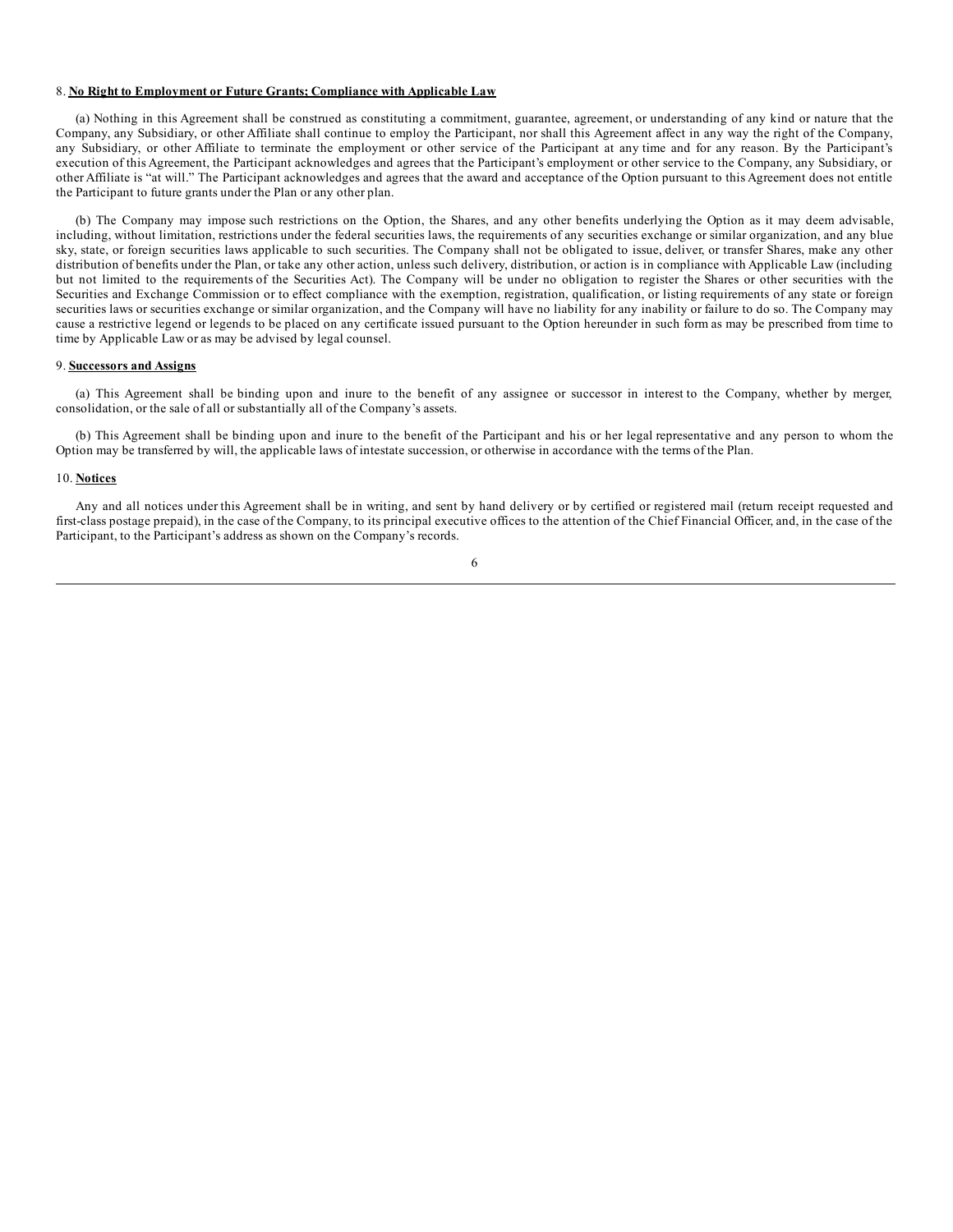8. **No Right to Employment or Future Grants; Compliance with Applicable Law**

(a) Nothing in this Agreement shall be construed as constituting a commitment, guarantee, agreement, or understanding of any kind or nature that the Company, any Subsidiary, or other Affiliate shall continue to employ the Participant, nor shall this Agreement affect in any way the right of the Company, any Subsidiary, or other Affiliate to terminate the employment or other service of the Participant at any time and for any reason. By the Participant's execution of this Agreement, the Participant acknowledges and agrees that the Participant's employment or other service to the Company, any Subsidiary, or other Affiliate is "at will." The Participant acknowledges and agrees that the award and acceptance of the Option pursuant to this Agreement does not entitle the Participant to future grants under the Plan or any other plan.

(b) The Company may impose such restrictions on the Option, the Shares, and any other benefits underlying the Option as it may deem advisable, including, without limitation, restrictions under the federal securities laws, the requirements of any securities exchange or similar organization, and any blue sky, state, or foreign securities laws applicable to such securities. The Company shall not be obligated to issue, deliver, or transfer Shares, make any other distribution of benefits under the Plan, or take any other action, unless such delivery, distribution, or action is in compliance with Applicable Law (including but not limited to the requirements of the Securities Act). The Company will be under no obligation to register the Shares or other securities with the Securities and Exchange Commission or to effect compliance with the exemption, registration, qualification, or listing requirements of any state or foreign securities laws or securities exchange or similar organization, and the Company will have no liability for any inability or failure to do so. The Company may cause a restrictive legend or legends to be placed on any certificate issued pursuant to the Option hereunder in such form as may be prescribed from time to time by Applicable Law or as may be advised by legal counsel.

9. **Successors and Assigns**

(a) This Agreement shall be binding upon and inure to the benefit of any assignee or successor in interest to the Company, whether by merger, consolidation, or the sale of all or substantially all of the Company's assets.

(b) This Agreement shall be binding upon and inure to the benefit of the Participant and his or her legal representative and any person to whom the Option may be transferred by will, the applicable laws of intestate succession, or otherwise in accordance with the terms of the Plan.

10. **Notices**

Any and all notices under this Agreement shall be in writing, and sent by hand delivery or by certified or registered mail (return receipt requested and first-class postage prepaid), in the case of the Company, to its principal executive offices to the attention of the Chief Financial Officer, and, in the case of the Participant, to the Participant's address as shown on the Company's records.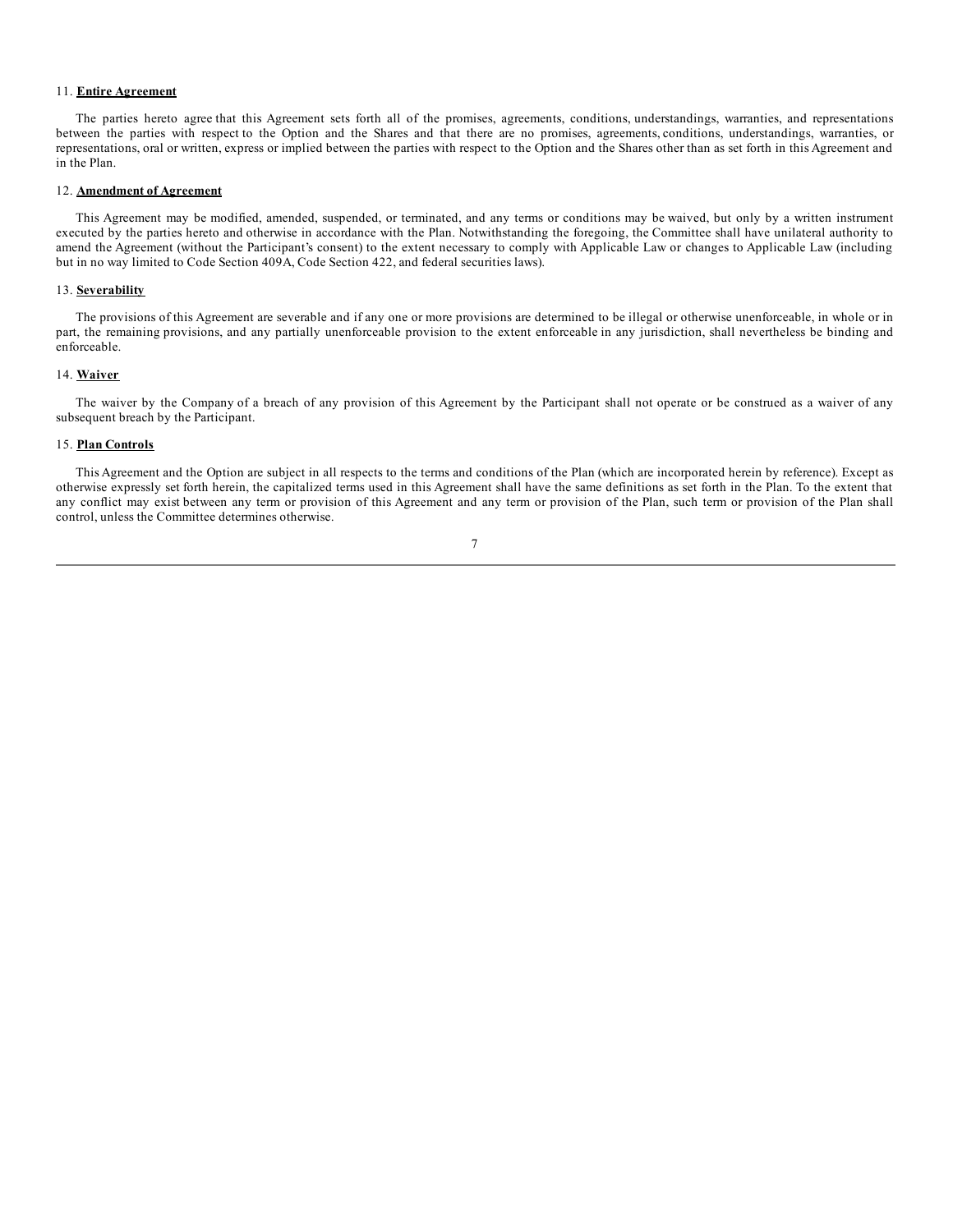11. **Entire Agreement**

The parties hereto agree that this Agreement sets forth all of the promises, agreements, conditions, understandings, warranties, and representations between the parties with respect to the Option and the Shares and that there are no promises, agreements, conditions, understandings, warranties, or representations, oral or written, express or implied between the parties with respect to the Option and the Shares other than as set forth in this Agreement and in the Plan.

12. **Amendment of Agreement**

This Agreement may be modified, amended, suspended, or terminated, and any terms or conditions may be waived, but only by a written instrument executed by the parties hereto and otherwise in accordance with the Plan. Notwithstanding the foregoing, the Committee shall have unilateral authority to amend the Agreement (without the Participant's consent) to the extent necessary to comply with Applicable Law or changes to Applicable Law (including but in no way limited to Code Section 409A, Code Section 422, and federal securities laws).

13. **Severability**

The provisions of this Agreement are severable and if any one or more provisions are determined to be illegal or otherwise unenforceable, in whole or in part, the remaining provisions, and any partially unenforceable provision to the extent enforceable in any jurisdiction, shall nevertheless be binding and enforceable.

14. **Waiver**

The waiver by the Company of a breach of any provision of this Agreement by the Participant shall not operate or be construed as a waiver of any subsequent breach by the Participant.

15. **Plan Controls**

This Agreement and the Option are subject in all respects to the terms and conditions of the Plan (which are incorporated herein by reference). Except as otherwise expressly set forth herein, the capitalized terms used in this Agreement shall have the same definitions as set forth in the Plan. To the extent that any conflict may exist between any term or provision of this Agreement and any term or provision of the Plan, such term or provision of the Plan shall control, unless the Committee determines otherwise.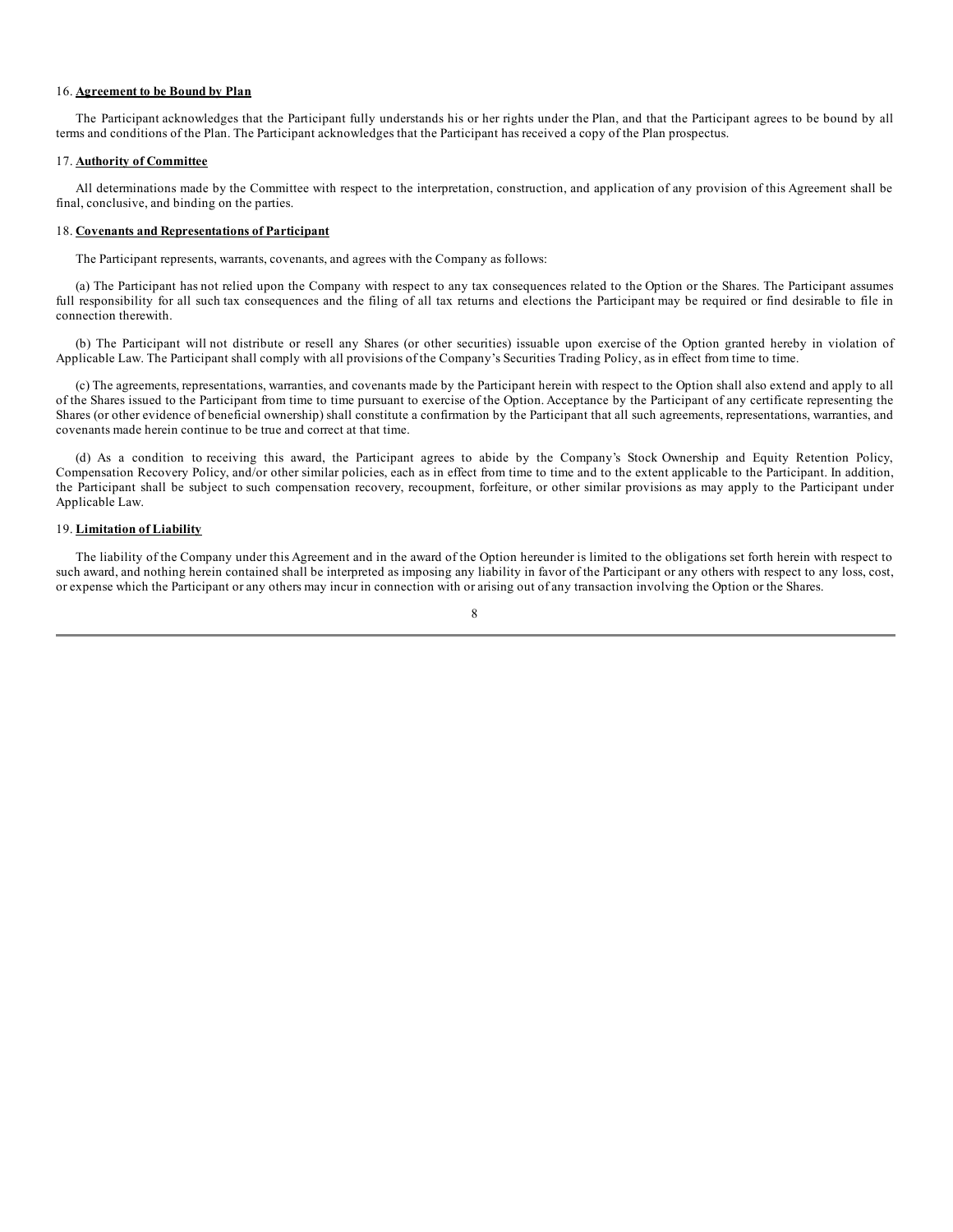16. **Agreement to be Bound by Plan**

The Participant acknowledges that the Participant fully understands his or her rights under the Plan, and that the Participant agrees to be bound by all terms and conditions of the Plan. The Participant acknowledges that the Participant has received a copy of the Plan prospectus.

17. **Authority of Committee**

All determinations made by the Committee with respect to the interpretation, construction, and application of any provision of this Agreement shall be final, conclusive, and binding on the parties.

18. **Covenants and Representations of Participant**

The Participant represents, warrants, covenants, and agrees with the Company as follows:

(a) The Participant has not relied upon the Company with respect to any tax consequences related to the Option or the Shares. The Participant assumes full responsibility for all such tax consequences and the filing of all tax returns and elections the Participant may be required or find desirable to file in connection therewith.

(b) The Participant will not distribute or resell any Shares (or other securities) issuable upon exercise of the Option granted hereby in violation of Applicable Law. The Participant shall comply with all provisions of the Company's Securities Trading Policy, as in effect from time to time.

(c) The agreements, representations, warranties, and covenants made by the Participant herein with respect to the Option shall also extend and apply to all of the Shares issued to the Participant from time to time pursuant to exercise of the Option. Acceptance by the Participant of any certificate representing the Shares (or other evidence of beneficial ownership) shall constitute a confirmation by the Participant that all such agreements, representations, warranties, and covenants made herein continue to be true and correct at that time.

(d) As a condition to receiving this award, the Participant agrees to abide by the Company's Stock Ownership and Equity Retention Policy, Compensation Recovery Policy, and/or other similar policies, each as in effect from time to time and to the extent applicable to the Participant. In addition, the Participant shall be subject to such compensation recovery, recoupment, forfeiture, or other similar provisions as may apply to the Participant under Applicable Law.

19. **Limitation of Liability**

The liability of the Company under this Agreement and in the award of the Option hereunder is limited to the obligations set forth herein with respect to such award, and nothing herein contained shall be interpreted as imposing any liability in favor of the Participant or any others with respect to any loss, cost, or expense which the Participant or any others may incur in connection with or arising out of any transaction involving the Option or the Shares.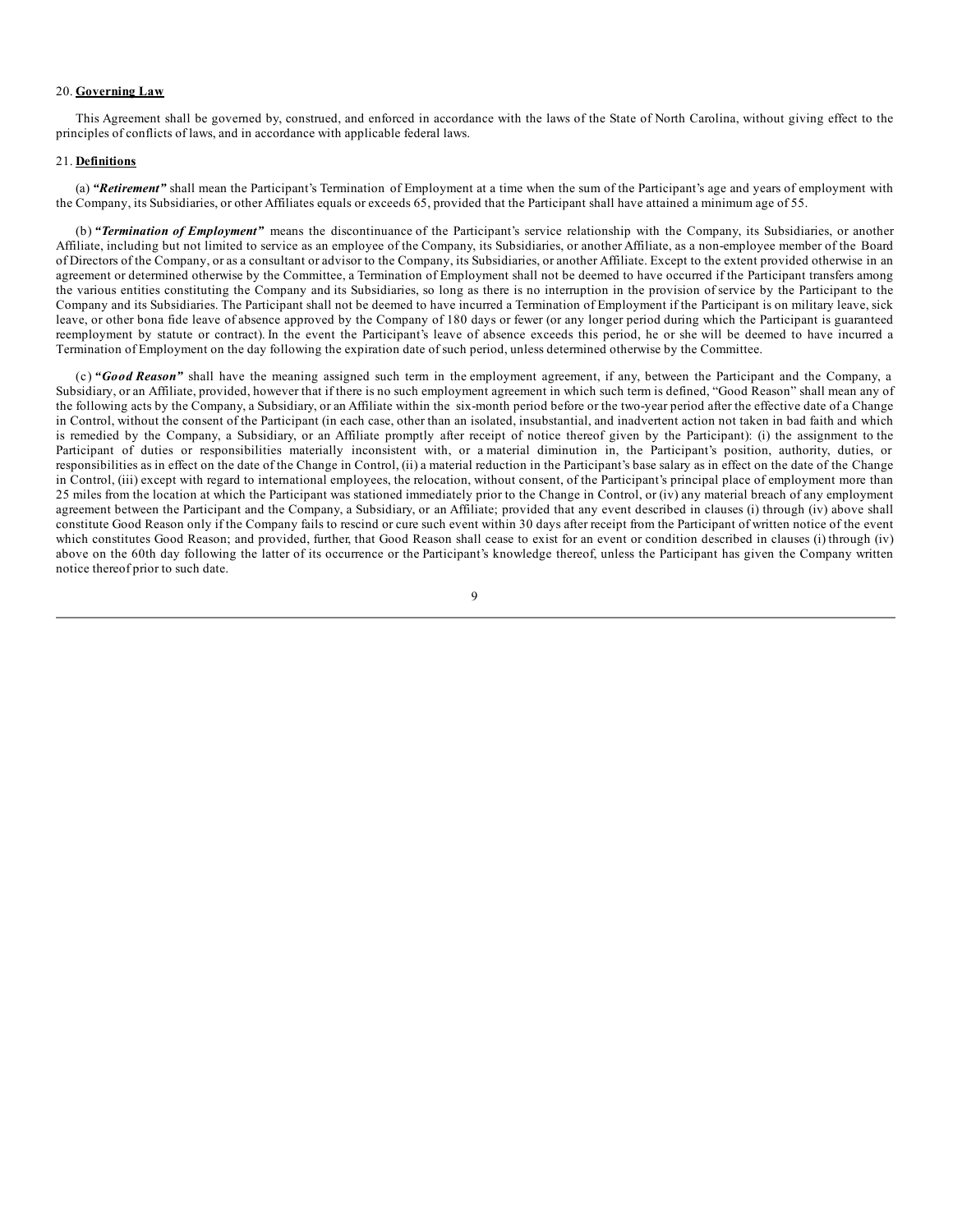20. **Governing Law**

This Agreement shall be governed by, construed, and enforced in accordance with the laws of the State of North Carolina, without giving effect to the principles of conflicts of laws, and in accordance with applicable federal laws.

21. **Definitions**

(a) ***"Retirement"*** shall mean the Participant's Termination of Employment at a time when the sum of the Participant's age and years of employment with the Company, its Subsidiaries, or other Affiliates equals or exceeds 65, provided that the Participant shall have attained a minimum age of 55.

(b) ***"Termination of Employment"*** means the discontinuance of the Participant's service relationship with the Company, its Subsidiaries, or another Affiliate, including but not limited to service as an employee of the Company, its Subsidiaries, or another Affiliate, as a non-employee member of the Board of Directors of the Company, or as a consultant or advisor to the Company, its Subsidiaries, or another Affiliate. Except to the extent provided otherwise in an agreement or determined otherwise by the Committee, a Termination of Employment shall not be deemed to have occurred if the Participant transfers among the various entities constituting the Company and its Subsidiaries, so long as there is no interruption in the provision of service by the Participant to the Company and its Subsidiaries. The Participant shall not be deemed to have incurred a Termination of Employment if the Participant is on military leave, sick leave, or other bona fide leave of absence approved by the Company of 180 days or fewer (or any longer period during which the Participant is guaranteed reemployment by statute or contract). In the event the Participant's leave of absence exceeds this period, he or she will be deemed to have incurred a Termination of Employment on the day following the expiration date of such period, unless determined otherwise by the Committee.

(c) ***"Good Reason"*** shall have the meaning assigned such term in the employment agreement, if any, between the Participant and the Company, a Subsidiary, or an Affiliate, provided, however that if there is no such employment agreement in which such term is defined, "Good Reason" shall mean any of the following acts by the Company, a Subsidiary, or an Affiliate within the six-month period before or the two-year period after the effective date of a Change in Control, without the consent of the Participant (in each case, other than an isolated, insubstantial, and inadvertent action not taken in bad faith and which is remedied by the Company, a Subsidiary, or an Affiliate promptly after receipt of notice thereof given by the Participant): (i) the assignment to the Participant of duties or responsibilities materially inconsistent with, or a material diminution in, the Participant's position, authority, duties, or responsibilities as in effect on the date of the Change in Control, (ii) a material reduction in the Participant's base salary as in effect on the date of the Change in Control, (iii) except with regard to international employees, the relocation, without consent, of the Participant's principal place of employment more than 25 miles from the location at which the Participant was stationed immediately prior to the Change in Control, or (iv) any material breach of any employment agreement between the Participant and the Company, a Subsidiary, or an Affiliate; provided that any event described in clauses (i) through (iv) above shall constitute Good Reason only if the Company fails to rescind or cure such event within 30 days after receipt from the Participant of written notice of the event which constitutes Good Reason; and provided, further, that Good Reason shall cease to exist for an event or condition described in clauses (i) through (iv) above on the 60th day following the latter of its occurrence or the Participant's knowledge thereof, unless the Participant has given the Company written notice thereof prior to such date.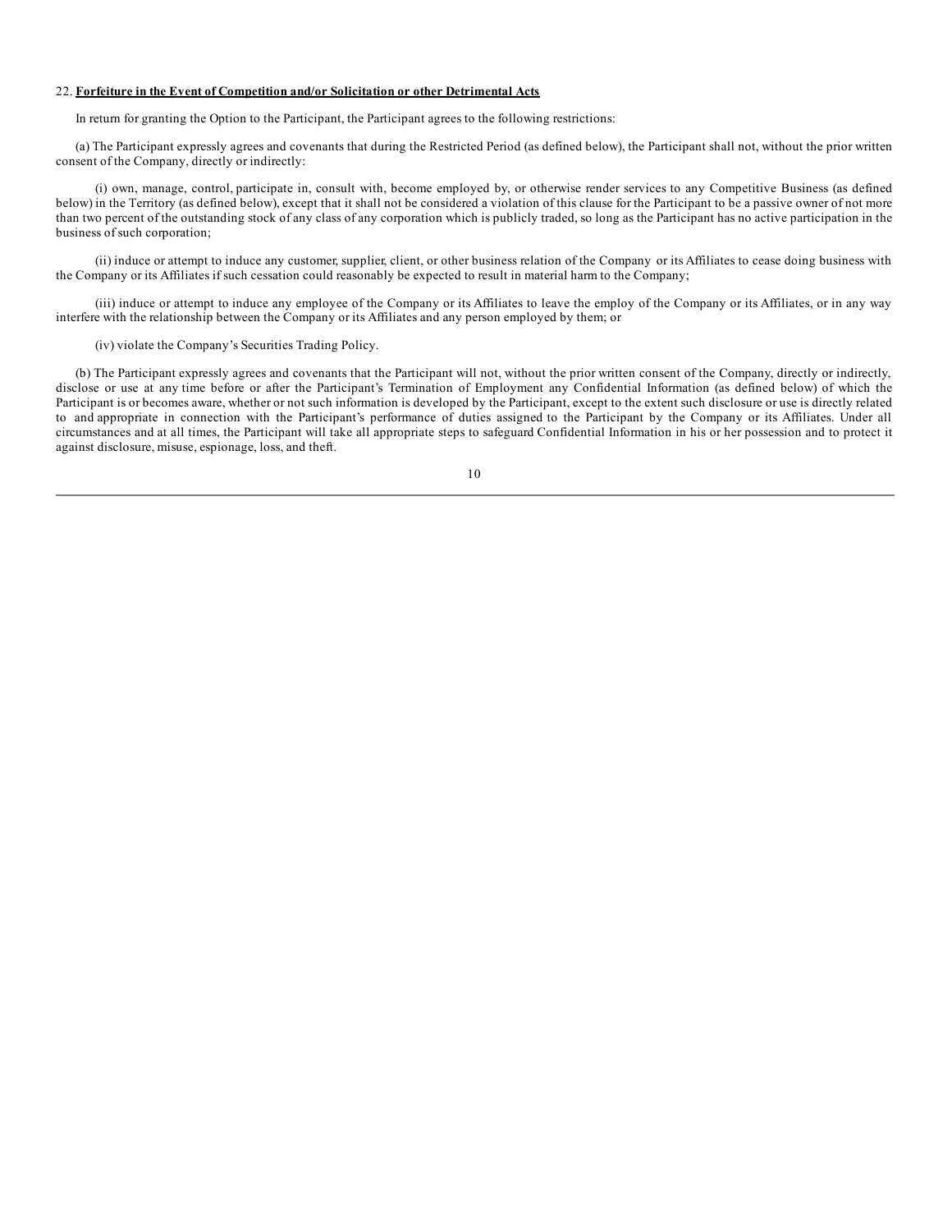22. **Forfeiture in the Event of Competition and/or Solicitation or other Detrimental Acts**

In return for granting the Option to the Participant, the Participant agrees to the following restrictions:

(a) The Participant expressly agrees and covenants that during the Restricted Period (as defined below), the Participant shall not, without the prior written consent of the Company, directly or indirectly:

(i) own, manage, control, participate in, consult with, become employed by, or otherwise render services to any Competitive Business (as defined below) in the Territory (as defined below), except that it shall not be considered a violation of this clause for the Participant to be a passive owner of not more than two percent of the outstanding stock of any class of any corporation which is publicly traded, so long as the Participant has no active participation in the business of such corporation;

(ii) induce or attempt to induce any customer, supplier, client, or other business relation of the Company or its Affiliates to cease doing business with the Company or its Affiliates if such cessation could reasonably be expected to result in material harm to the Company;

(iii) induce or attempt to induce any employee of the Company or its Affiliates to leave the employ of the Company or its Affiliates, or in any way interfere with the relationship between the Company or its Affiliates and any person employed by them; or

(iv) violate the Company's Securities Trading Policy.

(b) The Participant expressly agrees and covenants that the Participant will not, without the prior written consent of the Company, directly or indirectly, disclose or use at any time before or after the Participant's Termination of Employment any Confidential Information (as defined below) of which the Participant is or becomes aware, whether or not such information is developed by the Participant, except to the extent such disclosure or use is directly related to and appropriate in connection with the Participant's performance of duties assigned to the Participant by the Company or its Affiliates. Under all circumstances and at all times, the Participant will take all appropriate steps to safeguard Confidential Information in his or her possession and to protect it against disclosure, misuse, espionage, loss, and theft.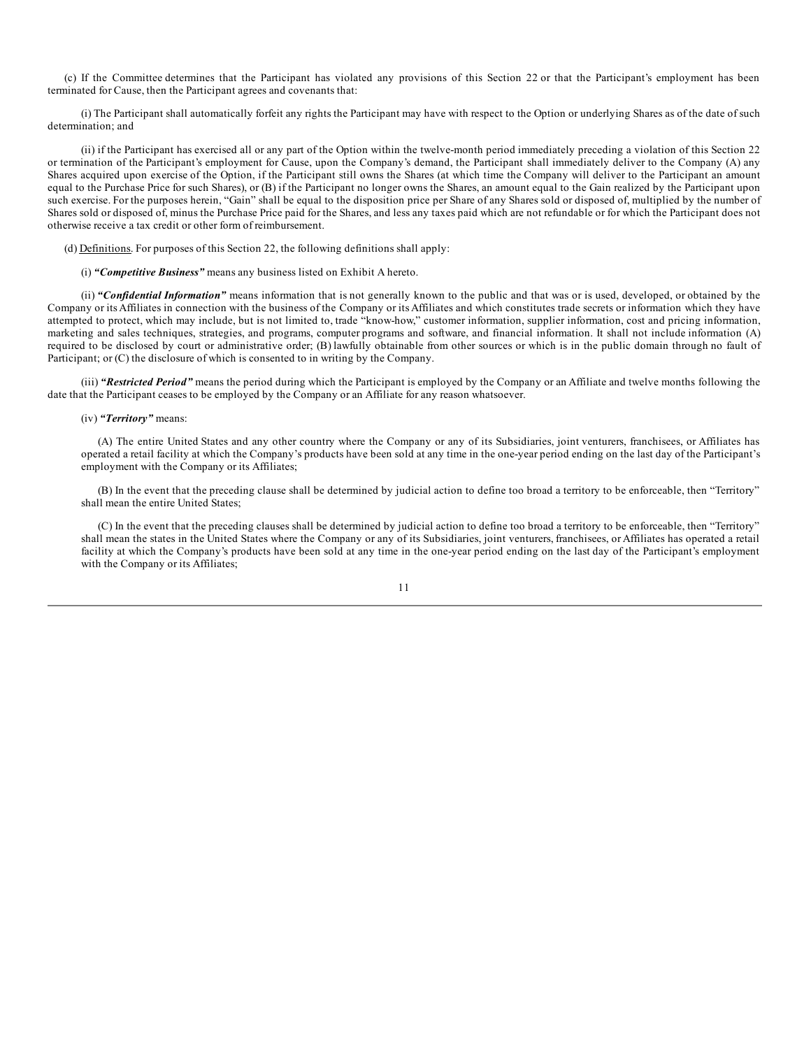(c) If the Committee determines that the Participant has violated any provisions of this Section 22 or that the Participant's employment has been terminated for Cause, then the Participant agrees and covenants that:

(i) The Participant shall automatically forfeit any rights the Participant may have with respect to the Option or underlying Shares as of the date of such determination; and

(ii) if the Participant has exercised all or any part of the Option within the twelve-month period immediately preceding a violation of this Section 22 or termination of the Participant's employment for Cause, upon the Company's demand, the Participant shall immediately deliver to the Company (A) any Shares acquired upon exercise of the Option, if the Participant still owns the Shares (at which time the Company will deliver to the Participant an amount equal to the Purchase Price for such Shares), or (B) if the Participant no longer owns the Shares, an amount equal to the Gain realized by the Participant upon such exercise. For the purposes herein, "Gain" shall be equal to the disposition price per Share of any Shares sold or disposed of, multiplied by the number of Shares sold or disposed of, minus the Purchase Price paid for the Shares, and less any taxes paid which are not refundable or for which the Participant does not otherwise receive a tax credit or other form of reimbursement.

(d) Definitions. For purposes of this Section 22, the following definitions shall apply:

(i) ***"Competitive Business"*** means any business listed on Exhibit A hereto.

(ii) ***"Confidential Information"*** means information that is not generally known to the public and that was or is used, developed, or obtained by the Company or its Affiliates in connection with the business of the Company or its Affiliates and which constitutes trade secrets or information which they have attempted to protect, which may include, but is not limited to, trade "know-how," customer information, supplier information, cost and pricing information, marketing and sales techniques, strategies, and programs, computer programs and software, and financial information. It shall not include information (A) required to be disclosed by court or administrative order; (B) lawfully obtainable from other sources or which is in the public domain through no fault of Participant; or (C) the disclosure of which is consented to in writing by the Company.

(iii) ***"Restricted Period"*** means the period during which the Participant is employed by the Company or an Affiliate and twelve months following the date that the Participant ceases to be employed by the Company or an Affiliate for any reason whatsoever.

(iv) ***"Territory"*** means:

(A) The entire United States and any other country where the Company or any of its Subsidiaries, joint venturers, franchisees, or Affiliates has operated a retail facility at which the Company's products have been sold at any time in the one-year period ending on the last day of the Participant's employment with the Company or its Affiliates;

(B) In the event that the preceding clause shall be determined by judicial action to define too broad a territory to be enforceable, then "Territory" shall mean the entire United States;

(C) In the event that the preceding clauses shall be determined by judicial action to define too broad a territory to be enforceable, then "Territory" shall mean the states in the United States where the Company or any of its Subsidiaries, joint venturers, franchisees, or Affiliates has operated a retail facility at which the Company's products have been sold at any time in the one-year period ending on the last day of the Participant's employment with the Company or its Affiliates;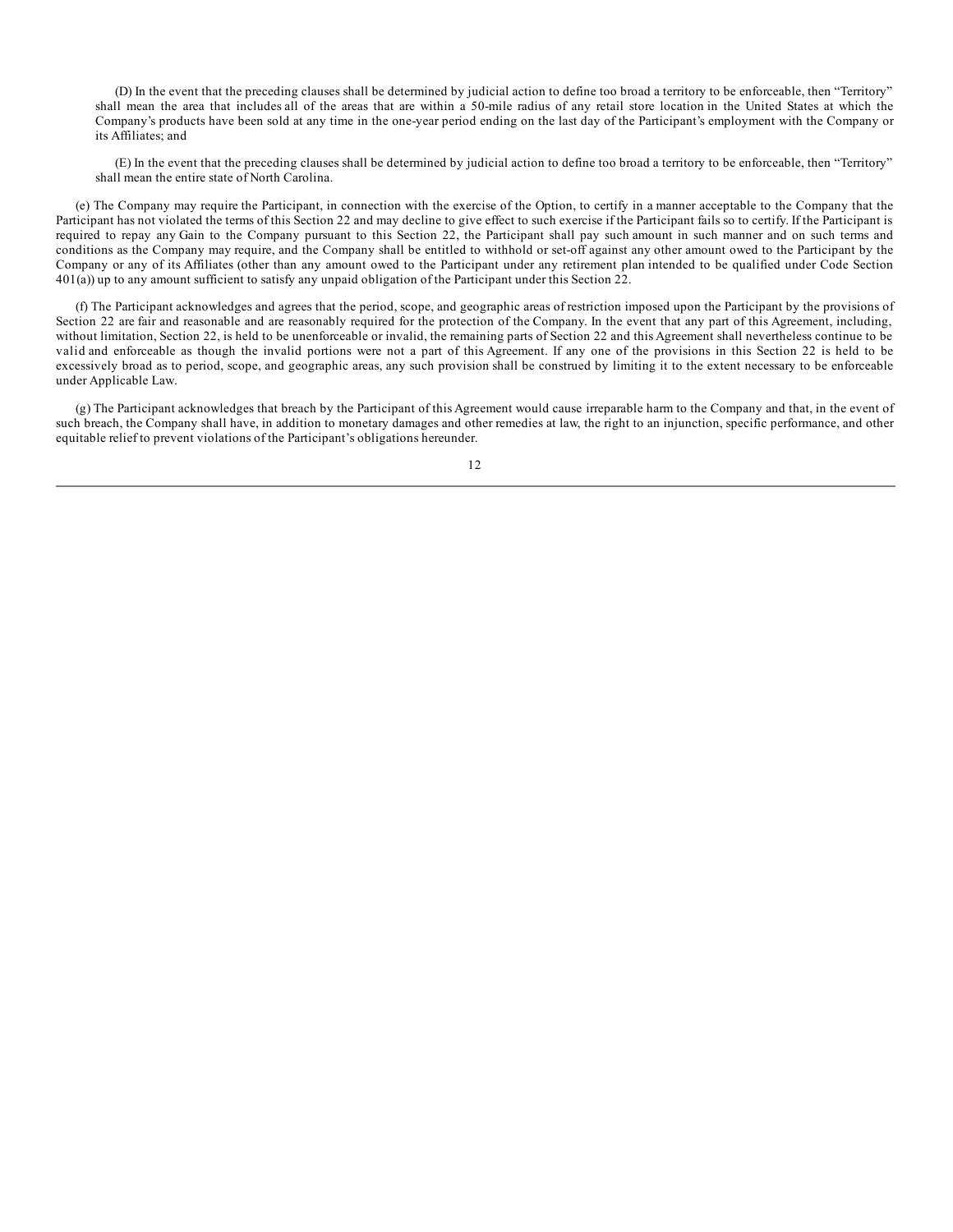(D) In the event that the preceding clauses shall be determined by judicial action to define too broad a territory to be enforceable, then "Territory" shall mean the area that includes all of the areas that are within a 50-mile radius of any retail store location in the United States at which the Company's products have been sold at any time in the one-year period ending on the last day of the Participant's employment with the Company or its Affiliates; and

(E) In the event that the preceding clauses shall be determined by judicial action to define too broad a territory to be enforceable, then "Territory" shall mean the entire state of North Carolina.

(e) The Company may require the Participant, in connection with the exercise of the Option, to certify in a manner acceptable to the Company that the Participant has not violated the terms of this Section 22 and may decline to give effect to such exercise if the Participant fails so to certify. If the Participant is required to repay any Gain to the Company pursuant to this Section 22, the Participant shall pay such amount in such manner and on such terms and conditions as the Company may require, and the Company shall be entitled to withhold or set-off against any other amount owed to the Participant by the Company or any of its Affiliates (other than any amount owed to the Participant under any retirement plan intended to be qualified under Code Section 401(a)) up to any amount sufficient to satisfy any unpaid obligation of the Participant under this Section 22.

(f) The Participant acknowledges and agrees that the period, scope, and geographic areas of restriction imposed upon the Participant by the provisions of Section 22 are fair and reasonable and are reasonably required for the protection of the Company. In the event that any part of this Agreement, including, without limitation, Section 22, is held to be unenforceable or invalid, the remaining parts of Section 22 and this Agreement shall nevertheless continue to be valid and enforceable as though the invalid portions were not a part of this Agreement. If any one of the provisions in this Section 22 is held to be excessively broad as to period, scope, and geographic areas, any such provision shall be construed by limiting it to the extent necessary to be enforceable under Applicable Law.

(g) The Participant acknowledges that breach by the Participant of this Agreement would cause irreparable harm to the Company and that, in the event of such breach, the Company shall have, in addition to monetary damages and other remedies at law, the right to an injunction, specific performance, and other equitable relief to prevent violations of the Participant's obligations hereunder.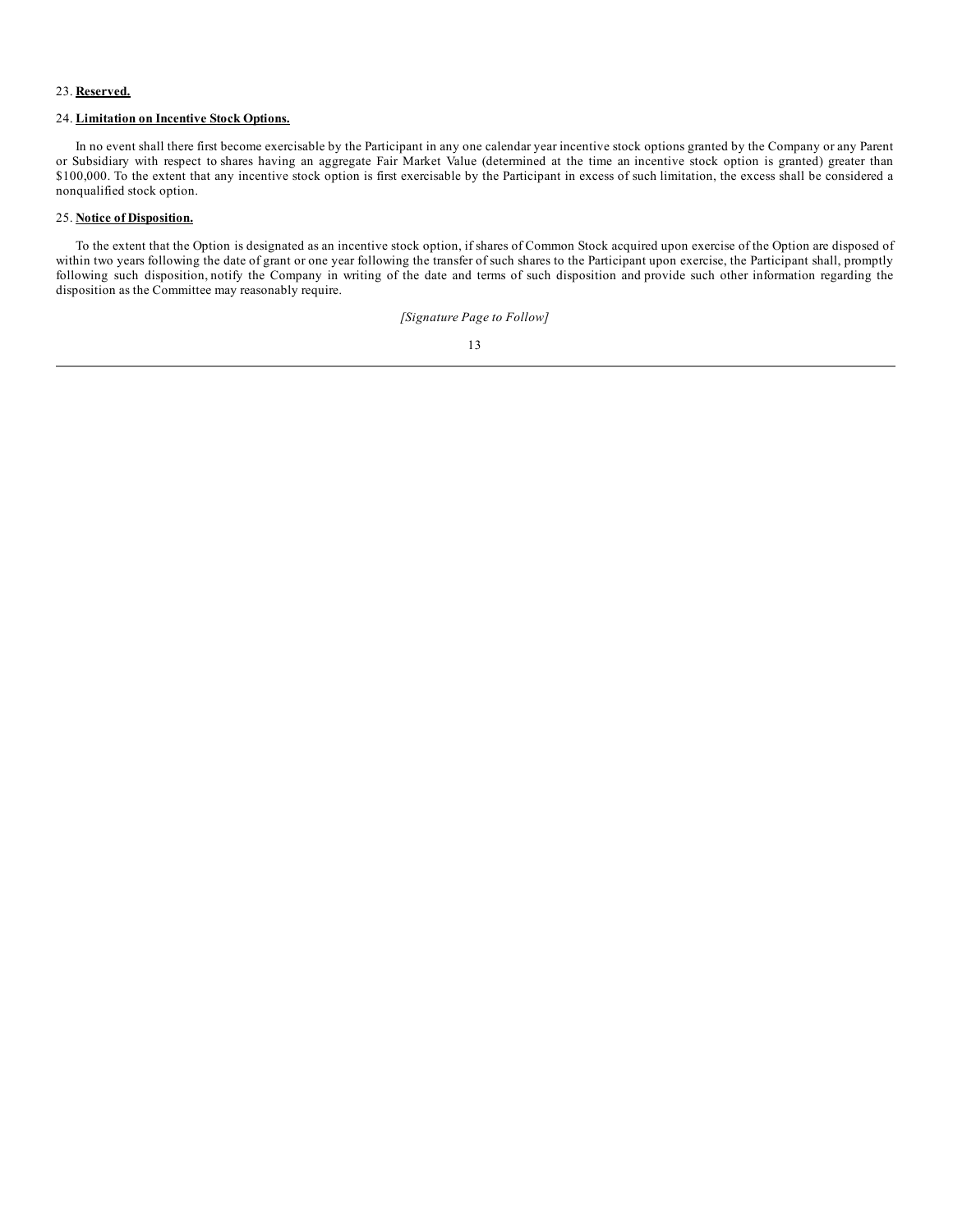23. **Reserved.**

24. **Limitation on Incentive Stock Options.**

In no event shall there first become exercisable by the Participant in any one calendar year incentive stock options granted by the Company or any Parent or Subsidiary with respect to shares having an aggregate Fair Market Value (determined at the time an incentive stock option is granted) greater than $100,000. To the extent that any incentive stock option is first exercisable by the Participant in excess of such limitation, the excess shall be considered a nonqualified stock option.

25. **Notice of Disposition.**

To the extent that the Option is designated as an incentive stock option, if shares of Common Stock acquired upon exercise of the Option are disposed of within two years following the date of grant or one year following the transfer of such shares to the Participant upon exercise, the Participant shall, promptly following such disposition, notify the Company in writing of the date and terms of such disposition and provide such other information regarding the disposition as the Committee may reasonably require.

*[Signature Page to Follow]*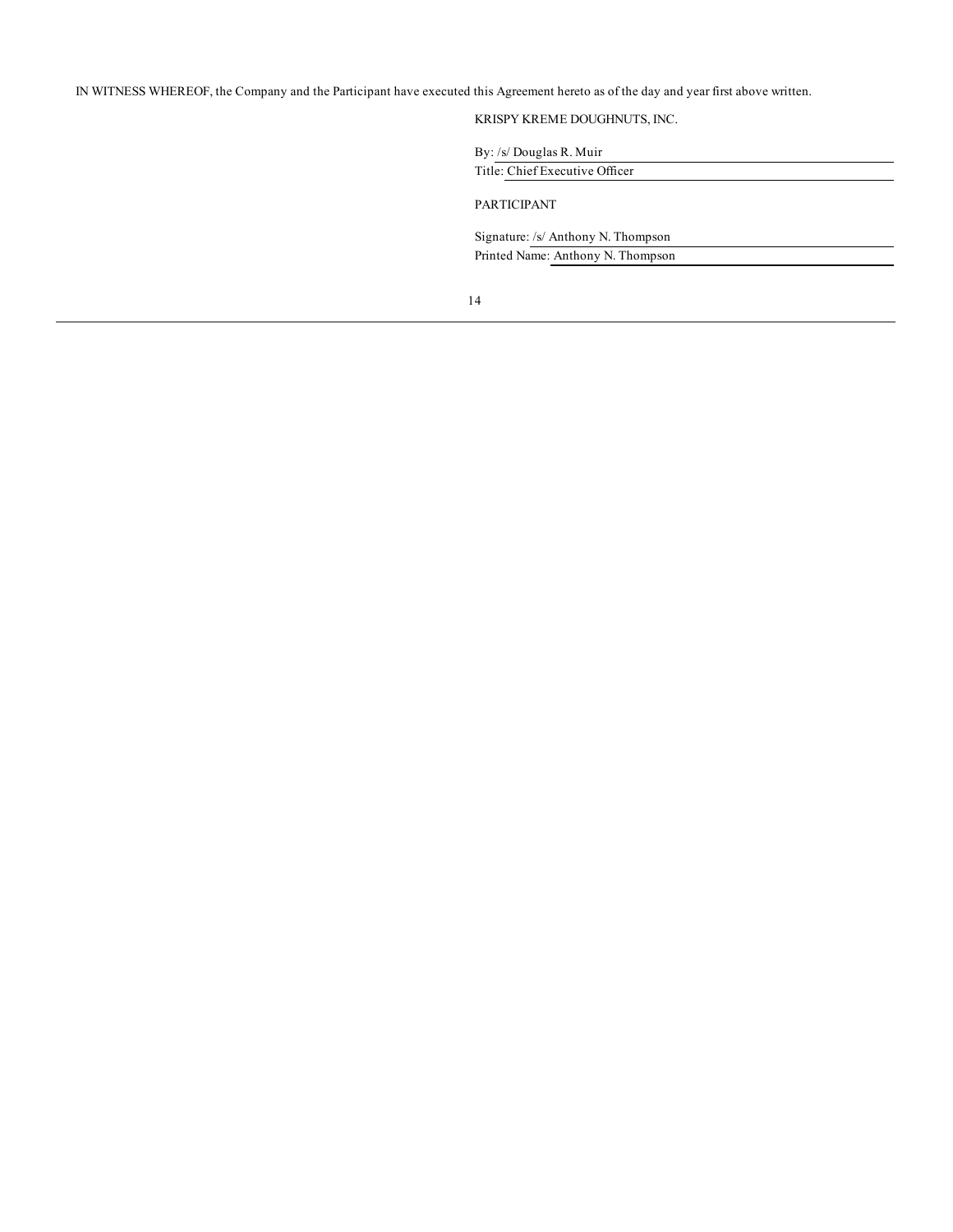IN WITNESS WHEREOF, the Company and the Participant have executed this Agreement hereto as of the day and year first above written.

KRISPY KREME DOUGHNUTS, INC.

By: /s/ Douglas R. Muir

Title: Chief Executive Officer

PARTICIPANT

Signature: /s/ Anthony N. Thompson

Printed Name: Anthony N. Thompson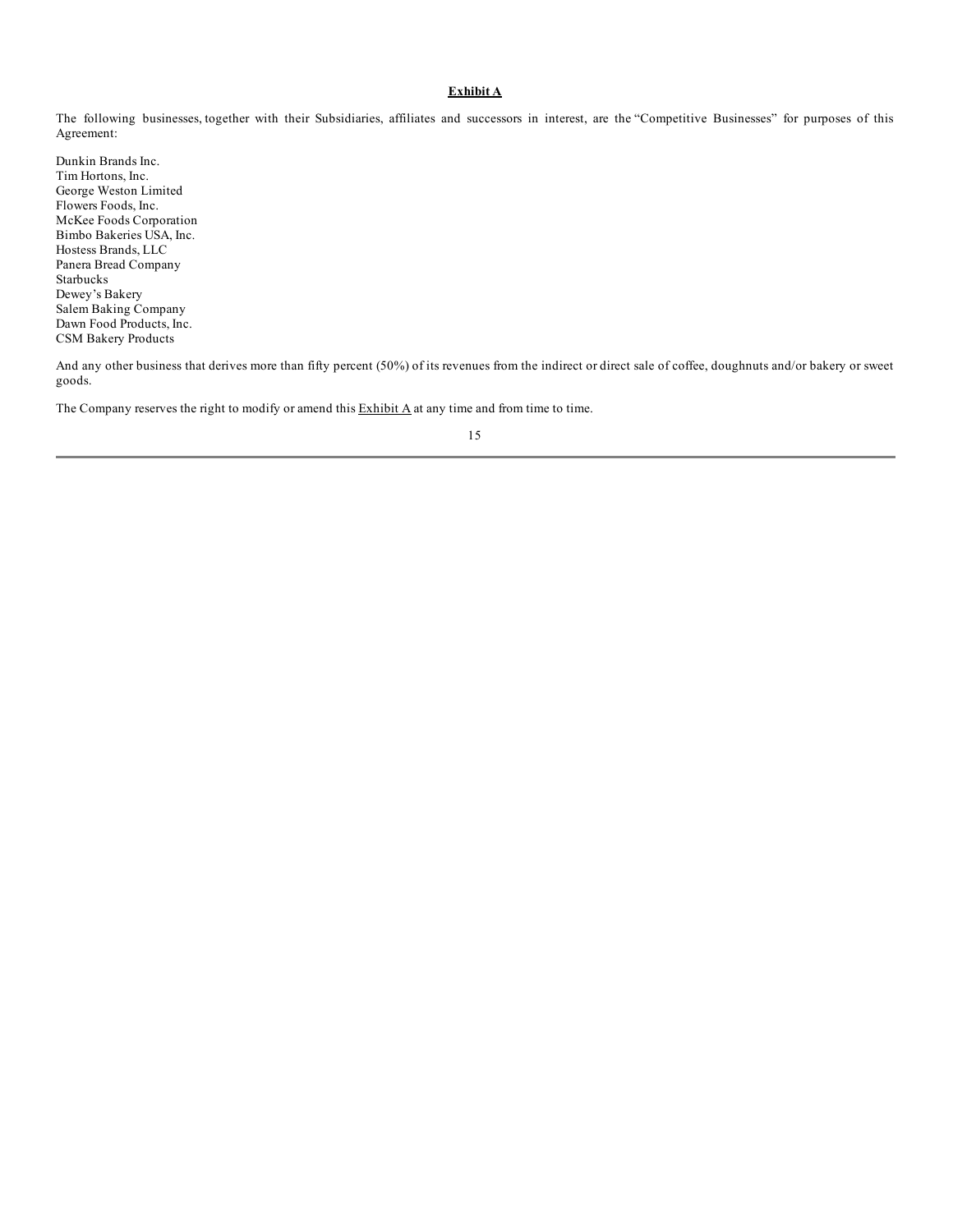**Exhibit A**

The following businesses, together with their Subsidiaries, affiliates and successors in interest, are the "Competitive Businesses" for purposes of this Agreement:

Dunkin Brands Inc.
Tim Hortons, Inc.
George Weston Limited
Flowers Foods, Inc.
McKee Foods Corporation
Bimbo Bakeries USA, Inc.
Hostess Brands, LLC
Panera Bread Company
Starbucks
Dewey's Bakery
Salem Baking Company
Dawn Food Products, Inc.
CSM Bakery Products

And any other business that derives more than fifty percent (50%) of its revenues from the indirect or direct sale of coffee, doughnuts and/or bakery or sweet goods.

The Company reserves the right to modify or amend this Exhibit A at any time and from time to time.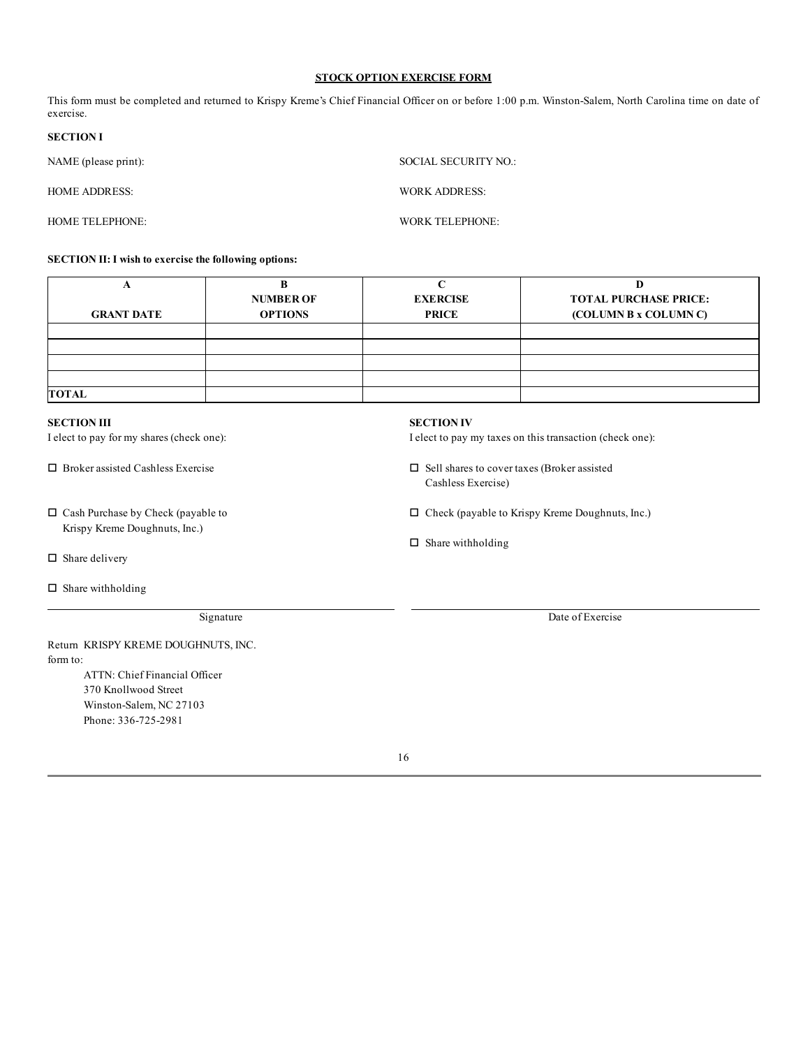**STOCK OPTION EXERCISE FORM**

This form must be completed and returned to Krispy Kreme's Chief Financial Officer on or before 1:00 p.m. Winston-Salem, North Carolina time on date of exercise.

**SECTION I**

NAME (please print):

SOCIAL SECURITY NO.:

HOME ADDRESS:

WORK ADDRESS:

HOME TELEPHONE:

WORK TELEPHONE:

**SECTION II: I wish to exercise the following options:**

| A<br>GRANT DATE | B<br>NUMBER OF OPTIONS | C<br>EXERCISE PRICE | D<br>TOTAL PURCHASE PRICE: (COLUMN B x COLUMN C) |
|---|---|---|---|
| | | | |
| | | | |
| | | | |
| | | | |
| **TOTAL** | | | |

**SECTION III**

I elect to pay for my shares (check one):

- ☐ Broker assisted Cashless Exercise
- ☐ Cash Purchase by Check (payable to Krispy Kreme Doughnuts, Inc.)
- ☐ Share delivery
- ☐ Share withholding

**SECTION IV**

I elect to pay my taxes on this transaction (check one):

- ☐ Sell shares to cover taxes (Broker assisted Cashless Exercise)
- ☐ Check (payable to Krispy Kreme Doughnuts, Inc.)
- ☐ Share withholding

______________________________
Signature

______________________________
Date of Exercise

Return KRISPY KREME DOUGHNUTS, INC. form to:

ATTN: Chief Financial Officer
370 Knollwood Street
Winston-Salem, NC 27103
Phone: 336-725-2981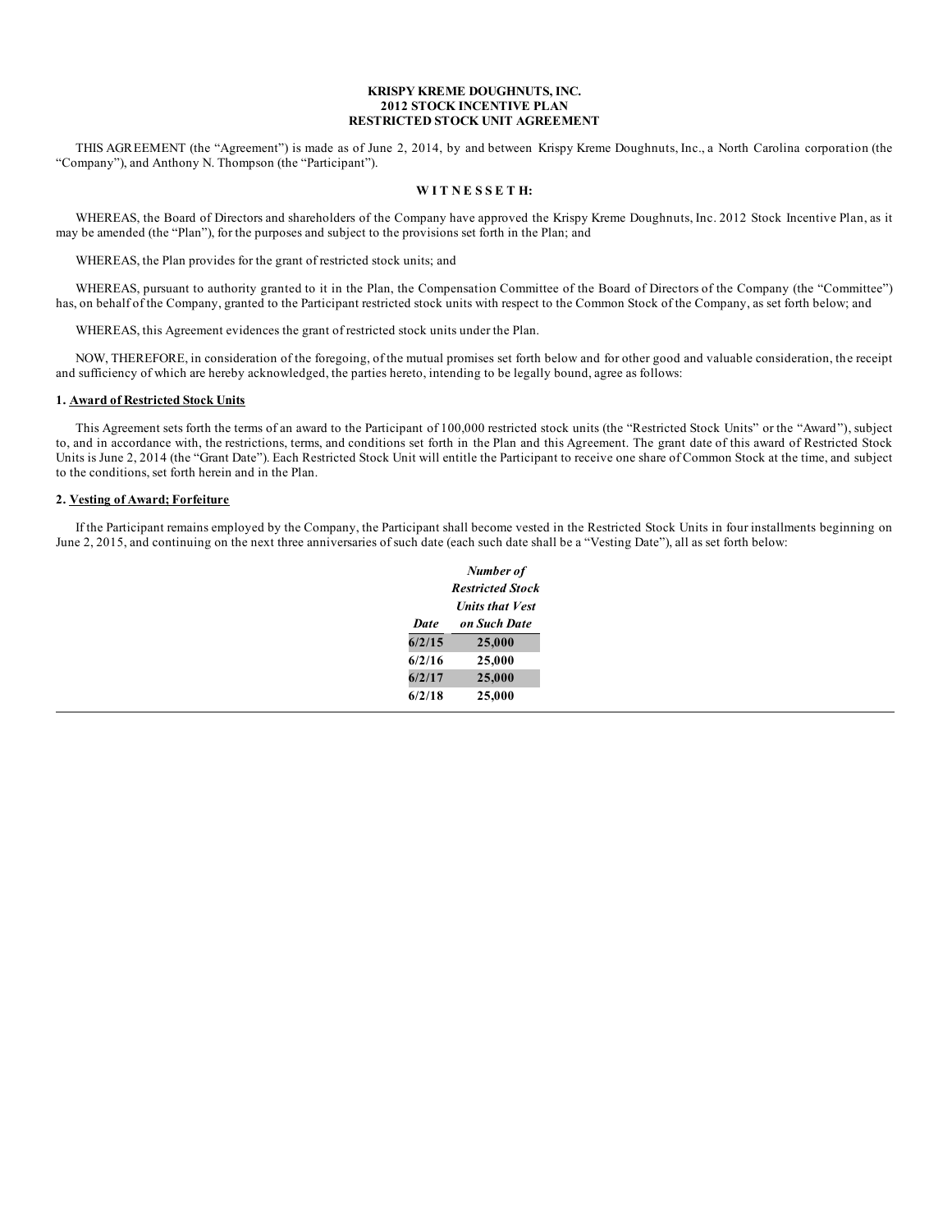**KRISPY KREME DOUGHNUTS, INC.**
**2012 STOCK INCENTIVE PLAN**
**RESTRICTED STOCK UNIT AGREEMENT**

THIS AGREEMENT (the "Agreement") is made as of June 2, 2014, by and between Krispy Kreme Doughnuts, Inc., a North Carolina corporation (the "Company"), and Anthony N. Thompson (the "Participant").

**W I T N E S S E T H:**

WHEREAS, the Board of Directors and shareholders of the Company have approved the Krispy Kreme Doughnuts, Inc. 2012 Stock Incentive Plan, as it may be amended (the "Plan"), for the purposes and subject to the provisions set forth in the Plan; and

WHEREAS, the Plan provides for the grant of restricted stock units; and

WHEREAS, pursuant to authority granted to it in the Plan, the Compensation Committee of the Board of Directors of the Company (the "Committee") has, on behalf of the Company, granted to the Participant restricted stock units with respect to the Common Stock of the Company, as set forth below; and

WHEREAS, this Agreement evidences the grant of restricted stock units under the Plan.

NOW, THEREFORE, in consideration of the foregoing, of the mutual promises set forth below and for other good and valuable consideration, the receipt and sufficiency of which are hereby acknowledged, the parties hereto, intending to be legally bound, agree as follows:

**1. Award of Restricted Stock Units**

This Agreement sets forth the terms of an award to the Participant of 100,000 restricted stock units (the "Restricted Stock Units" or the "Award"), subject to, and in accordance with, the restrictions, terms, and conditions set forth in the Plan and this Agreement. The grant date of this award of Restricted Stock Units is June 2, 2014 (the "Grant Date"). Each Restricted Stock Unit will entitle the Participant to receive one share of Common Stock at the time, and subject to the conditions, set forth herein and in the Plan.

**2. Vesting of Award; Forfeiture**

If the Participant remains employed by the Company, the Participant shall become vested in the Restricted Stock Units in four installments beginning on June 2, 2015, and continuing on the next three anniversaries of such date (each such date shall be a "Vesting Date"), all as set forth below:

| *Date* | *Number of Restricted Stock Units that Vest on Such Date* |
|---|---|
| **6/2/15** | **25,000** |
| **6/2/16** | **25,000** |
| **6/2/17** | **25,000** |
| **6/2/18** | **25,000** |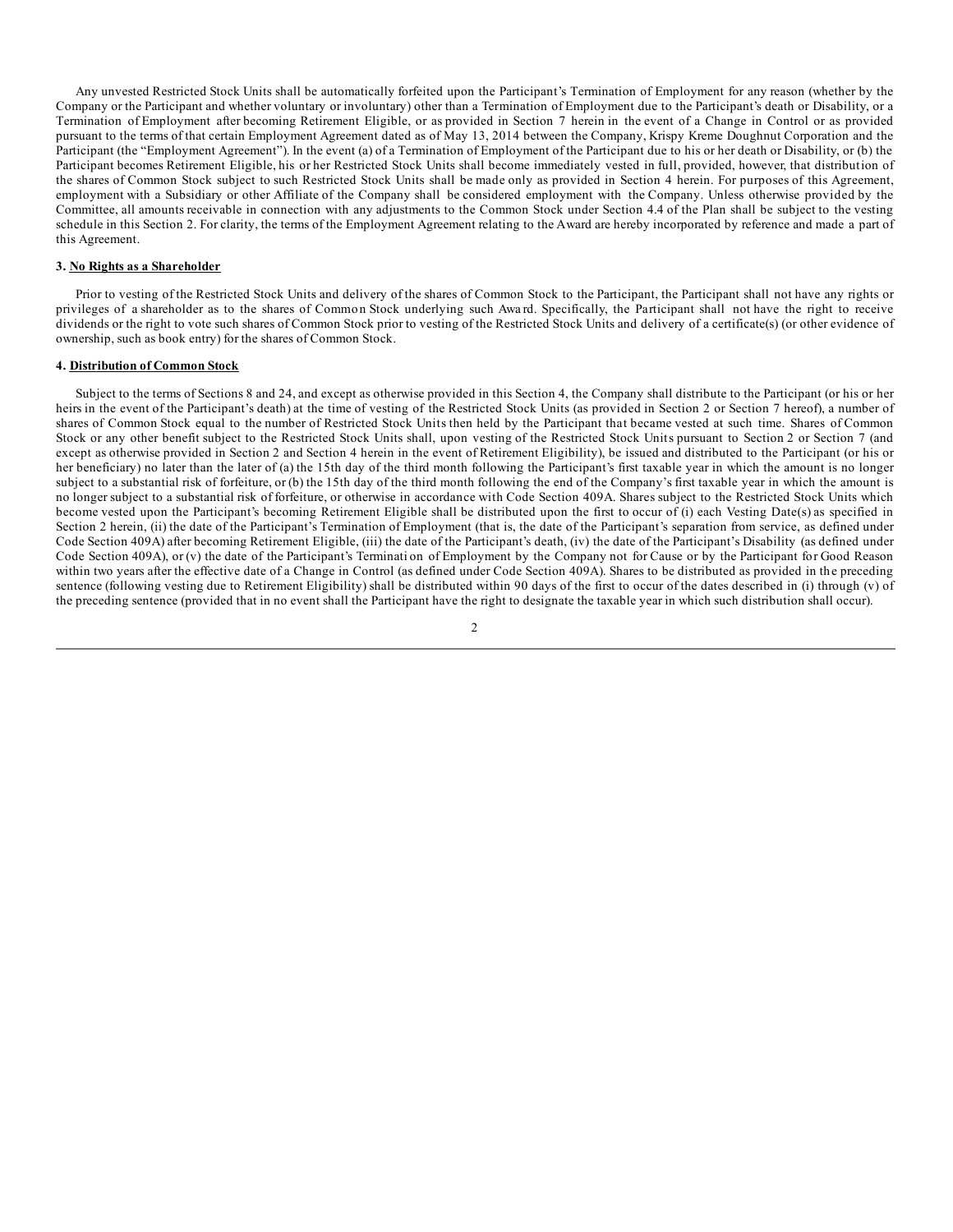Any unvested Restricted Stock Units shall be automatically forfeited upon the Participant's Termination of Employment for any reason (whether by the Company or the Participant and whether voluntary or involuntary) other than a Termination of Employment due to the Participant's death or Disability, or a Termination of Employment after becoming Retirement Eligible, or as provided in Section 7 herein in the event of a Change in Control or as provided pursuant to the terms of that certain Employment Agreement dated as of May 13, 2014 between the Company, Krispy Kreme Doughnut Corporation and the Participant (the "Employment Agreement"). In the event (a) of a Termination of Employment of the Participant due to his or her death or Disability, or (b) the Participant becomes Retirement Eligible, his or her Restricted Stock Units shall become immediately vested in full, provided, however, that distribution of the shares of Common Stock subject to such Restricted Stock Units shall be made only as provided in Section 4 herein. For purposes of this Agreement, employment with a Subsidiary or other Affiliate of the Company shall be considered employment with the Company. Unless otherwise provided by the Committee, all amounts receivable in connection with any adjustments to the Common Stock under Section 4.4 of the Plan shall be subject to the vesting schedule in this Section 2. For clarity, the terms of the Employment Agreement relating to the Award are hereby incorporated by reference and made a part of this Agreement.

**3. No Rights as a Shareholder**

Prior to vesting of the Restricted Stock Units and delivery of the shares of Common Stock to the Participant, the Participant shall not have any rights or privileges of a shareholder as to the shares of Common Stock underlying such Award. Specifically, the Participant shall not have the right to receive dividends or the right to vote such shares of Common Stock prior to vesting of the Restricted Stock Units and delivery of a certificate(s) (or other evidence of ownership, such as book entry) for the shares of Common Stock.

**4. Distribution of Common Stock**

Subject to the terms of Sections 8 and 24, and except as otherwise provided in this Section 4, the Company shall distribute to the Participant (or his or her heirs in the event of the Participant's death) at the time of vesting of the Restricted Stock Units (as provided in Section 2 or Section 7 hereof), a number of shares of Common Stock equal to the number of Restricted Stock Units then held by the Participant that became vested at such time. Shares of Common Stock or any other benefit subject to the Restricted Stock Units shall, upon vesting of the Restricted Stock Units pursuant to Section 2 or Section 7 (and except as otherwise provided in Section 2 and Section 4 herein in the event of Retirement Eligibility), be issued and distributed to the Participant (or his or her beneficiary) no later than the later of (a) the 15th day of the third month following the Participant's first taxable year in which the amount is no longer subject to a substantial risk of forfeiture, or (b) the 15th day of the third month following the end of the Company's first taxable year in which the amount is no longer subject to a substantial risk of forfeiture, or otherwise in accordance with Code Section 409A. Shares subject to the Restricted Stock Units which become vested upon the Participant's becoming Retirement Eligible shall be distributed upon the first to occur of (i) each Vesting Date(s) as specified in Section 2 herein, (ii) the date of the Participant's Termination of Employment (that is, the date of the Participant's separation from service, as defined under Code Section 409A) after becoming Retirement Eligible, (iii) the date of the Participant's death, (iv) the date of the Participant's Disability (as defined under Code Section 409A), or (v) the date of the Participant's Termination of Employment by the Company not for Cause or by the Participant for Good Reason within two years after the effective date of a Change in Control (as defined under Code Section 409A). Shares to be distributed as provided in the preceding sentence (following vesting due to Retirement Eligibility) shall be distributed within 90 days of the first to occur of the dates described in (i) through (v) of the preceding sentence (provided that in no event shall the Participant have the right to designate the taxable year in which such distribution shall occur).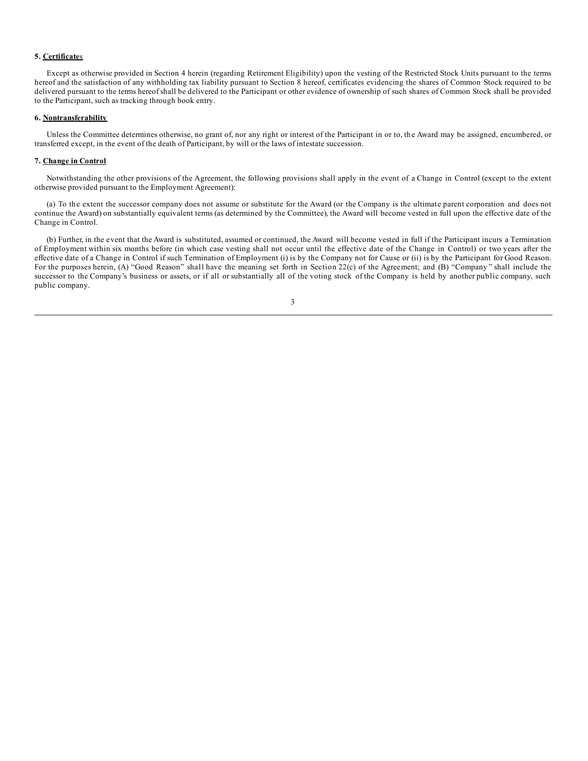**5. Certificates**

Except as otherwise provided in Section 4 herein (regarding Retirement Eligibility) upon the vesting of the Restricted Stock Units pursuant to the terms hereof and the satisfaction of any withholding tax liability pursuant to Section 8 hereof, certificates evidencing the shares of Common Stock required to be delivered pursuant to the terms hereof shall be delivered to the Participant or other evidence of ownership of such shares of Common Stock shall be provided to the Participant, such as tracking through book entry.

**6. Nontransferability**

Unless the Committee determines otherwise, no grant of, nor any right or interest of the Participant in or to, the Award may be assigned, encumbered, or transferred except, in the event of the death of Participant, by will or the laws of intestate succession.

**7. Change in Control**

Notwithstanding the other provisions of the Agreement, the following provisions shall apply in the event of a Change in Control (except to the extent otherwise provided pursuant to the Employment Agreement):

(a) To the extent the successor company does not assume or substitute for the Award (or the Company is the ultimate parent corporation and does not continue the Award) on substantially equivalent terms (as determined by the Committee), the Award will become vested in full upon the effective date of the Change in Control.

(b) Further, in the event that the Award is substituted, assumed or continued, the Award will become vested in full if the Participant incurs a Termination of Employment within six months before (in which case vesting shall not occur until the effective date of the Change in Control) or two years after the effective date of a Change in Control if such Termination of Employment (i) is by the Company not for Cause or (ii) is by the Participant for Good Reason. For the purposes herein, (A) "Good Reason" shall have the meaning set forth in Section 22(c) of the Agreement; and (B) "Company" shall include the successor to the Company's business or assets, or if all or substantially all of the voting stock of the Company is held by another public company, such public company.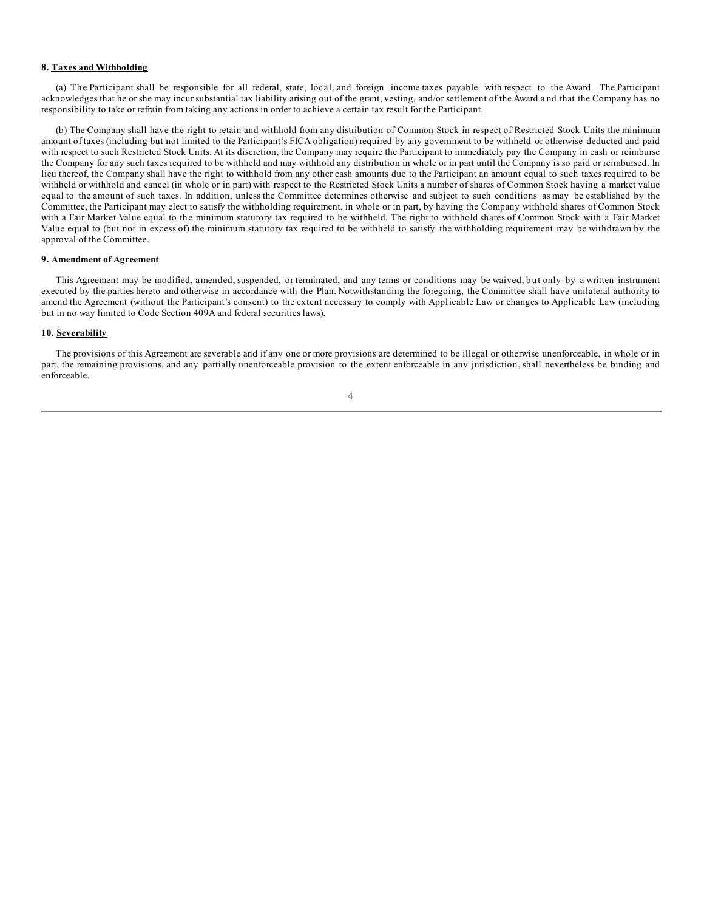**8. Taxes and Withholding**

(a) The Participant shall be responsible for all federal, state, local, and foreign income taxes payable with respect to the Award. The Participant acknowledges that he or she may incur substantial tax liability arising out of the grant, vesting, and/or settlement of the Award and that the Company has no responsibility to take or refrain from taking any actions in order to achieve a certain tax result for the Participant.

(b) The Company shall have the right to retain and withhold from any distribution of Common Stock in respect of Restricted Stock Units the minimum amount of taxes (including but not limited to the Participant's FICA obligation) required by any government to be withheld or otherwise deducted and paid with respect to such Restricted Stock Units. At its discretion, the Company may require the Participant to immediately pay the Company in cash or reimburse the Company for any such taxes required to be withheld and may withhold any distribution in whole or in part until the Company is so paid or reimbursed. In lieu thereof, the Company shall have the right to withhold from any other cash amounts due to the Participant an amount equal to such taxes required to be withheld or withhold and cancel (in whole or in part) with respect to the Restricted Stock Units a number of shares of Common Stock having a market value equal to the amount of such taxes. In addition, unless the Committee determines otherwise and subject to such conditions as may be established by the Committee, the Participant may elect to satisfy the withholding requirement, in whole or in part, by having the Company withhold shares of Common Stock with a Fair Market Value equal to the minimum statutory tax required to be withheld. The right to withhold shares of Common Stock with a Fair Market Value equal to (but not in excess of) the minimum statutory tax required to be withheld to satisfy the withholding requirement may be withdrawn by the approval of the Committee.

**9. Amendment of Agreement**

This Agreement may be modified, amended, suspended, or terminated, and any terms or conditions may be waived, but only by a written instrument executed by the parties hereto and otherwise in accordance with the Plan. Notwithstanding the foregoing, the Committee shall have unilateral authority to amend the Agreement (without the Participant's consent) to the extent necessary to comply with Applicable Law or changes to Applicable Law (including but in no way limited to Code Section 409A and federal securities laws).

**10. Severability**

The provisions of this Agreement are severable and if any one or more provisions are determined to be illegal or otherwise unenforceable, in whole or in part, the remaining provisions, and any partially unenforceable provision to the extent enforceable in any jurisdiction, shall nevertheless be binding and enforceable.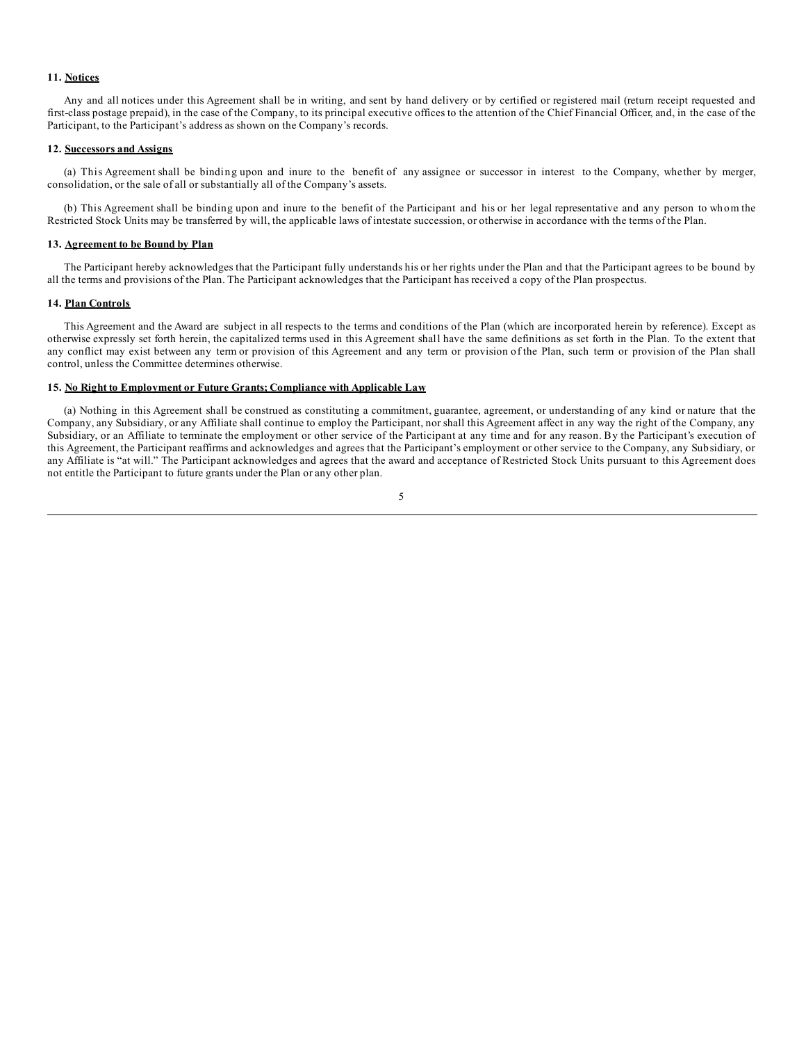**11. Notices**

Any and all notices under this Agreement shall be in writing, and sent by hand delivery or by certified or registered mail (return receipt requested and first-class postage prepaid), in the case of the Company, to its principal executive offices to the attention of the Chief Financial Officer, and, in the case of the Participant, to the Participant's address as shown on the Company's records.

**12. Successors and Assigns**

(a) This Agreement shall be binding upon and inure to the benefit of any assignee or successor in interest to the Company, whether by merger, consolidation, or the sale of all or substantially all of the Company's assets.

(b) This Agreement shall be binding upon and inure to the benefit of the Participant and his or her legal representative and any person to whom the Restricted Stock Units may be transferred by will, the applicable laws of intestate succession, or otherwise in accordance with the terms of the Plan.

**13. Agreement to be Bound by Plan**

The Participant hereby acknowledges that the Participant fully understands his or her rights under the Plan and that the Participant agrees to be bound by all the terms and provisions of the Plan. The Participant acknowledges that the Participant has received a copy of the Plan prospectus.

**14. Plan Controls**

This Agreement and the Award are subject in all respects to the terms and conditions of the Plan (which are incorporated herein by reference). Except as otherwise expressly set forth herein, the capitalized terms used in this Agreement shall have the same definitions as set forth in the Plan. To the extent that any conflict may exist between any term or provision of this Agreement and any term or provision of the Plan, such term or provision of the Plan shall control, unless the Committee determines otherwise.

**15. No Right to Employment or Future Grants; Compliance with Applicable Law**

(a) Nothing in this Agreement shall be construed as constituting a commitment, guarantee, agreement, or understanding of any kind or nature that the Company, any Subsidiary, or any Affiliate shall continue to employ the Participant, nor shall this Agreement affect in any way the right of the Company, any Subsidiary, or an Affiliate to terminate the employment or other service of the Participant at any time and for any reason. By the Participant's execution of this Agreement, the Participant reaffirms and acknowledges and agrees that the Participant's employment or other service to the Company, any Subsidiary, or any Affiliate is "at will." The Participant acknowledges and agrees that the award and acceptance of Restricted Stock Units pursuant to this Agreement does not entitle the Participant to future grants under the Plan or any other plan.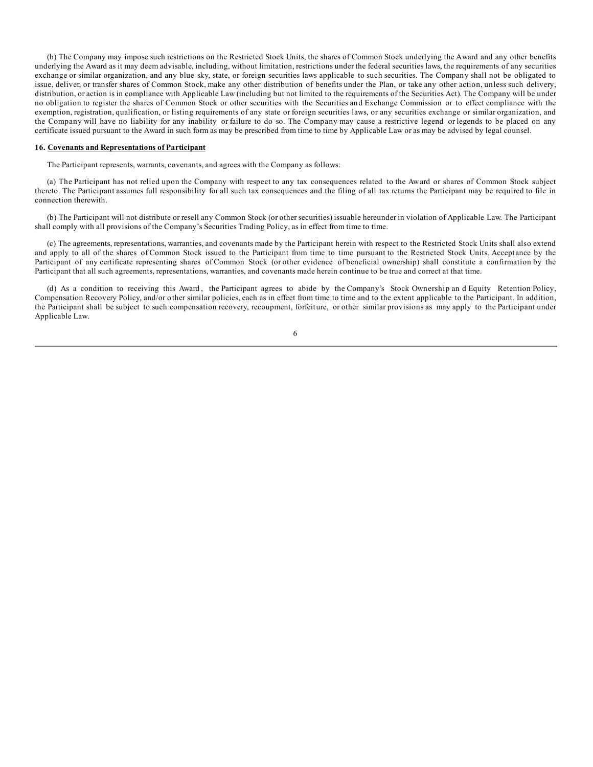(b) The Company may impose such restrictions on the Restricted Stock Units, the shares of Common Stock underlying the Award and any other benefits underlying the Award as it may deem advisable, including, without limitation, restrictions under the federal securities laws, the requirements of any securities exchange or similar organization, and any blue sky, state, or foreign securities laws applicable to such securities. The Company shall not be obligated to issue, deliver, or transfer shares of Common Stock, make any other distribution of benefits under the Plan, or take any other action, unless such delivery, distribution, or action is in compliance with Applicable Law (including but not limited to the requirements of the Securities Act). The Company will be under no obligation to register the shares of Common Stock or other securities with the Securities and Exchange Commission or to effect compliance with the exemption, registration, qualification, or listing requirements of any state or foreign securities laws, or any securities exchange or similar organization, and the Company will have no liability for any inability or failure to do so. The Company may cause a restrictive legend or legends to be placed on any certificate issued pursuant to the Award in such form as may be prescribed from time to time by Applicable Law or as may be advised by legal counsel.

**16. <u>Covenants and Representations of Participant</u>**

The Participant represents, warrants, covenants, and agrees with the Company as follows:

(a) The Participant has not relied upon the Company with respect to any tax consequences related to the Award or shares of Common Stock subject thereto. The Participant assumes full responsibility for all such tax consequences and the filing of all tax returns the Participant may be required to file in connection therewith.

(b) The Participant will not distribute or resell any Common Stock (or other securities) issuable hereunder in violation of Applicable Law. The Participant shall comply with all provisions of the Company's Securities Trading Policy, as in effect from time to time.

(c) The agreements, representations, warranties, and covenants made by the Participant herein with respect to the Restricted Stock Units shall also extend and apply to all of the shares of Common Stock issued to the Participant from time to time pursuant to the Restricted Stock Units. Acceptance by the Participant of any certificate representing shares of Common Stock (or other evidence of beneficial ownership) shall constitute a confirmation by the Participant that all such agreements, representations, warranties, and covenants made herein continue to be true and correct at that time.

(d) As a condition to receiving this Award, the Participant agrees to abide by the Company's Stock Ownership and Equity Retention Policy, Compensation Recovery Policy, and/or other similar policies, each as in effect from time to time and to the extent applicable to the Participant. In addition, the Participant shall be subject to such compensation recovery, recoupment, forfeiture, or other similar provisions as may apply to the Participant under Applicable Law.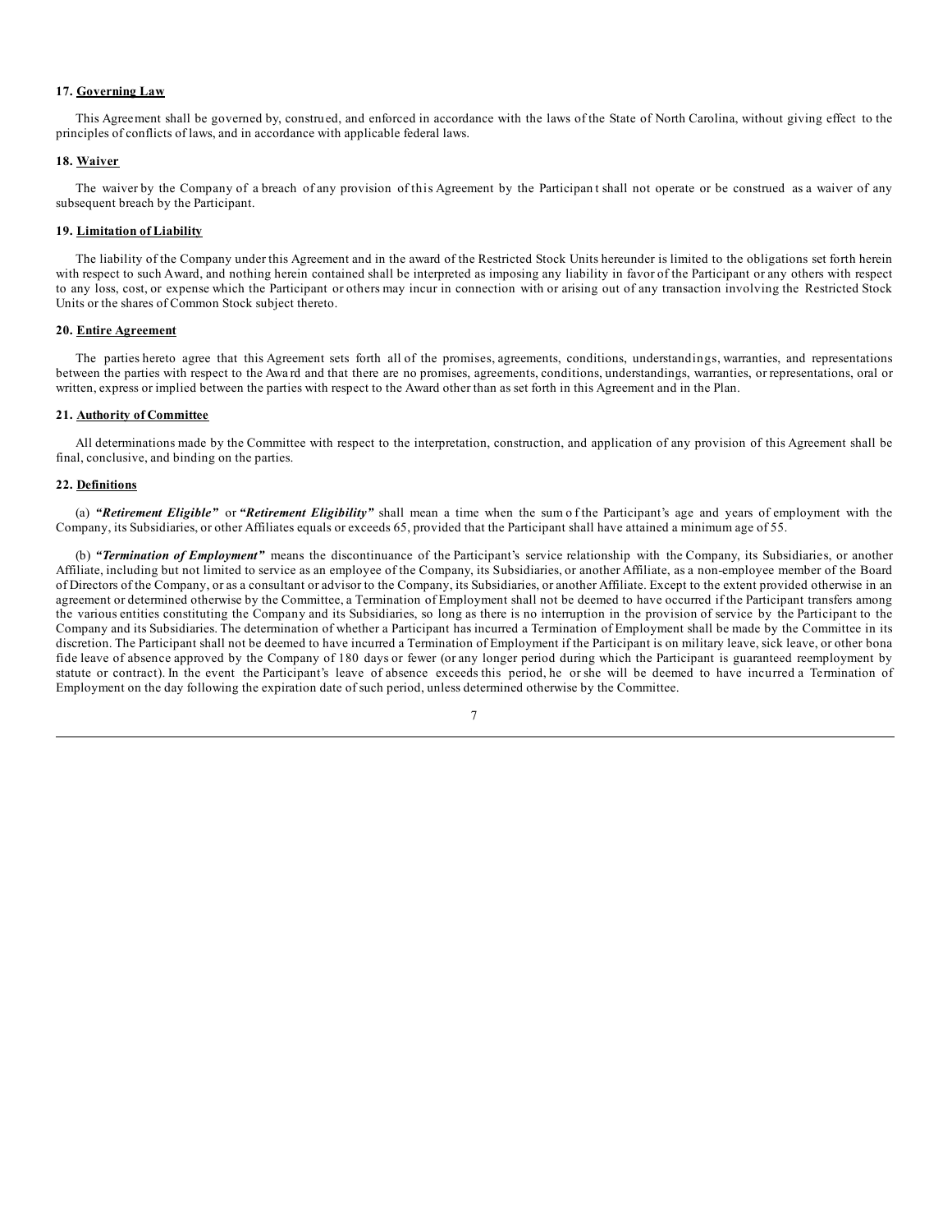**17. Governing Law**

This Agreement shall be governed by, construed, and enforced in accordance with the laws of the State of North Carolina, without giving effect to the principles of conflicts of laws, and in accordance with applicable federal laws.

**18. Waiver**

The waiver by the Company of a breach of any provision of this Agreement by the Participant shall not operate or be construed as a waiver of any subsequent breach by the Participant.

**19. Limitation of Liability**

The liability of the Company under this Agreement and in the award of the Restricted Stock Units hereunder is limited to the obligations set forth herein with respect to such Award, and nothing herein contained shall be interpreted as imposing any liability in favor of the Participant or any others with respect to any loss, cost, or expense which the Participant or others may incur in connection with or arising out of any transaction involving the Restricted Stock Units or the shares of Common Stock subject thereto.

**20. Entire Agreement**

The parties hereto agree that this Agreement sets forth all of the promises, agreements, conditions, understandings, warranties, and representations between the parties with respect to the Award and that there are no promises, agreements, conditions, understandings, warranties, or representations, oral or written, express or implied between the parties with respect to the Award other than as set forth in this Agreement and in the Plan.

**21. Authority of Committee**

All determinations made by the Committee with respect to the interpretation, construction, and application of any provision of this Agreement shall be final, conclusive, and binding on the parties.

**22. Definitions**

(a) ***"Retirement Eligible"*** or ***"Retirement Eligibility"*** shall mean a time when the sum of the Participant's age and years of employment with the Company, its Subsidiaries, or other Affiliates equals or exceeds 65, provided that the Participant shall have attained a minimum age of 55.

(b) ***"Termination of Employment"*** means the discontinuance of the Participant's service relationship with the Company, its Subsidiaries, or another Affiliate, including but not limited to service as an employee of the Company, its Subsidiaries, or another Affiliate, as a non-employee member of the Board of Directors of the Company, or as a consultant or advisor to the Company, its Subsidiaries, or another Affiliate. Except to the extent provided otherwise in an agreement or determined otherwise by the Committee, a Termination of Employment shall not be deemed to have occurred if the Participant transfers among the various entities constituting the Company and its Subsidiaries, so long as there is no interruption in the provision of service by the Participant to the Company and its Subsidiaries. The determination of whether a Participant has incurred a Termination of Employment shall be made by the Committee in its discretion. The Participant shall not be deemed to have incurred a Termination of Employment if the Participant is on military leave, sick leave, or other bona fide leave of absence approved by the Company of 180 days or fewer (or any longer period during which the Participant is guaranteed reemployment by statute or contract). In the event the Participant's leave of absence exceeds this period, he or she will be deemed to have incurred a Termination of Employment on the day following the expiration date of such period, unless determined otherwise by the Committee.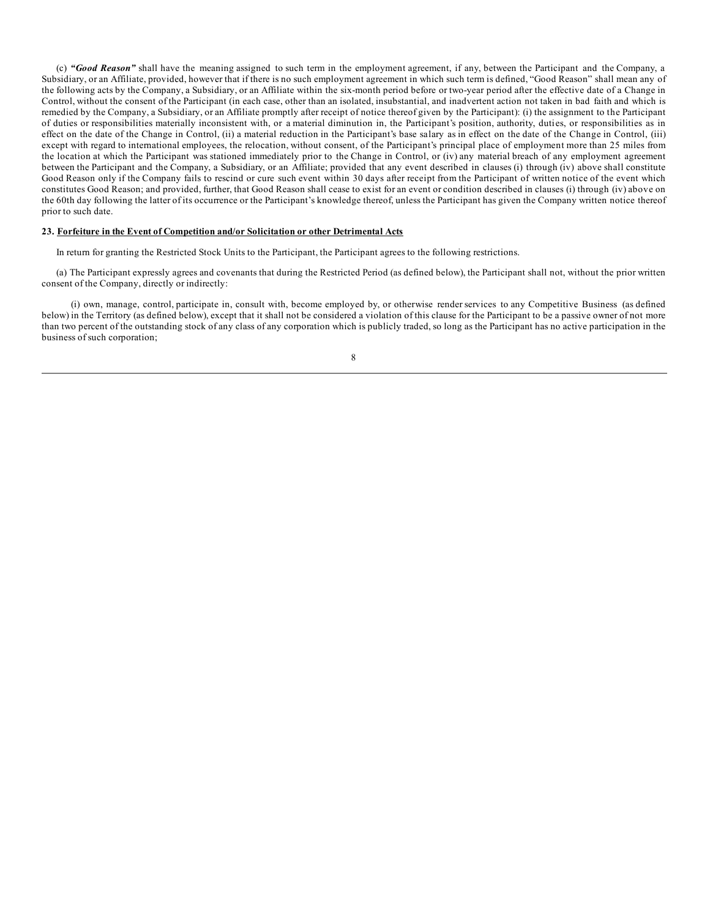(c) ***"Good Reason"*** shall have the meaning assigned to such term in the employment agreement, if any, between the Participant and the Company, a Subsidiary, or an Affiliate, provided, however that if there is no such employment agreement in which such term is defined, "Good Reason" shall mean any of the following acts by the Company, a Subsidiary, or an Affiliate within the six-month period before or two-year period after the effective date of a Change in Control, without the consent of the Participant (in each case, other than an isolated, insubstantial, and inadvertent action not taken in bad faith and which is remedied by the Company, a Subsidiary, or an Affiliate promptly after receipt of notice thereof given by the Participant): (i) the assignment to the Participant of duties or responsibilities materially inconsistent with, or a material diminution in, the Participant's position, authority, duties, or responsibilities as in effect on the date of the Change in Control, (ii) a material reduction in the Participant's base salary as in effect on the date of the Change in Control, (iii) except with regard to international employees, the relocation, without consent, of the Participant's principal place of employment more than 25 miles from the location at which the Participant was stationed immediately prior to the Change in Control, or (iv) any material breach of any employment agreement between the Participant and the Company, a Subsidiary, or an Affiliate; provided that any event described in clauses (i) through (iv) above shall constitute Good Reason only if the Company fails to rescind or cure such event within 30 days after receipt from the Participant of written notice of the event which constitutes Good Reason; and provided, further, that Good Reason shall cease to exist for an event or condition described in clauses (i) through (iv) above on the 60th day following the latter of its occurrence or the Participant's knowledge thereof, unless the Participant has given the Company written notice thereof prior to such date.

**23. Forfeiture in the Event of Competition and/or Solicitation or other Detrimental Acts**

In return for granting the Restricted Stock Units to the Participant, the Participant agrees to the following restrictions.

(a) The Participant expressly agrees and covenants that during the Restricted Period (as defined below), the Participant shall not, without the prior written consent of the Company, directly or indirectly:

(i) own, manage, control, participate in, consult with, become employed by, or otherwise render services to any Competitive Business (as defined below) in the Territory (as defined below), except that it shall not be considered a violation of this clause for the Participant to be a passive owner of not more than two percent of the outstanding stock of any class of any corporation which is publicly traded, so long as the Participant has no active participation in the business of such corporation;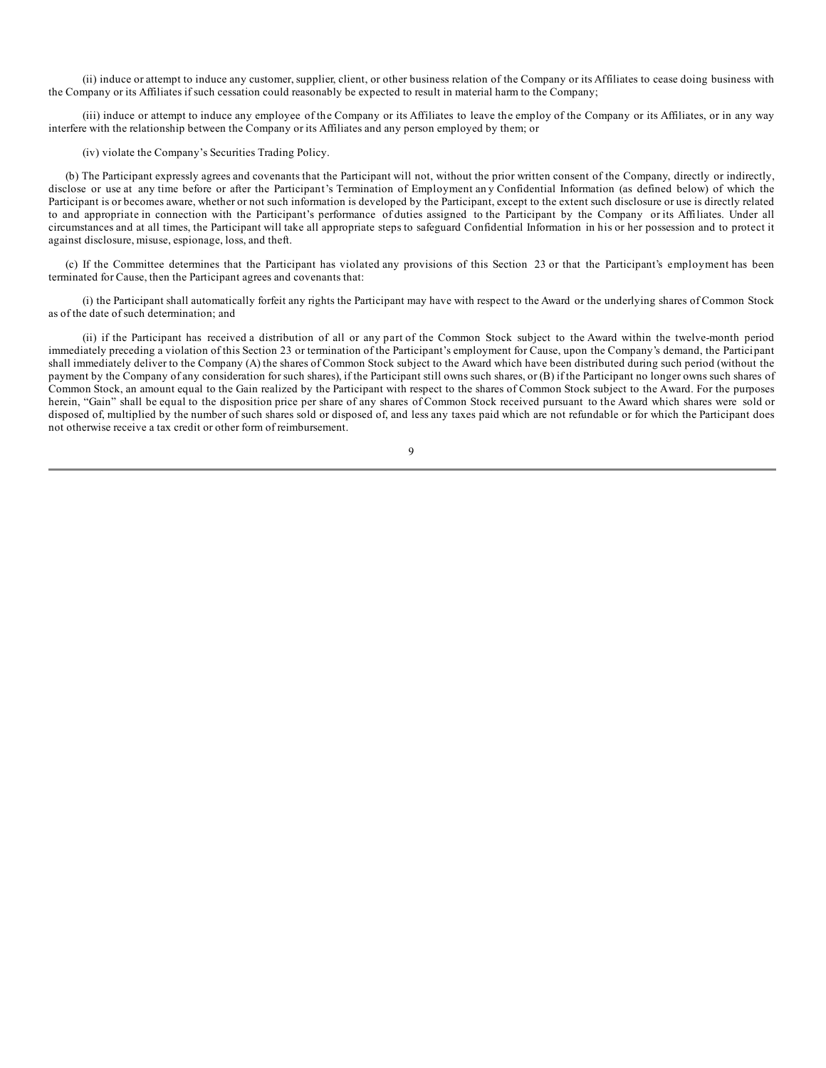(ii) induce or attempt to induce any customer, supplier, client, or other business relation of the Company or its Affiliates to cease doing business with the Company or its Affiliates if such cessation could reasonably be expected to result in material harm to the Company;

(iii) induce or attempt to induce any employee of the Company or its Affiliates to leave the employ of the Company or its Affiliates, or in any way interfere with the relationship between the Company or its Affiliates and any person employed by them; or

(iv) violate the Company's Securities Trading Policy.

(b) The Participant expressly agrees and covenants that the Participant will not, without the prior written consent of the Company, directly or indirectly, disclose or use at any time before or after the Participant's Termination of Employment any Confidential Information (as defined below) of which the Participant is or becomes aware, whether or not such information is developed by the Participant, except to the extent such disclosure or use is directly related to and appropriate in connection with the Participant's performance of duties assigned to the Participant by the Company or its Affiliates. Under all circumstances and at all times, the Participant will take all appropriate steps to safeguard Confidential Information in his or her possession and to protect it against disclosure, misuse, espionage, loss, and theft.

(c) If the Committee determines that the Participant has violated any provisions of this Section 23 or that the Participant's employment has been terminated for Cause, then the Participant agrees and covenants that:

(i) the Participant shall automatically forfeit any rights the Participant may have with respect to the Award or the underlying shares of Common Stock as of the date of such determination; and

(ii) if the Participant has received a distribution of all or any part of the Common Stock subject to the Award within the twelve-month period immediately preceding a violation of this Section 23 or termination of the Participant's employment for Cause, upon the Company's demand, the Participant shall immediately deliver to the Company (A) the shares of Common Stock subject to the Award which have been distributed during such period (without the payment by the Company of any consideration for such shares), if the Participant still owns such shares, or (B) if the Participant no longer owns such shares of Common Stock, an amount equal to the Gain realized by the Participant with respect to the shares of Common Stock subject to the Award. For the purposes herein, "Gain" shall be equal to the disposition price per share of any shares of Common Stock received pursuant to the Award which shares were sold or disposed of, multiplied by the number of such shares sold or disposed of, and less any taxes paid which are not refundable or for which the Participant does not otherwise receive a tax credit or other form of reimbursement.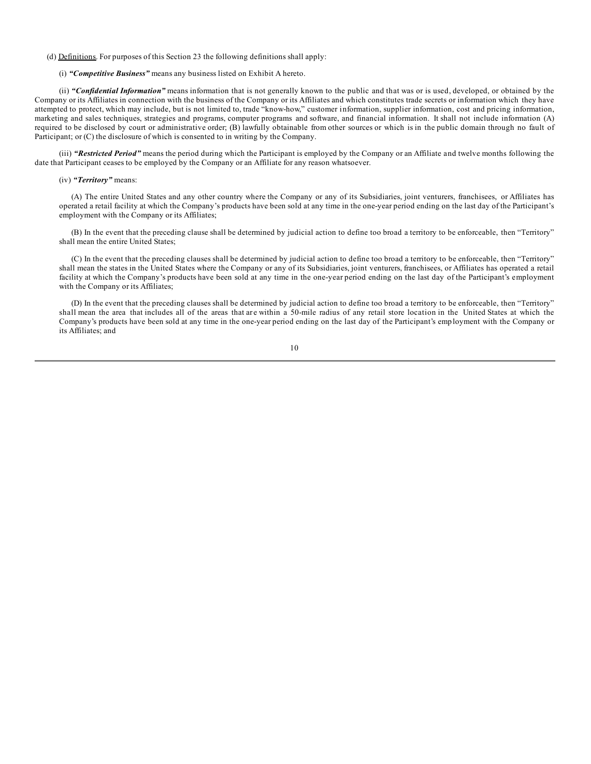(d) <u>Definitions</u>. For purposes of this Section 23 the following definitions shall apply:

(i) ***"Competitive Business"*** means any business listed on Exhibit A hereto.

(ii) ***"Confidential Information"*** means information that is not generally known to the public and that was or is used, developed, or obtained by the Company or its Affiliates in connection with the business of the Company or its Affiliates and which constitutes trade secrets or information which they have attempted to protect, which may include, but is not limited to, trade "know-how," customer information, supplier information, cost and pricing information, marketing and sales techniques, strategies and programs, computer programs and software, and financial information. It shall not include information (A) required to be disclosed by court or administrative order; (B) lawfully obtainable from other sources or which is in the public domain through no fault of Participant; or (C) the disclosure of which is consented to in writing by the Company.

(iii) ***"Restricted Period"*** means the period during which the Participant is employed by the Company or an Affiliate and twelve months following the date that Participant ceases to be employed by the Company or an Affiliate for any reason whatsoever.

(iv) ***"Territory"*** means:

(A) The entire United States and any other country where the Company or any of its Subsidiaries, joint venturers, franchisees, or Affiliates has operated a retail facility at which the Company's products have been sold at any time in the one-year period ending on the last day of the Participant's employment with the Company or its Affiliates;

(B) In the event that the preceding clause shall be determined by judicial action to define too broad a territory to be enforceable, then "Territory" shall mean the entire United States;

(C) In the event that the preceding clauses shall be determined by judicial action to define too broad a territory to be enforceable, then "Territory" shall mean the states in the United States where the Company or any of its Subsidiaries, joint venturers, franchisees, or Affiliates has operated a retail facility at which the Company's products have been sold at any time in the one-year period ending on the last day of the Participant's employment with the Company or its Affiliates;

(D) In the event that the preceding clauses shall be determined by judicial action to define too broad a territory to be enforceable, then "Territory" shall mean the area that includes all of the areas that are within a 50-mile radius of any retail store location in the United States at which the Company's products have been sold at any time in the one-year period ending on the last day of the Participant's employment with the Company or its Affiliates; and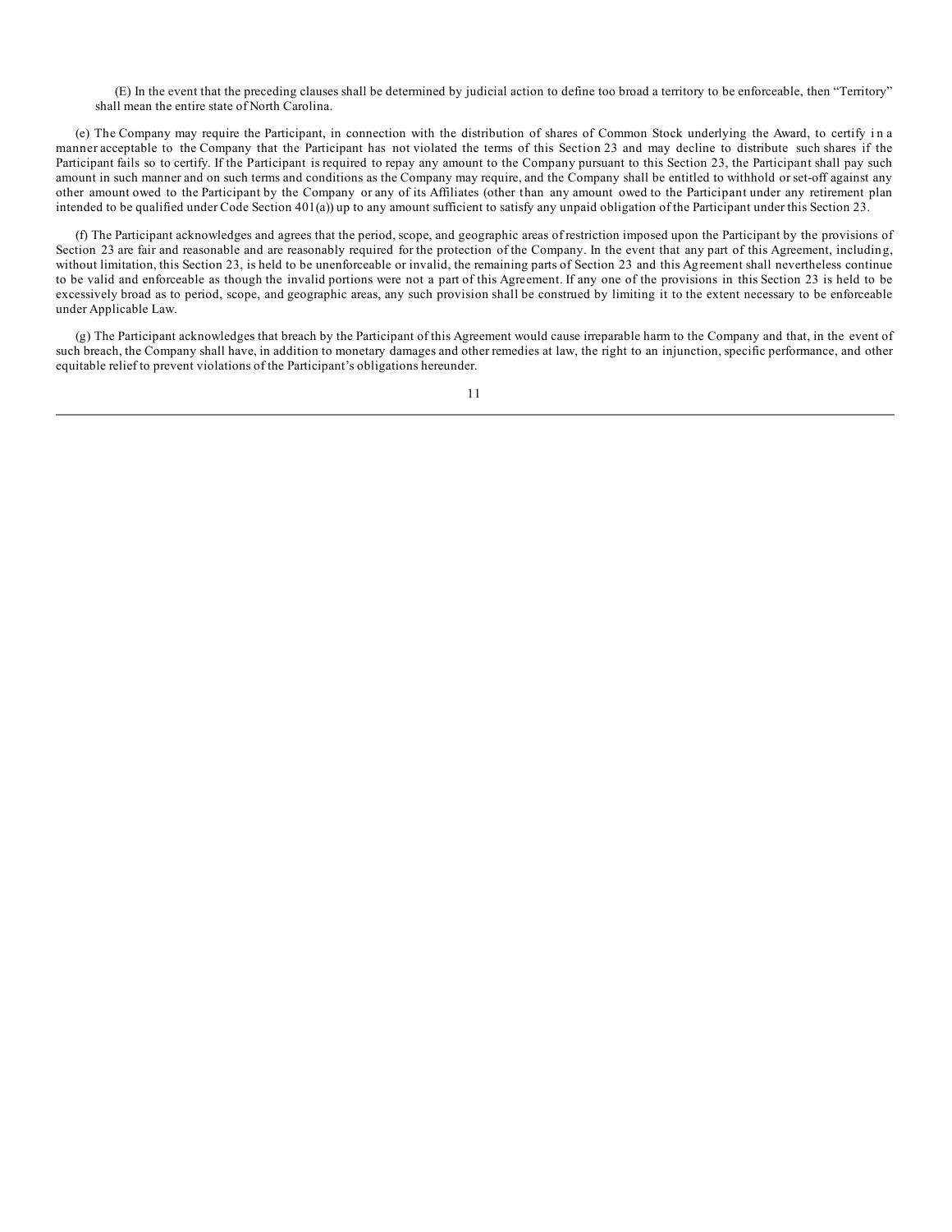(E) In the event that the preceding clauses shall be determined by judicial action to define too broad a territory to be enforceable, then "Territory" shall mean the entire state of North Carolina.

(e) The Company may require the Participant, in connection with the distribution of shares of Common Stock underlying the Award, to certify in a manner acceptable to the Company that the Participant has not violated the terms of this Section 23 and may decline to distribute such shares if the Participant fails so to certify. If the Participant is required to repay any amount to the Company pursuant to this Section 23, the Participant shall pay such amount in such manner and on such terms and conditions as the Company may require, and the Company shall be entitled to withhold or set-off against any other amount owed to the Participant by the Company or any of its Affiliates (other than any amount owed to the Participant under any retirement plan intended to be qualified under Code Section 401(a)) up to any amount sufficient to satisfy any unpaid obligation of the Participant under this Section 23.

(f) The Participant acknowledges and agrees that the period, scope, and geographic areas of restriction imposed upon the Participant by the provisions of Section 23 are fair and reasonable and are reasonably required for the protection of the Company. In the event that any part of this Agreement, including, without limitation, this Section 23, is held to be unenforceable or invalid, the remaining parts of Section 23 and this Agreement shall nevertheless continue to be valid and enforceable as though the invalid portions were not a part of this Agreement. If any one of the provisions in this Section 23 is held to be excessively broad as to period, scope, and geographic areas, any such provision shall be construed by limiting it to the extent necessary to be enforceable under Applicable Law.

(g) The Participant acknowledges that breach by the Participant of this Agreement would cause irreparable harm to the Company and that, in the event of such breach, the Company shall have, in addition to monetary damages and other remedies at law, the right to an injunction, specific performance, and other equitable relief to prevent violations of the Participant's obligations hereunder.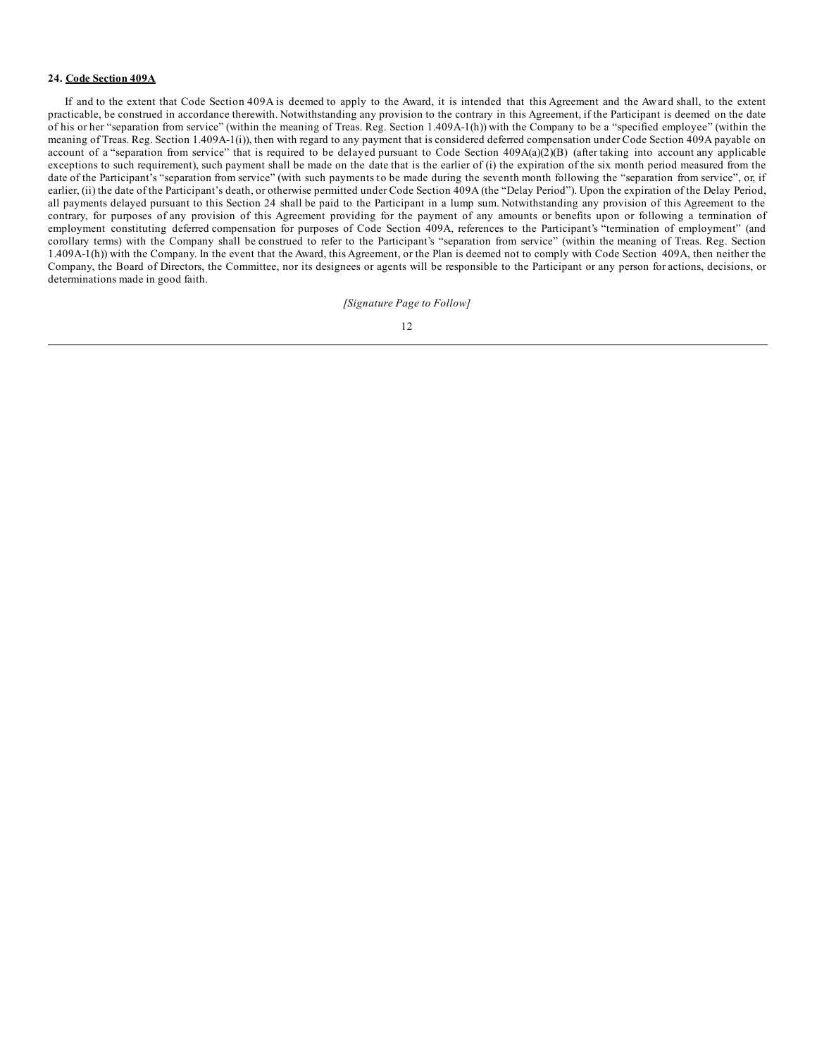**24. <u>Code Section 409A</u>**

If and to the extent that Code Section 409A is deemed to apply to the Award, it is intended that this Agreement and the Award shall, to the extent practicable, be construed in accordance therewith. Notwithstanding any provision to the contrary in this Agreement, if the Participant is deemed on the date of his or her "separation from service" (within the meaning of Treas. Reg. Section 1.409A-1(h)) with the Company to be a "specified employee" (within the meaning of Treas. Reg. Section 1.409A-1(i)), then with regard to any payment that is considered deferred compensation under Code Section 409A payable on account of a "separation from service" that is required to be delayed pursuant to Code Section 409A(a)(2)(B) (after taking into account any applicable exceptions to such requirement), such payment shall be made on the date that is the earlier of (i) the expiration of the six month period measured from the date of the Participant's "separation from service" (with such payments to be made during the seventh month following the "separation from service", or, if earlier, (ii) the date of the Participant's death, or otherwise permitted under Code Section 409A (the "Delay Period"). Upon the expiration of the Delay Period, all payments delayed pursuant to this Section 24 shall be paid to the Participant in a lump sum. Notwithstanding any provision of this Agreement to the contrary, for purposes of any provision of this Agreement providing for the payment of any amounts or benefits upon or following a termination of employment constituting deferred compensation for purposes of Code Section 409A, references to the Participant's "termination of employment" (and corollary terms) with the Company shall be construed to refer to the Participant's "separation from service" (within the meaning of Treas. Reg. Section 1.409A-1(h)) with the Company. In the event that the Award, this Agreement, or the Plan is deemed not to comply with Code Section 409A, then neither the Company, the Board of Directors, the Committee, nor its designees or agents will be responsible to the Participant or any person for actions, decisions, or determinations made in good faith.

*[Signature Page to Follow]*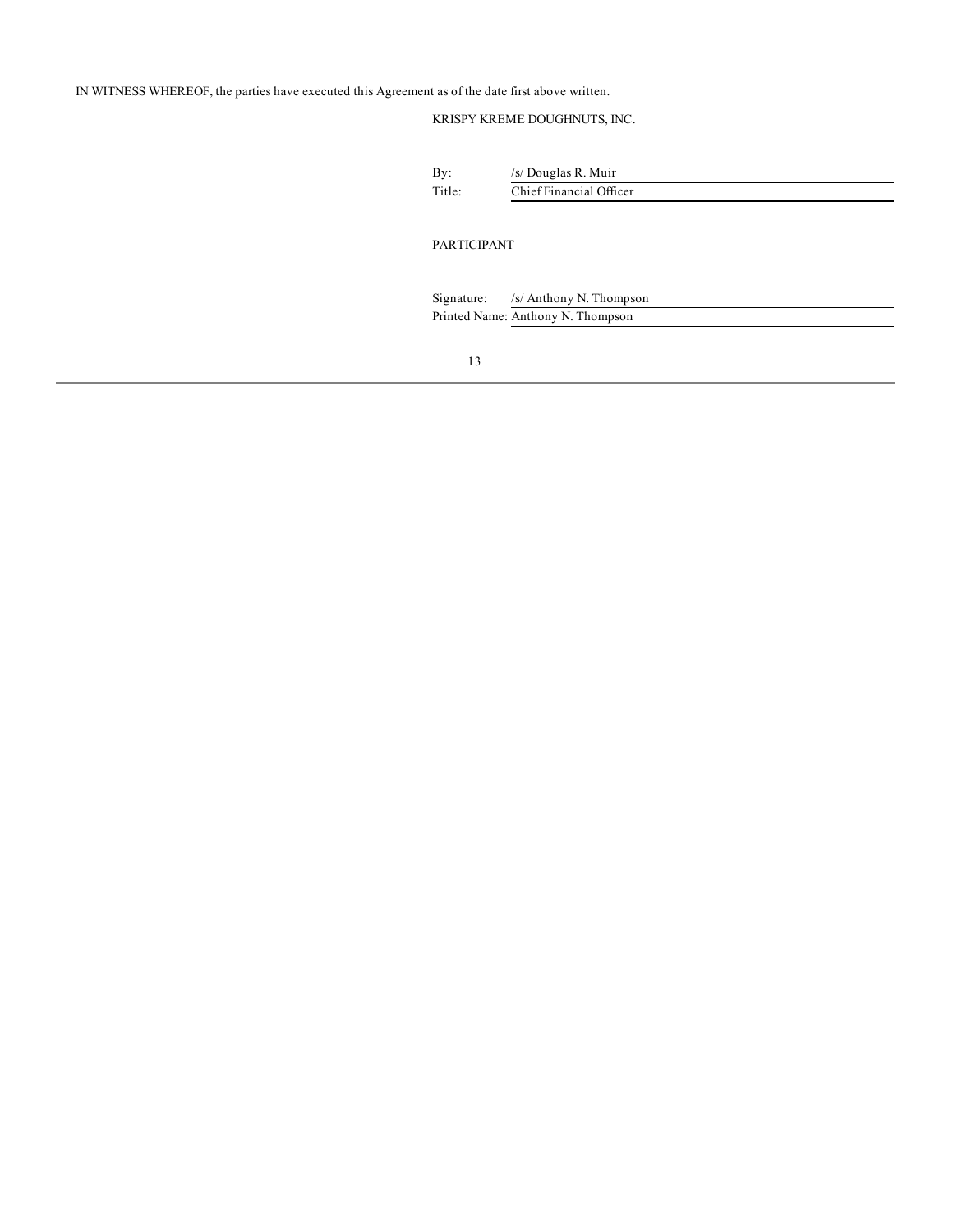IN WITNESS WHEREOF, the parties have executed this Agreement as of the date first above written.

KRISPY KREME DOUGHNUTS, INC.

By: /s/ Douglas R. Muir

Title: Chief Financial Officer

PARTICIPANT

Signature: /s/ Anthony N. Thompson

Printed Name: Anthony N. Thompson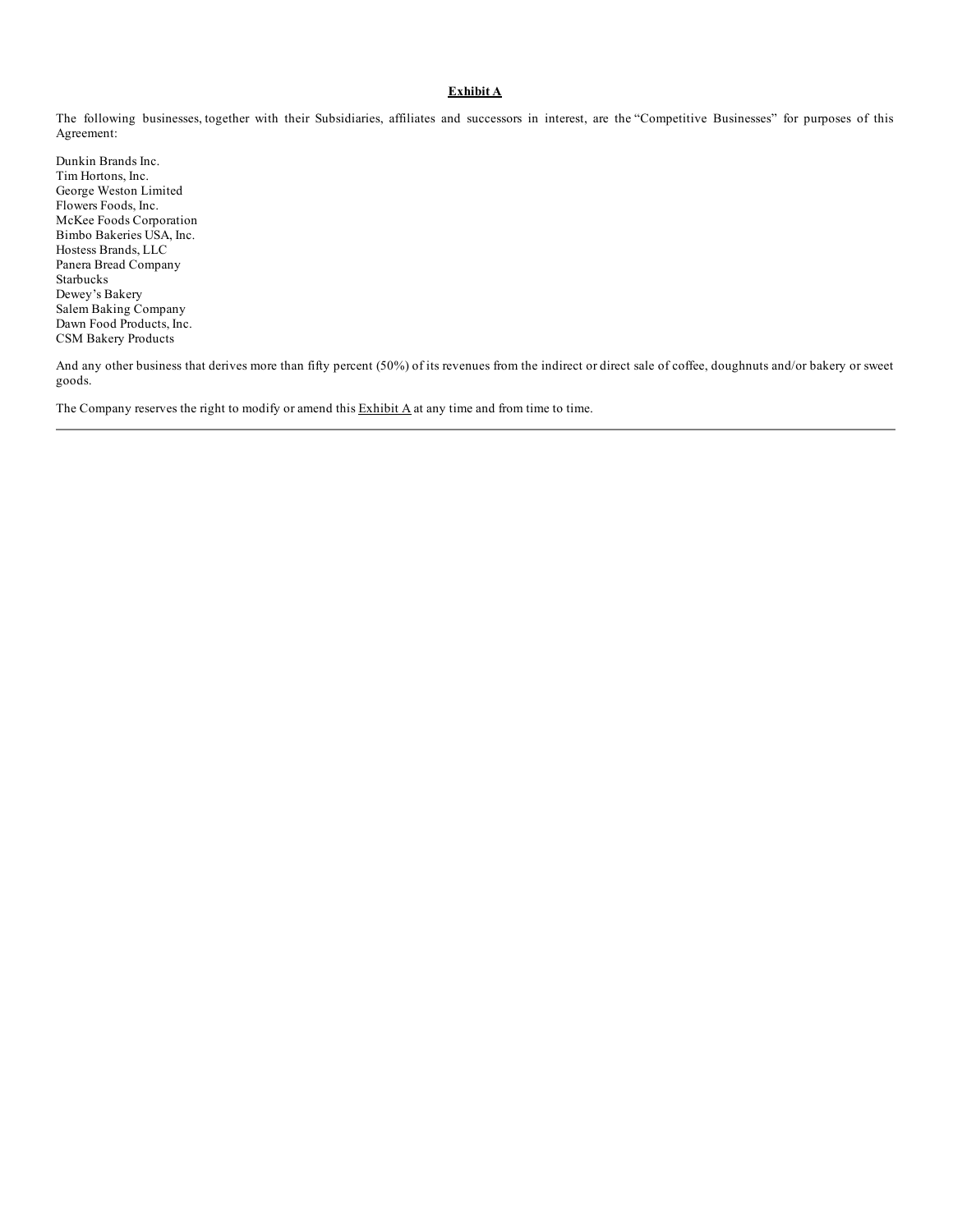**Exhibit A**

The following businesses, together with their Subsidiaries, affiliates and successors in interest, are the "Competitive Businesses" for purposes of this Agreement:

Dunkin Brands Inc.
Tim Hortons, Inc.
George Weston Limited
Flowers Foods, Inc.
McKee Foods Corporation
Bimbo Bakeries USA, Inc.
Hostess Brands, LLC
Panera Bread Company
Starbucks
Dewey's Bakery
Salem Baking Company
Dawn Food Products, Inc.
CSM Bakery Products

And any other business that derives more than fifty percent (50%) of its revenues from the indirect or direct sale of coffee, doughnuts and/or bakery or sweet goods.

The Company reserves the right to modify or amend this Exhibit A at any time and from time to time.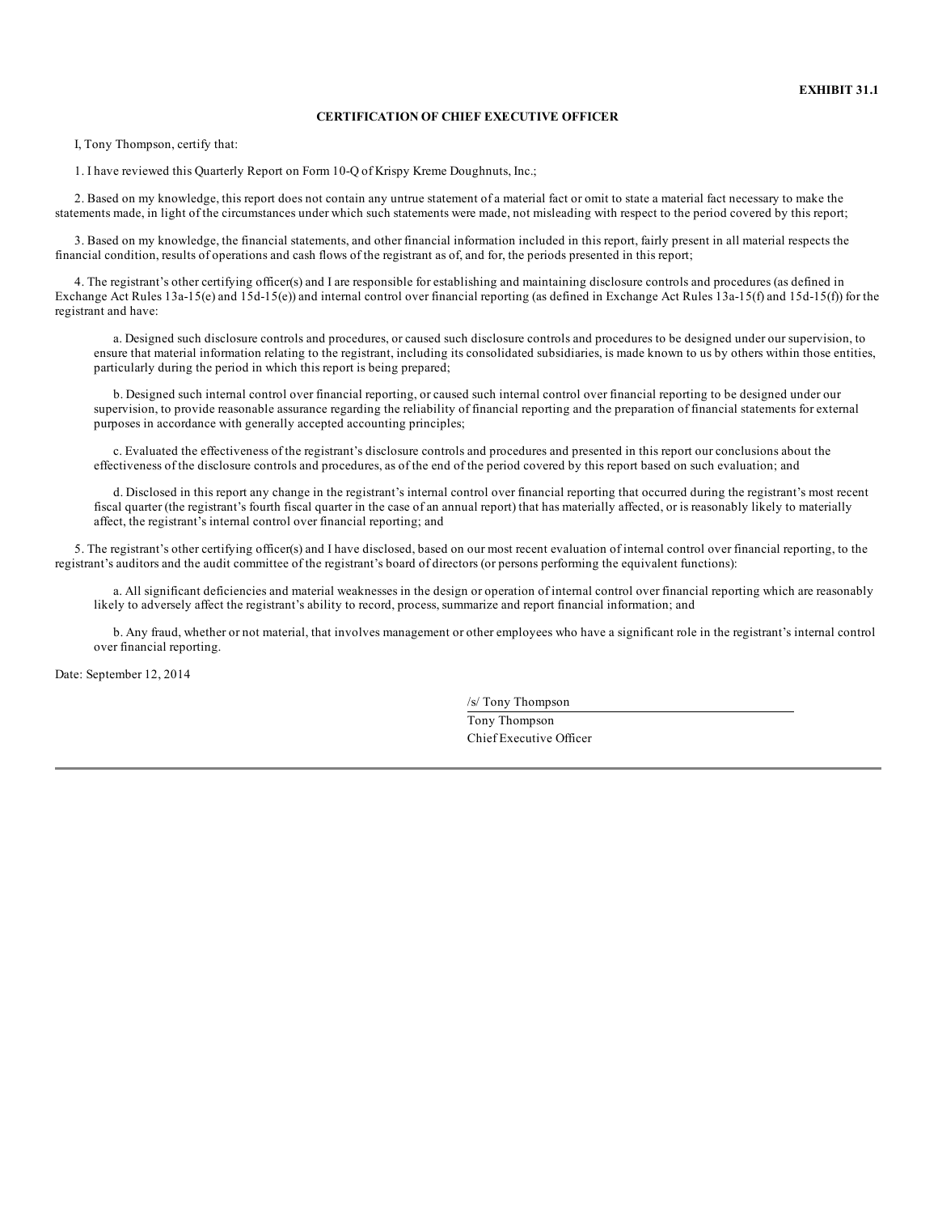**EXHIBIT 31.1**

**CERTIFICATION OF CHIEF EXECUTIVE OFFICER**

I, Tony Thompson, certify that:

1. I have reviewed this Quarterly Report on Form 10-Q of Krispy Kreme Doughnuts, Inc.;

2. Based on my knowledge, this report does not contain any untrue statement of a material fact or omit to state a material fact necessary to make the statements made, in light of the circumstances under which such statements were made, not misleading with respect to the period covered by this report;

3. Based on my knowledge, the financial statements, and other financial information included in this report, fairly present in all material respects the financial condition, results of operations and cash flows of the registrant as of, and for, the periods presented in this report;

4. The registrant's other certifying officer(s) and I are responsible for establishing and maintaining disclosure controls and procedures (as defined in Exchange Act Rules 13a-15(e) and 15d-15(e)) and internal control over financial reporting (as defined in Exchange Act Rules 13a-15(f) and 15d-15(f)) for the registrant and have:

a. Designed such disclosure controls and procedures, or caused such disclosure controls and procedures to be designed under our supervision, to ensure that material information relating to the registrant, including its consolidated subsidiaries, is made known to us by others within those entities, particularly during the period in which this report is being prepared;

b. Designed such internal control over financial reporting, or caused such internal control over financial reporting to be designed under our supervision, to provide reasonable assurance regarding the reliability of financial reporting and the preparation of financial statements for external purposes in accordance with generally accepted accounting principles;

c. Evaluated the effectiveness of the registrant's disclosure controls and procedures and presented in this report our conclusions about the effectiveness of the disclosure controls and procedures, as of the end of the period covered by this report based on such evaluation; and

d. Disclosed in this report any change in the registrant's internal control over financial reporting that occurred during the registrant's most recent fiscal quarter (the registrant's fourth fiscal quarter in the case of an annual report) that has materially affected, or is reasonably likely to materially affect, the registrant's internal control over financial reporting; and

5. The registrant's other certifying officer(s) and I have disclosed, based on our most recent evaluation of internal control over financial reporting, to the registrant's auditors and the audit committee of the registrant's board of directors (or persons performing the equivalent functions):

a. All significant deficiencies and material weaknesses in the design or operation of internal control over financial reporting which are reasonably likely to adversely affect the registrant's ability to record, process, summarize and report financial information; and

b. Any fraud, whether or not material, that involves management or other employees who have a significant role in the registrant's internal control over financial reporting.

Date: September 12, 2014

/s/ Tony Thompson

Tony Thompson
Chief Executive Officer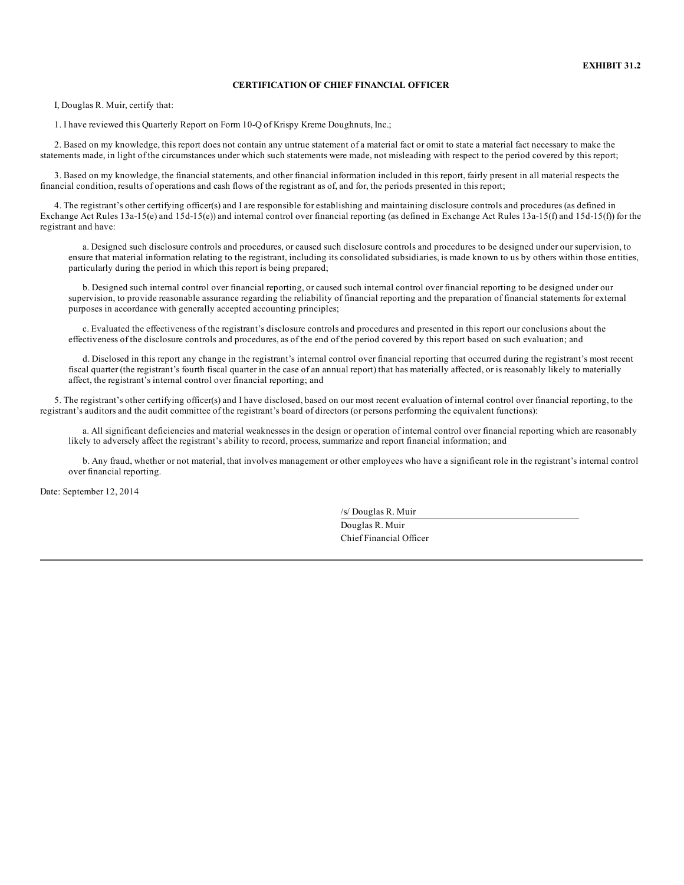**EXHIBIT 31.2**

**CERTIFICATION OF CHIEF FINANCIAL OFFICER**

I, Douglas R. Muir, certify that:

1. I have reviewed this Quarterly Report on Form 10-Q of Krispy Kreme Doughnuts, Inc.;

2. Based on my knowledge, this report does not contain any untrue statement of a material fact or omit to state a material fact necessary to make the statements made, in light of the circumstances under which such statements were made, not misleading with respect to the period covered by this report;

3. Based on my knowledge, the financial statements, and other financial information included in this report, fairly present in all material respects the financial condition, results of operations and cash flows of the registrant as of, and for, the periods presented in this report;

4. The registrant's other certifying officer(s) and I are responsible for establishing and maintaining disclosure controls and procedures (as defined in Exchange Act Rules 13a-15(e) and 15d-15(e)) and internal control over financial reporting (as defined in Exchange Act Rules 13a-15(f) and 15d-15(f)) for the registrant and have:

a. Designed such disclosure controls and procedures, or caused such disclosure controls and procedures to be designed under our supervision, to ensure that material information relating to the registrant, including its consolidated subsidiaries, is made known to us by others within those entities, particularly during the period in which this report is being prepared;

b. Designed such internal control over financial reporting, or caused such internal control over financial reporting to be designed under our supervision, to provide reasonable assurance regarding the reliability of financial reporting and the preparation of financial statements for external purposes in accordance with generally accepted accounting principles;

c. Evaluated the effectiveness of the registrant's disclosure controls and procedures and presented in this report our conclusions about the effectiveness of the disclosure controls and procedures, as of the end of the period covered by this report based on such evaluation; and

d. Disclosed in this report any change in the registrant's internal control over financial reporting that occurred during the registrant's most recent fiscal quarter (the registrant's fourth fiscal quarter in the case of an annual report) that has materially affected, or is reasonably likely to materially affect, the registrant's internal control over financial reporting; and

5. The registrant's other certifying officer(s) and I have disclosed, based on our most recent evaluation of internal control over financial reporting, to the registrant's auditors and the audit committee of the registrant's board of directors (or persons performing the equivalent functions):

a. All significant deficiencies and material weaknesses in the design or operation of internal control over financial reporting which are reasonably likely to adversely affect the registrant's ability to record, process, summarize and report financial information; and

b. Any fraud, whether or not material, that involves management or other employees who have a significant role in the registrant's internal control over financial reporting.

Date: September 12, 2014

/s/ Douglas R. Muir

Douglas R. Muir

Chief Financial Officer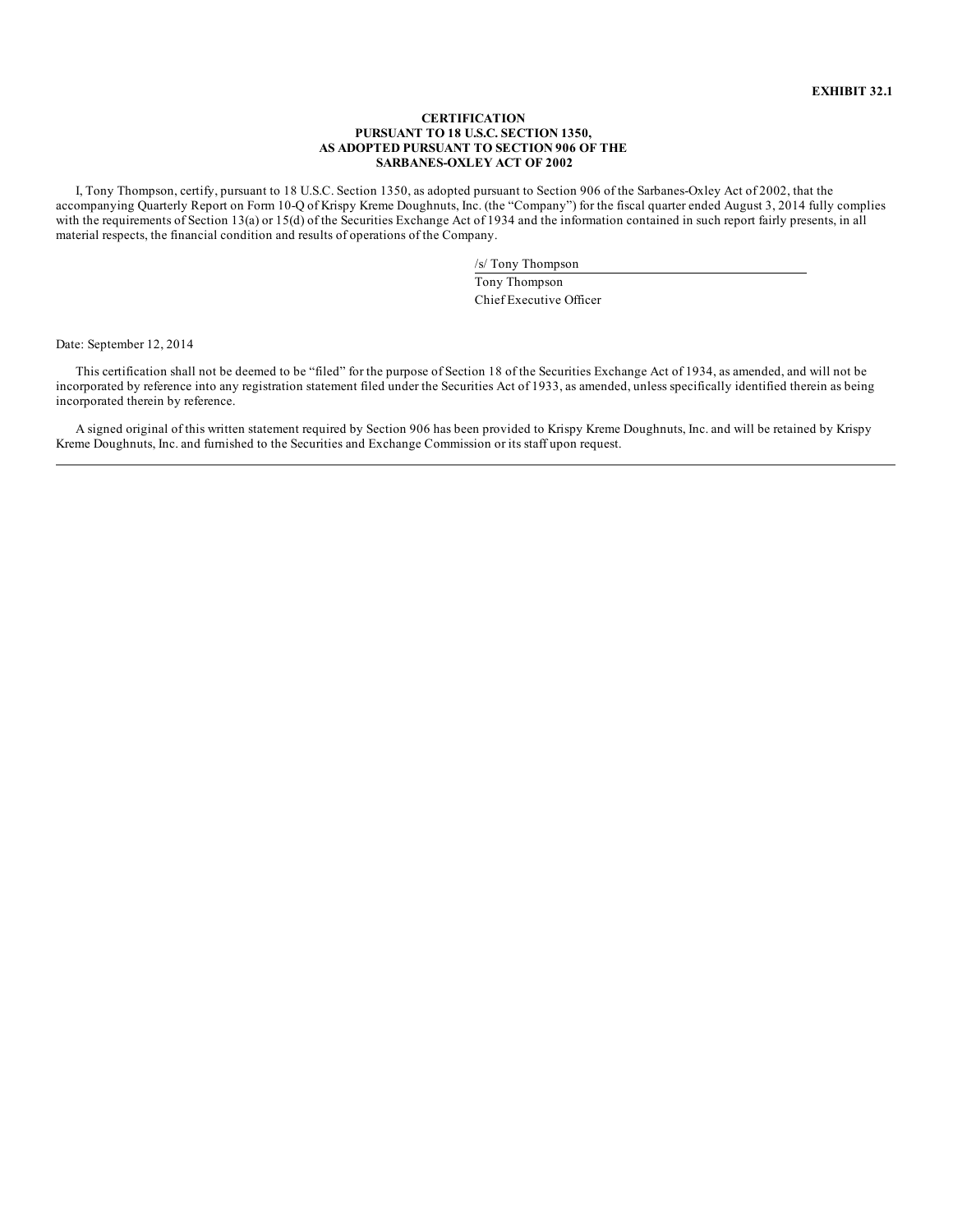**EXHIBIT 32.1**

**CERTIFICATION**
**PURSUANT TO 18 U.S.C. SECTION 1350,**
**AS ADOPTED PURSUANT TO SECTION 906 OF THE**
**SARBANES-OXLEY ACT OF 2002**

I, Tony Thompson, certify, pursuant to 18 U.S.C. Section 1350, as adopted pursuant to Section 906 of the Sarbanes-Oxley Act of 2002, that the accompanying Quarterly Report on Form 10-Q of Krispy Kreme Doughnuts, Inc. (the "Company") for the fiscal quarter ended August 3, 2014 fully complies with the requirements of Section 13(a) or 15(d) of the Securities Exchange Act of 1934 and the information contained in such report fairly presents, in all material respects, the financial condition and results of operations of the Company.

/s/ Tony Thompson
Tony Thompson
Chief Executive Officer

Date: September 12, 2014

This certification shall not be deemed to be "filed" for the purpose of Section 18 of the Securities Exchange Act of 1934, as amended, and will not be incorporated by reference into any registration statement filed under the Securities Act of 1933, as amended, unless specifically identified therein as being incorporated therein by reference.

A signed original of this written statement required by Section 906 has been provided to Krispy Kreme Doughnuts, Inc. and will be retained by Krispy Kreme Doughnuts, Inc. and furnished to the Securities and Exchange Commission or its staff upon request.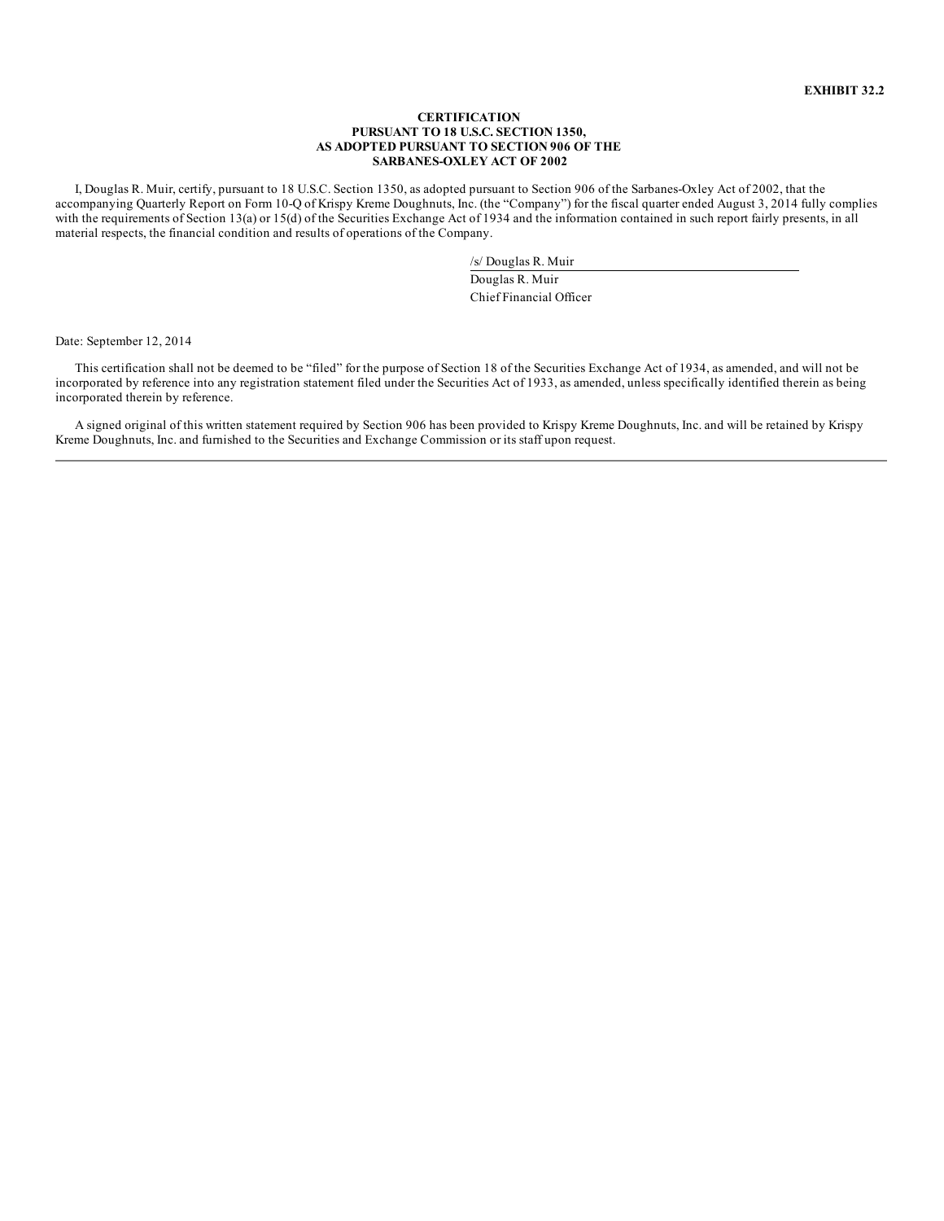**EXHIBIT 32.2**

**CERTIFICATION**
**PURSUANT TO 18 U.S.C. SECTION 1350,**
**AS ADOPTED PURSUANT TO SECTION 906 OF THE**
**SARBANES-OXLEY ACT OF 2002**

I, Douglas R. Muir, certify, pursuant to 18 U.S.C. Section 1350, as adopted pursuant to Section 906 of the Sarbanes-Oxley Act of 2002, that the accompanying Quarterly Report on Form 10-Q of Krispy Kreme Doughnuts, Inc. (the "Company") for the fiscal quarter ended August 3, 2014 fully complies with the requirements of Section 13(a) or 15(d) of the Securities Exchange Act of 1934 and the information contained in such report fairly presents, in all material respects, the financial condition and results of operations of the Company.

/s/ Douglas R. Muir
Douglas R. Muir
Chief Financial Officer

Date: September 12, 2014

This certification shall not be deemed to be "filed" for the purpose of Section 18 of the Securities Exchange Act of 1934, as amended, and will not be incorporated by reference into any registration statement filed under the Securities Act of 1933, as amended, unless specifically identified therein as being incorporated therein by reference.

A signed original of this written statement required by Section 906 has been provided to Krispy Kreme Doughnuts, Inc. and will be retained by Krispy Kreme Doughnuts, Inc. and furnished to the Securities and Exchange Commission or its staff upon request.